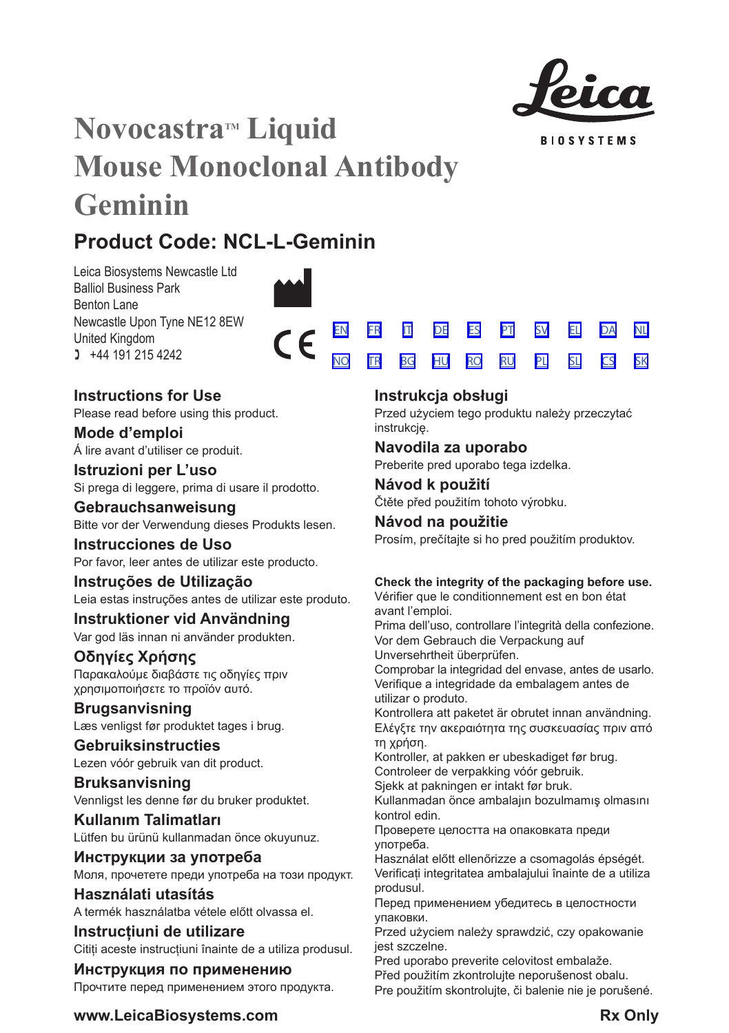# Novocastra™ Liquid Mouse Monoclonal Antibody Geminin

Leica BIOSYSTEMS

## Product Code: NCL-L-Geminin

Leica Biosystems Newcastle Ltd
Balliol Business Park
Benton Lane
Newcastle Upon Tyne NE12 8EW
United Kingdom
+44 191 215 4242

CE

EN FR IT DE ES PT SV EL DA NL
NO TR BG HU RO RU PL SL CS SK

### Instructions for Use
Please read before using this product.

### Mode d'emploi
Á lire avant d'utiliser ce produit.

### Istruzioni per L'uso
Si prega di leggere, prima di usare il prodotto.

### Gebrauchsanweisung
Bitte vor der Verwendung dieses Produkts lesen.

### Instrucciones de Uso
Por favor, leer antes de utilizar este producto.

### Instruções de Utilização
Leia estas instruções antes de utilizar este produto.

### Instruktioner vid Användning
Var god läs innan ni använder produkten.

### Οδηγίες Χρήσης
Παρακαλούμε διαβάστε τις οδηγίες πριν χρησιμοποιήσετε το προϊόν αυτό.

### Brugsanvisning
Læs venligst før produktet tages i brug.

### Gebruiksinstructies
Lezen vóór gebruik van dit product.

### Bruksanvisning
Vennligst les denne før du bruker produktet.

### Kullanım Talimatları
Lütfen bu ürünü kullanmadan önce okuyunuz.

### Инструкции за употреба
Моля, прочетете преди употреба на този продукт.

### Használati utasítás
A termék használatba vétele előtt olvassa el.

### Instrucțiuni de utilizare
Citiți aceste instrucțiuni înainte de a utiliza produsul.

### Инструкция по применению
Прочтите перед применением этого продукта.

### Instrukcja obsługi
Przed użyciem tego produktu należy przeczytać instrukcję.

### Navodila za uporabo
Preberite pred uporabo tega izdelka.

### Návod k použití
Čtěte před použitím tohoto výrobku.

### Návod na použitie
Prosím, prečítajte si ho pred použitím produktov.

**Check the integrity of the packaging before use.**
Vérifier que le conditionnement est en bon état avant l'emploi.
Prima dell'uso, controllare l'integrità della confezione.
Vor dem Gebrauch die Verpackung auf Unversehrtheit überprüfen.
Comprobar la integridad del envase, antes de usarlo.
Verifique a integridade da embalagem antes de utilizar o produto.
Kontrollera att paketet är obrutet innan användning.
Ελέγξτε την ακεραιότητα της συσκευασίας πριν από τη χρήση.
Kontroller, at pakken er ubeskadiget før brug.
Controleer de verpakking vóór gebruik.
Sjekk at pakningen er intakt før bruk.
Kullanmadan önce ambalajın bozulmamış olmasını kontrol edin.
Проверете целостта на опаковката преди употреба.
Használat előtt ellenőrizze a csomagolás épségét.
Verificați integritatea ambalajului înainte de a utiliza produsul.
Перед применением убедитесь в целостности упаковки.
Przed użyciem należy sprawdzić, czy opakowanie jest szczelne.
Pred uporabo preverite celovitost embalaže.
Před použitím zkontrolujte neporušenost obalu.
Pre použitím skontrolujte, či balenie nie je porušené.

**www.LeicaBiosystems.com** **Rx Only**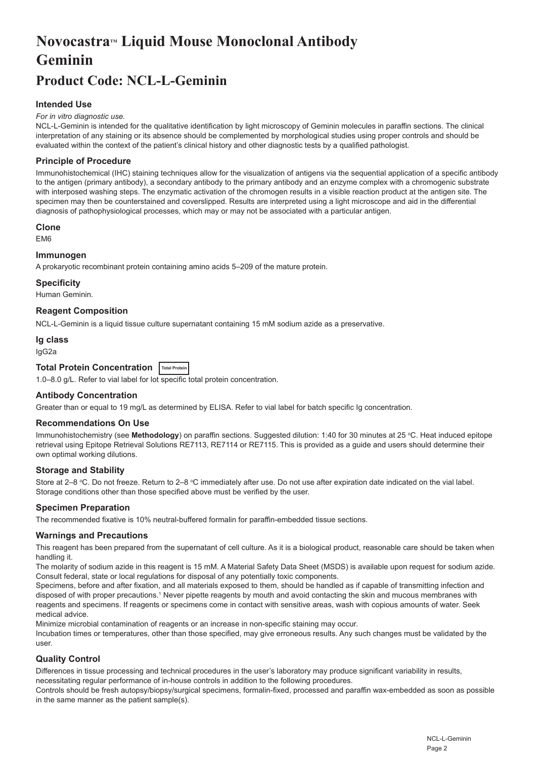# Novocastra™ Liquid Mouse Monoclonal Antibody Geminin

## Product Code: NCL-L-Geminin

### Intended Use

*For in vitro diagnostic use.*

NCL-L-Geminin is intended for the qualitative identification by light microscopy of Geminin molecules in paraffin sections. The clinical interpretation of any staining or its absence should be complemented by morphological studies using proper controls and should be evaluated within the context of the patient's clinical history and other diagnostic tests by a qualified pathologist.

### Principle of Procedure

Immunohistochemical (IHC) staining techniques allow for the visualization of antigens via the sequential application of a specific antibody to the antigen (primary antibody), a secondary antibody to the primary antibody and an enzyme complex with a chromogenic substrate with interposed washing steps. The enzymatic activation of the chromogen results in a visible reaction product at the antigen site. The specimen may then be counterstained and coverslipped. Results are interpreted using a light microscope and aid in the differential diagnosis of pathophysiological processes, which may or may not be associated with a particular antigen.

### Clone

EM6

### Immunogen

A prokaryotic recombinant protein containing amino acids 5–209 of the mature protein.

### Specificity

Human Geminin.

### Reagent Composition

NCL-L-Geminin is a liquid tissue culture supernatant containing 15 mM sodium azide as a preservative.

### Ig class

IgG2a

### Total Protein Concentration Total Protein

1.0–8.0 g/L. Refer to vial label for lot specific total protein concentration.

### Antibody Concentration

Greater than or equal to 19 mg/L as determined by ELISA. Refer to vial label for batch specific Ig concentration.

### Recommendations On Use

Immunohistochemistry (see **Methodology**) on paraffin sections. Suggested dilution: 1:40 for 30 minutes at 25 °C. Heat induced epitope retrieval using Epitope Retrieval Solutions RE7113, RE7114 or RE7115. This is provided as a guide and users should determine their own optimal working dilutions.

### Storage and Stability

Store at 2–8 °C. Do not freeze. Return to 2–8 °C immediately after use. Do not use after expiration date indicated on the vial label. Storage conditions other than those specified above must be verified by the user.

### Specimen Preparation

The recommended fixative is 10% neutral-buffered formalin for paraffin-embedded tissue sections.

### Warnings and Precautions

This reagent has been prepared from the supernatant of cell culture. As it is a biological product, reasonable care should be taken when handling it.

The molarity of sodium azide in this reagent is 15 mM. A Material Safety Data Sheet (MSDS) is available upon request for sodium azide. Consult federal, state or local regulations for disposal of any potentially toxic components.

Specimens, before and after fixation, and all materials exposed to them, should be handled as if capable of transmitting infection and disposed of with proper precautions.[1] Never pipette reagents by mouth and avoid contacting the skin and mucous membranes with reagents and specimens. If reagents or specimens come in contact with sensitive areas, wash with copious amounts of water. Seek medical advice.

Minimize microbial contamination of reagents or an increase in non-specific staining may occur.

Incubation times or temperatures, other than those specified, may give erroneous results. Any such changes must be validated by the user.

### Quality Control

Differences in tissue processing and technical procedures in the user's laboratory may produce significant variability in results, necessitating regular performance of in-house controls in addition to the following procedures.

Controls should be fresh autopsy/biopsy/surgical specimens, formalin-fixed, processed and paraffin wax-embedded as soon as possible in the same manner as the patient sample(s).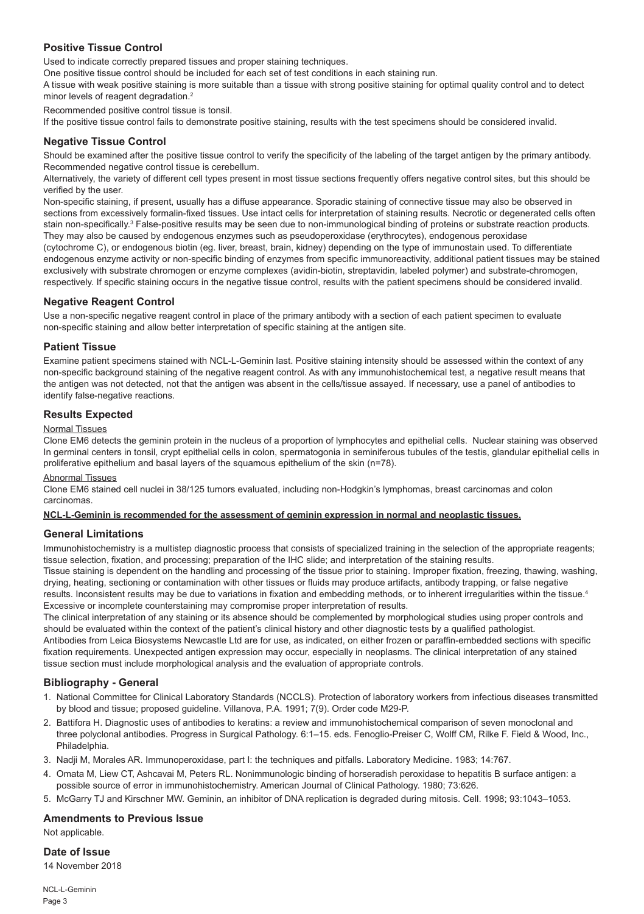## Positive Tissue Control

Used to indicate correctly prepared tissues and proper staining techniques.

One positive tissue control should be included for each set of test conditions in each staining run.

A tissue with weak positive staining is more suitable than a tissue with strong positive staining for optimal quality control and to detect minor levels of reagent degradation.[2]

Recommended positive control tissue is tonsil.

If the positive tissue control fails to demonstrate positive staining, results with the test specimens should be considered invalid.

## Negative Tissue Control

Should be examined after the positive tissue control to verify the specificity of the labeling of the target antigen by the primary antibody.
Recommended negative control tissue is cerebellum.

Alternatively, the variety of different cell types present in most tissue sections frequently offers negative control sites, but this should be verified by the user.

Non-specific staining, if present, usually has a diffuse appearance. Sporadic staining of connective tissue may also be observed in sections from excessively formalin-fixed tissues. Use intact cells for interpretation of staining results. Necrotic or degenerated cells often stain non-specifically.[3] False-positive results may be seen due to non-immunological binding of proteins or substrate reaction products. They may also be caused by endogenous enzymes such as pseudoperoxidase (erythrocytes), endogenous peroxidase (cytochrome C), or endogenous biotin (eg. liver, breast, brain, kidney) depending on the type of immunostain used. To differentiate endogenous enzyme activity or non-specific binding of enzymes from specific immunoreactivity, additional patient tissues may be stained exclusively with substrate chromogen or enzyme complexes (avidin-biotin, streptavidin, labeled polymer) and substrate-chromogen, respectively. If specific staining occurs in the negative tissue control, results with the patient specimens should be considered invalid.

## Negative Reagent Control

Use a non-specific negative reagent control in place of the primary antibody with a section of each patient specimen to evaluate non-specific staining and allow better interpretation of specific staining at the antigen site.

## Patient Tissue

Examine patient specimens stained with NCL-L-Geminin last. Positive staining intensity should be assessed within the context of any non-specific background staining of the negative reagent control. As with any immunohistochemical test, a negative result means that the antigen was not detected, not that the antigen was absent in the cells/tissue assayed. If necessary, use a panel of antibodies to identify false-negative reactions.

## Results Expected

Normal Tissues

Clone EM6 detects the geminin protein in the nucleus of a proportion of lymphocytes and epithelial cells. Nuclear staining was observed In germinal centers in tonsil, crypt epithelial cells in colon, spermatogonia in seminiferous tubules of the testis, glandular epithelial cells in proliferative epithelium and basal layers of the squamous epithelium of the skin (n=78).

Abnormal Tissues

Clone EM6 stained cell nuclei in 38/125 tumors evaluated, including non-Hodgkin's lymphomas, breast carcinomas and colon carcinomas.

**NCL-L-Geminin is recommended for the assessment of geminin expression in normal and neoplastic tissues.**

## General Limitations

Immunohistochemistry is a multistep diagnostic process that consists of specialized training in the selection of the appropriate reagents; tissue selection, fixation, and processing; preparation of the IHC slide; and interpretation of the staining results.

Tissue staining is dependent on the handling and processing of the tissue prior to staining. Improper fixation, freezing, thawing, washing, drying, heating, sectioning or contamination with other tissues or fluids may produce artifacts, antibody trapping, or false negative results. Inconsistent results may be due to variations in fixation and embedding methods, or to inherent irregularities within the tissue.[4]

Excessive or incomplete counterstaining may compromise proper interpretation of results.

The clinical interpretation of any staining or its absence should be complemented by morphological studies using proper controls and should be evaluated within the context of the patient's clinical history and other diagnostic tests by a qualified pathologist.

Antibodies from Leica Biosystems Newcastle Ltd are for use, as indicated, on either frozen or paraffin-embedded sections with specific fixation requirements. Unexpected antigen expression may occur, especially in neoplasms. The clinical interpretation of any stained tissue section must include morphological analysis and the evaluation of appropriate controls.

## Bibliography - General

1. National Committee for Clinical Laboratory Standards (NCCLS). Protection of laboratory workers from infectious diseases transmitted by blood and tissue; proposed guideline. Villanova, P.A. 1991; 7(9). Order code M29-P.
2. Battifora H. Diagnostic uses of antibodies to keratins: a review and immunohistochemical comparison of seven monoclonal and three polyclonal antibodies. Progress in Surgical Pathology. 6:1–15. eds. Fenoglio-Preiser C, Wolff CM, Rilke F. Field & Wood, Inc., Philadelphia.
3. Nadji M, Morales AR. Immunoperoxidase, part I: the techniques and pitfalls. Laboratory Medicine. 1983; 14:767.
4. Omata M, Liew CT, Ashcavai M, Peters RL. Nonimmunologic binding of horseradish peroxidase to hepatitis B surface antigen: a possible source of error in immunohistochemistry. American Journal of Clinical Pathology. 1980; 73:626.
5. McGarry TJ and Kirschner MW. Geminin, an inhibitor of DNA replication is degraded during mitosis. Cell. 1998; 93:1043–1053.

## Amendments to Previous Issue

Not applicable.

## Date of Issue

14 November 2018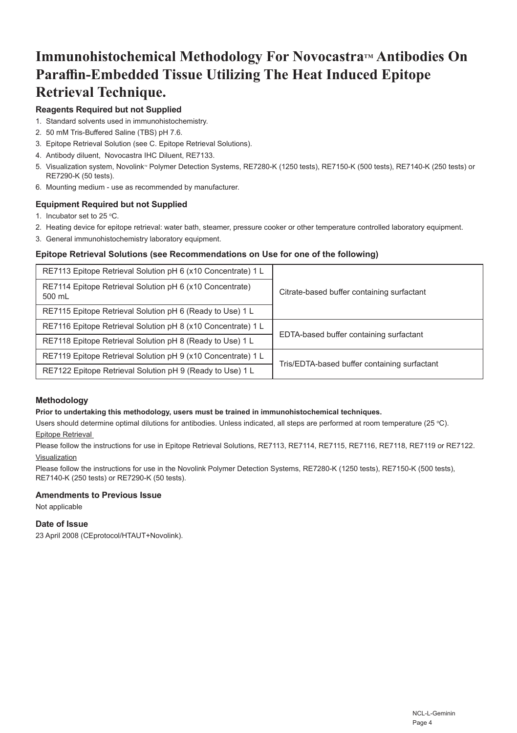# Immunohistochemical Methodology For Novocastra™ Antibodies On Paraffin-Embedded Tissue Utilizing The Heat Induced Epitope Retrieval Technique.

### Reagents Required but not Supplied

1. Standard solvents used in immunohistochemistry.
2. 50 mM Tris-Buffered Saline (TBS) pH 7.6.
3. Epitope Retrieval Solution (see C. Epitope Retrieval Solutions).
4. Antibody diluent, Novocastra IHC Diluent, RE7133.
5. Visualization system, Novolink™ Polymer Detection Systems, RE7280-K (1250 tests), RE7150-K (500 tests), RE7140-K (250 tests) or RE7290-K (50 tests).
6. Mounting medium - use as recommended by manufacturer.

### Equipment Required but not Supplied

1. Incubator set to 25 °C.
2. Heating device for epitope retrieval: water bath, steamer, pressure cooker or other temperature controlled laboratory equipment.
3. General immunohistochemistry laboratory equipment.

### Epitope Retrieval Solutions (see Recommendations on Use for one of the following)

| Solution | Description |
|---|---|
| RE7113 Epitope Retrieval Solution pH 6 (x10 Concentrate) 1 L | Citrate-based buffer containing surfactant |
| RE7114 Epitope Retrieval Solution pH 6 (x10 Concentrate) 500 mL | |
| RE7115 Epitope Retrieval Solution pH 6 (Ready to Use) 1 L | |
| RE7116 Epitope Retrieval Solution pH 8 (x10 Concentrate) 1 L | EDTA-based buffer containing surfactant |
| RE7118 Epitope Retrieval Solution pH 8 (Ready to Use) 1 L | |
| RE7119 Epitope Retrieval Solution pH 9 (x10 Concentrate) 1 L | Tris/EDTA-based buffer containing surfactant |
| RE7122 Epitope Retrieval Solution pH 9 (Ready to Use) 1 L | |

### Methodology

**Prior to undertaking this methodology, users must be trained in immunohistochemical techniques.**

Users should determine optimal dilutions for antibodies. Unless indicated, all steps are performed at room temperature (25 °C).

Epitope Retrieval

Please follow the instructions for use in Epitope Retrieval Solutions, RE7113, RE7114, RE7115, RE7116, RE7118, RE7119 or RE7122.

Visualization

Please follow the instructions for use in the Novolink Polymer Detection Systems, RE7280-K (1250 tests), RE7150-K (500 tests), RE7140-K (250 tests) or RE7290-K (50 tests).

### Amendments to Previous Issue

Not applicable

### Date of Issue

23 April 2008 (CEprotocol/HTAUT+Novolink).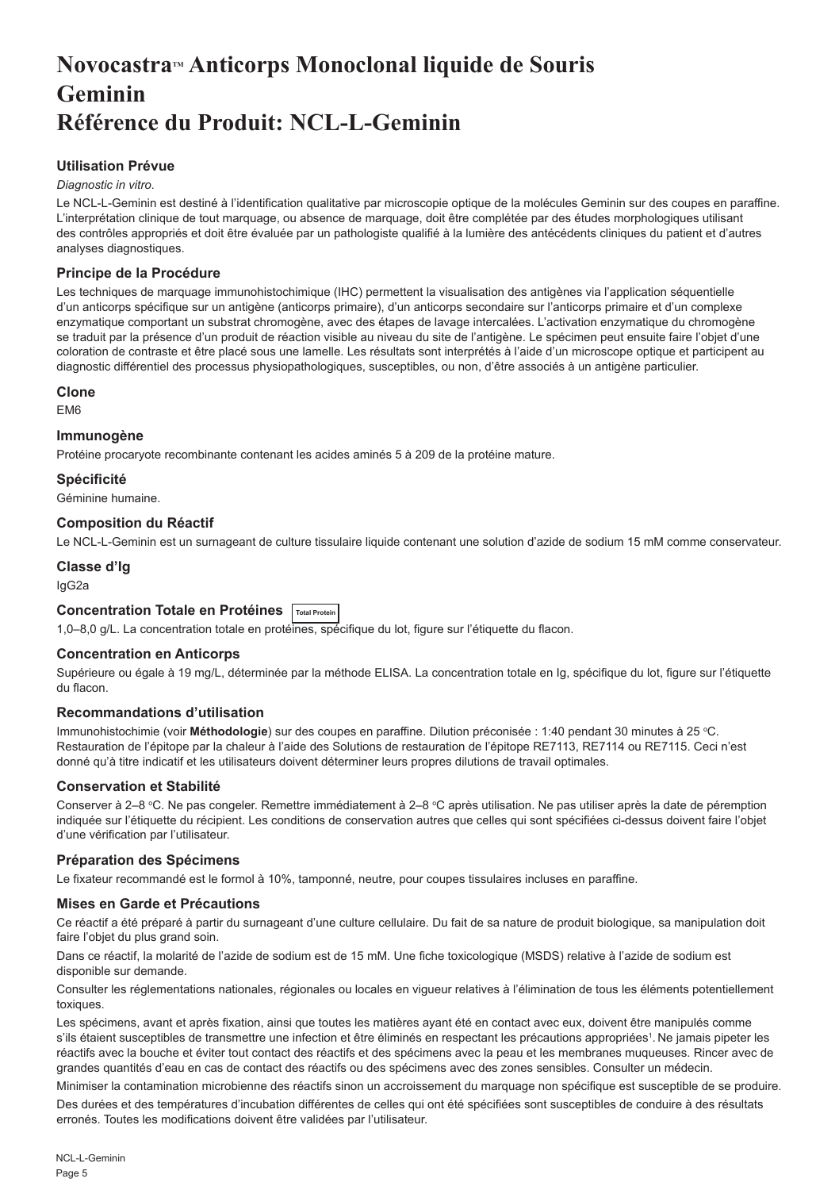# Novocastra™ Anticorps Monoclonal liquide de Souris Geminin Référence du Produit: NCL-L-Geminin

### Utilisation Prévue

*Diagnostic in vitro*.

Le NCL-L-Geminin est destiné à l'identification qualitative par microscopie optique de la molécules Geminin sur des coupes en paraffine. L'interprétation clinique de tout marquage, ou absence de marquage, doit être complétée par des études morphologiques utilisant des contrôles appropriés et doit être évaluée par un pathologiste qualifié à la lumière des antécédents cliniques du patient et d'autres analyses diagnostiques.

### Principe de la Procédure

Les techniques de marquage immunohistochimique (IHC) permettent la visualisation des antigènes via l'application séquentielle d'un anticorps spécifique sur un antigène (anticorps primaire), d'un anticorps secondaire sur l'anticorps primaire et d'un complexe enzymatique comportant un substrat chromogène, avec des étapes de lavage intercalées. L'activation enzymatique du chromogène se traduit par la présence d'un produit de réaction visible au niveau du site de l'antigène. Le spécimen peut ensuite faire l'objet d'une coloration de contraste et être placé sous une lamelle. Les résultats sont interprétés à l'aide d'un microscope optique et participent au diagnostic différentiel des processus physiopathologiques, susceptibles, ou non, d'être associés à un antigène particulier.

### Clone

EM6

### Immunogène

Protéine procaryote recombinante contenant les acides aminés 5 à 209 de la protéine mature.

### Spécificité

Géminine humaine.

### Composition du Réactif

Le NCL-L-Geminin est un surnageant de culture tissulaire liquide contenant une solution d'azide de sodium 15 mM comme conservateur.

### Classe d'Ig

IgG2a

### Concentration Totale en Protéines Total Protein

1,0–8,0 g/L. La concentration totale en protéines, spécifique du lot, figure sur l'étiquette du flacon.

### Concentration en Anticorps

Supérieure ou égale à 19 mg/L, déterminée par la méthode ELISA. La concentration totale en Ig, spécifique du lot, figure sur l'étiquette du flacon.

### Recommandations d'utilisation

Immunohistochimie (voir **Méthodologie**) sur des coupes en paraffine. Dilution préconisée : 1:40 pendant 30 minutes à 25 °C. Restauration de l'épitope par la chaleur à l'aide des Solutions de restauration de l'épitope RE7113, RE7114 ou RE7115. Ceci n'est donné qu'à titre indicatif et les utilisateurs doivent déterminer leurs propres dilutions de travail optimales.

### Conservation et Stabilité

Conserver à 2–8 °C. Ne pas congeler. Remettre immédiatement à 2–8 °C après utilisation. Ne pas utiliser après la date de péremption indiquée sur l'étiquette du récipient. Les conditions de conservation autres que celles qui sont spécifiées ci-dessus doivent faire l'objet d'une vérification par l'utilisateur.

### Préparation des Spécimens

Le fixateur recommandé est le formol à 10%, tamponné, neutre, pour coupes tissulaires incluses en paraffine.

### Mises en Garde et Précautions

Ce réactif a été préparé à partir du surnageant d'une culture cellulaire. Du fait de sa nature de produit biologique, sa manipulation doit faire l'objet du plus grand soin.

Dans ce réactif, la molarité de l'azide de sodium est de 15 mM. Une fiche toxicologique (MSDS) relative à l'azide de sodium est disponible sur demande.

Consulter les réglementations nationales, régionales ou locales en vigueur relatives à l'élimination de tous les éléments potentiellement toxiques.

Les spécimens, avant et après fixation, ainsi que toutes les matières ayant été en contact avec eux, doivent être manipulés comme s'ils étaient susceptibles de transmettre une infection et être éliminés en respectant les précautions appropriées[1]. Ne jamais pipeter les réactifs avec la bouche et éviter tout contact des réactifs et des spécimens avec la peau et les membranes muqueuses. Rincer avec de grandes quantités d'eau en cas de contact des réactifs ou des spécimens avec des zones sensibles. Consulter un médecin.

Minimiser la contamination microbienne des réactifs sinon un accroissement du marquage non spécifique est susceptible de se produire.

Des durées et des températures d'incubation différentes de celles qui ont été spécifiées sont susceptibles de conduire à des résultats erronés. Toutes les modifications doivent être validées par l'utilisateur.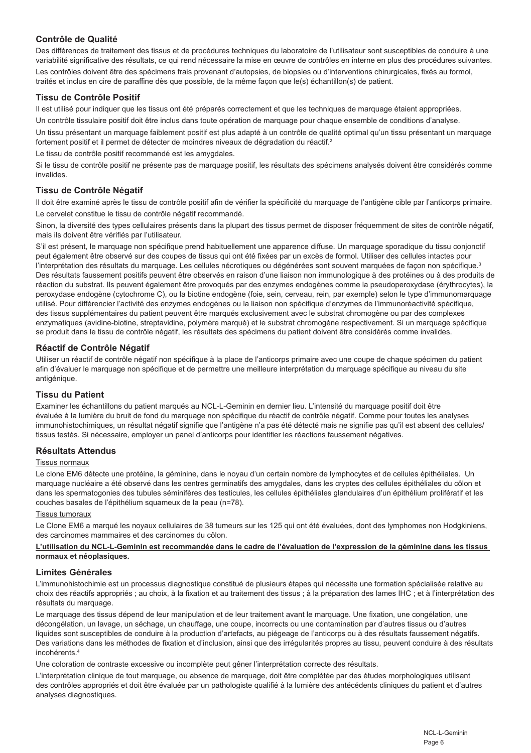## Contrôle de Qualité

Des différences de traitement des tissus et de procédures techniques du laboratoire de l'utilisateur sont susceptibles de conduire à une variabilité significative des résultats, ce qui rend nécessaire la mise en œuvre de contrôles en interne en plus des procédures suivantes.

Les contrôles doivent être des spécimens frais provenant d'autopsies, de biopsies ou d'interventions chirurgicales, fixés au formol, traités et inclus en cire de paraffine dès que possible, de la même façon que le(s) échantillon(s) de patient.

## Tissu de Contrôle Positif

Il est utilisé pour indiquer que les tissus ont été préparés correctement et que les techniques de marquage étaient appropriées.

Un contrôle tissulaire positif doit être inclus dans toute opération de marquage pour chaque ensemble de conditions d'analyse.

Un tissu présentant un marquage faiblement positif est plus adapté à un contrôle de qualité optimal qu'un tissu présentant un marquage fortement positif et il permet de détecter de moindres niveaux de dégradation du réactif.[2]

Le tissu de contrôle positif recommandé est les amygdales.

Si le tissu de contrôle positif ne présente pas de marquage positif, les résultats des spécimens analysés doivent être considérés comme invalides.

## Tissu de Contrôle Négatif

Il doit être examiné après le tissu de contrôle positif afin de vérifier la spécificité du marquage de l'antigène cible par l'anticorps primaire.

Le cervelet constitue le tissu de contrôle négatif recommandé.

Sinon, la diversité des types cellulaires présents dans la plupart des tissus permet de disposer fréquemment de sites de contrôle négatif, mais ils doivent être vérifiés par l'utilisateur.

S'il est présent, le marquage non spécifique prend habituellement une apparence diffuse. Un marquage sporadique du tissu conjonctif peut également être observé sur des coupes de tissus qui ont été fixées par un excès de formol. Utiliser des cellules intactes pour l'interprétation des résultats du marquage. Les cellules nécrotiques ou dégénérées sont souvent marquées de façon non spécifique.[3] Des résultats faussement positifs peuvent être observés en raison d'une liaison non immunologique à des protéines ou à des produits de réaction du substrat. Ils peuvent également être provoqués par des enzymes endogènes comme la pseudoperoxydase (érythrocytes), la peroxydase endogène (cytochrome C), ou la biotine endogène (foie, sein, cerveau, rein, par exemple) selon le type d'immunomarquage utilisé. Pour différencier l'activité des enzymes endogènes ou la liaison non spécifique d'enzymes de l'immunoréactivité spécifique, des tissus supplémentaires du patient peuvent être marqués exclusivement avec le substrat chromogène ou par des complexes enzymatiques (avidine-biotine, streptavidine, polymère marqué) et le substrat chromogène respectivement. Si un marquage spécifique se produit dans le tissu de contrôle négatif, les résultats des spécimens du patient doivent être considérés comme invalides.

## Réactif de Contrôle Négatif

Utiliser un réactif de contrôle négatif non spécifique à la place de l'anticorps primaire avec une coupe de chaque spécimen du patient afin d'évaluer le marquage non spécifique et de permettre une meilleure interprétation du marquage spécifique au niveau du site antigénique.

## Tissu du Patient

Examiner les échantillons du patient marqués au NCL-L-Geminin en dernier lieu. L'intensité du marquage positif doit être évaluée à la lumière du bruit de fond du marquage non spécifique du réactif de contrôle négatif. Comme pour toutes les analyses immunohistochimiques, un résultat négatif signifie que l'antigène n'a pas été détecté mais ne signifie pas qu'il est absent des cellules/tissus testés. Si nécessaire, employer un panel d'anticorps pour identifier les réactions faussement négatives.

## Résultats Attendus

Tissus normaux

Le clone EM6 détecte une protéine, la géminine, dans le noyau d'un certain nombre de lymphocytes et de cellules épithéliales. Un marquage nucléaire a été observé dans les centres germinatifs des amygdales, dans les cryptes des cellules épithéliales du côlon et dans les spermatogonies des tubules séminifères des testicules, les cellules épithéliales glandulaires d'un épithélium prolifératif et les couches basales de l'épithélium squameux de la peau (n=78).

Tissus tumoraux

Le Clone EM6 a marqué les noyaux cellulaires de 38 tumeurs sur les 125 qui ont été évaluées, dont des lymphomes non Hodgkiniens, des carcinomes mammaires et des carcinomes du côlon.

**L'utilisation du NCL-L-Geminin est recommandée dans le cadre de l'évaluation de l'expression de la géminine dans les tissus normaux et néoplasiques.**

## Limites Générales

L'immunohistochimie est un processus diagnostique constitué de plusieurs étapes qui nécessite une formation spécialisée relative au choix des réactifs appropriés ; au choix, à la fixation et au traitement des tissus ; à la préparation des lames IHC ; et à l'interprétation des résultats du marquage.

Le marquage des tissus dépend de leur manipulation et de leur traitement avant le marquage. Une fixation, une congélation, une décongélation, un lavage, un séchage, un chauffage, une coupe, incorrects ou une contamination par d'autres tissus ou d'autres liquides sont susceptibles de conduire à la production d'artefacts, au piégeage de l'anticorps ou à des résultats faussement négatifs. Des variations dans les méthodes de fixation et d'inclusion, ainsi que des irrégularités propres au tissu, peuvent conduire à des résultats incohérents.[4]

Une coloration de contraste excessive ou incomplète peut gêner l'interprétation correcte des résultats.

L'interprétation clinique de tout marquage, ou absence de marquage, doit être complétée par des études morphologiques utilisant des contrôles appropriés et doit être évaluée par un pathologiste qualifié à la lumière des antécédents cliniques du patient et d'autres analyses diagnostiques.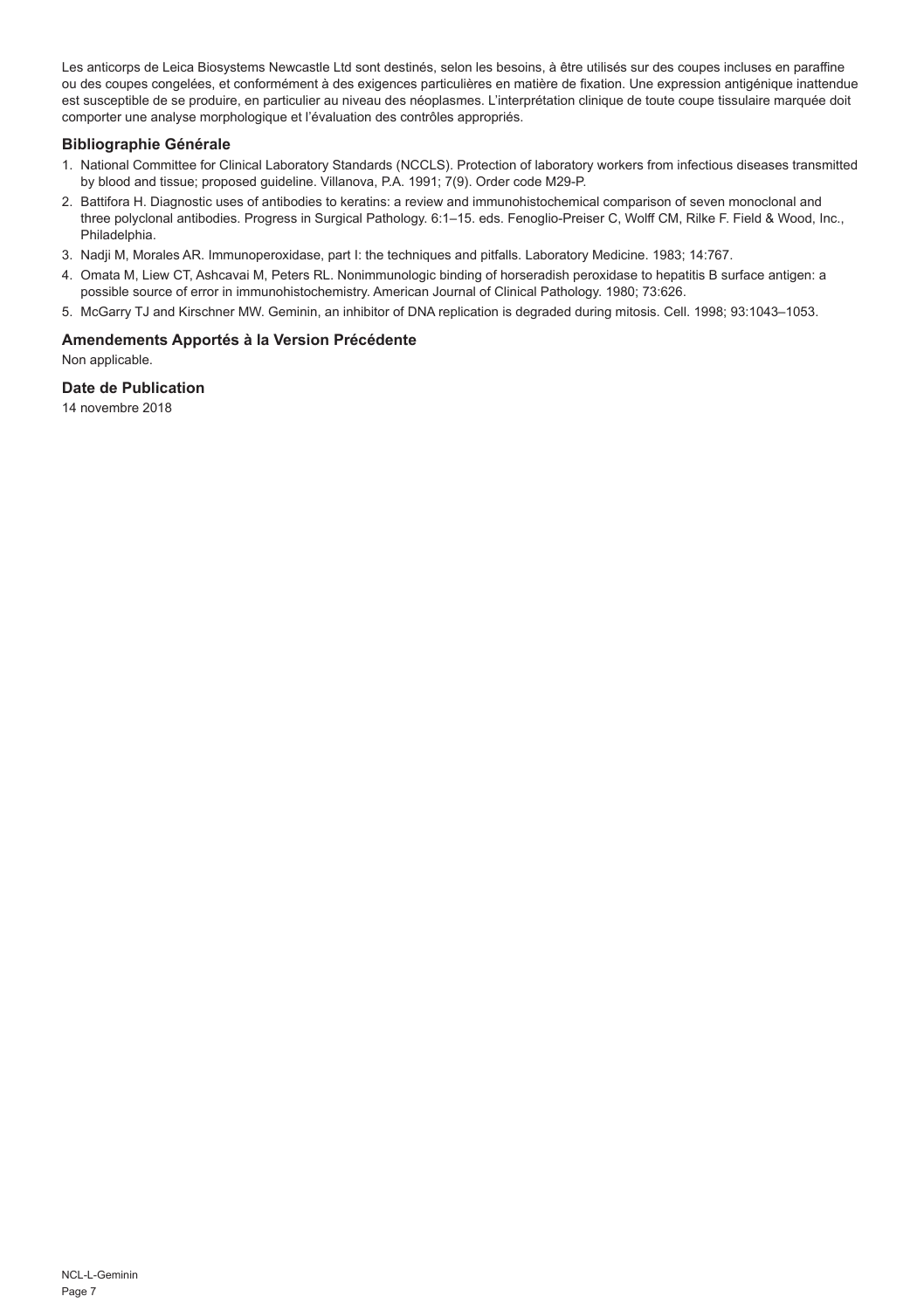Les anticorps de Leica Biosystems Newcastle Ltd sont destinés, selon les besoins, à être utilisés sur des coupes incluses en paraffine ou des coupes congelées, et conformément à des exigences particulières en matière de fixation. Une expression antigénique inattendue est susceptible de se produire, en particulier au niveau des néoplasmes. L'interprétation clinique de toute coupe tissulaire marquée doit comporter une analyse morphologique et l'évaluation des contrôles appropriés.

### Bibliographie Générale

1. National Committee for Clinical Laboratory Standards (NCCLS). Protection of laboratory workers from infectious diseases transmitted by blood and tissue; proposed guideline. Villanova, P.A. 1991; 7(9). Order code M29-P.
2. Battifora H. Diagnostic uses of antibodies to keratins: a review and immunohistochemical comparison of seven monoclonal and three polyclonal antibodies. Progress in Surgical Pathology. 6:1–15. eds. Fenoglio-Preiser C, Wolff CM, Rilke F. Field & Wood, Inc., Philadelphia.
3. Nadji M, Morales AR. Immunoperoxidase, part I: the techniques and pitfalls. Laboratory Medicine. 1983; 14:767.
4. Omata M, Liew CT, Ashcavai M, Peters RL. Nonimmunologic binding of horseradish peroxidase to hepatitis B surface antigen: a possible source of error in immunohistochemistry. American Journal of Clinical Pathology. 1980; 73:626.
5. McGarry TJ and Kirschner MW. Geminin, an inhibitor of DNA replication is degraded during mitosis. Cell. 1998; 93:1043–1053.

### Amendements Apportés à la Version Précédente

Non applicable.

### Date de Publication

14 novembre 2018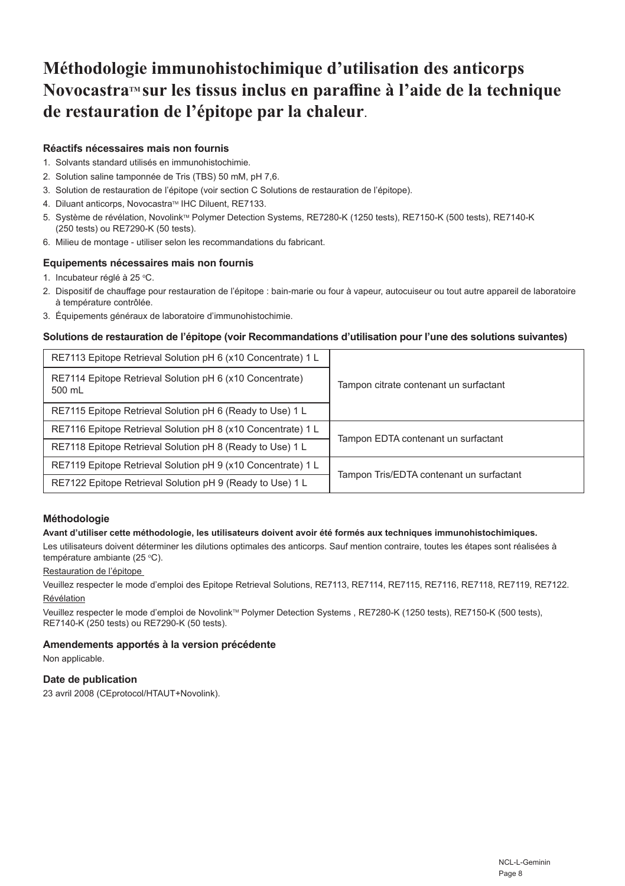# Méthodologie immunohistochimique d'utilisation des anticorps Novocastra™ sur les tissus inclus en paraffine à l'aide de la technique de restauration de l'épitope par la chaleur.

### Réactifs nécessaires mais non fournis

1. Solvants standard utilisés en immunohistochimie.
2. Solution saline tamponnée de Tris (TBS) 50 mM, pH 7,6.
3. Solution de restauration de l'épitope (voir section C Solutions de restauration de l'épitope).
4. Diluant anticorps, Novocastra™ IHC Diluent, RE7133.
5. Système de révélation, Novolink™ Polymer Detection Systems, RE7280-K (1250 tests), RE7150-K (500 tests), RE7140-K (250 tests) ou RE7290-K (50 tests).
6. Milieu de montage - utiliser selon les recommandations du fabricant.

### Equipements nécessaires mais non fournis

1. Incubateur réglé à 25 °C.
2. Dispositif de chauffage pour restauration de l'épitope : bain-marie ou four à vapeur, autocuiseur ou tout autre appareil de laboratoire à température contrôlée.
3. Équipements généraux de laboratoire d'immunohistochimie.

### Solutions de restauration de l'épitope (voir Recommandations d'utilisation pour l'une des solutions suivantes)

| Solution | Composition |
|---|---|
| RE7113 Epitope Retrieval Solution pH 6 (x10 Concentrate) 1 L | Tampon citrate contenant un surfactant |
| RE7114 Epitope Retrieval Solution pH 6 (x10 Concentrate) 500 mL | |
| RE7115 Epitope Retrieval Solution pH 6 (Ready to Use) 1 L | |
| RE7116 Epitope Retrieval Solution pH 8 (x10 Concentrate) 1 L | Tampon EDTA contenant un surfactant |
| RE7118 Epitope Retrieval Solution pH 8 (Ready to Use) 1 L | |
| RE7119 Epitope Retrieval Solution pH 9 (x10 Concentrate) 1 L | Tampon Tris/EDTA contenant un surfactant |
| RE7122 Epitope Retrieval Solution pH 9 (Ready to Use) 1 L | |

### Méthodologie

**Avant d'utiliser cette méthodologie, les utilisateurs doivent avoir été formés aux techniques immunohistochimiques.**

Les utilisateurs doivent déterminer les dilutions optimales des anticorps. Sauf mention contraire, toutes les étapes sont réalisées à température ambiante (25 °C).

Restauration de l'épitope

Veuillez respecter le mode d'emploi des Epitope Retrieval Solutions, RE7113, RE7114, RE7115, RE7116, RE7118, RE7119, RE7122.

Révélation

Veuillez respecter le mode d'emploi de Novolink™ Polymer Detection Systems , RE7280-K (1250 tests), RE7150-K (500 tests), RE7140-K (250 tests) ou RE7290-K (50 tests).

### Amendements apportés à la version précédente

Non applicable.

### Date de publication

23 avril 2008 (CEprotocol/HTAUT+Novolink).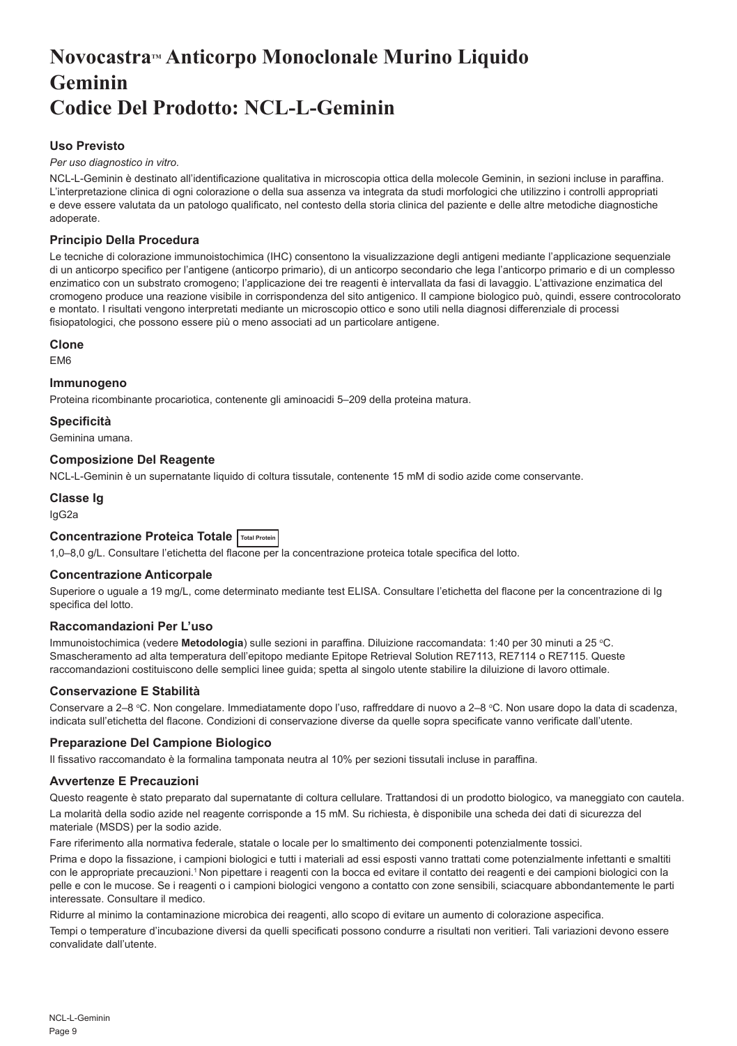// Novocastra™ Anticorpo Monoclonale Murino Liquido
# Novocastra™ Anticorpo Monoclonale Murino Liquido Geminin
# Codice Del Prodotto: NCL-L-Geminin

### Uso Previsto

*Per uso diagnostico in vitro.*

NCL-L-Geminin è destinato all'identificazione qualitativa in microscopia ottica della molecole Geminin, in sezioni incluse in paraffina. L'interpretazione clinica di ogni colorazione o della sua assenza va integrata da studi morfologici che utilizzino i controlli appropriati e deve essere valutata da un patologo qualificato, nel contesto della storia clinica del paziente e delle altre metodiche diagnostiche adoperate.

### Principio Della Procedura

Le tecniche di colorazione immunoistochimica (IHC) consentono la visualizzazione degli antigeni mediante l'applicazione sequenziale di un anticorpo specifico per l'antigene (anticorpo primario), di un anticorpo secondario che lega l'anticorpo primario e di un complesso enzimatico con un substrato cromogeno; l'applicazione dei tre reagenti è intervallata da fasi di lavaggio. L'attivazione enzimatica del cromogeno produce una reazione visibile in corrispondenza del sito antigenico. Il campione biologico può, quindi, essere controcolorato e montato. I risultati vengono interpretati mediante un microscopio ottico e sono utili nella diagnosi differenziale di processi fisiopatologici, che possono essere più o meno associati ad un particolare antigene.

### Clone

EM6

### Immunogeno

Proteina ricombinante procariotica, contenente gli aminoacidi 5–209 della proteina matura.

### Specificità

Geminina umana.

### Composizione Del Reagente

NCL-L-Geminin è un supernatante liquido di coltura tissutale, contenente 15 mM di sodio azide come conservante.

### Classe Ig

IgG2a

### Concentrazione Proteica Totale Total Protein

1,0–8,0 g/L. Consultare l'etichetta del flacone per la concentrazione proteica totale specifica del lotto.

### Concentrazione Anticorpale

Superiore o uguale a 19 mg/L, come determinato mediante test ELISA. Consultare l'etichetta del flacone per la concentrazione di Ig specifica del lotto.

### Raccomandazioni Per L'uso

Immunoistochimica (vedere **Metodologia**) sulle sezioni in paraffina. Diluizione raccomandata: 1:40 per 30 minuti a 25 °C. Smascheramento ad alta temperatura dell'epitopo mediante Epitope Retrieval Solution RE7113, RE7114 o RE7115. Queste raccomandazioni costituiscono delle semplici linee guida; spetta al singolo utente stabilire la diluizione di lavoro ottimale.

### Conservazione E Stabilità

Conservare a 2–8 °C. Non congelare. Immediatamente dopo l'uso, raffreddare di nuovo a 2–8 °C. Non usare dopo la data di scadenza, indicata sull'etichetta del flacone. Condizioni di conservazione diverse da quelle sopra specificate vanno verificate dall'utente.

### Preparazione Del Campione Biologico

Il fissativo raccomandato è la formalina tamponata neutra al 10% per sezioni tissutali incluse in paraffina.

### Avvertenze E Precauzioni

Questo reagente è stato preparato dal supernatante di coltura cellulare. Trattandosi di un prodotto biologico, va maneggiato con cautela.

La molarità della sodio azide nel reagente corrisponde a 15 mM. Su richiesta, è disponibile una scheda dei dati di sicurezza del materiale (MSDS) per la sodio azide.

Fare riferimento alla normativa federale, statale o locale per lo smaltimento dei componenti potenzialmente tossici.

Prima e dopo la fissazione, i campioni biologici e tutti i materiali ad essi esposti vanno trattati come potenzialmente infettanti e smaltiti con le appropriate precauzioni.[1] Non pipettare i reagenti con la bocca ed evitare il contatto dei reagenti e dei campioni biologici con la pelle e con le mucose. Se i reagenti o i campioni biologici vengono a contatto con zone sensibili, sciacquare abbondantemente le parti interessate. Consultare il medico.

Ridurre al minimo la contaminazione microbica dei reagenti, allo scopo di evitare un aumento di colorazione aspecifica.

Tempi o temperature d'incubazione diversi da quelli specificati possono condurre a risultati non veritieri. Tali variazioni devono essere convalidate dall'utente.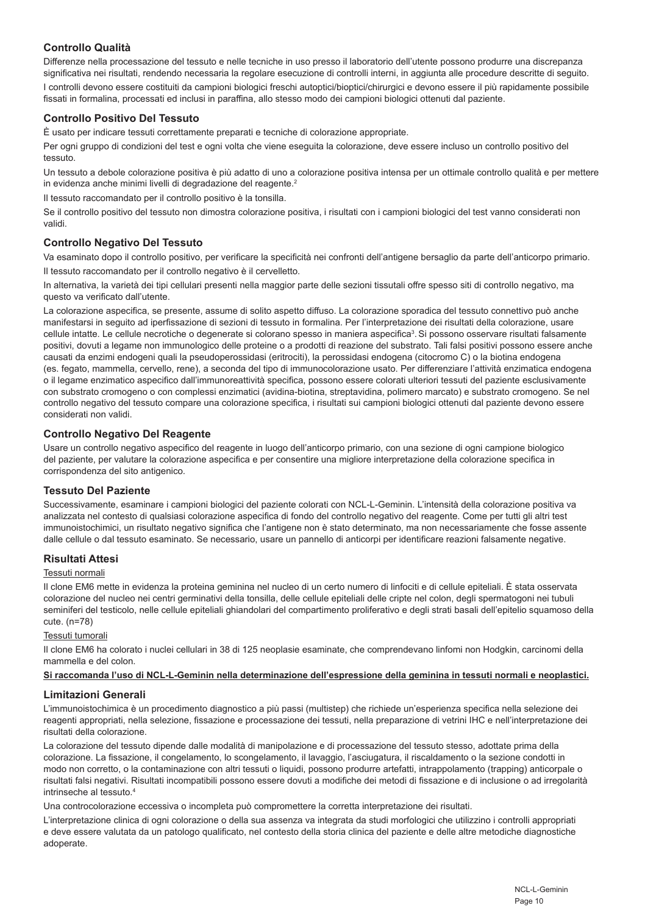## Controllo Qualità

Differenze nella processazione del tessuto e nelle tecniche in uso presso il laboratorio dell'utente possono produrre una discrepanza significativa nei risultati, rendendo necessaria la regolare esecuzione di controlli interni, in aggiunta alle procedure descritte di seguito.

I controlli devono essere costituiti da campioni biologici freschi autoptici/bioptici/chirurgici e devono essere il più rapidamente possibile fissati in formalina, processati ed inclusi in paraffina, allo stesso modo dei campioni biologici ottenuti dal paziente.

## Controllo Positivo Del Tessuto

È usato per indicare tessuti correttamente preparati e tecniche di colorazione appropriate.

Per ogni gruppo di condizioni del test e ogni volta che viene eseguita la colorazione, deve essere incluso un controllo positivo del tessuto.

Un tessuto a debole colorazione positiva è più adatto di uno a colorazione positiva intensa per un ottimale controllo qualità e per mettere in evidenza anche minimi livelli di degradazione del reagente.[2]

Il tessuto raccomandato per il controllo positivo è la tonsilla.

Se il controllo positivo del tessuto non dimostra colorazione positiva, i risultati con i campioni biologici del test vanno considerati non validi.

## Controllo Negativo Del Tessuto

Va esaminato dopo il controllo positivo, per verificare la specificità nei confronti dell'antigene bersaglio da parte dell'anticorpo primario.

Il tessuto raccomandato per il controllo negativo è il cervelletto.

In alternativa, la varietà dei tipi cellulari presenti nella maggior parte delle sezioni tissutali offre spesso siti di controllo negativo, ma questo va verificato dall'utente.

La colorazione aspecifica, se presente, assume di solito aspetto diffuso. La colorazione sporadica del tessuto connettivo può anche manifestarsi in seguito ad iperfissazione di sezioni di tessuto in formalina. Per l'interpretazione dei risultati della colorazione, usare cellule intatte. Le cellule necrotiche o degenerate si colorano spesso in maniera aspecifica[3]. Si possono osservare risultati falsamente positivi, dovuti a legame non immunologico delle proteine o a prodotti di reazione del substrato. Tali falsi positivi possono essere anche causati da enzimi endogeni quali la pseudoperossidasi (eritrociti), la perossidasi endogena (citocromo C) o la biotina endogena (es. fegato, mammella, cervello, rene), a seconda del tipo di immunocolorazione usato. Per differenziare l'attività enzimatica endogena o il legame enzimatico aspecifico dall'immunoreattività specifica, possono essere colorati ulteriori tessuti del paziente esclusivamente con substrato cromogeno o con complessi enzimatici (avidina-biotina, streptavidina, polimero marcato) e substrato cromogeno. Se nel controllo negativo del tessuto compare una colorazione specifica, i risultati sui campioni biologici ottenuti dal paziente devono essere considerati non validi.

## Controllo Negativo Del Reagente

Usare un controllo negativo aspecifico del reagente in luogo dell'anticorpo primario, con una sezione di ogni campione biologico del paziente, per valutare la colorazione aspecifica e per consentire una migliore interpretazione della colorazione specifica in corrispondenza del sito antigenico.

## Tessuto Del Paziente

Successivamente, esaminare i campioni biologici del paziente colorati con NCL-L-Geminin. L'intensità della colorazione positiva va analizzata nel contesto di qualsiasi colorazione aspecifica di fondo del controllo negativo del reagente. Come per tutti gli altri test immunoistochimici, un risultato negativo significa che l'antigene non è stato determinato, ma non necessariamente che fosse assente dalle cellule o dal tessuto esaminato. Se necessario, usare un pannello di anticorpi per identificare reazioni falsamente negative.

## Risultati Attesi

Tessuti normali

Il clone EM6 mette in evidenza la proteina geminina nel nucleo di un certo numero di linfociti e di cellule epiteliali. È stata osservata colorazione del nucleo nei centri germinativi della tonsilla, delle cellule epiteliali delle cripte nel colon, degli spermatogoni nei tubuli seminiferi del testicolo, nelle cellule epiteliali ghiandolari del compartimento proliferativo e degli strati basali dell'epitelio squamoso della cute. (n=78)

Tessuti tumorali

Il clone EM6 ha colorato i nuclei cellulari in 38 di 125 neoplasie esaminate, che comprendevano linfomi non Hodgkin, carcinomi della mammella e del colon.

**Si raccomanda l'uso di NCL-L-Geminin nella determinazione dell'espressione della geminina in tessuti normali e neoplastici.**

## Limitazioni Generali

L'immunoistochimica è un procedimento diagnostico a più passi (multistep) che richiede un'esperienza specifica nella selezione dei reagenti appropriati, nella selezione, fissazione e processazione dei tessuti, nella preparazione di vetrini IHC e nell'interpretazione dei risultati della colorazione.

La colorazione del tessuto dipende dalle modalità di manipolazione e di processazione del tessuto stesso, adottate prima della colorazione. La fissazione, il congelamento, lo scongelamento, il lavaggio, l'asciugatura, il riscaldamento o la sezione condotti in modo non corretto, o la contaminazione con altri tessuti o liquidi, possono produrre artefatti, intrappolamento (trapping) anticorpale o risultati falsi negativi. Risultati incompatibili possono essere dovuti a modifiche dei metodi di fissazione e di inclusione o ad irregolarità intrinseche al tessuto.[4]

Una controcolorazione eccessiva o incompleta può compromettere la corretta interpretazione dei risultati.

L'interpretazione clinica di ogni colorazione o della sua assenza va integrata da studi morfologici che utilizzino i controlli appropriati e deve essere valutata da un patologo qualificato, nel contesto della storia clinica del paziente e delle altre metodiche diagnostiche adoperate.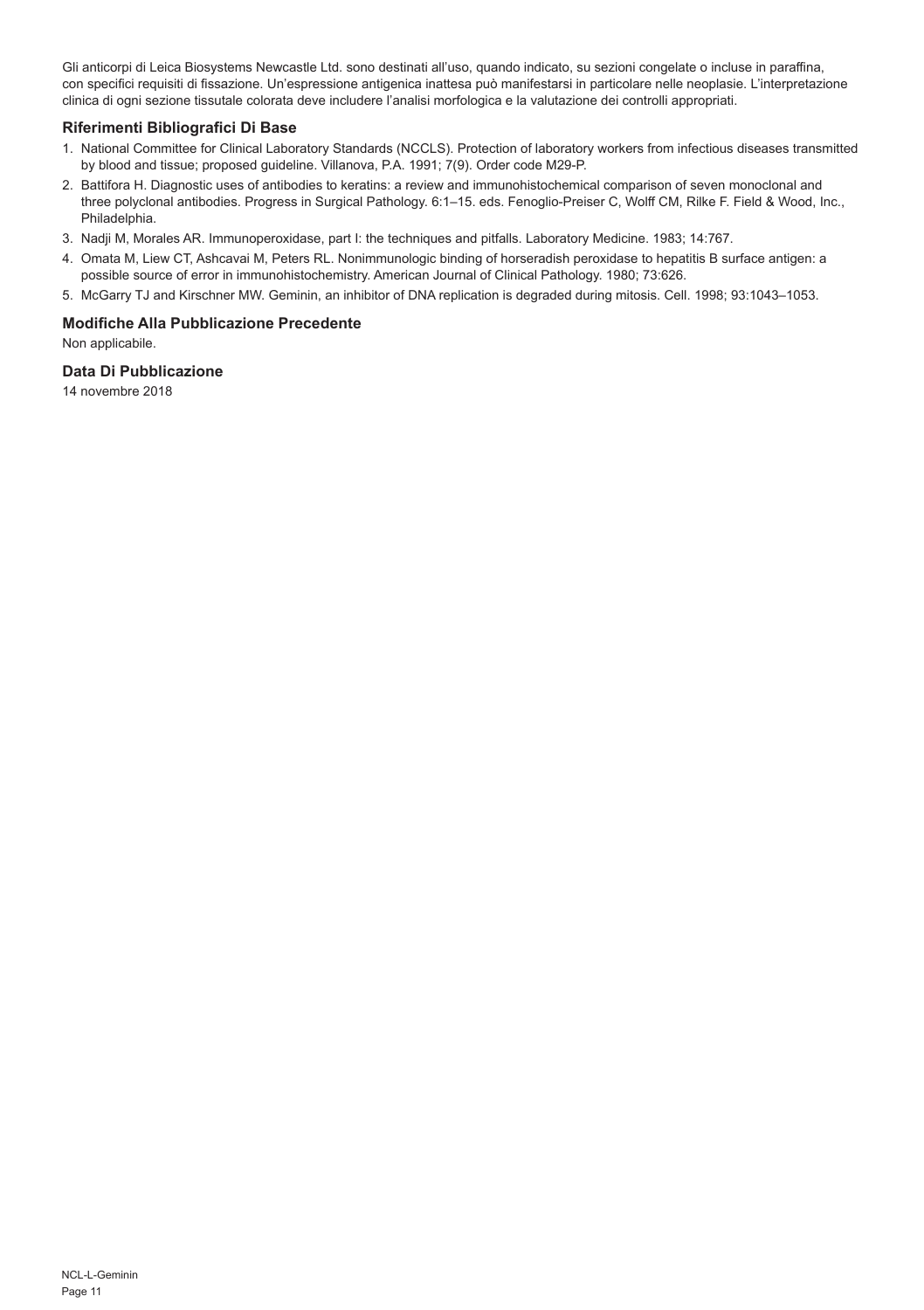Gli anticorpi di Leica Biosystems Newcastle Ltd. sono destinati all'uso, quando indicato, su sezioni congelate o incluse in paraffina, con specifici requisiti di fissazione. Un'espressione antigenica inattesa può manifestarsi in particolare nelle neoplasie. L'interpretazione clinica di ogni sezione tissutale colorata deve includere l'analisi morfologica e la valutazione dei controlli appropriati.

### Riferimenti Bibliografici Di Base

1. National Committee for Clinical Laboratory Standards (NCCLS). Protection of laboratory workers from infectious diseases transmitted by blood and tissue; proposed guideline. Villanova, P.A. 1991; 7(9). Order code M29-P.
2. Battifora H. Diagnostic uses of antibodies to keratins: a review and immunohistochemical comparison of seven monoclonal and three polyclonal antibodies. Progress in Surgical Pathology. 6:1–15. eds. Fenoglio-Preiser C, Wolff CM, Rilke F. Field & Wood, Inc., Philadelphia.
3. Nadji M, Morales AR. Immunoperoxidase, part I: the techniques and pitfalls. Laboratory Medicine. 1983; 14:767.
4. Omata M, Liew CT, Ashcavai M, Peters RL. Nonimmunologic binding of horseradish peroxidase to hepatitis B surface antigen: a possible source of error in immunohistochemistry. American Journal of Clinical Pathology. 1980; 73:626.
5. McGarry TJ and Kirschner MW. Geminin, an inhibitor of DNA replication is degraded during mitosis. Cell. 1998; 93:1043–1053.

### Modifiche Alla Pubblicazione Precedente

Non applicabile.

### Data Di Pubblicazione

14 novembre 2018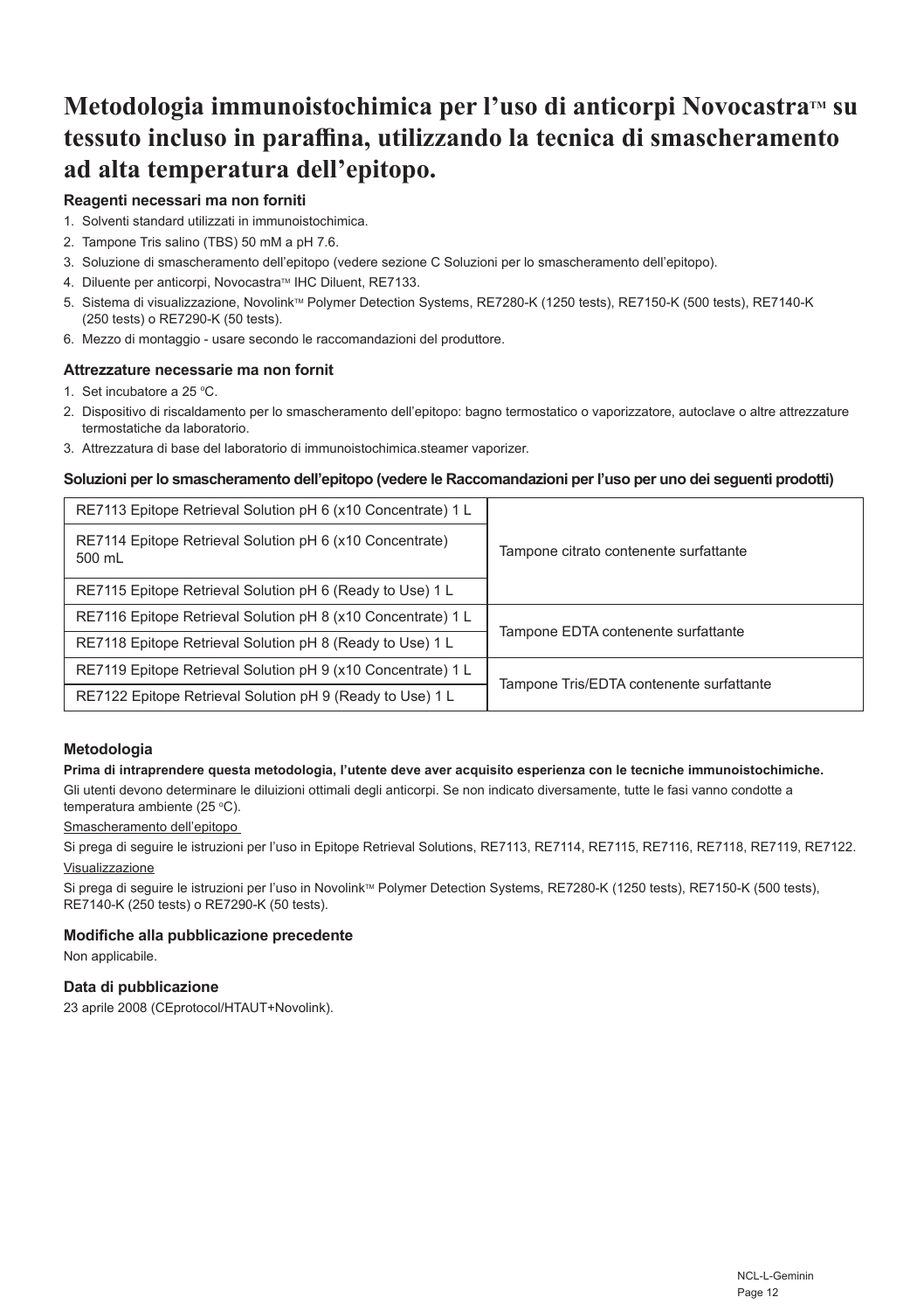# Metodologia immunoistochimica per l'uso di anticorpi Novocastra™ su tessuto incluso in paraffina, utilizzando la tecnica di smascheramento ad alta temperatura dell'epitopo.

### Reagenti necessari ma non forniti

1. Solventi standard utilizzati in immunoistochimica.
2. Tampone Tris salino (TBS) 50 mM a pH 7.6.
3. Soluzione di smascheramento dell'epitopo (vedere sezione C Soluzioni per lo smascheramento dell'epitopo).
4. Diluente per anticorpi, Novocastra™ IHC Diluent, RE7133.
5. Sistema di visualizzazione, Novolink™ Polymer Detection Systems, RE7280-K (1250 tests), RE7150-K (500 tests), RE7140-K (250 tests) o RE7290-K (50 tests).
6. Mezzo di montaggio - usare secondo le raccomandazioni del produttore.

### Attrezzature necessarie ma non fornit

1. Set incubatore a 25 °C.
2. Dispositivo di riscaldamento per lo smascheramento dell'epitopo: bagno termostatico o vaporizzatore, autoclave o altre attrezzature termostatiche da laboratorio.
3. Attrezzatura di base del laboratorio di immunoistochimica.steamer vaporizer.

### Soluzioni per lo smascheramento dell'epitopo (vedere le Raccomandazioni per l'uso per uno dei seguenti prodotti)

| Prodotto | Descrizione |
|---|---|
| RE7113 Epitope Retrieval Solution pH 6 (x10 Concentrate) 1 L | Tampone citrato contenente surfattante |
| RE7114 Epitope Retrieval Solution pH 6 (x10 Concentrate) 500 mL | |
| RE7115 Epitope Retrieval Solution pH 6 (Ready to Use) 1 L | |
| RE7116 Epitope Retrieval Solution pH 8 (x10 Concentrate) 1 L | Tampone EDTA contenente surfattante |
| RE7118 Epitope Retrieval Solution pH 8 (Ready to Use) 1 L | |
| RE7119 Epitope Retrieval Solution pH 9 (x10 Concentrate) 1 L | Tampone Tris/EDTA contenente surfattante |
| RE7122 Epitope Retrieval Solution pH 9 (Ready to Use) 1 L | |

### Metodologia

**Prima di intraprendere questa metodologia, l'utente deve aver acquisito esperienza con le tecniche immunoistochimiche.**

Gli utenti devono determinare le diluizioni ottimali degli anticorpi. Se non indicato diversamente, tutte le fasi vanno condotte a temperatura ambiente (25 °C).

Smascheramento dell'epitopo

Si prega di seguire le istruzioni per l'uso in Epitope Retrieval Solutions, RE7113, RE7114, RE7115, RE7116, RE7118, RE7119, RE7122.

Visualizzazione

Si prega di seguire le istruzioni per l'uso in Novolink™ Polymer Detection Systems, RE7280-K (1250 tests), RE7150-K (500 tests), RE7140-K (250 tests) o RE7290-K (50 tests).

### Modifiche alla pubblicazione precedente

Non applicabile.

### Data di pubblicazione

23 aprile 2008 (CEprotocol/HTAUT+Novolink).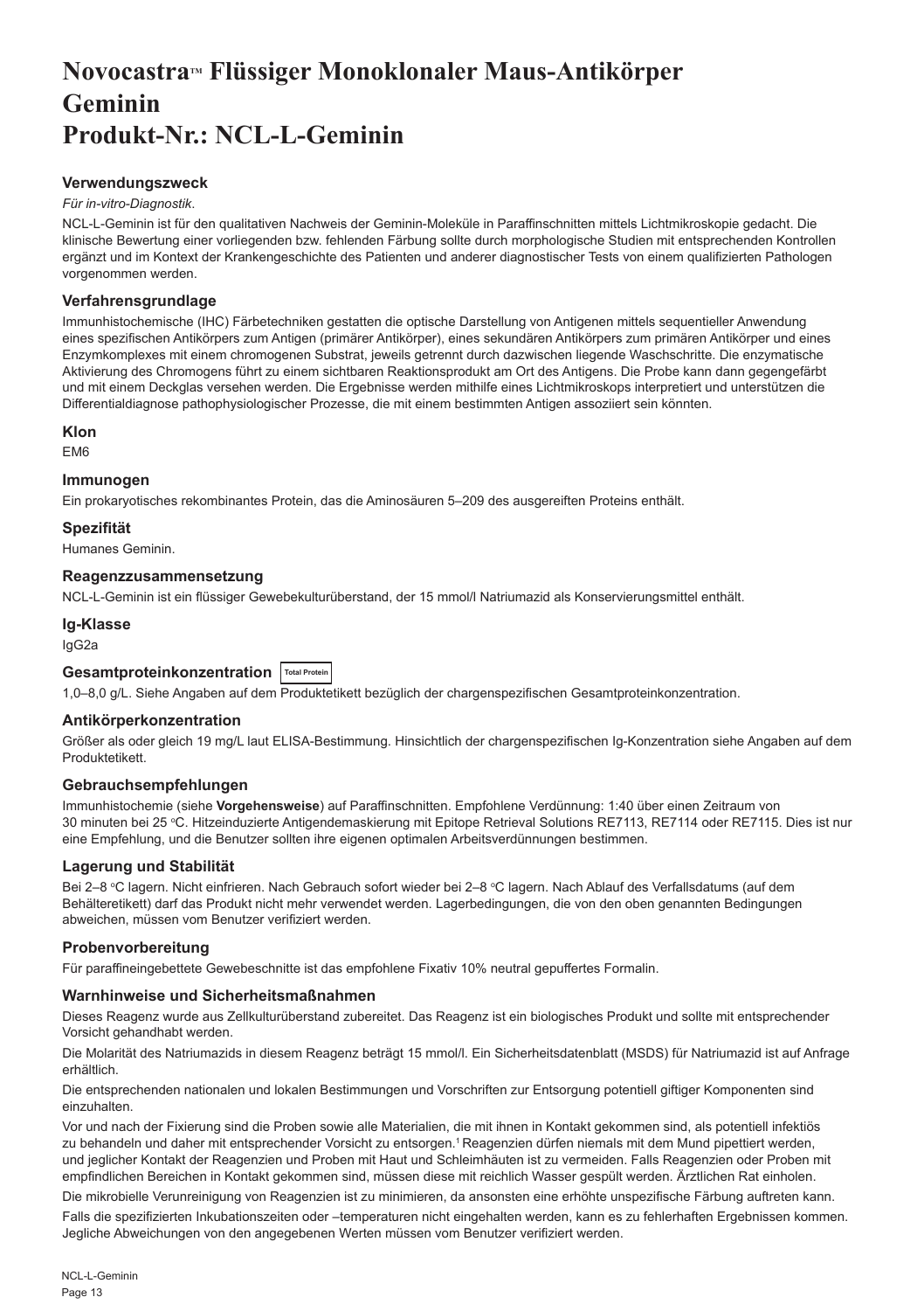# Novocastra™ Flüssiger Monoklonaler Maus-Antikörper Geminin Produkt-Nr.: NCL-L-Geminin

### Verwendungszweck

*Für in-vitro-Diagnostik*.

NCL-L-Geminin ist für den qualitativen Nachweis der Geminin-Moleküle in Paraffinschnitten mittels Lichtmikroskopie gedacht. Die klinische Bewertung einer vorliegenden bzw. fehlenden Färbung sollte durch morphologische Studien mit entsprechenden Kontrollen ergänzt und im Kontext der Krankengeschichte des Patienten und anderer diagnostischer Tests von einem qualifizierten Pathologen vorgenommen werden.

### Verfahrensgrundlage

Immunhistochemische (IHC) Färbetechniken gestatten die optische Darstellung von Antigenen mittels sequentieller Anwendung eines spezifischen Antikörpers zum Antigen (primärer Antikörper), eines sekundären Antikörpers zum primären Antikörper und eines Enzymkomplexes mit einem chromogenen Substrat, jeweils getrennt durch dazwischen liegende Waschschritte. Die enzymatische Aktivierung des Chromogens führt zu einem sichtbaren Reaktionsprodukt am Ort des Antigens. Die Probe kann dann gegengefärbt und mit einem Deckglas versehen werden. Die Ergebnisse werden mithilfe eines Lichtmikroskops interpretiert und unterstützen die Differentialdiagnose pathophysiologischer Prozesse, die mit einem bestimmten Antigen assoziiert sein könnten.

### Klon

EM6

### Immunogen

Ein prokaryotisches rekombinantes Protein, das die Aminosäuren 5–209 des ausgereiften Proteins enthält.

### Spezifität

Humanes Geminin.

### Reagenzzusammensetzung

NCL-L-Geminin ist ein flüssiger Gewebekulturüberstand, der 15 mmol/l Natriumazid als Konservierungsmittel enthält.

### Ig-Klasse

IgG2a

### Gesamtproteinkonzentration Total Protein

1,0–8,0 g/L. Siehe Angaben auf dem Produktetikett bezüglich der chargenspezifischen Gesamtproteinkonzentration.

### Antikörperkonzentration

Größer als oder gleich 19 mg/L laut ELISA-Bestimmung. Hinsichtlich der chargenspezifischen Ig-Konzentration siehe Angaben auf dem Produktetikett.

### Gebrauchsempfehlungen

Immunhistochemie (siehe **Vorgehensweise**) auf Paraffinschnitten. Empfohlene Verdünnung: 1:40 über einen Zeitraum von 30 minuten bei 25 °C. Hitzeinduzierte Antigendemaskierung mit Epitope Retrieval Solutions RE7113, RE7114 oder RE7115. Dies ist nur eine Empfehlung, und die Benutzer sollten ihre eigenen optimalen Arbeitsverdünnungen bestimmen.

### Lagerung und Stabilität

Bei 2–8 °C lagern. Nicht einfrieren. Nach Gebrauch sofort wieder bei 2–8 °C lagern. Nach Ablauf des Verfallsdatums (auf dem Behälteretikett) darf das Produkt nicht mehr verwendet werden. Lagerbedingungen, die von den oben genannten Bedingungen abweichen, müssen vom Benutzer verifiziert werden.

### Probenvorbereitung

Für paraffineingebettete Gewebeschnitte ist das empfohlene Fixativ 10% neutral gepuffertes Formalin.

### Warnhinweise und Sicherheitsmaßnahmen

Dieses Reagenz wurde aus Zellkulturüberstand zubereitet. Das Reagenz ist ein biologisches Produkt und sollte mit entsprechender Vorsicht gehandhabt werden.

Die Molarität des Natriumazids in diesem Reagenz beträgt 15 mmol/l. Ein Sicherheitsdatenblatt (MSDS) für Natriumazid ist auf Anfrage erhältlich.

Die entsprechenden nationalen und lokalen Bestimmungen und Vorschriften zur Entsorgung potentiell giftiger Komponenten sind einzuhalten.

Vor und nach der Fixierung sind die Proben sowie alle Materialien, die mit ihnen in Kontakt gekommen sind, als potentiell infektiös zu behandeln und daher mit entsprechender Vorsicht zu entsorgen.[1] Reagenzien dürfen niemals mit dem Mund pipettiert werden, und jeglicher Kontakt der Reagenzien und Proben mit Haut und Schleimhäuten ist zu vermeiden. Falls Reagenzien oder Proben mit empfindlichen Bereichen in Kontakt gekommen sind, müssen diese mit reichlich Wasser gespült werden. Ärztlichen Rat einholen.

Die mikrobielle Verunreinigung von Reagenzien ist zu minimieren, da ansonsten eine erhöhte unspezifische Färbung auftreten kann.

Falls die spezifizierten Inkubationszeiten oder –temperaturen nicht eingehalten werden, kann es zu fehlerhaften Ergebnissen kommen. Jegliche Abweichungen von den angegebenen Werten müssen vom Benutzer verifiziert werden.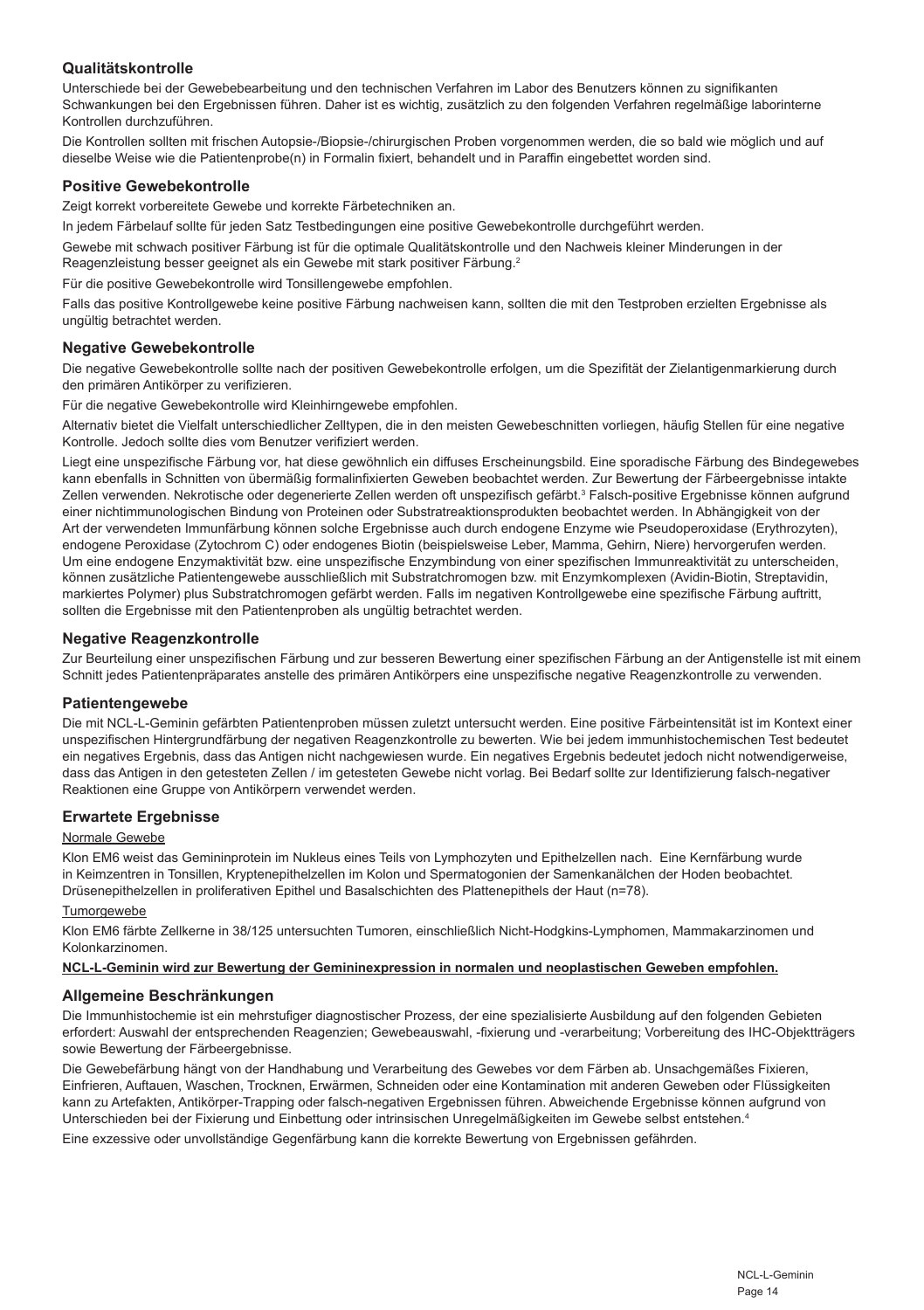## Qualitätskontrolle

Unterschiede bei der Gewebebearbeitung und den technischen Verfahren im Labor des Benutzers können zu signifikanten Schwankungen bei den Ergebnissen führen. Daher ist es wichtig, zusätzlich zu den folgenden Verfahren regelmäßige laborinterne Kontrollen durchzuführen.

Die Kontrollen sollten mit frischen Autopsie-/Biopsie-/chirurgischen Proben vorgenommen werden, die so bald wie möglich und auf dieselbe Weise wie die Patientenprobe(n) in Formalin fixiert, behandelt und in Paraffin eingebettet worden sind.

### Positive Gewebekontrolle

Zeigt korrekt vorbereitete Gewebe und korrekte Färbetechniken an.

In jedem Färbelauf sollte für jeden Satz Testbedingungen eine positive Gewebekontrolle durchgeführt werden.

Gewebe mit schwach positiver Färbung ist für die optimale Qualitätskontrolle und den Nachweis kleiner Minderungen in der Reagenzleistung besser geeignet als ein Gewebe mit stark positiver Färbung.[2]

Für die positive Gewebekontrolle wird Tonsillengewebe empfohlen.

Falls das positive Kontrollgewebe keine positive Färbung nachweisen kann, sollten die mit den Testproben erzielten Ergebnisse als ungültig betrachtet werden.

### Negative Gewebekontrolle

Die negative Gewebekontrolle sollte nach der positiven Gewebekontrolle erfolgen, um die Spezifität der Zielantigenmarkierung durch den primären Antikörper zu verifizieren.

Für die negative Gewebekontrolle wird Kleinhirngewebe empfohlen.

Alternativ bietet die Vielfalt unterschiedlicher Zelltypen, die in den meisten Gewebeschnitten vorliegen, häufig Stellen für eine negative Kontrolle. Jedoch sollte dies vom Benutzer verifiziert werden.

Liegt eine unspezifische Färbung vor, hat diese gewöhnlich ein diffuses Erscheinungsbild. Eine sporadische Färbung des Bindegewebes kann ebenfalls in Schnitten von übermäßig formalinfixierten Geweben beobachtet werden. Zur Bewertung der Färbeergebnisse intakte Zellen verwenden. Nekrotische oder degenerierte Zellen werden oft unspezifisch gefärbt.[3] Falsch-positive Ergebnisse können aufgrund einer nichtimmunologischen Bindung von Proteinen oder Substratreaktionsprodukten beobachtet werden. In Abhängigkeit von der Art der verwendeten Immunfärbung können solche Ergebnisse auch durch endogene Enzyme wie Pseudoperoxidase (Erythrozyten), endogene Peroxidase (Zytochrom C) oder endogenes Biotin (beispielsweise Leber, Mamma, Gehirn, Niere) hervorgerufen werden. Um eine endogene Enzymaktivität bzw. eine unspezifische Enzymbindung von einer spezifischen Immunreaktivität zu unterscheiden, können zusätzliche Patientengewebe ausschließlich mit Substratchromogen bzw. mit Enzymkomplexen (Avidin-Biotin, Streptavidin, markiertes Polymer) plus Substratchromogen gefärbt werden. Falls im negativen Kontrollgewebe eine spezifische Färbung auftritt, sollten die Ergebnisse mit den Patientenproben als ungültig betrachtet werden.

### Negative Reagenzkontrolle

Zur Beurteilung einer unspezifischen Färbung und zur besseren Bewertung einer spezifischen Färbung an der Antigenstelle ist mit einem Schnitt jedes Patientenpräparates anstelle des primären Antikörpers eine unspezifische negative Reagenzkontrolle zu verwenden.

### Patientengewebe

Die mit NCL-L-Geminin gefärbten Patientenproben müssen zuletzt untersucht werden. Eine positive Färbeintensität ist im Kontext einer unspezifischen Hintergrundfärbung der negativen Reagenzkontrolle zu bewerten. Wie bei jedem immunhistochemischen Test bedeutet ein negatives Ergebnis, dass das Antigen nicht nachgewiesen wurde. Ein negatives Ergebnis bedeutet jedoch nicht notwendigerweise, dass das Antigen in den getesteten Zellen / im getesteten Gewebe nicht vorlag. Bei Bedarf sollte zur Identifizierung falsch-negativer Reaktionen eine Gruppe von Antikörpern verwendet werden.

### Erwartete Ergebnisse

Normale Gewebe

Klon EM6 weist das Gemininprotein im Nukleus eines Teils von Lymphozyten und Epithelzellen nach. Eine Kernfärbung wurde in Keimzentren in Tonsillen, Kryptenepithelzellen im Kolon und Spermatogonien der Samenkanälchen der Hoden beobachtet. Drüsenepithelzellen in proliferativen Epithel und Basalschichten des Plattenepithels der Haut (n=78).

Tumorgewebe

Klon EM6 färbte Zellkerne in 38/125 untersuchten Tumoren, einschließlich Nicht-Hodgkins-Lymphomen, Mammakarzinomen und Kolonkarzinomen.

**NCL-L-Geminin wird zur Bewertung der Gemininexpression in normalen und neoplastischen Geweben empfohlen.**

### Allgemeine Beschränkungen

Die Immunhistochemie ist ein mehrstufiger diagnostischer Prozess, der eine spezialisierte Ausbildung auf den folgenden Gebieten erfordert: Auswahl der entsprechenden Reagenzien; Gewebeauswahl, -fixierung und -verarbeitung; Vorbereitung des IHC-Objektträgers sowie Bewertung der Färbeergebnisse.

Die Gewebefärbung hängt von der Handhabung und Verarbeitung des Gewebes vor dem Färben ab. Unsachgemäßes Fixieren, Einfrieren, Auftauen, Waschen, Trocknen, Erwärmen, Schneiden oder eine Kontamination mit anderen Geweben oder Flüssigkeiten kann zu Artefakten, Antikörper-Trapping oder falsch-negativen Ergebnissen führen. Abweichende Ergebnisse können aufgrund von Unterschieden bei der Fixierung und Einbettung oder intrinsischen Unregelmäßigkeiten im Gewebe selbst entstehen.[4]

Eine exzessive oder unvollständige Gegenfärbung kann die korrekte Bewertung von Ergebnissen gefährden.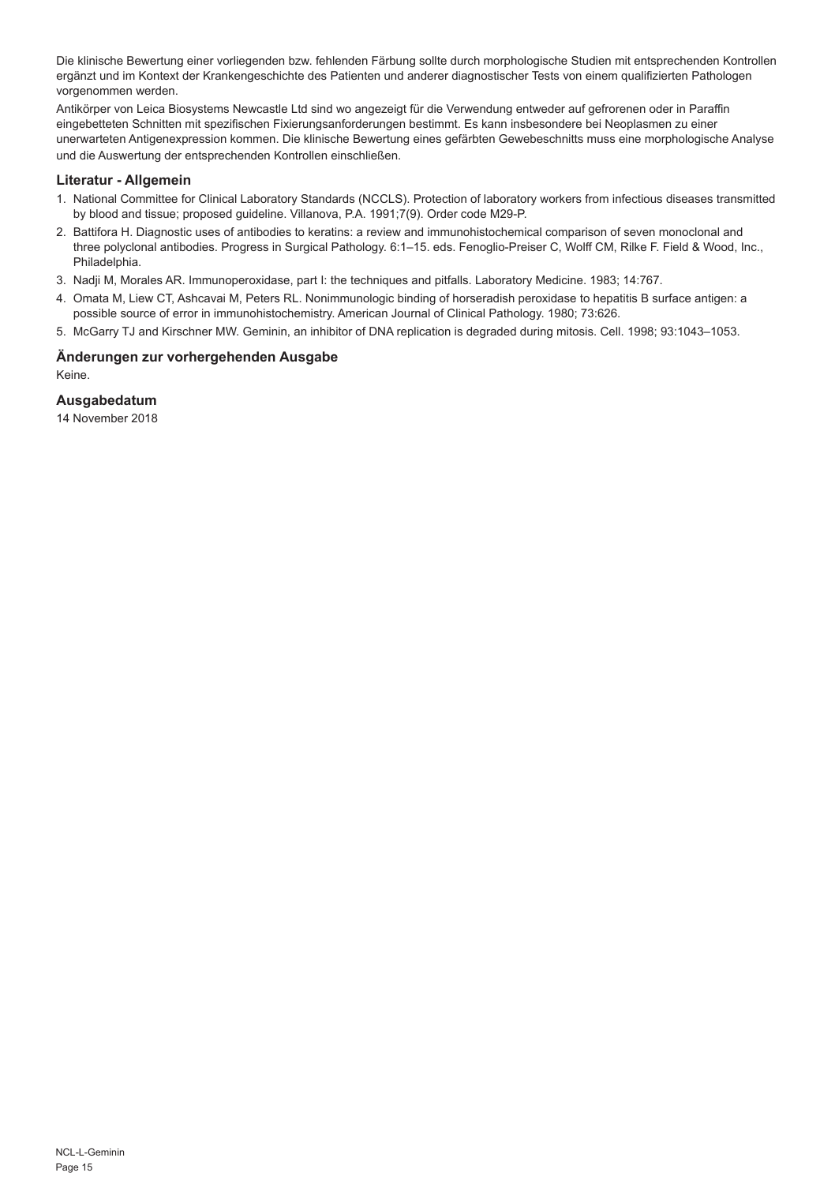Die klinische Bewertung einer vorliegenden bzw. fehlenden Färbung sollte durch morphologische Studien mit entsprechenden Kontrollen ergänzt und im Kontext der Krankengeschichte des Patienten und anderer diagnostischer Tests von einem qualifizierten Pathologen vorgenommen werden.

Antikörper von Leica Biosystems Newcastle Ltd sind wo angezeigt für die Verwendung entweder auf gefrorenen oder in Paraffin eingebetteten Schnitten mit spezifischen Fixierungsanforderungen bestimmt. Es kann insbesondere bei Neoplasmen zu einer unerwarteten Antigenexpression kommen. Die klinische Bewertung eines gefärbten Gewebeschnitts muss eine morphologische Analyse und die Auswertung der entsprechenden Kontrollen einschließen.

## Literatur - Allgemein

1. National Committee for Clinical Laboratory Standards (NCCLS). Protection of laboratory workers from infectious diseases transmitted by blood and tissue; proposed guideline. Villanova, P.A. 1991;7(9). Order code M29-P.
2. Battifora H. Diagnostic uses of antibodies to keratins: a review and immunohistochemical comparison of seven monoclonal and three polyclonal antibodies. Progress in Surgical Pathology. 6:1–15. eds. Fenoglio-Preiser C, Wolff CM, Rilke F. Field & Wood, Inc., Philadelphia.
3. Nadji M, Morales AR. Immunoperoxidase, part I: the techniques and pitfalls. Laboratory Medicine. 1983; 14:767.
4. Omata M, Liew CT, Ashcavai M, Peters RL. Nonimmunologic binding of horseradish peroxidase to hepatitis B surface antigen: a possible source of error in immunohistochemistry. American Journal of Clinical Pathology. 1980; 73:626.
5. McGarry TJ and Kirschner MW. Geminin, an inhibitor of DNA replication is degraded during mitosis. Cell. 1998; 93:1043–1053.

## Änderungen zur vorhergehenden Ausgabe

Keine.

## Ausgabedatum

14 November 2018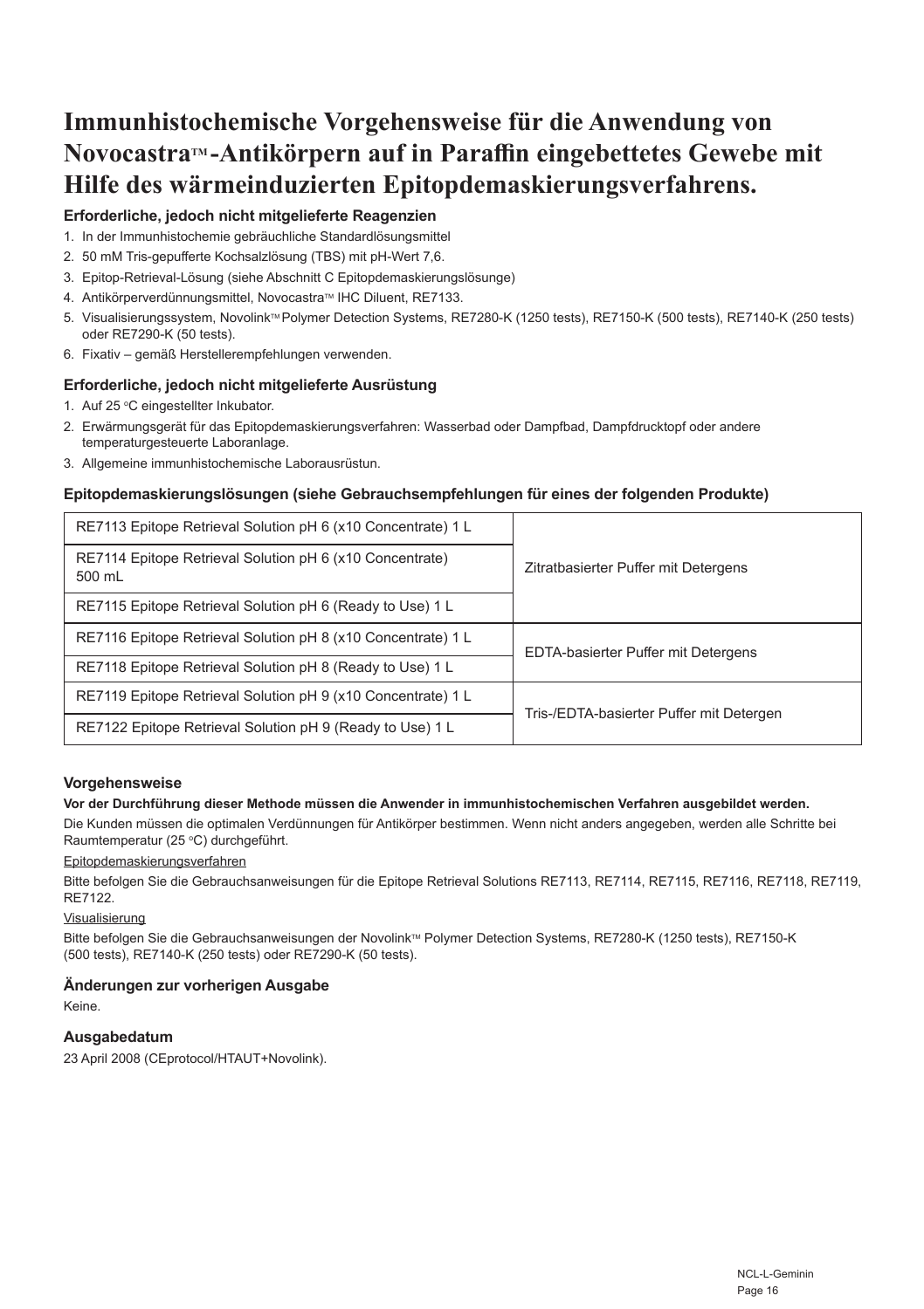# Immunhistochemische Vorgehensweise für die Anwendung von Novocastra™-Antikörpern auf in Paraffin eingebettetes Gewebe mit Hilfe des wärmeinduzierten Epitopdemaskierungsverfahrens.

### Erforderliche, jedoch nicht mitgelieferte Reagenzien

1. In der Immunhistochemie gebräuchliche Standardlösungsmittel
2. 50 mM Tris-gepufferte Kochsalzlösung (TBS) mit pH-Wert 7,6.
3. Epitop-Retrieval-Lösung (siehe Abschnitt C Epitopdemaskierungslösunge)
4. Antikörperverdünnungsmittel, Novocastra™ IHC Diluent, RE7133.
5. Visualisierungssystem, Novolink™ Polymer Detection Systems, RE7280-K (1250 tests), RE7150-K (500 tests), RE7140-K (250 tests) oder RE7290-K (50 tests).
6. Fixativ – gemäß Herstellerempfehlungen verwenden.

### Erforderliche, jedoch nicht mitgelieferte Ausrüstung

1. Auf 25 °C eingestellter Inkubator.
2. Erwärmungsgerät für das Epitopdemaskierungsverfahren: Wasserbad oder Dampfbad, Dampfdrucktopf oder andere temperaturgesteuerte Laboranlage.
3. Allgemeine immunhistochemische Laborausrüstun.

### Epitopdemaskierungslösungen (siehe Gebrauchsempfehlungen für eines der folgenden Produkte)

| Produkt | Puffer |
|---|---|
| RE7113 Epitope Retrieval Solution pH 6 (x10 Concentrate) 1 L | Zitratbasierter Puffer mit Detergens |
| RE7114 Epitope Retrieval Solution pH 6 (x10 Concentrate) 500 mL | |
| RE7115 Epitope Retrieval Solution pH 6 (Ready to Use) 1 L | |
| RE7116 Epitope Retrieval Solution pH 8 (x10 Concentrate) 1 L | EDTA-basierter Puffer mit Detergens |
| RE7118 Epitope Retrieval Solution pH 8 (Ready to Use) 1 L | |
| RE7119 Epitope Retrieval Solution pH 9 (x10 Concentrate) 1 L | Tris-/EDTA-basierter Puffer mit Detergen |
| RE7122 Epitope Retrieval Solution pH 9 (Ready to Use) 1 L | |

### Vorgehensweise

**Vor der Durchführung dieser Methode müssen die Anwender in immunhistochemischen Verfahren ausgebildet werden.**

Die Kunden müssen die optimalen Verdünnungen für Antikörper bestimmen. Wenn nicht anders angegeben, werden alle Schritte bei Raumtemperatur (25 °C) durchgeführt.

Epitopdemaskierungsverfahren

Bitte befolgen Sie die Gebrauchsanweisungen für die Epitope Retrieval Solutions RE7113, RE7114, RE7115, RE7116, RE7118, RE7119, RE7122.

Visualisierung

Bitte befolgen Sie die Gebrauchsanweisungen der Novolink™ Polymer Detection Systems, RE7280-K (1250 tests), RE7150-K (500 tests), RE7140-K (250 tests) oder RE7290-K (50 tests).

### Änderungen zur vorherigen Ausgabe

Keine.

### Ausgabedatum

23 April 2008 (CEprotocol/HTAUT+Novolink).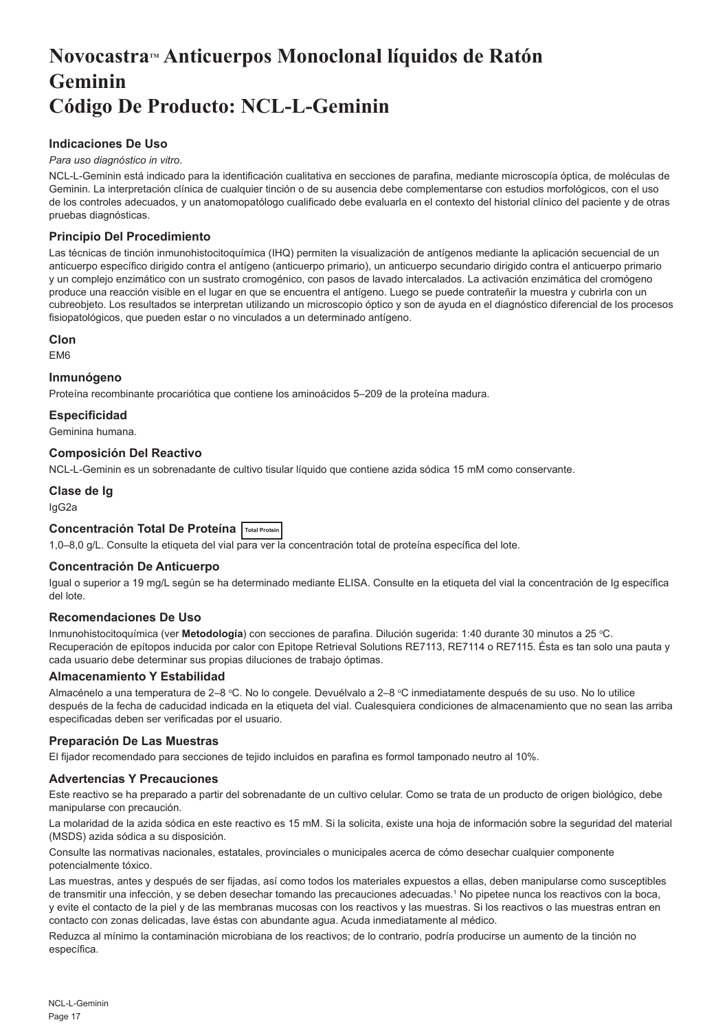# Novocastra™ Anticuerpos Monoclonal líquidos de Ratón Geminin Código De Producto: NCL-L-Geminin

### Indicaciones De Uso

*Para uso diagnóstico in vitro*.

NCL-L-Geminin está indicado para la identificación cualitativa en secciones de parafina, mediante microscopía óptica, de moléculas de Geminin. La interpretación clínica de cualquier tinción o de su ausencia debe complementarse con estudios morfológicos, con el uso de los controles adecuados, y un anatomopatólogo cualificado debe evaluarla en el contexto del historial clínico del paciente y de otras pruebas diagnósticas.

### Principio Del Procedimiento

Las técnicas de tinción inmunohistocitoquímica (IHQ) permiten la visualización de antígenos mediante la aplicación secuencial de un anticuerpo específico dirigido contra el antígeno (anticuerpo primario), un anticuerpo secundario dirigido contra el anticuerpo primario y un complejo enzimático con un sustrato cromogénico, con pasos de lavado intercalados. La activación enzimática del cromógeno produce una reacción visible en el lugar en que se encuentra el antígeno. Luego se puede contrateñir la muestra y cubrirla con un cubreobjeto. Los resultados se interpretan utilizando un microscopio óptico y son de ayuda en el diagnóstico diferencial de los procesos fisiopatológicos, que pueden estar o no vinculados a un determinado antígeno.

### Clon

EM6

### Inmunógeno

Proteína recombinante procariótica que contiene los aminoácidos 5–209 de la proteína madura.

### Especificidad

Geminina humana.

### Composición Del Reactivo

NCL-L-Geminin es un sobrenadante de cultivo tisular líquido que contiene azida sódica 15 mM como conservante.

### Clase de Ig

IgG2a

### Concentración Total De Proteína Total Protein

1,0–8,0 g/L. Consulte la etiqueta del vial para ver la concentración total de proteína específica del lote.

### Concentración De Anticuerpo

Igual o superior a 19 mg/L según se ha determinado mediante ELISA. Consulte en la etiqueta del vial la concentración de Ig específica del lote.

### Recomendaciones De Uso

Inmunohistocitoquímica (ver **Metodología**) con secciones de parafina. Dilución sugerida: 1:40 durante 30 minutos a 25 °C. Recuperación de epítopos inducida por calor con Epitope Retrieval Solutions RE7113, RE7114 o RE7115. Ésta es tan solo una pauta y cada usuario debe determinar sus propias diluciones de trabajo óptimas.

### Almacenamiento Y Estabilidad

Almacénelo a una temperatura de 2–8 °C. No lo congele. Devuélvalo a 2–8 °C inmediatamente después de su uso. No lo utilice después de la fecha de caducidad indicada en la etiqueta del vial. Cualesquiera condiciones de almacenamiento que no sean las arriba especificadas deben ser verificadas por el usuario.

### Preparación De Las Muestras

El fijador recomendado para secciones de tejido incluidos en parafina es formol tamponado neutro al 10%.

### Advertencias Y Precauciones

Este reactivo se ha preparado a partir del sobrenadante de un cultivo celular. Como se trata de un producto de origen biológico, debe manipularse con precaución.

La molaridad de la azida sódica en este reactivo es 15 mM. Si la solicita, existe una hoja de información sobre la seguridad del material (MSDS) azida sódica a su disposición.

Consulte las normativas nacionales, estatales, provinciales o municipales acerca de cómo desechar cualquier componente potencialmente tóxico.

Las muestras, antes y después de ser fijadas, así como todos los materiales expuestos a ellas, deben manipularse como susceptibles de transmitir una infección, y se deben desechar tomando las precauciones adecuadas.[1] No pipetee nunca los reactivos con la boca, y evite el contacto de la piel y de las membranas mucosas con los reactivos y las muestras. Si los reactivos o las muestras entran en contacto con zonas delicadas, lave éstas con abundante agua. Acuda inmediatamente al médico.

Reduzca al mínimo la contaminación microbiana de los reactivos; de lo contrario, podría producirse un aumento de la tinción no específica.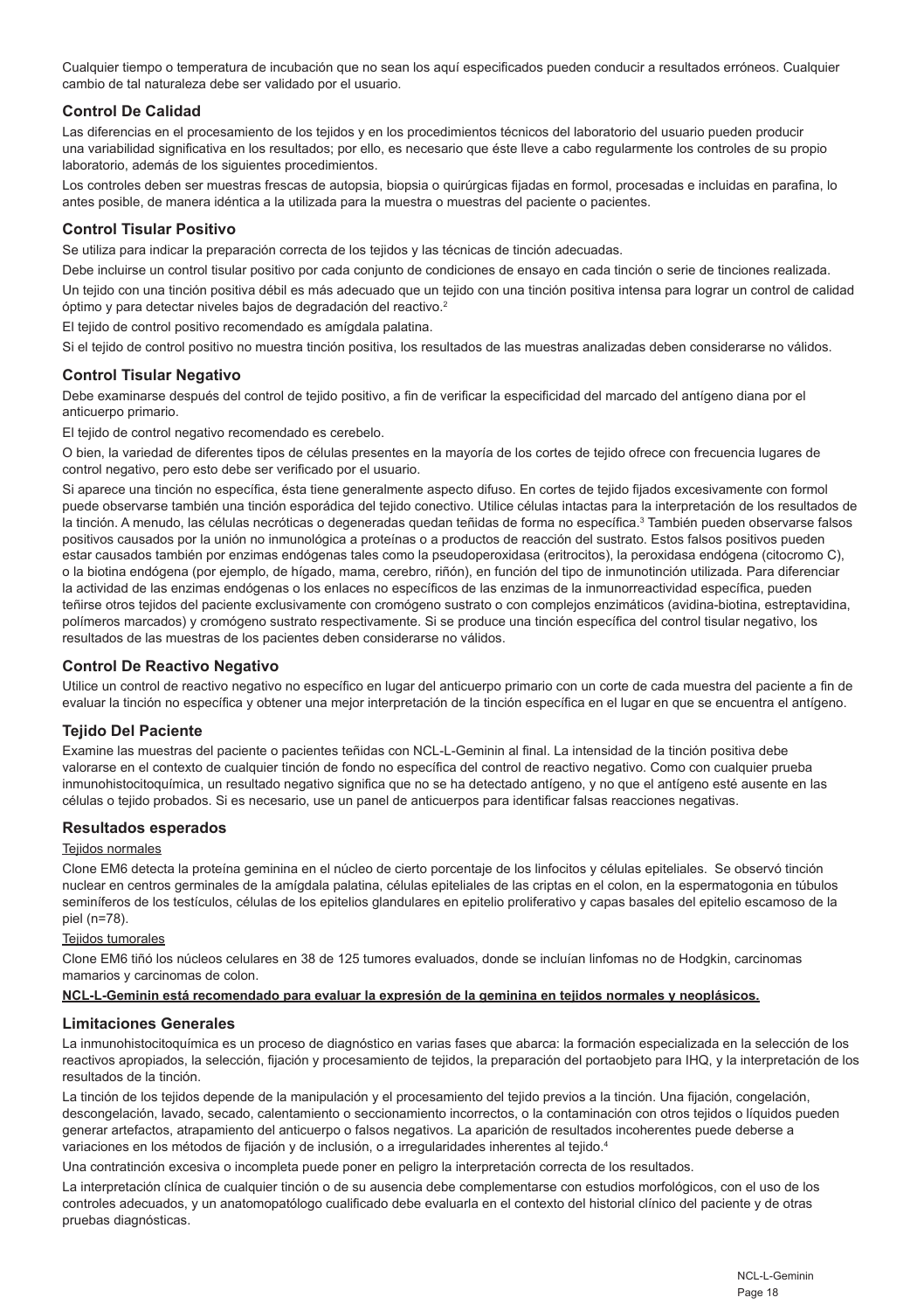Cualquier tiempo o temperatura de incubación que no sean los aquí especificados pueden conducir a resultados erróneos. Cualquier cambio de tal naturaleza debe ser validado por el usuario.

### Control De Calidad

Las diferencias en el procesamiento de los tejidos y en los procedimientos técnicos del laboratorio del usuario pueden producir una variabilidad significativa en los resultados; por ello, es necesario que éste lleve a cabo regularmente los controles de su propio laboratorio, además de los siguientes procedimientos.

Los controles deben ser muestras frescas de autopsia, biopsia o quirúrgicas fijadas en formol, procesadas e incluidas en parafina, lo antes posible, de manera idéntica a la utilizada para la muestra o muestras del paciente o pacientes.

### Control Tisular Positivo

Se utiliza para indicar la preparación correcta de los tejidos y las técnicas de tinción adecuadas.

Debe incluirse un control tisular positivo por cada conjunto de condiciones de ensayo en cada tinción o serie de tinciones realizada.

Un tejido con una tinción positiva débil es más adecuado que un tejido con una tinción positiva intensa para lograr un control de calidad óptimo y para detectar niveles bajos de degradación del reactivo.[2]

El tejido de control positivo recomendado es amígdala palatina.

Si el tejido de control positivo no muestra tinción positiva, los resultados de las muestras analizadas deben considerarse no válidos.

### Control Tisular Negativo

Debe examinarse después del control de tejido positivo, a fin de verificar la especificidad del marcado del antígeno diana por el anticuerpo primario.

El tejido de control negativo recomendado es cerebelo.

O bien, la variedad de diferentes tipos de células presentes en la mayoría de los cortes de tejido ofrece con frecuencia lugares de control negativo, pero esto debe ser verificado por el usuario.

Si aparece una tinción no específica, ésta tiene generalmente aspecto difuso. En cortes de tejido fijados excesivamente con formol puede observarse también una tinción esporádica del tejido conectivo. Utilice células intactas para la interpretación de los resultados de la tinción. A menudo, las células necróticas o degeneradas quedan teñidas de forma no específica.[3] También pueden observarse falsos positivos causados por la unión no inmunológica a proteínas o a productos de reacción del sustrato. Estos falsos positivos pueden estar causados también por enzimas endógenas tales como la pseudoperoxidasa (eritrocitos), la peroxidasa endógena (citocromo C), o la biotina endógena (por ejemplo, de hígado, mama, cerebro, riñón), en función del tipo de inmunotinción utilizada. Para diferenciar la actividad de las enzimas endógenas o los enlaces no específicos de las enzimas de la inmunorreactividad específica, pueden teñirse otros tejidos del paciente exclusivamente con cromógeno sustrato o con complejos enzimáticos (avidina-biotina, estreptavidina, polímeros marcados) y cromógeno sustrato respectivamente. Si se produce una tinción específica del control tisular negativo, los resultados de las muestras de los pacientes deben considerarse no válidos.

### Control De Reactivo Negativo

Utilice un control de reactivo negativo no específico en lugar del anticuerpo primario con un corte de cada muestra del paciente a fin de evaluar la tinción no específica y obtener una mejor interpretación de la tinción específica en el lugar en que se encuentra el antígeno.

### Tejido Del Paciente

Examine las muestras del paciente o pacientes teñidas con NCL-L-Geminin al final. La intensidad de la tinción positiva debe valorarse en el contexto de cualquier tinción de fondo no específica del control de reactivo negativo. Como con cualquier prueba inmunohistocitoquímica, un resultado negativo significa que no se ha detectado antígeno, y no que el antígeno esté ausente en las células o tejido probados. Si es necesario, use un panel de anticuerpos para identificar falsas reacciones negativas.

### Resultados esperados

Tejidos normales

Clone EM6 detecta la proteína geminina en el núcleo de cierto porcentaje de los linfocitos y células epiteliales. Se observó tinción nuclear en centros germinales de la amígdala palatina, células epiteliales de las criptas en el colon, en la espermatogonia en túbulos seminíferos de los testículos, células de los epitelios glandulares en epitelio proliferativo y capas basales del epitelio escamoso de la piel (n=78).

Tejidos tumorales

Clone EM6 tiñó los núcleos celulares en 38 de 125 tumores evaluados, donde se incluían linfomas no de Hodgkin, carcinomas mamarios y carcinomas de colon.

**NCL-L-Geminin está recomendado para evaluar la expresión de la geminina en tejidos normales y neoplásicos.**

### Limitaciones Generales

La inmunohistocitoquímica es un proceso de diagnóstico en varias fases que abarca: la formación especializada en la selección de los reactivos apropiados, la selección, fijación y procesamiento de tejidos, la preparación del portaobjeto para IHQ, y la interpretación de los resultados de la tinción.

La tinción de los tejidos depende de la manipulación y el procesamiento del tejido previos a la tinción. Una fijación, congelación, descongelación, lavado, secado, calentamiento o seccionamiento incorrectos, o la contaminación con otros tejidos o líquidos pueden generar artefactos, atrapamiento del anticuerpo o falsos negativos. La aparición de resultados incoherentes puede deberse a variaciones en los métodos de fijación y de inclusión, o a irregularidades inherentes al tejido.[4]

Una contratinción excesiva o incompleta puede poner en peligro la interpretación correcta de los resultados.

La interpretación clínica de cualquier tinción o de su ausencia debe complementarse con estudios morfológicos, con el uso de los controles adecuados, y un anatomopatólogo cualificado debe evaluarla en el contexto del historial clínico del paciente y de otras pruebas diagnósticas.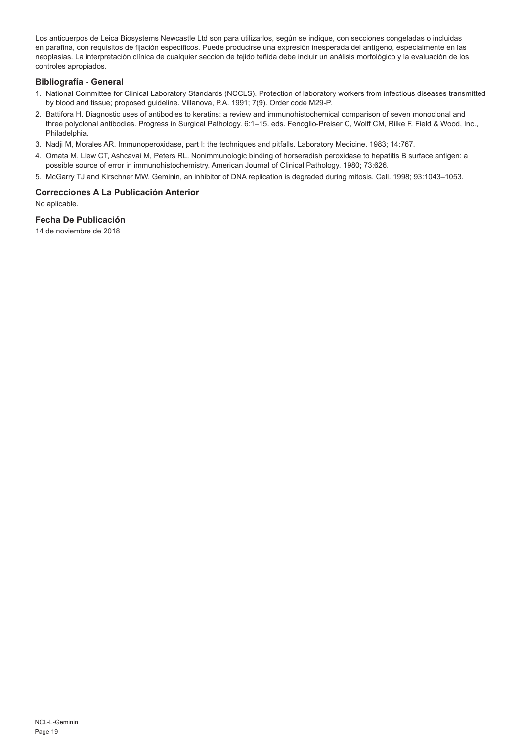Los anticuerpos de Leica Biosystems Newcastle Ltd son para utilizarlos, según se indique, con secciones congeladas o incluidas en parafina, con requisitos de fijación específicos. Puede producirse una expresión inesperada del antígeno, especialmente en las neoplasias. La interpretación clínica de cualquier sección de tejido teñida debe incluir un análisis morfológico y la evaluación de los controles apropiados.

### Bibliografía - General

1. National Committee for Clinical Laboratory Standards (NCCLS). Protection of laboratory workers from infectious diseases transmitted by blood and tissue; proposed guideline. Villanova, P.A. 1991; 7(9). Order code M29-P.
2. Battifora H. Diagnostic uses of antibodies to keratins: a review and immunohistochemical comparison of seven monoclonal and three polyclonal antibodies. Progress in Surgical Pathology. 6:1–15. eds. Fenoglio-Preiser C, Wolff CM, Rilke F. Field & Wood, Inc., Philadelphia.
3. Nadji M, Morales AR. Immunoperoxidase, part I: the techniques and pitfalls. Laboratory Medicine. 1983; 14:767.
4. Omata M, Liew CT, Ashcavai M, Peters RL. Nonimmunologic binding of horseradish peroxidase to hepatitis B surface antigen: a possible source of error in immunohistochemistry. American Journal of Clinical Pathology. 1980; 73:626.
5. McGarry TJ and Kirschner MW. Geminin, an inhibitor of DNA replication is degraded during mitosis. Cell. 1998; 93:1043–1053.

### Correcciones A La Publicación Anterior

No aplicable.

### Fecha De Publicación

14 de noviembre de 2018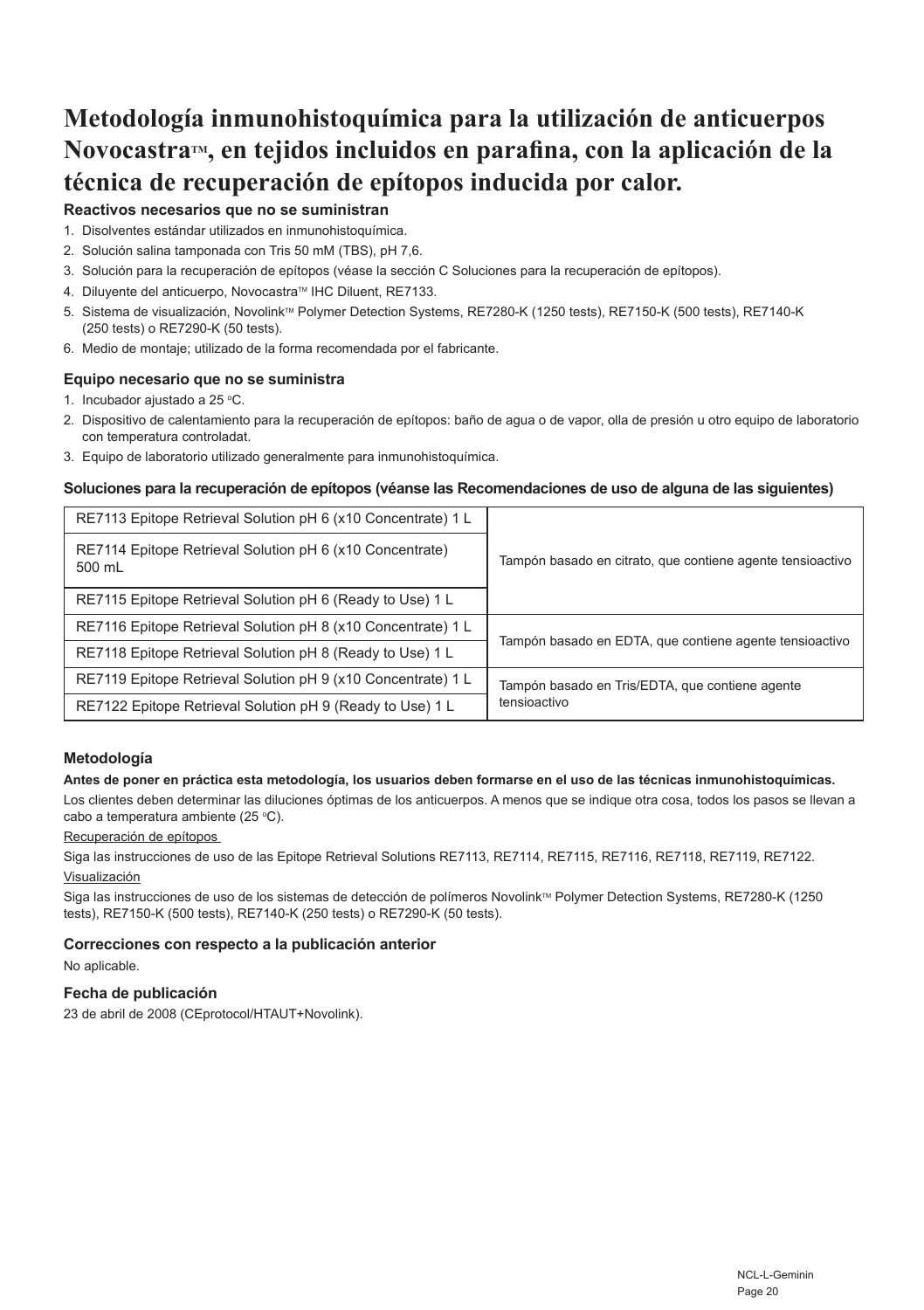# Metodología inmunohistoquímica para la utilización de anticuerpos Novocastra™, en tejidos incluidos en parafina, con la aplicación de la técnica de recuperación de epítopos inducida por calor.

### Reactivos necesarios que no se suministran

1. Disolventes estándar utilizados en inmunohistoquímica.
2. Solución salina tamponada con Tris 50 mM (TBS), pH 7,6.
3. Solución para la recuperación de epítopos (véase la sección C Soluciones para la recuperación de epítopos).
4. Diluyente del anticuerpo, Novocastra™ IHC Diluent, RE7133.
5. Sistema de visualización, Novolink™ Polymer Detection Systems, RE7280-K (1250 tests), RE7150-K (500 tests), RE7140-K (250 tests) o RE7290-K (50 tests).
6. Medio de montaje; utilizado de la forma recomendada por el fabricante.

### Equipo necesario que no se suministra

1. Incubador ajustado a 25 °C.
2. Dispositivo de calentamiento para la recuperación de epítopos: baño de agua o de vapor, olla de presión u otro equipo de laboratorio con temperatura controladat.
3. Equipo de laboratorio utilizado generalmente para inmunohistoquímica.

### Soluciones para la recuperación de epítopos (véanse las Recomendaciones de uso de alguna de las siguientes)

| Solución | Descripción |
|---|---|
| RE7113 Epitope Retrieval Solution pH 6 (x10 Concentrate) 1 L | Tampón basado en citrato, que contiene agente tensioactivo |
| RE7114 Epitope Retrieval Solution pH 6 (x10 Concentrate) 500 mL | |
| RE7115 Epitope Retrieval Solution pH 6 (Ready to Use) 1 L | |
| RE7116 Epitope Retrieval Solution pH 8 (x10 Concentrate) 1 L | Tampón basado en EDTA, que contiene agente tensioactivo |
| RE7118 Epitope Retrieval Solution pH 8 (Ready to Use) 1 L | |
| RE7119 Epitope Retrieval Solution pH 9 (x10 Concentrate) 1 L | Tampón basado en Tris/EDTA, que contiene agente tensioactivo |
| RE7122 Epitope Retrieval Solution pH 9 (Ready to Use) 1 L | |

### Metodología

**Antes de poner en práctica esta metodología, los usuarios deben formarse en el uso de las técnicas inmunohistoquímicas.**

Los clientes deben determinar las diluciones óptimas de los anticuerpos. A menos que se indique otra cosa, todos los pasos se llevan a cabo a temperatura ambiente (25 °C).

Recuperación de epítopos

Siga las instrucciones de uso de las Epitope Retrieval Solutions RE7113, RE7114, RE7115, RE7116, RE7118, RE7119, RE7122.

Visualización

Siga las instrucciones de uso de los sistemas de detección de polímeros Novolink™ Polymer Detection Systems, RE7280-K (1250 tests), RE7150-K (500 tests), RE7140-K (250 tests) o RE7290-K (50 tests).

### Correcciones con respecto a la publicación anterior

No aplicable.

### Fecha de publicación

23 de abril de 2008 (CEprotocol/HTAUT+Novolink).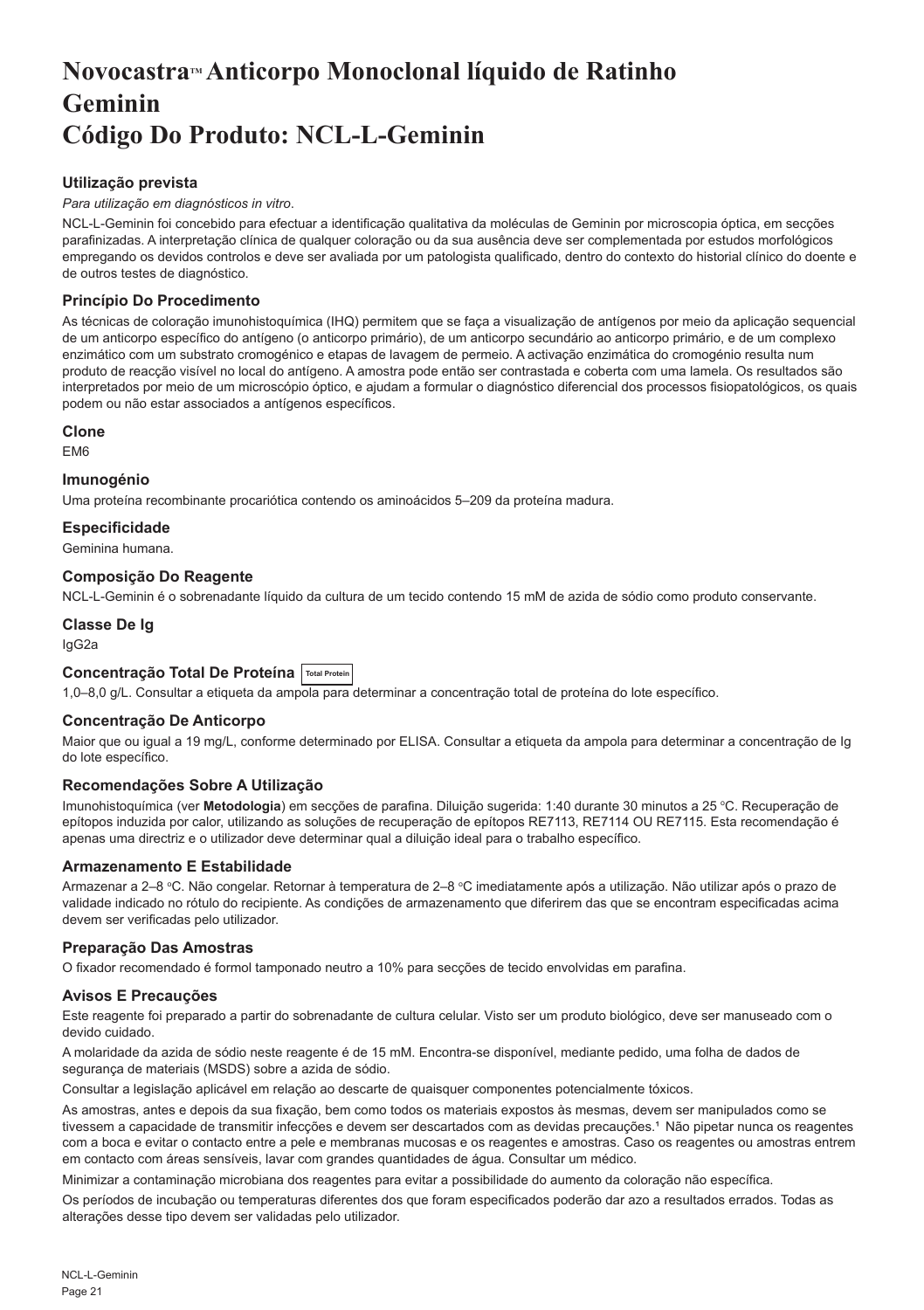# Novocastra™ Anticorpo Monoclonal líquido de Ratinho Geminin
# Código Do Produto: NCL-L-Geminin

### Utilização prevista

*Para utilização em diagnósticos in vitro.*

NCL-L-Geminin foi concebido para efectuar a identificação qualitativa da moléculas de Geminin por microscopia óptica, em secções parafinizadas. A interpretação clínica de qualquer coloração ou da sua ausência deve ser complementada por estudos morfológicos empregando os devidos controlos e deve ser avaliada por um patologista qualificado, dentro do contexto do historial clínico do doente e de outros testes de diagnóstico.

### Princípio Do Procedimento

As técnicas de coloração imunohistoquímica (IHQ) permitem que se faça a visualização de antígenos por meio da aplicação sequencial de um anticorpo específico do antígeno (o anticorpo primário), de um anticorpo secundário ao anticorpo primário, e de um complexo enzimático com um substrato cromogénico e etapas de lavagem de permeio. A activação enzimática do cromogénio resulta num produto de reacção visível no local do antígeno. A amostra pode então ser contrastada e coberta com uma lamela. Os resultados são interpretados por meio de um microscópio óptico, e ajudam a formular o diagnóstico diferencial dos processos fisiopatológicos, os quais podem ou não estar associados a antígenos específicos.

### Clone

EM6

### Imunogénio

Uma proteína recombinante procariótica contendo os aminoácidos 5–209 da proteína madura.

### Especificidade

Geminina humana.

### Composição Do Reagente

NCL-L-Geminin é o sobrenadante líquido da cultura de um tecido contendo 15 mM de azida de sódio como produto conservante.

### Classe De Ig

IgG2a

### Concentração Total De Proteína Total Protein

1,0–8,0 g/L. Consultar a etiqueta da ampola para determinar a concentração total de proteína do lote específico.

### Concentração De Anticorpo

Maior que ou igual a 19 mg/L, conforme determinado por ELISA. Consultar a etiqueta da ampola para determinar a concentração de Ig do lote específico.

### Recomendações Sobre A Utilização

Imunohistoquímica (ver **Metodologia**) em secções de parafina. Diluição sugerida: 1:40 durante 30 minutos a 25 °C. Recuperação de epítopos induzida por calor, utilizando as soluções de recuperação de epítopos RE7113, RE7114 OU RE7115. Esta recomendação é apenas uma directriz e o utilizador deve determinar qual a diluição ideal para o trabalho específico.

### Armazenamento E Estabilidade

Armazenar a 2–8 °C. Não congelar. Retornar à temperatura de 2–8 °C imediatamente após a utilização. Não utilizar após o prazo de validade indicado no rótulo do recipiente. As condições de armazenamento que diferirem das que se encontram especificadas acima devem ser verificadas pelo utilizador.

### Preparação Das Amostras

O fixador recomendado é formol tamponado neutro a 10% para secções de tecido envolvidas em parafina.

### Avisos E Precauções

Este reagente foi preparado a partir do sobrenadante de cultura celular. Visto ser um produto biológico, deve ser manuseado com o devido cuidado.

A molaridade da azida de sódio neste reagente é de 15 mM. Encontra-se disponível, mediante pedido, uma folha de dados de segurança de materiais (MSDS) sobre a azida de sódio.

Consultar a legislação aplicável em relação ao descarte de quaisquer componentes potencialmente tóxicos.

As amostras, antes e depois da sua fixação, bem como todos os materiais expostos às mesmas, devem ser manipulados como se tivessem a capacidade de transmitir infecções e devem ser descartados com as devidas precauções.[1] Não pipetar nunca os reagentes com a boca e evitar o contacto entre a pele e membranas mucosas e os reagentes e amostras. Caso os reagentes ou amostras entrem em contacto com áreas sensíveis, lavar com grandes quantidades de água. Consultar um médico.

Minimizar a contaminação microbiana dos reagentes para evitar a possibilidade do aumento da coloração não específica.

Os períodos de incubação ou temperaturas diferentes dos que foram especificados poderão dar azo a resultados errados. Todas as alterações desse tipo devem ser validadas pelo utilizador.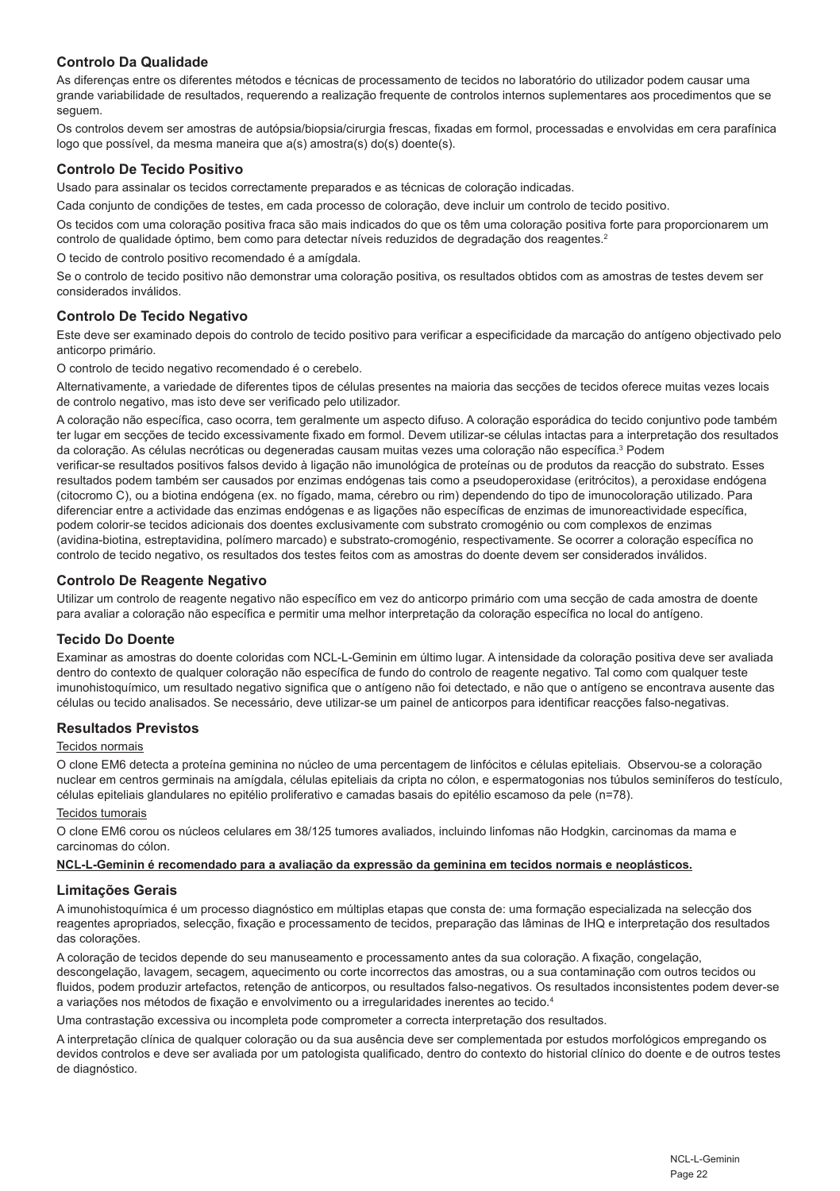## Controlo Da Qualidade

As diferenças entre os diferentes métodos e técnicas de processamento de tecidos no laboratório do utilizador podem causar uma grande variabilidade de resultados, requerendo a realização frequente de controlos internos suplementares aos procedimentos que se seguem.

Os controlos devem ser amostras de autópsia/biopsia/cirurgia frescas, fixadas em formol, processadas e envolvidas em cera parafínica logo que possível, da mesma maneira que a(s) amostra(s) do(s) doente(s).

## Controlo De Tecido Positivo

Usado para assinalar os tecidos correctamente preparados e as técnicas de coloração indicadas.

Cada conjunto de condições de testes, em cada processo de coloração, deve incluir um controlo de tecido positivo.

Os tecidos com uma coloração positiva fraca são mais indicados do que os têm uma coloração positiva forte para proporcionarem um controlo de qualidade óptimo, bem como para detectar níveis reduzidos de degradação dos reagentes.[2]

O tecido de controlo positivo recomendado é a amígdala.

Se o controlo de tecido positivo não demonstrar uma coloração positiva, os resultados obtidos com as amostras de testes devem ser considerados inválidos.

## Controlo De Tecido Negativo

Este deve ser examinado depois do controlo de tecido positivo para verificar a especificidade da marcação do antígeno objectivado pelo anticorpo primário.

O controlo de tecido negativo recomendado é o cerebelo.

Alternativamente, a variedade de diferentes tipos de células presentes na maioria das secções de tecidos oferece muitas vezes locais de controlo negativo, mas isto deve ser verificado pelo utilizador.

A coloração não específica, caso ocorra, tem geralmente um aspecto difuso. A coloração esporádica do tecido conjuntivo pode também ter lugar em secções de tecido excessivamente fixado em formol. Devem utilizar-se células intactas para a interpretação dos resultados da coloração. As células necróticas ou degeneradas causam muitas vezes uma coloração não específica.[3] Podem verificar-se resultados positivos falsos devido à ligação não imunológica de proteínas ou de produtos da reacção do substrato. Esses resultados podem também ser causados por enzimas endógenas tais como a pseudoperoxidase (eritrócitos), a peroxidase endógena (citocromo C), ou a biotina endógena (ex. no fígado, mama, cérebro ou rim) dependendo do tipo de imunocoloração utilizado. Para diferenciar entre a actividade das enzimas endógenas e as ligações não específicas de enzimas de imunoreactividade específica, podem colorir-se tecidos adicionais dos doentes exclusivamente com substrato cromogénio ou com complexos de enzimas (avidina-biotina, estreptavidina, polímero marcado) e substrato-cromogénio, respectivamente. Se ocorrer a coloração específica no controlo de tecido negativo, os resultados dos testes feitos com as amostras do doente devem ser considerados inválidos.

## Controlo De Reagente Negativo

Utilizar um controlo de reagente negativo não específico em vez do anticorpo primário com uma secção de cada amostra de doente para avaliar a coloração não específica e permitir uma melhor interpretação da coloração específica no local do antígeno.

## Tecido Do Doente

Examinar as amostras do doente coloridas com NCL-L-Geminin em último lugar. A intensidade da coloração positiva deve ser avaliada dentro do contexto de qualquer coloração não específica de fundo do controlo de reagente negativo. Tal como com qualquer teste imunohistoquímico, um resultado negativo significa que o antígeno não foi detectado, e não que o antígeno se encontrava ausente das células ou tecido analisados. Se necessário, deve utilizar-se um painel de anticorpos para identificar reacções falso-negativas.

## Resultados Previstos

Tecidos normais

O clone EM6 detecta a proteína geminina no núcleo de uma percentagem de linfócitos e células epiteliais. Observou-se a coloração nuclear em centros germinais na amígdala, células epiteliais da cripta no cólon, e espermatogonias nos túbulos seminíferos do testículo, células epiteliais glandulares no epitélio proliferativo e camadas basais do epitélio escamoso da pele (n=78).

Tecidos tumorais

O clone EM6 corou os núcleos celulares em 38/125 tumores avaliados, incluindo linfomas não Hodgkin, carcinomas da mama e carcinomas do cólon.

**NCL-L-Geminin é recomendado para a avaliação da expressão da geminina em tecidos normais e neoplásticos.**

## Limitações Gerais

A imunohistoquímica é um processo diagnóstico em múltiplas etapas que consta de: uma formação especializada na selecção dos reagentes apropriados, selecção, fixação e processamento de tecidos, preparação das lâminas de IHQ e interpretação dos resultados das colorações.

A coloração de tecidos depende do seu manuseamento e processamento antes da sua coloração. A fixação, congelação, descongelação, lavagem, secagem, aquecimento ou corte incorrectos das amostras, ou a sua contaminação com outros tecidos ou fluidos, podem produzir artefactos, retenção de anticorpos, ou resultados falso-negativos. Os resultados inconsistentes podem dever-se a variações nos métodos de fixação e envolvimento ou a irregularidades inerentes ao tecido.[4]

Uma contrastação excessiva ou incompleta pode comprometer a correcta interpretação dos resultados.

A interpretação clínica de qualquer coloração ou da sua ausência deve ser complementada por estudos morfológicos empregando os devidos controlos e deve ser avaliada por um patologista qualificado, dentro do contexto do historial clínico do doente e de outros testes de diagnóstico.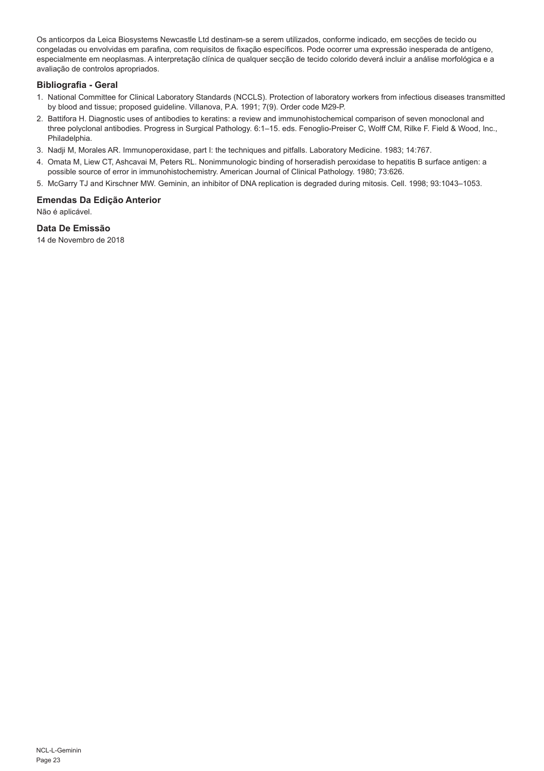Os anticorpos da Leica Biosystems Newcastle Ltd destinam-se a serem utilizados, conforme indicado, em secções de tecido ou congeladas ou envolvidas em parafina, com requisitos de fixação específicos. Pode ocorrer uma expressão inesperada de antígeno, especialmente em neoplasmas. A interpretação clínica de qualquer secção de tecido colorido deverá incluir a análise morfológica e a avaliação de controlos apropriados.

## Bibliografia - Geral

1. National Committee for Clinical Laboratory Standards (NCCLS). Protection of laboratory workers from infectious diseases transmitted by blood and tissue; proposed guideline. Villanova, P.A. 1991; 7(9). Order code M29-P.
2. Battifora H. Diagnostic uses of antibodies to keratins: a review and immunohistochemical comparison of seven monoclonal and three polyclonal antibodies. Progress in Surgical Pathology. 6:1–15. eds. Fenoglio-Preiser C, Wolff CM, Rilke F. Field & Wood, Inc., Philadelphia.
3. Nadji M, Morales AR. Immunoperoxidase, part I: the techniques and pitfalls. Laboratory Medicine. 1983; 14:767.
4. Omata M, Liew CT, Ashcavai M, Peters RL. Nonimmunologic binding of horseradish peroxidase to hepatitis B surface antigen: a possible source of error in immunohistochemistry. American Journal of Clinical Pathology. 1980; 73:626.
5. McGarry TJ and Kirschner MW. Geminin, an inhibitor of DNA replication is degraded during mitosis. Cell. 1998; 93:1043–1053.

## Emendas Da Edição Anterior

Não é aplicável.

## Data De Emissão

14 de Novembro de 2018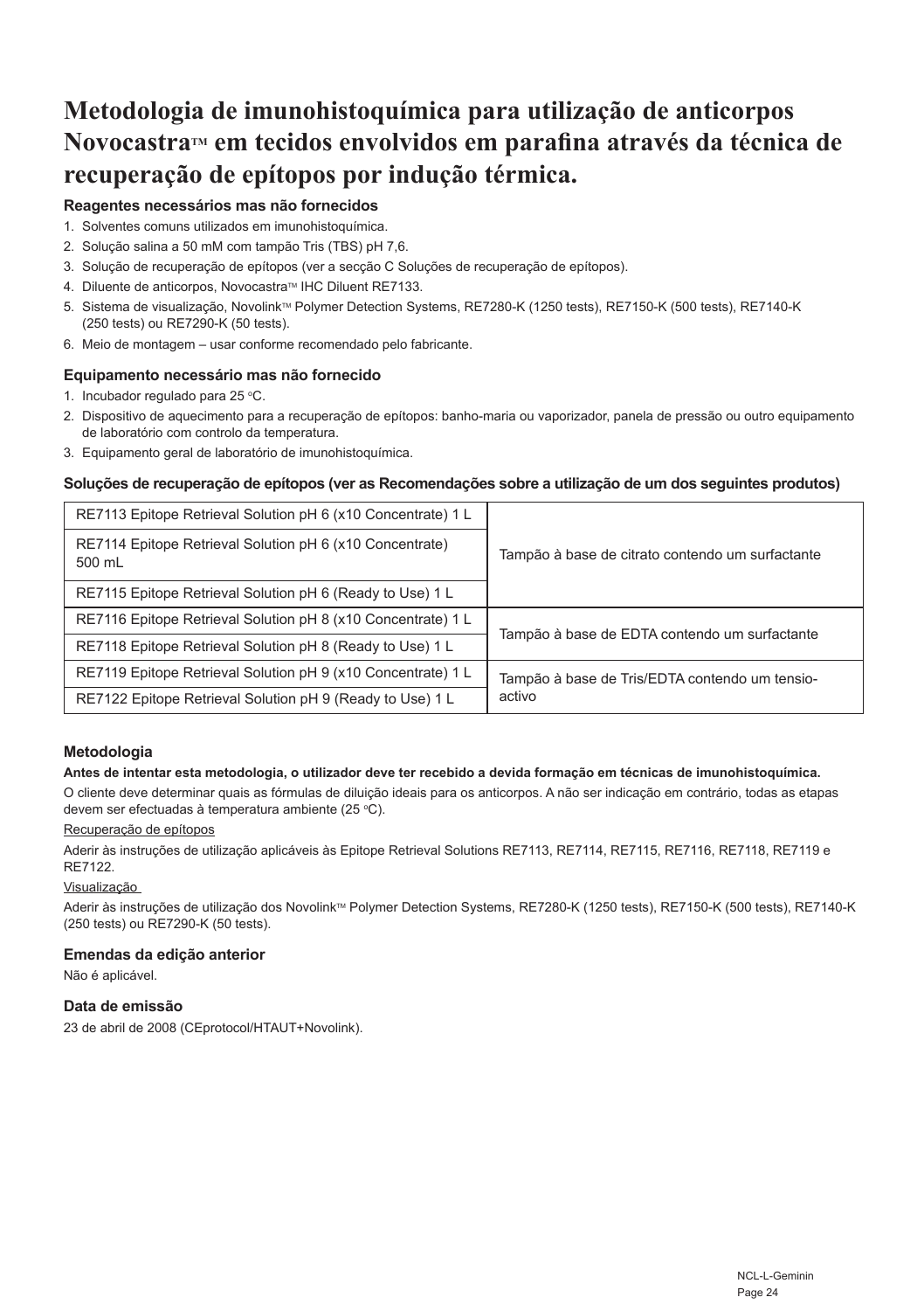# Metodologia de imunohistoquímica para utilização de anticorpos Novocastra™ em tecidos envolvidos em parafina através da técnica de recuperação de epítopos por indução térmica.

### Reagentes necessários mas não fornecidos

1. Solventes comuns utilizados em imunohistoquímica.
2. Solução salina a 50 mM com tampão Tris (TBS) pH 7,6.
3. Solução de recuperação de epítopos (ver a secção C Soluções de recuperação de epítopos).
4. Diluente de anticorpos, Novocastra™ IHC Diluent RE7133.
5. Sistema de visualização, Novolink™ Polymer Detection Systems, RE7280-K (1250 tests), RE7150-K (500 tests), RE7140-K (250 tests) ou RE7290-K (50 tests).
6. Meio de montagem – usar conforme recomendado pelo fabricante.

### Equipamento necessário mas não fornecido

1. Incubador regulado para 25 °C.
2. Dispositivo de aquecimento para a recuperação de epítopos: banho-maria ou vaporizador, panela de pressão ou outro equipamento de laboratório com controlo da temperatura.
3. Equipamento geral de laboratório de imunohistoquímica.

### Soluções de recuperação de epítopos (ver as Recomendações sobre a utilização de um dos seguintes produtos)

| Produto | Descrição |
|---|---|
| RE7113 Epitope Retrieval Solution pH 6 (x10 Concentrate) 1 L | Tampão à base de citrato contendo um surfactante |
| RE7114 Epitope Retrieval Solution pH 6 (x10 Concentrate) 500 mL | |
| RE7115 Epitope Retrieval Solution pH 6 (Ready to Use) 1 L | |
| RE7116 Epitope Retrieval Solution pH 8 (x10 Concentrate) 1 L | Tampão à base de EDTA contendo um surfactante |
| RE7118 Epitope Retrieval Solution pH 8 (Ready to Use) 1 L | |
| RE7119 Epitope Retrieval Solution pH 9 (x10 Concentrate) 1 L | Tampão à base de Tris/EDTA contendo um tensio-activo |
| RE7122 Epitope Retrieval Solution pH 9 (Ready to Use) 1 L | |

### Metodologia

**Antes de intentar esta metodologia, o utilizador deve ter recebido a devida formação em técnicas de imunohistoquímica.**

O cliente deve determinar quais as fórmulas de diluição ideais para os anticorpos. A não ser indicação em contrário, todas as etapas devem ser efectuadas à temperatura ambiente (25 °C).

Recuperação de epítopos

Aderir às instruções de utilização aplicáveis às Epitope Retrieval Solutions RE7113, RE7114, RE7115, RE7116, RE7118, RE7119 e RE7122.

Visualização

Aderir às instruções de utilização dos Novolink™ Polymer Detection Systems, RE7280-K (1250 tests), RE7150-K (500 tests), RE7140-K (250 tests) ou RE7290-K (50 tests).

### Emendas da edição anterior

Não é aplicável.

### Data de emissão

23 de abril de 2008 (CEprotocol/HTAUT+Novolink).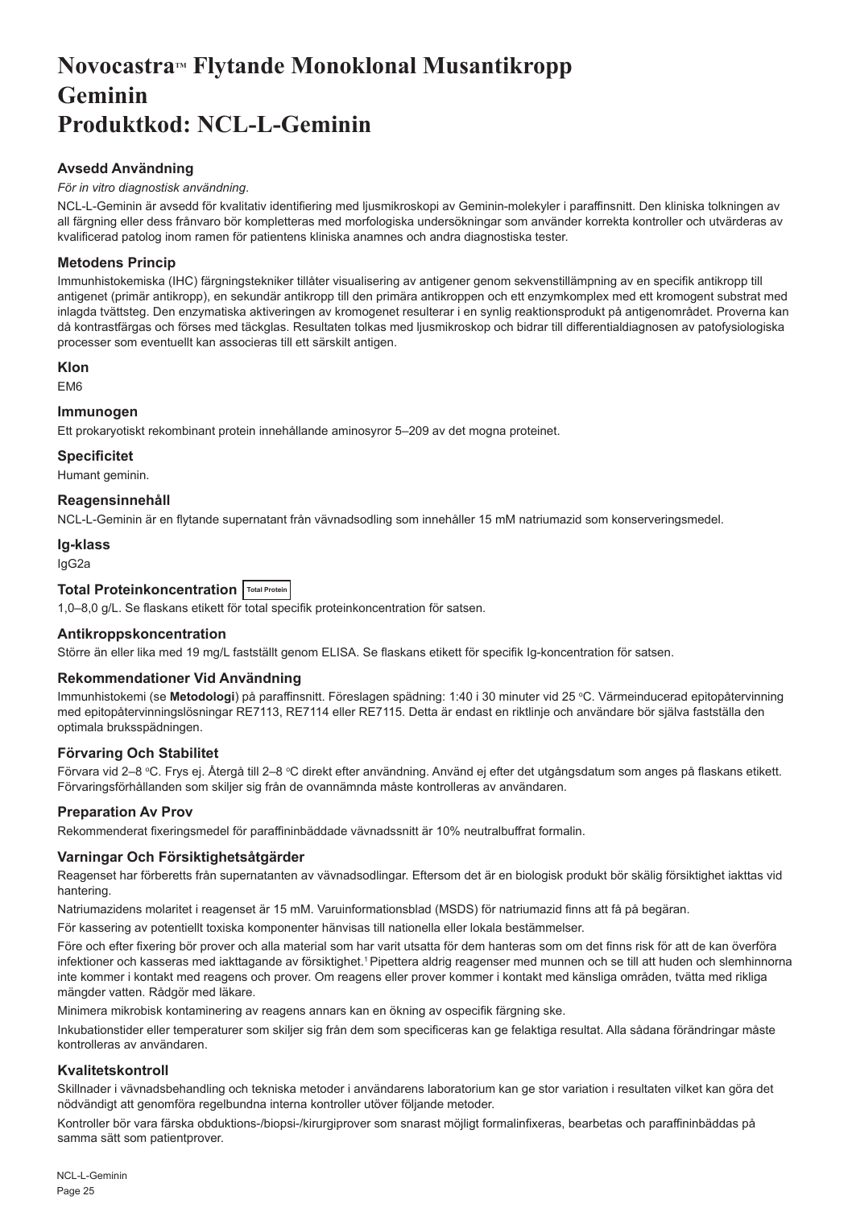# Novocastra™ Flytande Monoklonal Musantikropp Geminin Produktkod: NCL-L-Geminin

## Avsedd Användning

*För in vitro diagnostisk användning.*

NCL-L-Geminin är avsedd för kvalitativ identifiering med ljusmikroskopi av Geminin-molekyler i paraffinsnitt. Den kliniska tolkningen av all färgning eller dess frånvaro bör kompletteras med morfologiska undersökningar som använder korrekta kontroller och utvärderas av kvalificerad patolog inom ramen för patientens kliniska anamnes och andra diagnostiska tester.

## Metodens Princip

Immunhistokemiska (IHC) färgningstekniker tillåter visualisering av antigener genom sekvenstillämpning av en specifik antikropp till antigenet (primär antikropp), en sekundär antikropp till den primära antikroppen och ett enzymkomplex med ett kromogent substrat med inlagda tvättsteg. Den enzymatiska aktiveringen av kromogenet resulterar i en synlig reaktionsprodukt på antigenområdet. Proverna kan då kontrastfärgas och förses med täckglas. Resultaten tolkas med ljusmikroskop och bidrar till differentialdiagnosen av patofysiologiska processer som eventuellt kan associeras till ett särskilt antigen.

## Klon

EM6

## Immunogen

Ett prokaryotiskt rekombinant protein innehållande aminosyror 5–209 av det mogna proteinet.

## Specificitet

Humant geminin.

## Reagensinnehåll

NCL-L-Geminin är en flytande supernatant från vävnadsodling som innehåller 15 mM natriumazid som konserveringsmedel.

## Ig-klass

IgG2a

## Total Proteinkoncentration Total Protein

1,0–8,0 g/L. Se flaskans etikett för total specifik proteinkoncentration för satsen.

## Antikroppskoncentration

Större än eller lika med 19 mg/L fastställt genom ELISA. Se flaskans etikett för specifik Ig-koncentration för satsen.

## Rekommendationer Vid Användning

Immunhistokemi (se **Metodologi**) på paraffinsnitt. Föreslagen spädning: 1:40 i 30 minuter vid 25 °C. Värmeinducerad epitopåtervinning med epitopåtervinningslösningar RE7113, RE7114 eller RE7115. Detta är endast en riktlinje och användare bör själva fastställa den optimala bruksspädningen.

## Förvaring Och Stabilitet

Förvara vid 2–8 °C. Frys ej. Återgå till 2–8 °C direkt efter användning. Använd ej efter det utgångsdatum som anges på flaskans etikett. Förvaringsförhållanden som skiljer sig från de ovannämnda måste kontrolleras av användaren.

## Preparation Av Prov

Rekommenderat fixeringsmedel för paraffininbäddade vävnadssnitt är 10% neutralbuffrat formalin.

## Varningar Och Försiktighetsåtgärder

Reagenset har förberetts från supernatanten av vävnadsodlingar. Eftersom det är en biologisk produkt bör skälig försiktighet iakttas vid hantering.

Natriumazidens molaritet i reagenset är 15 mM. Varuinformationsblad (MSDS) för natriumazid finns att få på begäran.

För kassering av potentiellt toxiska komponenter hänvisas till nationella eller lokala bestämmelser.

Före och efter fixering bör prover och alla material som har varit utsatta för dem hanteras som om det finns risk för att de kan överföra infektioner och kasseras med iakttagande av försiktighet.[1] Pipettera aldrig reagenser med munnen och se till att huden och slemhinnorna inte kommer i kontakt med reagens och prover. Om reagens eller prover kommer i kontakt med känsliga områden, tvätta med rikliga mängder vatten. Rådgör med läkare.

Minimera mikrobisk kontaminering av reagens annars kan en ökning av ospecifik färgning ske.

Inkubationstider eller temperaturer som skiljer sig från dem som specificeras kan ge felaktiga resultat. Alla sådana förändringar måste kontrolleras av användaren.

## Kvalitetskontroll

Skillnader i vävnadsbehandling och tekniska metoder i användarens laboratorium kan ge stor variation i resultaten vilket kan göra det nödvändigt att genomföra regelbundna interna kontroller utöver följande metoder.

Kontroller bör vara färska obduktions-/biopsi-/kirurgiprover som snarast möjligt formalinfixeras, bearbetas och paraffininbäddas på samma sätt som patientprover.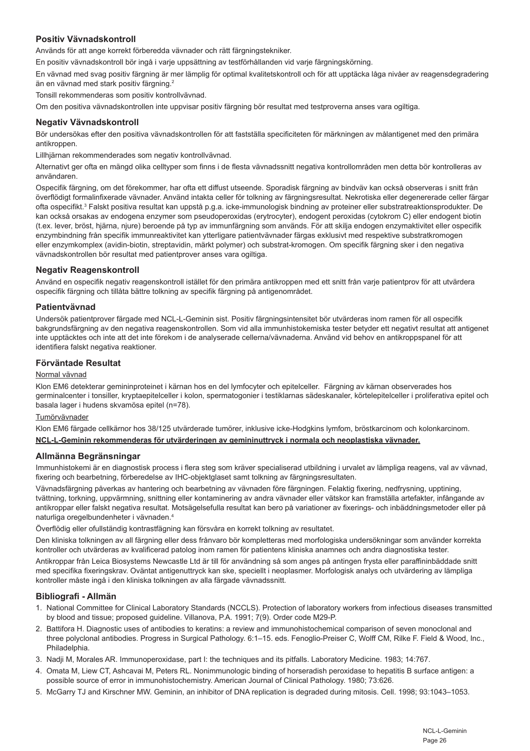### Positiv Vävnadskontroll

Används för att ange korrekt förberedda vävnader och rätt färgningstekniker.

En positiv vävnadskontroll bör ingå i varje uppsättning av testförhållanden vid varje färgningskörning.

En vävnad med svag positiv färgning är mer lämplig för optimal kvalitetskontroll och för att upptäcka låga nivåer av reagensdegradering än en vävnad med stark positiv färgning.[2]

Tonsill rekommenderas som positiv kontrollvävnad.

Om den positiva vävnadskontrollen inte uppvisar positiv färgning bör resultat med testproverna anses vara ogiltiga.

### Negativ Vävnadskontroll

Bör undersökas efter den positiva vävnadskontrollen för att fastställa specificiteten för märkningen av målantigenet med den primära antikroppen.

Lillhjärnan rekommenderades som negativ kontrollvävnad.

Alternativt ger ofta en mängd olika celltyper som finns i de flesta vävnadssnitt negativa kontrollområden men detta bör kontrolleras av användaren.

Ospecifik färgning, om det förekommer, har ofta ett diffust utseende. Sporadisk färgning av bindväv kan också observeras i snitt från överflödigt formalinfixerade vävnader. Använd intakta celler för tolkning av färgningsresultat. Nekrotiska eller degenererade celler färgar ofta ospecifikt.[3] Falskt positiva resultat kan uppstå p.g.a. icke-immunologisk bindning av proteiner eller substratreaktionsprodukter. De kan också orsakas av endogena enzymer som pseudoperoxidas (erytrocyter), endogent peroxidas (cytokrom C) eller endogent biotin (t.ex. lever, bröst, hjärna, njure) beroende på typ av immunfärgning som används. För att skilja endogen enzymaktivitet eller ospecifik enzymbindning från specifik immunreaktivitet kan ytterligare patientvävnader färgas exklusivt med respektive substratkromogen eller enzymkomplex (avidin-biotin, streptavidin, märkt polymer) och substrat-kromogen. Om specifik färgning sker i den negativa vävnadskontrollen bör resultat med patientprover anses vara ogiltiga.

### Negativ Reagenskontroll

Använd en ospecifik negativ reagenskontroll istället för den primära antikroppen med ett snitt från varje patientprov för att utvärdera ospecifik färgning och tillåta bättre tolkning av specifik färgning på antigenområdet.

### Patientvävnad

Undersök patientprover färgade med NCL-L-Geminin sist. Positiv färgningsintensitet bör utvärderas inom ramen för all ospecifik bakgrundsfärgning av den negativa reagenskontrollen. Som vid alla immunhistokemiska tester betyder ett negativt resultat att antigenet inte upptäcktes och inte att det inte förekom i de analyserade cellerna/vävnaderna. Använd vid behov en antikroppspanel för att identifiera falskt negativa reaktioner.

### Förväntade Resultat

Normal vävnad

Klon EM6 detekterar gemininproteinet i kärnan hos en del lymfocyter och epitelceller. Färgning av kärnan observerades hos germinalcenter i tonsiller, kryptaepitelceller i kolon, spermatogonier i testiklarnas sädeskanaler, körtelepitelceller i proliferativa epitel och basala lager i hudens skvamösa epitel (n=78).

Tumörvävnader

Klon EM6 färgade cellkärnor hos 38/125 utvärderade tumörer, inklusive icke-Hodgkins lymfom, bröstkarcinom och kolonkarcinom.

**NCL-L-Geminin rekommenderas för utvärderingen av gemininuttryck i normala och neoplastiska vävnader.**

### Allmänna Begränsningar

Immunhistokemi är en diagnostisk process i flera steg som kräver specialiserad utbildning i urvalet av lämpliga reagens, val av vävnad, fixering och bearbetning, förberedelse av IHC-objektglaset samt tolkning av färgningsresultaten.

Vävnadsfärgning påverkas av hantering och bearbetning av vävnaden före färgningen. Felaktig fixering, nedfrysning, upptining, tvättning, torkning, uppvärmning, snittning eller kontaminering av andra vävnader eller vätskor kan framställa artefakter, infångande av antikroppar eller falskt negativa resultat. Motsägelsefulla resultat kan bero på variationer av fixerings- och inbäddningsmetoder eller på naturliga oregelbundenheter i vävnaden.[4]

Överflödig eller ofullständig kontrastfägning kan försvåra en korrekt tolkning av resultatet.

Den kliniska tolkningen av all färgning eller dess frånvaro bör kompletteras med morfologiska undersökningar som använder korrekta kontroller och utvärderas av kvalificerad patolog inom ramen för patientens kliniska anamnes och andra diagnostiska tester.

Antikroppar från Leica Biosystems Newcastle Ltd är till för användning så som anges på antingen frysta eller paraffininbäddade snitt med specifika fixeringskrav. Oväntat antigenuttryck kan ske, speciellt i neoplasmer. Morfologisk analys och utvärdering av lämpliga kontroller måste ingå i den kliniska tolkningen av alla färgade vävnadssnitt.

### Bibliografi - Allmän

1. National Committee for Clinical Laboratory Standards (NCCLS). Protection of laboratory workers from infectious diseases transmitted by blood and tissue; proposed guideline. Villanova, P.A. 1991; 7(9). Order code M29-P.
2. Battifora H. Diagnostic uses of antibodies to keratins: a review and immunohistochemical comparison of seven monoclonal and three polyclonal antibodies. Progress in Surgical Pathology. 6:1–15. eds. Fenoglio-Preiser C, Wolff CM, Rilke F. Field & Wood, Inc., Philadelphia.
3. Nadji M, Morales AR. Immunoperoxidase, part I: the techniques and its pitfalls. Laboratory Medicine. 1983; 14:767.
4. Omata M, Liew CT, Ashcavai M, Peters RL. Nonimmunologic binding of horseradish peroxidase to hepatitis B surface antigen: a possible source of error in immunohistochemistry. American Journal of Clinical Pathology. 1980; 73:626.
5. McGarry TJ and Kirschner MW. Geminin, an inhibitor of DNA replication is degraded during mitosis. Cell. 1998; 93:1043–1053.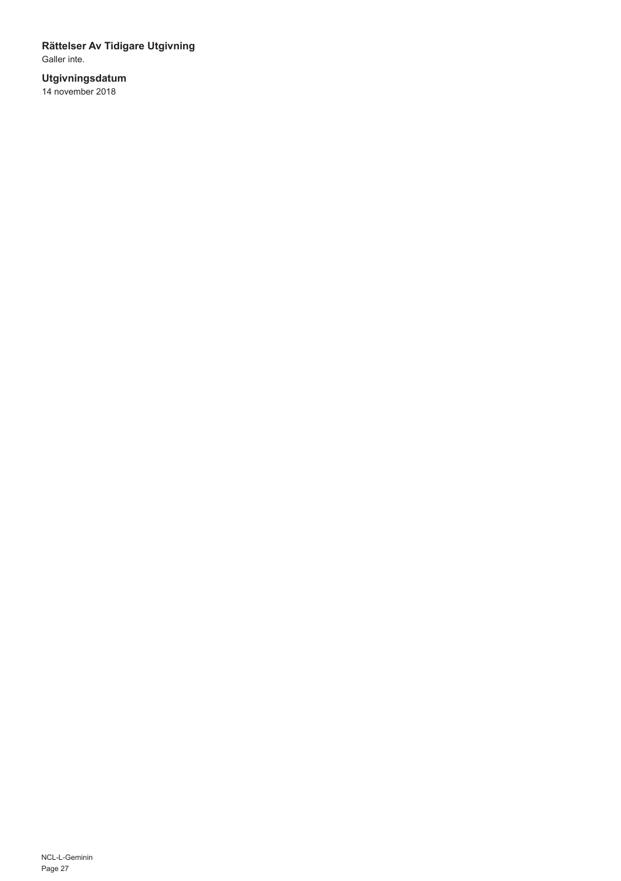### Rättelser Av Tidigare Utgivning

Galler inte.

### Utgivningsdatum

14 november 2018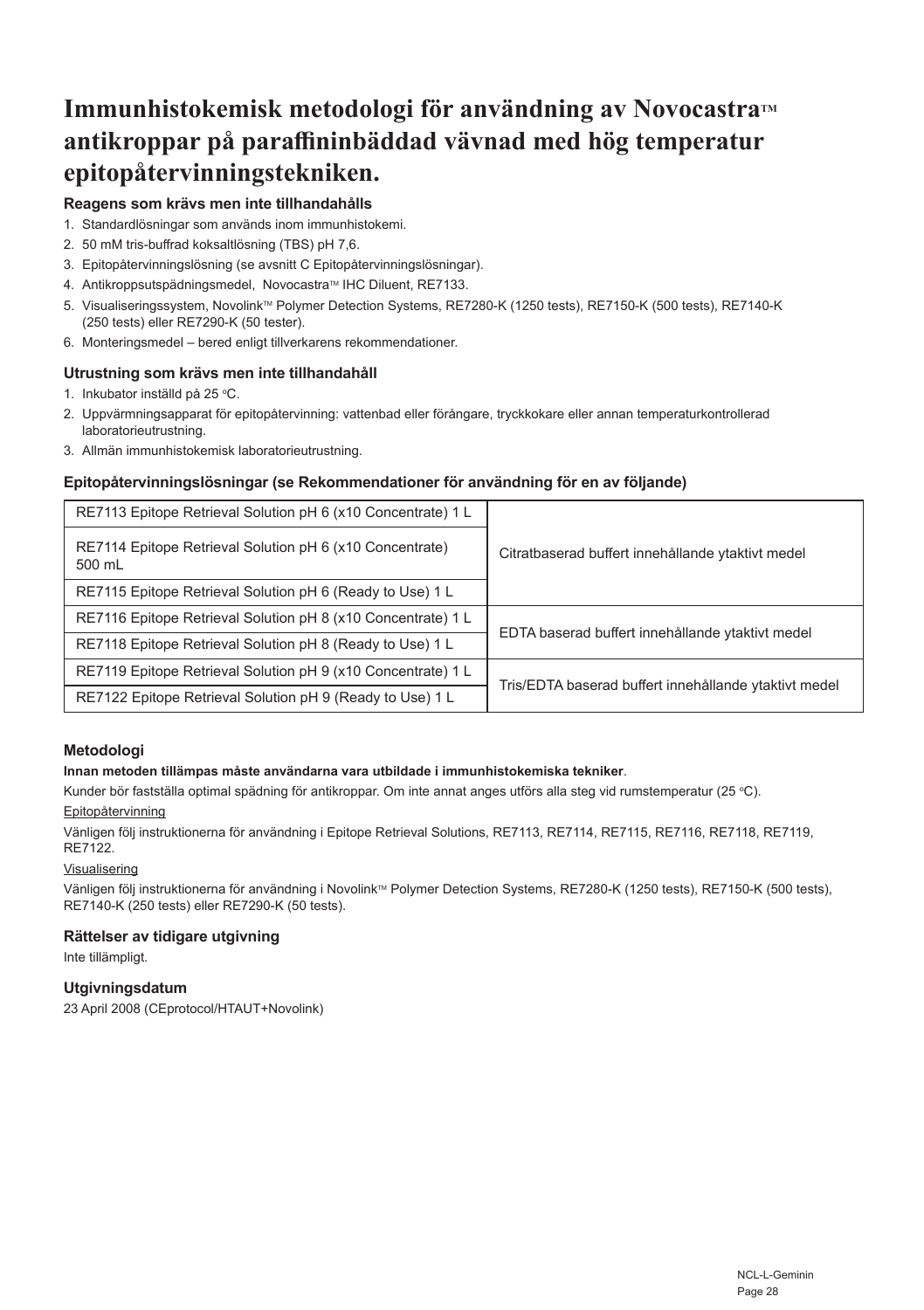# Immunhistokemisk metodologi för användning av Novocastra™ antikroppar på paraffininbäddad vävnad med hög temperatur epitopåtervinningstekniken.

### Reagens som krävs men inte tillhandahålls

1. Standardlösningar som används inom immunhistokemi.
2. 50 mM tris-buffrad koksaltlösning (TBS) pH 7,6.
3. Epitopåtervinningslösning (se avsnitt C Epitopåtervinningslösningar).
4. Antikroppsutspädningsmedel, Novocastra™ IHC Diluent, RE7133.
5. Visualiseringssystem, Novolink™ Polymer Detection Systems, RE7280-K (1250 tests), RE7150-K (500 tests), RE7140-K (250 tests) eller RE7290-K (50 tester).
6. Monteringsmedel – bered enligt tillverkarens rekommendationer.

### Utrustning som krävs men inte tillhandahåll

1. Inkubator inställd på 25 °C.
2. Uppvärmningsapparat för epitopåtervinning: vattenbad eller förångare, tryckkokare eller annan temperaturkontrollerad laboratorieutrustning.
3. Allmän immunhistokemisk laboratorieutrustning.

### Epitopåtervinningslösningar (se Rekommendationer för användning för en av följande)

| | |
|---|---|
| RE7113 Epitope Retrieval Solution pH 6 (x10 Concentrate) 1 L | Citratbaserad buffert innehållande ytaktivt medel |
| RE7114 Epitope Retrieval Solution pH 6 (x10 Concentrate) 500 mL | |
| RE7115 Epitope Retrieval Solution pH 6 (Ready to Use) 1 L | |
| RE7116 Epitope Retrieval Solution pH 8 (x10 Concentrate) 1 L | EDTA baserad buffert innehållande ytaktivt medel |
| RE7118 Epitope Retrieval Solution pH 8 (Ready to Use) 1 L | |
| RE7119 Epitope Retrieval Solution pH 9 (x10 Concentrate) 1 L | Tris/EDTA baserad buffert innehållande ytaktivt medel |
| RE7122 Epitope Retrieval Solution pH 9 (Ready to Use) 1 L | |

### Metodologi

**Innan metoden tillämpas måste användarna vara utbildade i immunhistokemiska tekniker**.

Kunder bör fastställa optimal spädning för antikroppar. Om inte annat anges utförs alla steg vid rumstemperatur (25 °C).

Epitopåtervinning

Vänligen följ instruktionerna för användning i Epitope Retrieval Solutions, RE7113, RE7114, RE7115, RE7116, RE7118, RE7119, RE7122.

Visualisering

Vänligen följ instruktionerna för användning i Novolink™ Polymer Detection Systems, RE7280-K (1250 tests), RE7150-K (500 tests), RE7140-K (250 tests) eller RE7290-K (50 tests).

### Rättelser av tidigare utgivning

Inte tillämpligt.

### Utgivningsdatum

23 April 2008 (CEprotocol/HTAUT+Novolink)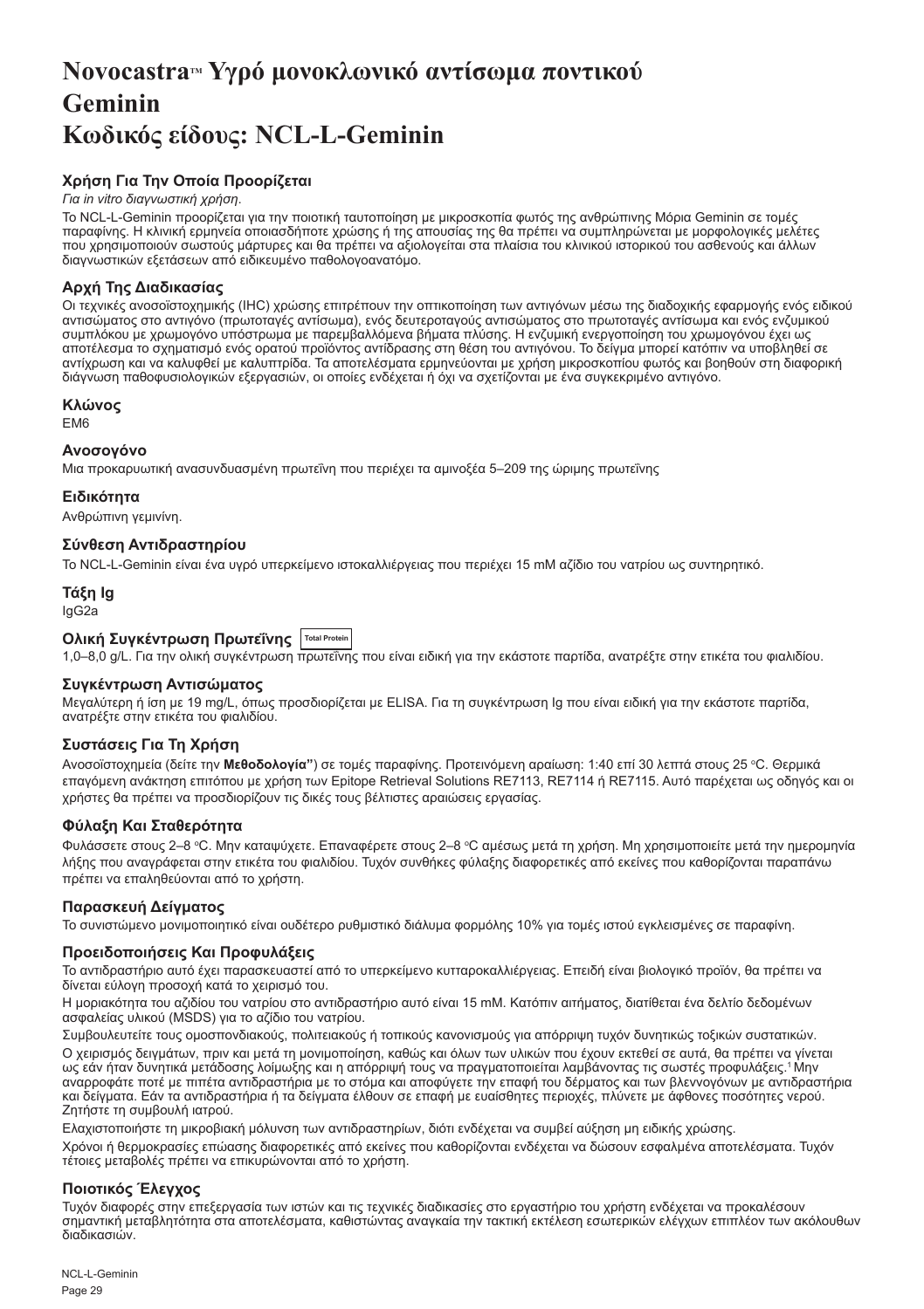# Novocastra™ Υγρό μονοκλωνικό αντίσωμα ποντικού Geminin Κωδικός είδους: NCL-L-Geminin

## Χρήση Για Την Οποία Προορίζεται

*Για in vitro διαγνωστική χρήση.*

Το NCL-L-Geminin προορίζεται για την ποιοτική ταυτοποίηση με μικροσκοπία φωτός της ανθρώπινης Μόρια Geminin σε τομές παραφίνης. Η κλινική ερμηνεία οποιασδήποτε χρώσης ή της απουσίας της θα πρέπει να συμπληρώνεται με μορφολογικές μελέτες που χρησιμοποιούν σωστούς μάρτυρες και θα πρέπει να αξιολογείται στα πλαίσια του κλινικού ιστορικού του ασθενούς και άλλων διαγνωστικών εξετάσεων από ειδικευμένο παθολογοανατόμο.

## Αρχή Της Διαδικασίας

Οι τεχνικές ανοσοϊστοχημικής (IHC) χρώσης επιτρέπουν την οπτικοποίηση των αντιγόνων μέσω της διαδοχικής εφαρμογής ενός ειδικού αντισώματος στο αντιγόνο (πρωτοταγές αντίσωμα), ενός δευτεροταγούς αντισώματος στο πρωτοταγές αντίσωμα και ενός ενζυμικού συμπλόκου με χρωμογόνο υπόστρωμα με παρεμβαλλόμενα βήματα πλύσης. Η ενζυμική ενεργοποίηση του χρωμογόνου έχει ως αποτέλεσμα το σχηματισμό ενός ορατού προϊόντος αντίδρασης στη θέση του αντιγόνου. Το δείγμα μπορεί κατόπιν να υποβληθεί σε αντίχρωση και να καλυφθεί με καλυπτρίδα. Τα αποτελέσματα ερμηνεύονται με χρήση μικροσκοπίου φωτός και βοηθούν στη διαφορική διάγνωση παθοφυσιολογικών εξεργασιών, οι οποίες ενδέχεται ή όχι να σχετίζονται με ένα συγκεκριμένο αντιγόνο.

## Κλώνος

EM6

## Ανοσογόνο

Μια προκαρυωτική ανασυνδυασμένη πρωτεΐνη που περιέχει τα αμινοξέα 5–209 της ώριμης πρωτεΐνης

## Ειδικότητα

Ανθρώπινη γεμινίνη.

## Σύνθεση Αντιδραστηρίου

Το NCL-L-Geminin είναι ένα υγρό υπερκείμενο ιστοκαλλιέργειας που περιέχει 15 mM αζίδιο του νατρίου ως συντηρητικό.

## Τάξη Ig

IgG2a

## Ολική Συγκέντρωση Πρωτεΐνης Total Protein

1,0–8,0 g/L. Για την ολική συγκέντρωση πρωτεΐνης που είναι ειδική για την εκάστοτε παρτίδα, ανατρέξτε στην ετικέτα του φιαλιδίου.

## Συγκέντρωση Αντισώματος

Μεγαλύτερη ή ίση με 19 mg/L, όπως προσδιορίζεται με ELISA. Για τη συγκέντρωση Ig που είναι ειδική για την εκάστοτε παρτίδα, ανατρέξτε στην ετικέτα του φιαλιδίου.

## Συστάσεις Για Τη Χρήση

Ανοσοϊστοχημεία (δείτε την **Μεθοδολογία"**) σε τομές παραφίνης. Προτεινόμενη αραίωση: 1:40 επί 30 λεπτά στους 25 °C. Θερμικά επαγόμενη ανάκτηση επιτόπου με χρήση των Epitope Retrieval Solutions RE7113, RE7114 ή RE7115. Αυτό παρέχεται ως οδηγός και οι χρήστες θα πρέπει να προσδιορίζουν τις δικές τους βέλτιστες αραιώσεις εργασίας.

## Φύλαξη Και Σταθερότητα

Φυλάσσετε στους 2–8 °C. Μην καταψύχετε. Επαναφέρετε στους 2–8 °C αμέσως μετά τη χρήση. Μη χρησιμοποιείτε μετά την ημερομηνία λήξης που αναγράφεται στην ετικέτα του φιαλιδίου. Τυχόν συνθήκες φύλαξης διαφορετικές από εκείνες που καθορίζονται παραπάνω πρέπει να επαληθεύονται από το χρήστη.

## Παρασκευή Δείγματος

Το συνιστώμενο μονιμοποιητικό είναι ουδέτερο ρυθμιστικό διάλυμα φορμόλης 10% για τομές ιστού εγκλεισμένες σε παραφίνη.

## Προειδοποιήσεις Και Προφυλάξεις

Το αντιδραστήριο αυτό έχει παρασκευαστεί από το υπερκείμενο κυτταροκαλλιέργειας. Επειδή είναι βιολογικό προϊόν, θα πρέπει να δίνεται εύλογη προσοχή κατά το χειρισμό του.

Η μοριακότητα του αζιδίου του νατρίου στο αντιδραστήριο αυτό είναι 15 mM. Κατόπιν αιτήματος, διατίθεται ένα δελτίο δεδομένων ασφαλείας υλικού (MSDS) για το αζίδιο του νατρίου.

Συμβουλευτείτε τους ομοσπονδιακούς, πολιτειακούς ή τοπικούς κανονισμούς για απόρριψη τυχόν δυνητικώς τοξικών συστατικών.

Ο χειρισμός δειγμάτων, πριν και μετά τη μονιμοποίηση, καθώς και όλων των υλικών που έχουν εκτεθεί σε αυτά, θα πρέπει να γίνεται ως εάν ήταν δυνητικά μετάδοσης λοίμωξης και η απόρριψή τους να πραγματοποιείται λαμβάνοντας τις σωστές προφυλάξεις.[1] Μην αναρροφάτε ποτέ με πιπέτα αντιδραστήρια με το στόμα και αποφύγετε την επαφή του δέρματος και των βλεννογόνων με αντιδραστήρια και δείγματα. Εάν τα αντιδραστήρια ή τα δείγματα έλθουν σε επαφή με ευαίσθητες περιοχές, πλύνετε με άφθονες ποσότητες νερού. Ζητήστε τη συμβουλή ιατρού.

Ελαχιστοποιήστε τη μικροβιακή μόλυνση των αντιδραστηρίων, διότι ενδέχεται να συμβεί αύξηση μη ειδικής χρώσης.

Χρόνοι ή θερμοκρασίες επώασης διαφορετικές από εκείνες που καθορίζονται ενδέχεται να δώσουν εσφαλμένα αποτελέσματα. Τυχόν τέτοιες μεταβολές πρέπει να επικυρώνονται από το χρήστη.

## Ποιοτικός Έλεγχος

Τυχόν διαφορές στην επεξεργασία των ιστών και τις τεχνικές διαδικασίες στο εργαστήριο του χρήστη ενδέχεται να προκαλέσουν σημαντική μεταβλητότητα στα αποτελέσματα, καθιστώντας αναγκαία την τακτική εκτέλεση εσωτερικών ελέγχων επιπλέον των ακόλουθων διαδικασιών.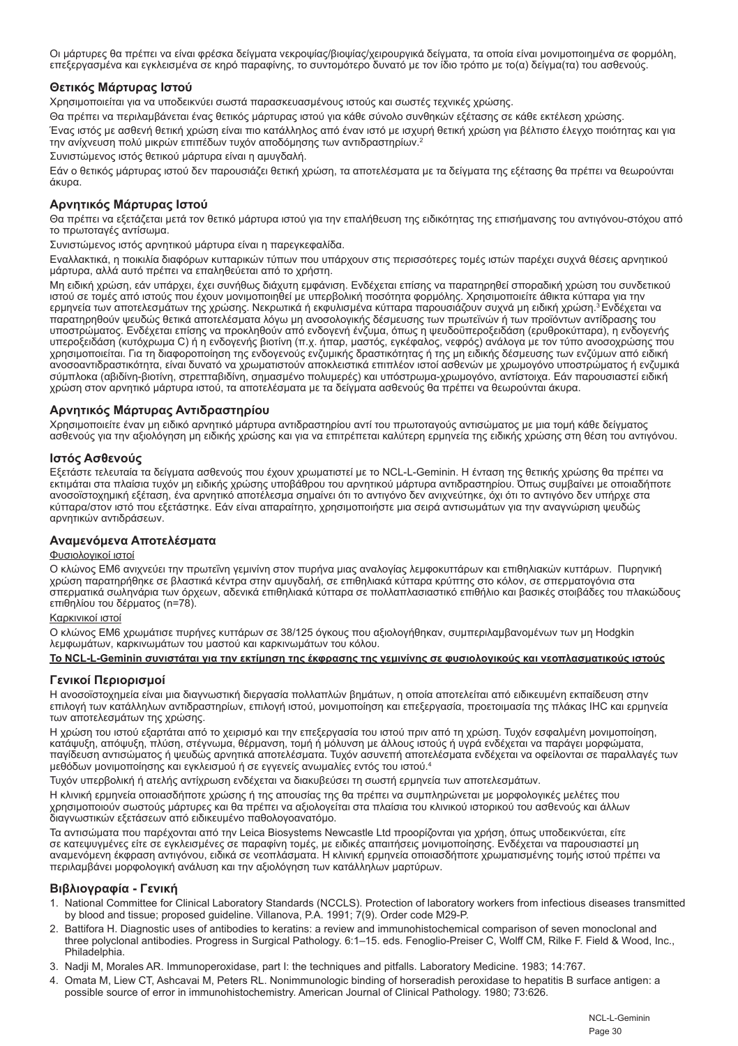Οι μάρτυρες θα πρέπει να είναι φρέσκα δείγματα νεκροψίας/βιοψίας/χειρουργικά δείγματα, τα οποία είναι μονιμοποιημένα σε φορμόλη, επεξεργασμένα και εγκλεισμένα σε κηρό παραφίνης, το συντομότερο δυνατό με τον ίδιο τρόπο με το(α) δείγμα(τα) του ασθενούς.

## Θετικός Μάρτυρας Ιστού

Χρησιμοποιείται για να υποδεικνύει σωστά παρασκευασμένους ιστούς και σωστές τεχνικές χρώσης.

Θα πρέπει να περιλαμβάνεται ένας θετικός μάρτυρας ιστού για κάθε σύνολο συνθηκών εξέτασης σε κάθε εκτέλεση χρώσης.

Ένας ιστός με ασθενή θετική χρώση είναι πιο κατάλληλος από έναν ιστό με ισχυρή θετική χρώση για βέλτιστο έλεγχο ποιότητας και για την ανίχνευση πολύ μικρών επιπέδων τυχόν αποδόμησης των αντιδραστηρίων.[2]

Συνιστώμενος ιστός θετικού μάρτυρα είναι η αμυγδαλή.

Εάν ο θετικός μάρτυρας ιστού δεν παρουσιάζει θετική χρώση, τα αποτελέσματα με τα δείγματα της εξέτασης θα πρέπει να θεωρούνται άκυρα.

## Αρνητικός Μάρτυρας Ιστού

Θα πρέπει να εξετάζεται μετά τον θετικό μάρτυρα ιστού για την επαλήθευση της ειδικότητας της επισήμανσης του αντιγόνου-στόχου από το πρωτοταγές αντίσωμα.

Συνιστώμενος ιστός αρνητικού μάρτυρα είναι η παρεγκεφαλίδα.

Εναλλακτικά, η ποικιλία διαφόρων κυτταρικών τύπων που υπάρχουν στις περισσότερες τομές ιστών παρέχει συχνά θέσεις αρνητικού μάρτυρα, αλλά αυτό πρέπει να επαληθεύεται από το χρήστη.

Μη ειδική χρώση, εάν υπάρχει, έχει συνήθως διάχυτη εμφάνιση. Ενδέχεται επίσης να παρατηρηθεί σποραδική χρώση του συνδετικού ιστού σε τομές από ιστούς που έχουν μονιμοποιηθεί με υπερβολική ποσότητα φορμόλης. Χρησιμοποιείτε άθικτα κύτταρα για την ερμηνεία των αποτελεσμάτων της χρώσης. Νεκρωτικά ή εκφυλισμένα κύτταρα παρουσιάζουν συχνά μη ειδική χρώση.[3] Ενδέχεται να παρατηρηθούν ψευδώς θετικά αποτελέσματα λόγω μη ανοσολογικής δέσμευσης των πρωτεϊνών ή των προϊόντων αντίδρασης του υποστρώματος. Ενδέχεται επίσης να προκληθούν από ενδογενή ένζυμα, όπως η ψευδοϋπεροξειδάση (ερυθροκύτταρα), η ενδογενής υπεροξειδάση (κυτόχρωμα C) ή η ενδογενής βιοτίνη (π.χ. ήπαρ, μαστός, εγκέφαλος, νεφρός) ανάλογα με τον τύπο ανοσοχρώσης που χρησιμοποιείται. Για τη διαφοροποίηση της ενδογενούς ενζυμικής δραστικότητας ή της μη ειδικής δέσμευσης των ενζύμων από ειδική ανοσοαντιδραστικότητα, είναι δυνατό να χρωματιστούν αποκλειστικά επιπλέον ιστοί ασθενών με χρωμογόνο υποστρώματος ή ενζυμικά σύμπλοκα (αβιδίνη-βιοτίνη, στρεπταβιδίνη, σημασμένο πολυμερές) και υπόστρωμα-χρωμογόνο, αντίστοιχα. Εάν παρουσιαστεί ειδική χρώση στον αρνητικό μάρτυρα ιστού, τα αποτελέσματα με τα δείγματα ασθενούς θα πρέπει να θεωρούνται άκυρα.

## Αρνητικός Μάρτυρας Αντιδραστηρίου

Χρησιμοποιείτε έναν μη ειδικό αρνητικό μάρτυρα αντιδραστηρίου αντί του πρωτοταγούς αντισώματος με μια τομή κάθε δείγματος ασθενούς για την αξιολόγηση μη ειδικής χρώσης και για να επιτρέπεται καλύτερη ερμηνεία της ειδικής χρώσης στη θέση του αντιγόνου.

## Ιστός Ασθενούς

Εξετάστε τελευταία τα δείγματα ασθενούς που έχουν χρωματιστεί με το NCL-L-Geminin. Η ένταση της θετικής χρώσης θα πρέπει να εκτιμάται στα πλαίσια τυχόν μη ειδικής χρώσης υποβάθρου του αρνητικού μάρτυρα αντιδραστηρίου. Όπως συμβαίνει με οποιαδήποτε ανοσοϊστοχημική εξέταση, ένα αρνητικό αποτέλεσμα σημαίνει ότι το αντιγόνο δεν ανιχνεύτηκε, όχι ότι το αντιγόνο δεν υπήρχε στα κύτταρα/στον ιστό που εξετάστηκε. Εάν είναι απαραίτητο, χρησιμοποιήστε μια σειρά αντισωμάτων για την αναγνώριση ψευδώς αρνητικών αντιδράσεων.

## Αναμενόμενα Αποτελέσματα

Φυσιολογικοί ιστοί

Ο κλώνος EM6 ανιχνεύει την πρωτεΐνη γεμινίνη στον πυρήνα μιας αναλογίας λεμφοκυττάρων και επιθηλιακών κυττάρων. Πυρηνική χρώση παρατηρήθηκε σε βλαστικά κέντρα στην αμυγδαλή, σε επιθηλιακά κύτταρα κρύπτης στο κόλον, σε σπερματογόνια στα σπερματικά σωληνάρια των όρχεων, αδενικά επιθηλιακά κύτταρα σε πολλαπλασιαστικό επιθήλιο και βασικές στοιβάδες του πλακώδους επιθηλίου του δέρματος (n=78).

Καρκινικοί ιστοί

Ο κλώνος EM6 χρωμάτισε πυρήνες κυττάρων σε 38/125 όγκους που αξιολογήθηκαν, συμπεριλαμβανομένων των μη Hodgkin λεμφωμάτων, καρκινωμάτων του μαστού και καρκινωμάτων του κόλου.

**Το NCL-L-Geminin συνιστάται για την εκτίμηση της έκφρασης της γεμινίνης σε φυσιολογικούς και νεοπλασματικούς ιστούς**

## Γενικοί Περιορισμοί

Η ανοσοϊστοχημεία είναι μια διαγνωστική διεργασία πολλαπλών βημάτων, η οποία αποτελείται από ειδικευμένη εκπαίδευση στην επιλογή των κατάλληλων αντιδραστηρίων, επιλογή ιστού, μονιμοποίηση και επεξεργασία, προετοιμασία της πλάκας IHC και ερμηνεία των αποτελεσμάτων της χρώσης.

Η χρώση του ιστού εξαρτάται από το χειρισμό και την επεξεργασία του ιστού πριν από τη χρώση. Τυχόν εσφαλμένη μονιμοποίηση, κατάψυξη, απόψυξη, πλύση, στέγνωμα, θέρμανση, τομή ή μόλυνση με άλλους ιστούς ή υγρά ενδέχεται να παράγει μορφώματα, παγίδευση αντισώματος ή ψευδώς αρνητικά αποτελέσματα. Τυχόν ασυνεπή αποτελέσματα ενδέχεται να οφείλονται σε παραλλαγές των μεθόδων μονιμοποίησης και εγκλεισμού ή σε εγγενείς ανωμαλίες εντός του ιστού.[4]

Τυχόν υπερβολική ή ατελής αντίχρωση ενδέχεται να διακυβεύσει τη σωστή ερμηνεία των αποτελεσμάτων.

Η κλινική ερμηνεία οποιασδήποτε χρώσης ή της απουσίας της θα πρέπει να συμπληρώνεται με μορφολογικές μελέτες που χρησιμοποιούν σωστούς μάρτυρες και θα πρέπει να αξιολογείται στα πλαίσια του κλινικού ιστορικού του ασθενούς και άλλων διαγνωστικών εξετάσεων από ειδικευμένο παθολογοανατόμο.

Τα αντισώματα που παρέχονται από την Leica Biosystems Newcastle Ltd προορίζονται για χρήση, όπως υποδεικνύεται, είτε σε κατεψυγμένες είτε σε εγκλεισμένες σε παραφίνη τομές, με ειδικές απαιτήσεις μονιμοποίησης. Ενδέχεται να παρουσιαστεί μη αναμενόμενη έκφραση αντιγόνου, ειδικά σε νεοπλάσματα. Η κλινική ερμηνεία οποιασδήποτε χρωματισμένης τομής ιστού πρέπει να περιλαμβάνει μορφολογική ανάλυση και την αξιολόγηση των κατάλληλων μαρτύρων.

## Βιβλιογραφία - Γενική

1. National Committee for Clinical Laboratory Standards (NCCLS). Protection of laboratory workers from infectious diseases transmitted by blood and tissue; proposed guideline. Villanova, P.A. 1991; 7(9). Order code M29-P.
2. Battifora H. Diagnostic uses of antibodies to keratins: a review and immunohistochemical comparison of seven monoclonal and three polyclonal antibodies. Progress in Surgical Pathology. 6:1–15. eds. Fenoglio-Preiser C, Wolff CM, Rilke F. Field & Wood, Inc., Philadelphia.
3. Nadji M, Morales AR. Immunoperoxidase, part I: the techniques and pitfalls. Laboratory Medicine. 1983; 14:767.
4. Omata M, Liew CT, Ashcavai M, Peters RL. Nonimmunologic binding of horseradish peroxidase to hepatitis B surface antigen: a possible source of error in immunohistochemistry. American Journal of Clinical Pathology. 1980; 73:626.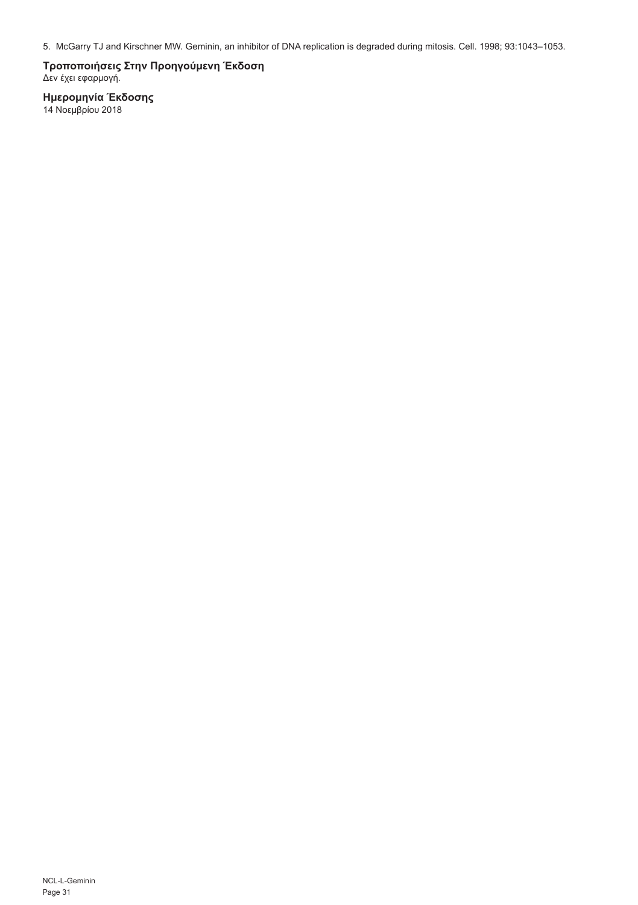5. McGarry TJ and Kirschner MW. Geminin, an inhibitor of DNA replication is degraded during mitosis. Cell. 1998; 93:1043–1053.

### Τροποποιήσεις Στην Προηγούμενη Έκδοση

Δεν έχει εφαρμογή.

### Ημερομηνία Έκδοσης

14 Νοεμβρίου 2018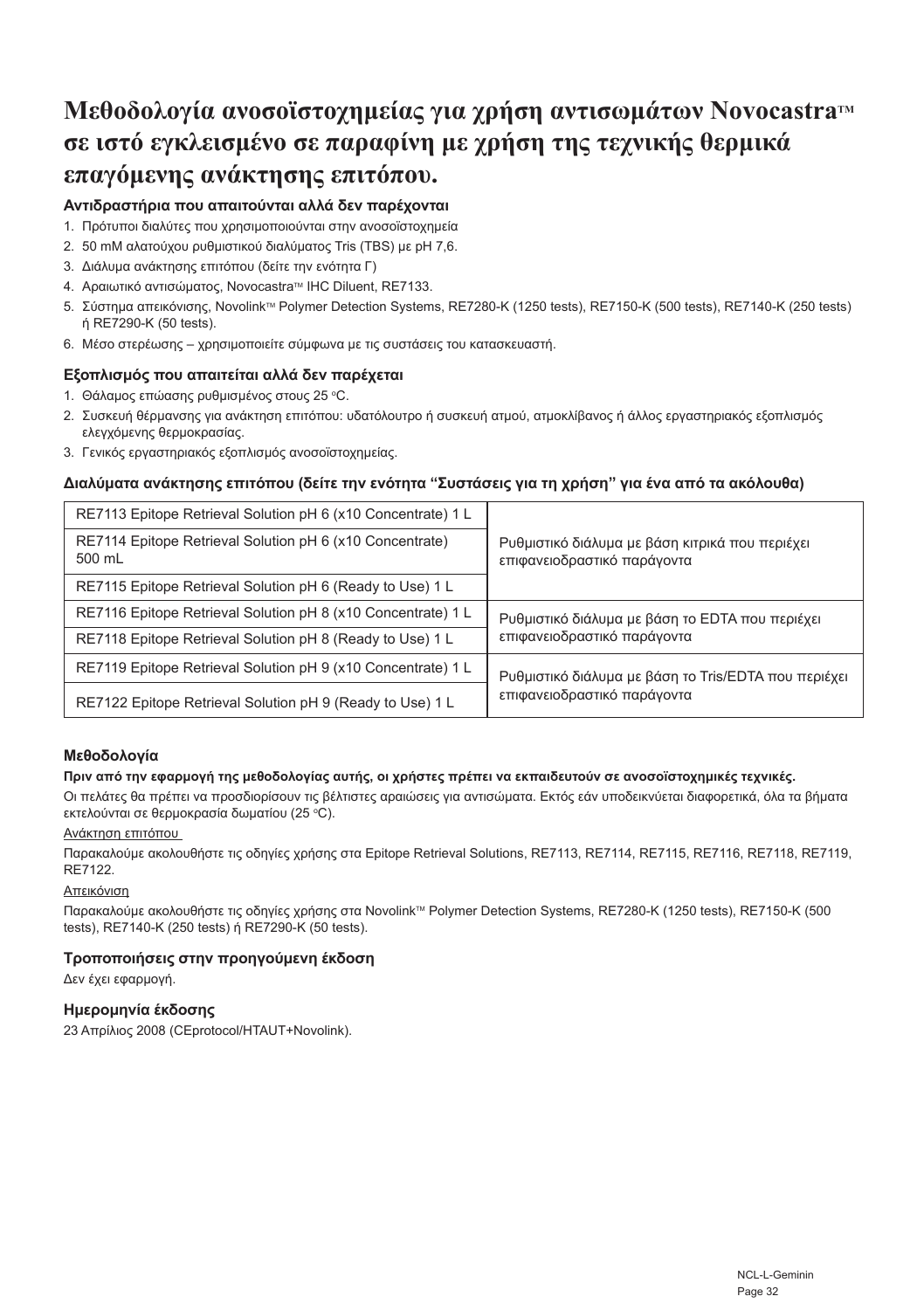# Μεθοδολογία ανοσοϊστοχημείας για χρήση αντισωμάτων Novocastra™ σε ιστό εγκλεισμένο σε παραφίνη με χρήση της τεχνικής θερμικά επαγόμενης ανάκτησης επιτόπου.

### Αντιδραστήρια που απαιτούνται αλλά δεν παρέχονται

1. Πρότυποι διαλύτες που χρησιμοποιούνται στην ανοσοϊστοχημεία
2. 50 mM αλατούχου ρυθμιστικού διαλύματος Tris (TBS) με pH 7,6.
3. Διάλυμα ανάκτησης επιτόπου (δείτε την ενότητα Γ)
4. Αραιωτικό αντισώματος, Novocastra™ IHC Diluent, RE7133.
5. Σύστημα απεικόνισης, Novolink™ Polymer Detection Systems, RE7280-K (1250 tests), RE7150-K (500 tests), RE7140-K (250 tests) ή RE7290-K (50 tests).
6. Μέσο στερέωσης – χρησιμοποιείτε σύμφωνα με τις συστάσεις του κατασκευαστή.

### Εξοπλισμός που απαιτείται αλλά δεν παρέχεται

1. Θάλαμος επώασης ρυθμισμένος στους 25 °C.
2. Συσκευή θέρμανσης για ανάκτηση επιτόπου: υδατόλουτρο ή συσκευή ατμού, ατμοκλίβανος ή άλλος εργαστηριακός εξοπλισμός ελεγχόμενης θερμοκρασίας.
3. Γενικός εργαστηριακός εξοπλισμός ανοσοϊστοχημείας.

### Διαλύματα ανάκτησης επιτόπου (δείτε την ενότητα "Συστάσεις για τη χρήση" για ένα από τα ακόλουθα)

| | |
|---|---|
| RE7113 Epitope Retrieval Solution pH 6 (x10 Concentrate) 1 L | Ρυθμιστικό διάλυμα με βάση κιτρικά που περιέχει επιφανειοδραστικό παράγοντα |
| RE7114 Epitope Retrieval Solution pH 6 (x10 Concentrate) 500 mL | |
| RE7115 Epitope Retrieval Solution pH 6 (Ready to Use) 1 L | |
| RE7116 Epitope Retrieval Solution pH 8 (x10 Concentrate) 1 L | Ρυθμιστικό διάλυμα με βάση το EDTA που περιέχει επιφανειοδραστικό παράγοντα |
| RE7118 Epitope Retrieval Solution pH 8 (Ready to Use) 1 L | |
| RE7119 Epitope Retrieval Solution pH 9 (x10 Concentrate) 1 L | Ρυθμιστικό διάλυμα με βάση το Tris/EDTA που περιέχει επιφανειοδραστικό παράγοντα |
| RE7122 Epitope Retrieval Solution pH 9 (Ready to Use) 1 L | |

### Μεθοδολογία

**Πριν από την εφαρμογή της μεθοδολογίας αυτής, οι χρήστες πρέπει να εκπαιδευτούν σε ανοσοϊστοχημικές τεχνικές.**

Οι πελάτες θα πρέπει να προσδιορίσουν τις βέλτιστες αραιώσεις για αντισώματα. Εκτός εάν υποδεικνύεται διαφορετικά, όλα τα βήματα εκτελούνται σε θερμοκρασία δωματίου (25 °C).

Ανάκτηση επιτόπου

Παρακαλούμε ακολουθήστε τις οδηγίες χρήσης στα Epitope Retrieval Solutions, RE7113, RE7114, RE7115, RE7116, RE7118, RE7119, RE7122.

Απεικόνιση

Παρακαλούμε ακολουθήστε τις οδηγίες χρήσης στα Novolink™ Polymer Detection Systems, RE7280-K (1250 tests), RE7150-K (500 tests), RE7140-K (250 tests) ή RE7290-K (50 tests).

### Τροποποιήσεις στην προηγούμενη έκδοση

Δεν έχει εφαρμογή.

### Ημερομηνία έκδοσης

23 Απρίλιος 2008 (CEprotocol/HTAUT+Novolink).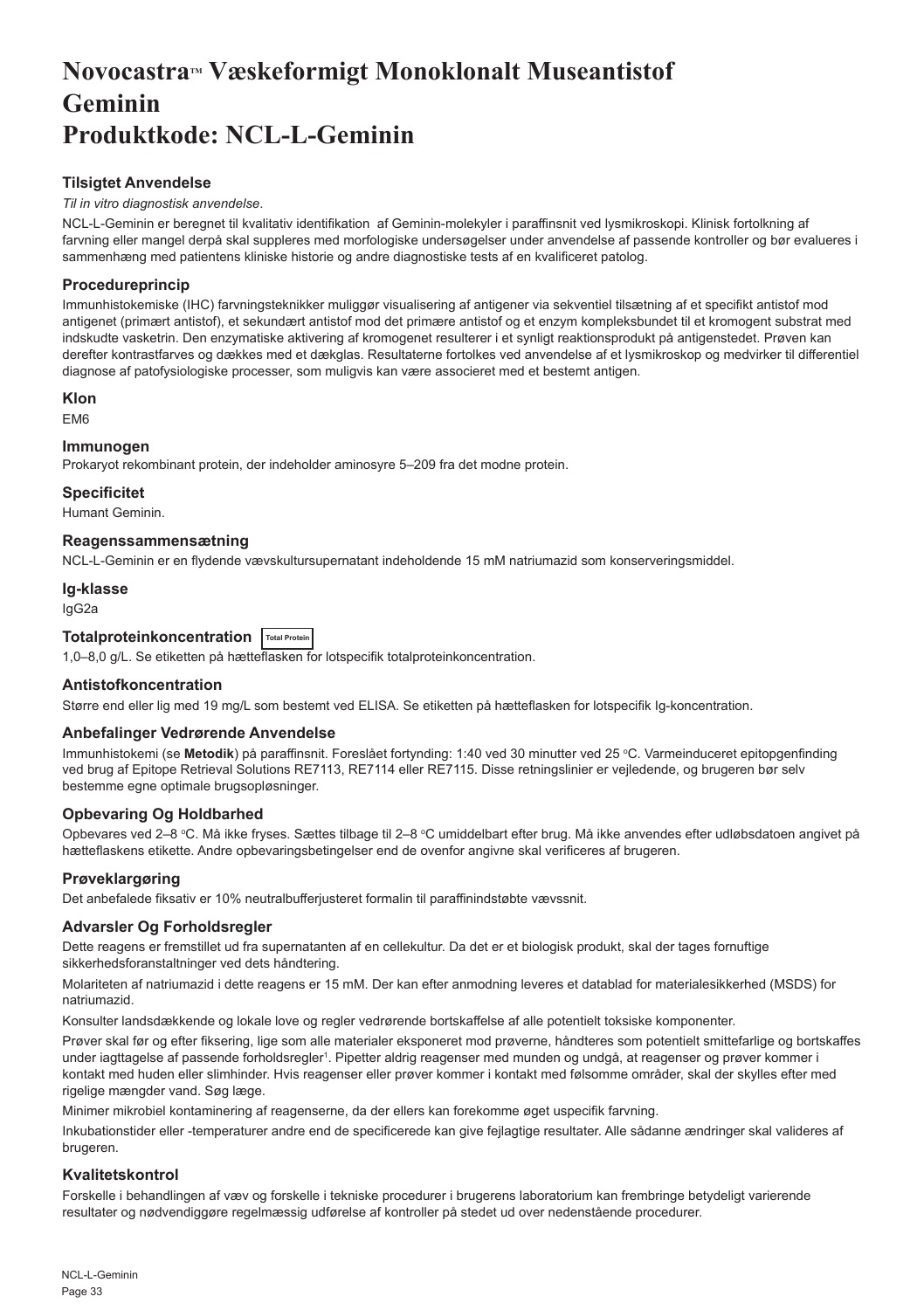# Novocastra™ Væskeformigt Monoklonalt Museantistof Geminin Produktkode: NCL-L-Geminin

## Tilsigtet Anvendelse

*Til in vitro diagnostisk anvendelse*.

NCL-L-Geminin er beregnet til kvalitativ identifikation af Geminin-molekyler i paraffinsnit ved lysmikroskopi. Klinisk fortolkning af farvning eller mangel derpå skal suppleres med morfologiske undersøgelser under anvendelse af passende kontroller og bør evalueres i sammenhæng med patientens kliniske historie og andre diagnostiske tests af en kvalificeret patolog.

## Procedureprincip

Immunhistokemiske (IHC) farvningsteknikker muliggør visualisering af antigener via sekventiel tilsætning af et specifikt antistof mod antigenet (primært antistof), et sekundært antistof mod det primære antistof og et enzym kompleksbundet til et kromogent substrat med indskudte vasketrin. Den enzymatiske aktivering af kromogenet resulterer i et synligt reaktionsprodukt på antigenstedet. Prøven kan derefter kontrastfarves og dækkes med et dækglas. Resultaterne fortolkes ved anvendelse af et lysmikroskop og medvirker til differentiel diagnose af patofysiologiske processer, som muligvis kan være associeret med et bestemt antigen.

## Klon

EM6

## Immunogen

Prokaryot rekombinant protein, der indeholder aminosyre 5–209 fra det modne protein.

## Specificitet

Humant Geminin.

## Reagenssammensætning

NCL-L-Geminin er en flydende vævskultursupernatant indeholdende 15 mM natriumazid som konserveringsmiddel.

## Ig-klasse

IgG2a

## Totalproteinkoncentration Total Protein

1,0–8,0 g/L. Se etiketten på hætteflasken for lotspecifik totalproteinkoncentration.

## Antistofkoncentration

Større end eller lig med 19 mg/L som bestemt ved ELISA. Se etiketten på hætteflasken for lotspecifik Ig-koncentration.

## Anbefalinger Vedrørende Anvendelse

Immunhistokemi (se **Metodik**) på paraffinsnit. Foreslået fortynding: 1:40 ved 30 minutter ved 25 °C. Varmeinduceret epitopgenfinding ved brug af Epitope Retrieval Solutions RE7113, RE7114 eller RE7115. Disse retningslinier er vejledende, og brugeren bør selv bestemme egne optimale brugsopløsninger.

## Opbevaring Og Holdbarhed

Opbevares ved 2–8 °C. Må ikke fryses. Sættes tilbage til 2–8 °C umiddelbart efter brug. Må ikke anvendes efter udløbsdatoen angivet på hætteflaskens etikette. Andre opbevaringsbetingelser end de ovenfor angivne skal verificeres af brugeren.

## Prøveklargøring

Det anbefalede fiksativ er 10% neutralbufferjusteret formalin til paraffinindstøbte vævssnit.

## Advarsler Og Forholdsregler

Dette reagens er fremstillet ud fra supernatanten af en cellekultur. Da det er et biologisk produkt, skal der tages fornuftige sikkerhedsforanstaltninger ved dets håndtering.

Molariteten af natriumazid i dette reagens er 15 mM. Der kan efter anmodning leveres et datablad for materialesikkerhed (MSDS) for natriumazid.

Konsulter landsdækkende og lokale love og regler vedrørende bortskaffelse af alle potentielt toksiske komponenter.

Prøver skal før og efter fiksering, lige som alle materialer eksponeret mod prøverne, håndteres som potentielt smittefarlige og bortskaffes under iagttagelse af passende forholdsregler[1]. Pipetter aldrig reagenser med munden og undgå, at reagenser og prøver kommer i kontakt med huden eller slimhinder. Hvis reagenser eller prøver kommer i kontakt med følsomme områder, skal der skylles efter med rigelige mængder vand. Søg læge.

Minimer mikrobiel kontaminering af reagenserne, da der ellers kan forekomme øget uspecifik farvning.

Inkubationstider eller -temperaturer andre end de specificerede kan give fejlagtige resultater. Alle sådanne ændringer skal valideres af brugeren.

## Kvalitetskontrol

Forskelle i behandlingen af væv og forskelle i tekniske procedurer i brugerens laboratorium kan frembringe betydeligt varierende resultater og nødvendiggøre regelmæssig udførelse af kontroller på stedet ud over nedenstående procedurer.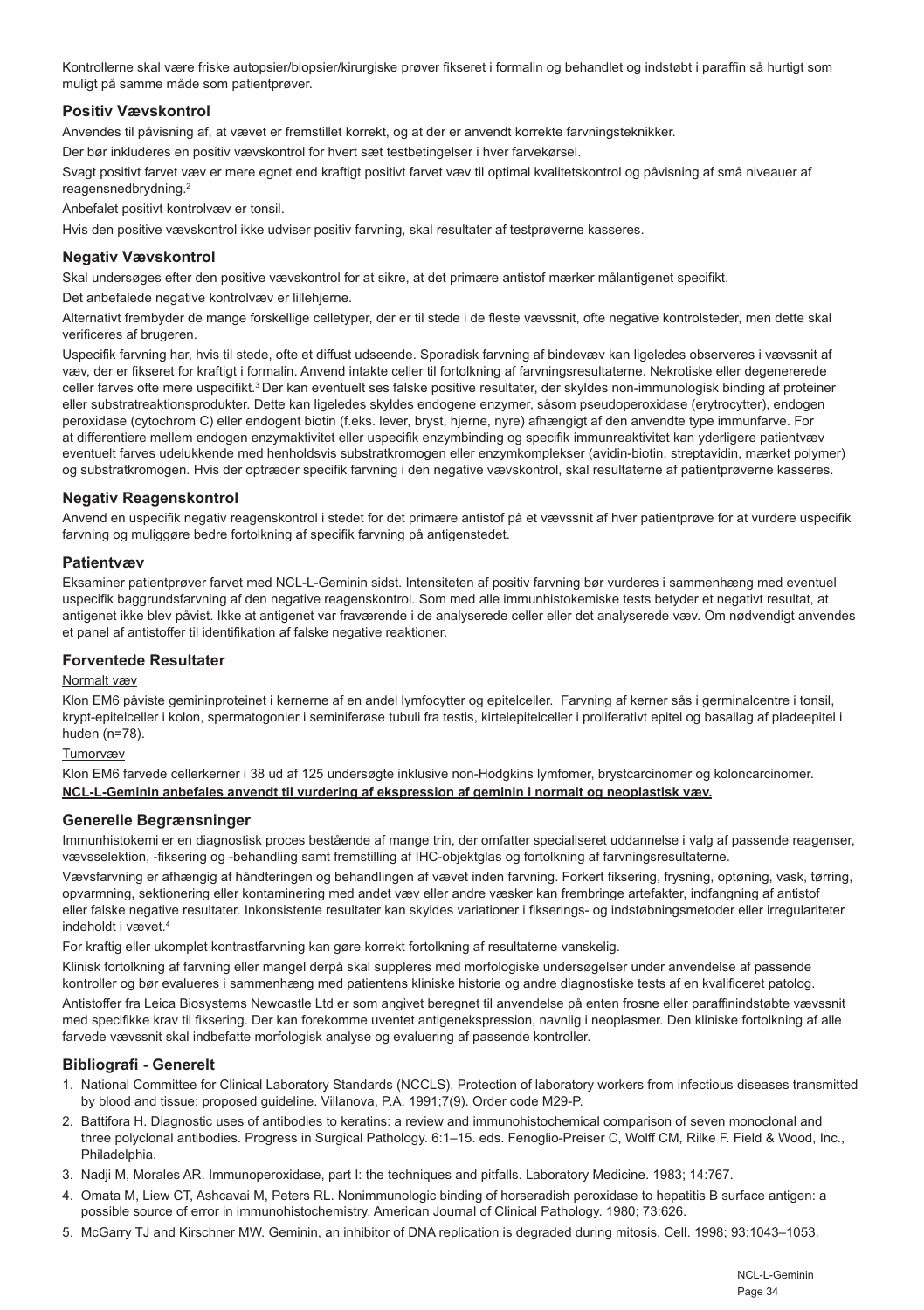Kontrollerne skal være friske autopsier/biopsier/kirurgiske prøver fikseret i formalin og behandlet og indstøbt i paraffin så hurtigt som muligt på samme måde som patientprøver.

## Positiv Vævskontrol

Anvendes til påvisning af, at vævet er fremstillet korrekt, og at der er anvendt korrekte farvningsteknikker.

Der bør inkluderes en positiv vævskontrol for hvert sæt testbetingelser i hver farvekørsel.

Svagt positivt farvet væv er mere egnet end kraftigt positivt farvet væv til optimal kvalitetskontrol og påvisning af små niveauer af reagensnedbrydning.[2]

Anbefalet positivt kontrolvæv er tonsil.

Hvis den positive vævskontrol ikke udviser positiv farvning, skal resultater af testprøverne kasseres.

## Negativ Vævskontrol

Skal undersøges efter den positive vævskontrol for at sikre, at det primære antistof mærker målantigenet specifikt.

Det anbefalede negative kontrolvæv er lillehjerne.

Alternativt frembyder de mange forskellige celletyper, der er til stede i de fleste vævssnit, ofte negative kontrolsteder, men dette skal verificeres af brugeren.

Uspecifik farvning har, hvis til stede, ofte et diffust udseende. Sporadisk farvning af bindevæv kan ligeledes observeres i vævssnit af væv, der er fikseret for kraftigt i formalin. Anvend intakte celler til fortolkning af farvningsresultaterne. Nekrotiske eller degenererede celler farves ofte mere uspecifikt.[3] Der kan eventuelt ses falske positive resultater, der skyldes non-immunologisk binding af proteiner eller substratreaktionsprodukter. Dette kan ligeledes skyldes endogene enzymer, såsom pseudoperoxidase (erytrocytter), endogen peroxidase (cytochrom C) eller endogent biotin (f.eks. lever, bryst, hjerne, nyre) afhængigt af den anvendte type immunfarve. For at differentiere mellem endogen enzymaktivitet eller uspecifik enzymbinding og specifik immunreaktivitet kan yderligere patientvæv eventuelt farves udelukkende med henholdsvis substratkromogen eller enzymkomplekser (avidin-biotin, streptavidin, mærket polymer) og substratkromogen. Hvis der optræder specifik farvning i den negative vævskontrol, skal resultaterne af patientprøverne kasseres.

## Negativ Reagenskontrol

Anvend en uspecifik negativ reagenskontrol i stedet for det primære antistof på et vævssnit af hver patientprøve for at vurdere uspecifik farvning og muliggøre bedre fortolkning af specifik farvning på antigenstedet.

## Patientvæv

Eksaminer patientprøver farvet med NCL-L-Geminin sidst. Intensiteten af positiv farvning bør vurderes i sammenhæng med eventuel uspecifik baggrundsfarvning af den negative reagenskontrol. Som med alle immunhistokemiske tests betyder et negativt resultat, at antigenet ikke blev påvist. Ikke at antigenet var fraværende i de analyserede celler eller det analyserede væv. Om nødvendigt anvendes et panel af antistoffer til identifikation af falske negative reaktioner.

## Forventede Resultater

Normalt væv

Klon EM6 påviste gemininproteinet i kernerne af en andel lymfocytter og epitelceller. Farvning af kerner sås i germinalcentre i tonsil, krypt-epitelceller i kolon, spermatogonier i seminiferøse tubuli fra testis, kirtelepitelceller i proliferativt epitel og basallag af pladeepitel i huden (n=78).

Tumorvæv

Klon EM6 farvede cellerkerner i 38 ud af 125 undersøgte inklusive non-Hodgkins lymfomer, brystcarcinomer og koloncarcinomer.

**NCL-L-Geminin anbefales anvendt til vurdering af ekspression af geminin i normalt og neoplastisk væv.**

## Generelle Begrænsninger

Immunhistokemi er en diagnostisk proces bestående af mange trin, der omfatter specialiseret uddannelse i valg af passende reagenser, vævsselektion, -fiksering og -behandling samt fremstilling af IHC-objektglas og fortolkning af farvningsresultaterne.

Vævsfarvning er afhængig af håndteringen og behandlingen af vævet inden farvning. Forkert fiksering, frysning, optøning, vask, tørring, opvarmning, sektionering eller kontaminering med andet væv eller andre væsker kan frembringe artefakter, indfangning af antistof eller falske negative resultater. Inkonsistente resultater kan skyldes variationer i fikserings- og indstøbningsmetoder eller irregulariteter indeholdt i vævet.[4]

For kraftig eller ukomplet kontrastfarvning kan gøre korrekt fortolkning af resultaterne vanskelig.

Klinisk fortolkning af farvning eller mangel derpå skal suppleres med morfologiske undersøgelser under anvendelse af passende kontroller og bør evalueres i sammenhæng med patientens kliniske historie og andre diagnostiske tests af en kvalificeret patolog.

Antistoffer fra Leica Biosystems Newcastle Ltd er som angivet beregnet til anvendelse på enten frosne eller paraffinindstøbte vævssnit med specifikke krav til fiksering. Der kan forekomme uventet antigenekspression, navnlig i neoplasmer. Den kliniske fortolkning af alle farvede vævssnit skal indbefatte morfologisk analyse og evaluering af passende kontroller.

## Bibliografi - Generelt

1. National Committee for Clinical Laboratory Standards (NCCLS). Protection of laboratory workers from infectious diseases transmitted by blood and tissue; proposed guideline. Villanova, P.A. 1991;7(9). Order code M29-P.
2. Battifora H. Diagnostic uses of antibodies to keratins: a review and immunohistochemical comparison of seven monoclonal and three polyclonal antibodies. Progress in Surgical Pathology. 6:1–15. eds. Fenoglio-Preiser C, Wolff CM, Rilke F. Field & Wood, Inc., Philadelphia.
3. Nadji M, Morales AR. Immunoperoxidase, part I: the techniques and pitfalls. Laboratory Medicine. 1983; 14:767.
4. Omata M, Liew CT, Ashcavai M, Peters RL. Nonimmunologic binding of horseradish peroxidase to hepatitis B surface antigen: a possible source of error in immunohistochemistry. American Journal of Clinical Pathology. 1980; 73:626.
5. McGarry TJ and Kirschner MW. Geminin, an inhibitor of DNA replication is degraded during mitosis. Cell. 1998; 93:1043–1053.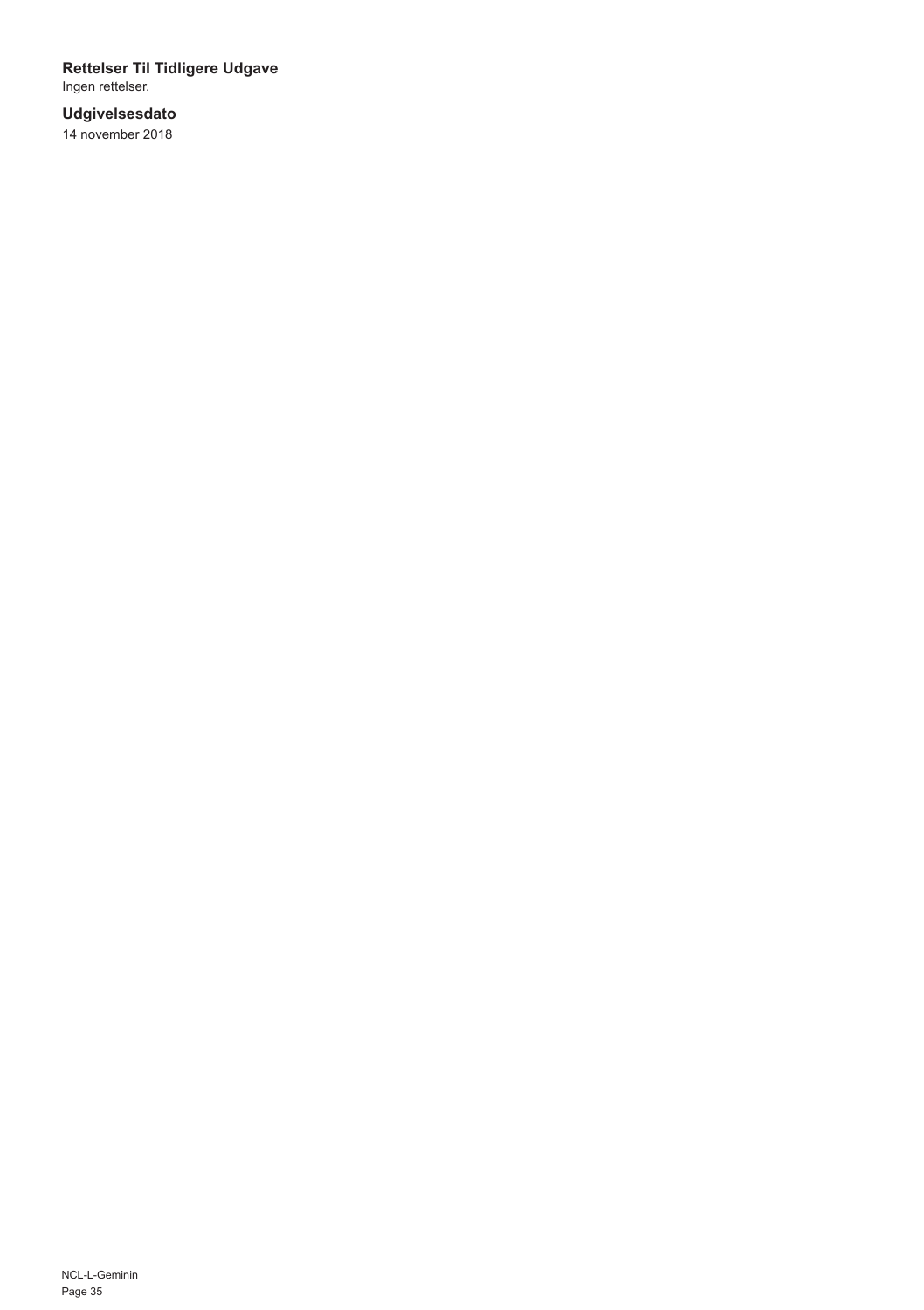### Rettelser Til Tidligere Udgave

Ingen rettelser.

### Udgivelsesdato

14 november 2018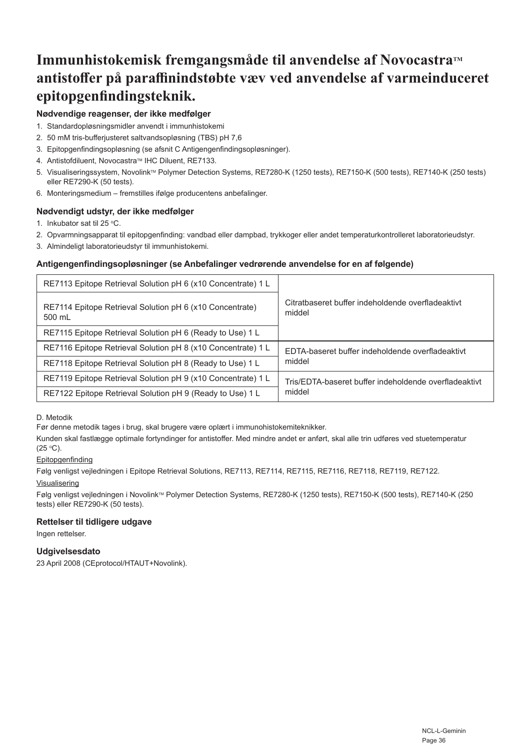# Immunhistokemisk fremgangsmåde til anvendelse af Novocastra™ antistoffer på paraffinindstøbte væv ved anvendelse af varmeinduceret epitopgenfindingsteknik.

### Nødvendige reagenser, der ikke medfølger

1. Standardopløsningsmidler anvendt i immunhistokemi
2. 50 mM tris-bufferjusteret saltvandsopløsning (TBS) pH 7,6
3. Epitopgenfindingsopløsning (se afsnit C Antigengenfindingsopløsninger).
4. Antistofdiluent, Novocastra™ IHC Diluent, RE7133.
5. Visualiseringssystem, Novolink™ Polymer Detection Systems, RE7280-K (1250 tests), RE7150-K (500 tests), RE7140-K (250 tests) eller RE7290-K (50 tests).
6. Monteringsmedium – fremstilles ifølge producentens anbefalinger.

### Nødvendigt udstyr, der ikke medfølger

1. Inkubator sat til 25 °C.
2. Opvarmningsapparat til epitopgenfinding: vandbad eller dampbad, trykkoger eller andet temperaturkontrolleret laboratorieudstyr.
3. Almindeligt laboratorieudstyr til immunhistokemi.

### Antigengenfindingsopløsninger (se Anbefalinger vedrørende anvendelse for en af følgende)

| | |
|---|---|
| RE7113 Epitope Retrieval Solution pH 6 (x10 Concentrate) 1 L | Citratbaseret buffer indeholdende overfladeaktivt middel |
| RE7114 Epitope Retrieval Solution pH 6 (x10 Concentrate) 500 mL | |
| RE7115 Epitope Retrieval Solution pH 6 (Ready to Use) 1 L | |
| RE7116 Epitope Retrieval Solution pH 8 (x10 Concentrate) 1 L | EDTA-baseret buffer indeholdende overfladeaktivt middel |
| RE7118 Epitope Retrieval Solution pH 8 (Ready to Use) 1 L | |
| RE7119 Epitope Retrieval Solution pH 9 (x10 Concentrate) 1 L | Tris/EDTA-baseret buffer indeholdende overfladeaktivt middel |
| RE7122 Epitope Retrieval Solution pH 9 (Ready to Use) 1 L | |

D. Metodik

Før denne metodik tages i brug, skal brugere være oplært i immunohistokemiteknikker.

Kunden skal fastlægge optimale fortyndinger for antistoffer. Med mindre andet er anført, skal alle trin udføres ved stuetemperatur (25 °C).

Epitopgenfinding

Følg venligst vejledningen i Epitope Retrieval Solutions, RE7113, RE7114, RE7115, RE7116, RE7118, RE7119, RE7122.

Visualisering

Følg venligst vejledningen i Novolink™ Polymer Detection Systems, RE7280-K (1250 tests), RE7150-K (500 tests), RE7140-K (250 tests) eller RE7290-K (50 tests).

### Rettelser til tidligere udgave

Ingen rettelser.

### Udgivelsesdato

23 April 2008 (CEprotocol/HTAUT+Novolink).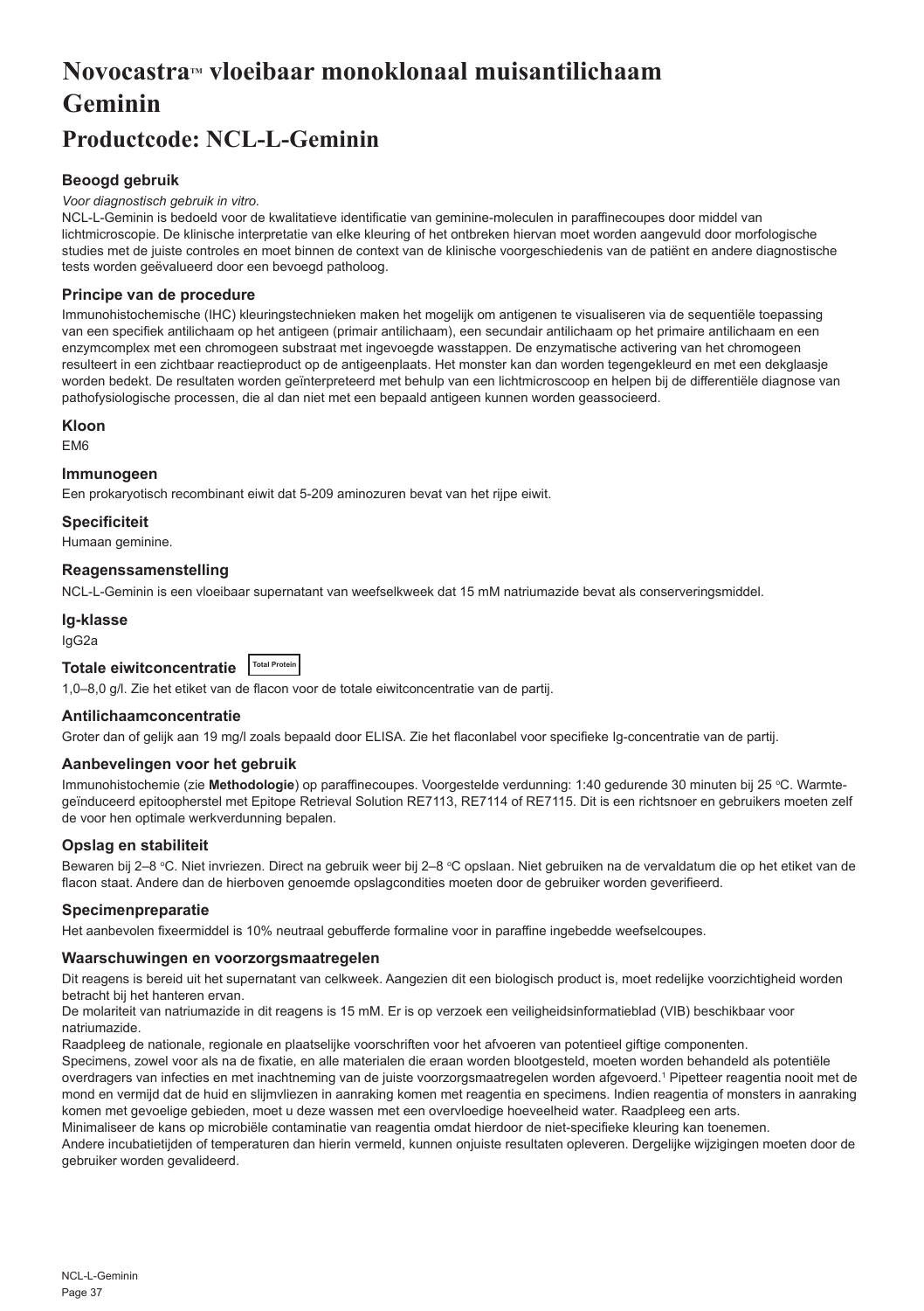# Novocastra™ vloeibaar monoklonaal muisantilichaam Geminin

## Productcode: NCL-L-Geminin

### Beoogd gebruik

*Voor diagnostisch gebruik in vitro.*

NCL-L-Geminin is bedoeld voor de kwalitatieve identificatie van geminine-moleculen in paraffinecoupes door middel van lichtmicroscopie. De klinische interpretatie van elke kleuring of het ontbreken hiervan moet worden aangevuld door morfologische studies met de juiste controles en moet binnen de context van de klinische voorgeschiedenis van de patiënt en andere diagnostische tests worden geëvalueerd door een bevoegd patholoog.

### Principe van de procedure

Immunohistochemische (IHC) kleuringstechnieken maken het mogelijk om antigenen te visualiseren via de sequentiële toepassing van een specifiek antilichaam op het antigeen (primair antilichaam), een secundair antilichaam op het primaire antilichaam en een enzymcomplex met een chromogeen substraat met ingevoegde wasstappen. De enzymatische activering van het chromogeen resulteert in een zichtbaar reactieproduct op de antigeenplaats. Het monster kan dan worden tegengekleurd en met een dekglaasje worden bedekt. De resultaten worden geïnterpreteerd met behulp van een lichtmicroscoop en helpen bij de differentiële diagnose van pathofysiologische processen, die al dan niet met een bepaald antigeen kunnen worden geassocieerd.

### Kloon

EM6

### Immunogeen

Een prokaryotisch recombinant eiwit dat 5-209 aminozuren bevat van het rijpe eiwit.

### Specificiteit

Humaan geminine.

### Reagenssamenstelling

NCL-L-Geminin is een vloeibaar supernatant van weefselkweek dat 15 mM natriumazide bevat als conserveringsmiddel.

### Ig-klasse

IgG2a

### Totale eiwitconcentratie Total Protein

1,0–8,0 g/l. Zie het etiket van de flacon voor de totale eiwitconcentratie van de partij.

### Antilichaamconcentratie

Groter dan of gelijk aan 19 mg/l zoals bepaald door ELISA. Zie het flaconlabel voor specifieke Ig-concentratie van de partij.

### Aanbevelingen voor het gebruik

Immunohistochemie (zie **Methodologie**) op paraffinecoupes. Voorgestelde verdunning: 1:40 gedurende 30 minuten bij 25 °C. Warmte-geïnduceerd epitoopherstel met Epitope Retrieval Solution RE7113, RE7114 of RE7115. Dit is een richtsnoer en gebruikers moeten zelf de voor hen optimale werkverdunning bepalen.

### Opslag en stabiliteit

Bewaren bij 2–8 °C. Niet invriezen. Direct na gebruik weer bij 2–8 °C opslaan. Niet gebruiken na de vervaldatum die op het etiket van de flacon staat. Andere dan de hierboven genoemde opslagcondities moeten door de gebruiker worden geverifieerd.

### Specimenpreparatie

Het aanbevolen fixeermiddel is 10% neutraal gebufferde formaline voor in paraffine ingebedde weefselcoupes.

### Waarschuwingen en voorzorgsmaatregelen

Dit reagens is bereid uit het supernatant van celkweek. Aangezien dit een biologisch product is, moet redelijke voorzichtigheid worden betracht bij het hanteren ervan.

De molariteit van natriumazide in dit reagens is 15 mM. Er is op verzoek een veiligheidsinformatieblad (VIB) beschikbaar voor natriumazide.

Raadpleeg de nationale, regionale en plaatselijke voorschriften voor het afvoeren van potentieel giftige componenten.

Specimens, zowel voor als na de fixatie, en alle materialen die eraan worden blootgesteld, moeten worden behandeld als potentiële overdragers van infecties en met inachtneming van de juiste voorzorgsmaatregelen worden afgevoerd.[1] Pipetteer reagentia nooit met de mond en vermijd dat de huid en slijmvliezen in aanraking komen met reagentia en specimens. Indien reagentia of monsters in aanraking komen met gevoelige gebieden, moet u deze wassen met een overvloedige hoeveelheid water. Raadpleeg een arts.

Minimaliseer de kans op microbiële contaminatie van reagentia omdat hierdoor de niet-specifieke kleuring kan toenemen.

Andere incubatietijden of temperaturen dan hierin vermeld, kunnen onjuiste resultaten opleveren. Dergelijke wijzigingen moeten door de gebruiker worden gevalideerd.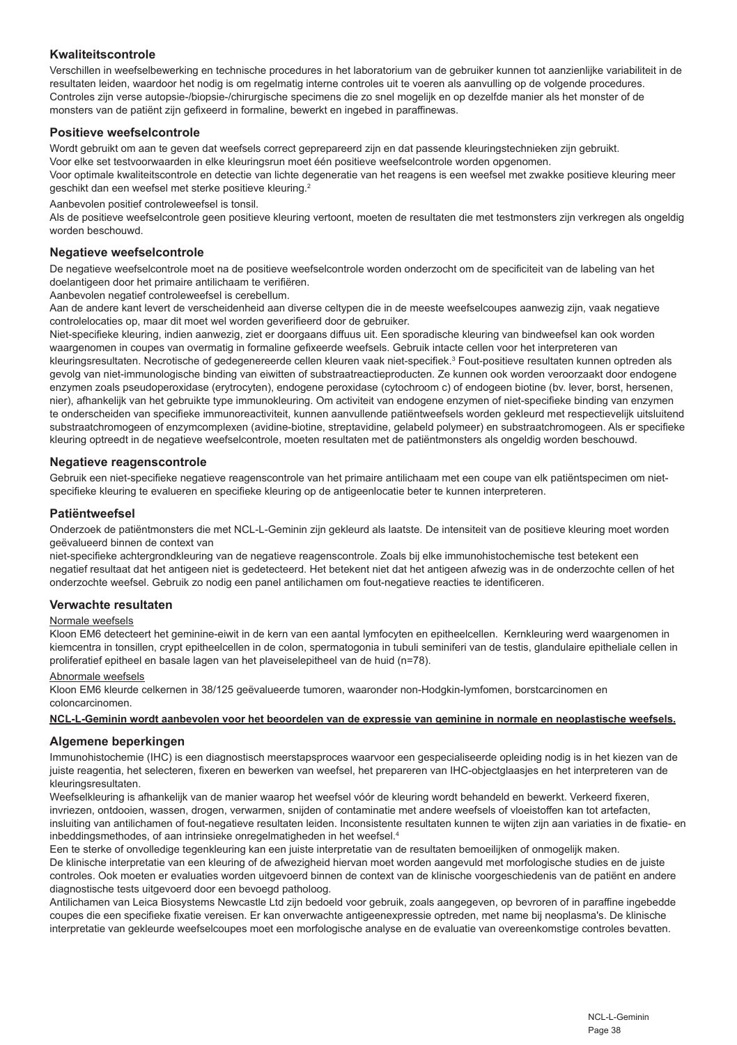## Kwaliteitscontrole

Verschillen in weefselbewerking en technische procedures in het laboratorium van de gebruiker kunnen tot aanzienlijke variabiliteit in de resultaten leiden, waardoor het nodig is om regelmatig interne controles uit te voeren als aanvulling op de volgende procedures. Controles zijn verse autopsie-/biopsie-/chirurgische specimens die zo snel mogelijk en op dezelfde manier als het monster of de monsters van de patiënt zijn gefixeerd in formaline, bewerkt en ingebed in paraffinewas.

## Positieve weefselcontrole

Wordt gebruikt om aan te geven dat weefsels correct geprepareerd zijn en dat passende kleuringstechnieken zijn gebruikt.

Voor elke set testvoorwaarden in elke kleuringsrun moet één positieve weefselcontrole worden opgenomen.

Voor optimale kwaliteitscontrole en detectie van lichte degeneratie van het reagens is een weefsel met zwakke positieve kleuring meer geschikt dan een weefsel met sterke positieve kleuring.[2]

Aanbevolen positief controleweefsel is tonsil.

Als de positieve weefselcontrole geen positieve kleuring vertoont, moeten de resultaten die met testmonsters zijn verkregen als ongeldig worden beschouwd.

## Negatieve weefselcontrole

De negatieve weefselcontrole moet na de positieve weefselcontrole worden onderzocht om de specificiteit van de labeling van het doelantigeen door het primaire antilichaam te verifiëren.

Aanbevolen negatief controleweefsel is cerebellum.

Aan de andere kant levert de verscheidenheid aan diverse celtypen die in de meeste weefselcoupes aanwezig zijn, vaak negatieve controlelocaties op, maar dit moet wel worden geverifieerd door de gebruiker.

Niet-specifieke kleuring, indien aanwezig, ziet er doorgaans diffuus uit. Een sporadische kleuring van bindweefsel kan ook worden waargenomen in coupes van overmatig in formaline gefixeerde weefsels. Gebruik intacte cellen voor het interpreteren van kleuringsresultaten. Necrotische of gedegenereerde cellen kleuren vaak niet-specifiek.[3] Fout-positieve resultaten kunnen optreden als gevolg van niet-immunologische binding van eiwitten of substraatreactieproducten. Ze kunnen ook worden veroorzaakt door endogene enzymen zoals pseudoperoxidase (erytrocyten), endogene peroxidase (cytochroom c) of endogeen biotine (bv. lever, borst, hersenen, nier), afhankelijk van het gebruikte type immunokleuring. Om activiteit van endogene enzymen of niet-specifieke binding van enzymen te onderscheiden van specifieke immunoreactiviteit, kunnen aanvullende patiëntweefsels worden gekleurd met respectievelijk uitsluitend substraatchromogeen of enzymcomplexen (avidine-biotine, streptavidine, gelabeld polymeer) en substraatchromogeen. Als er specifieke kleuring optreedt in de negatieve weefselcontrole, moeten resultaten met de patiëntmonsters als ongeldig worden beschouwd.

## Negatieve reagenscontrole

Gebruik een niet-specifieke negatieve reagenscontrole van het primaire antilichaam met een coupe van elk patiëntspecimen om niet-specifieke kleuring te evalueren en specifieke kleuring op de antigeenlocatie beter te kunnen interpreteren.

## Patiëntweefsel

Onderzoek de patiëntmonsters die met NCL-L-Geminin zijn gekleurd als laatste. De intensiteit van de positieve kleuring moet worden geëvalueerd binnen de context van

niet-specifieke achtergrondkleuring van de negatieve reagenscontrole. Zoals bij elke immunohistochemische test betekent een negatief resultaat dat het antigeen niet is gedetecteerd. Het betekent niet dat het antigeen afwezig was in de onderzochte cellen of het onderzochte weefsel. Gebruik zo nodig een panel antilichamen om fout-negatieve reacties te identificeren.

## Verwachte resultaten

Normale weefsels

Kloon EM6 detecteert het geminine-eiwit in de kern van een aantal lymfocyten en epitheelcellen. Kernkleuring werd waargenomen in kiemcentra in tonsillen, crypt epitheelcellen in de colon, spermatogonia in tubuli seminiferi van de testis, glandulaire epitheliale cellen in proliferatief epitheel en basale lagen van het plaveiselepitheel van de huid (n=78).

Abnormale weefsels

Kloon EM6 kleurde celkernen in 38/125 geëvalueerde tumoren, waaronder non-Hodgkin-lymfomen, borstcarcinomen en coloncarcinomen.

**NCL-L-Geminin wordt aanbevolen voor het beoordelen van de expressie van geminine in normale en neoplastische weefsels.**

## Algemene beperkingen

Immunohistochemie (IHC) is een diagnostisch meerstapsproces waarvoor een gespecialiseerde opleiding nodig is in het kiezen van de juiste reagentia, het selecteren, fixeren en bewerken van weefsel, het prepareren van IHC-objectglaasjes en het interpreteren van de kleuringsresultaten.

Weefselkleuring is afhankelijk van de manier waarop het weefsel vóór de kleuring wordt behandeld en bewerkt. Verkeerd fixeren, invriezen, ontdooien, wassen, drogen, verwarmen, snijden of contaminatie met andere weefsels of vloeistoffen kan tot artefacten, insluiting van antilichamen of fout-negatieve resultaten leiden. Inconsistente resultaten kunnen te wijten zijn aan variaties in de fixatie- en inbeddingsmethodes, of aan intrinsieke onregelmatigheden in het weefsel.[4]

Een te sterke of onvolledige tegenkleuring kan een juiste interpretatie van de resultaten bemoeilijken of onmogelijk maken.

De klinische interpretatie van een kleuring of de afwezigheid hiervan moet worden aangevuld met morfologische studies en de juiste controles. Ook moeten er evaluaties worden uitgevoerd binnen de context van de klinische voorgeschiedenis van de patiënt en andere diagnostische tests uitgevoerd door een bevoegd patholoog.

Antilichamen van Leica Biosystems Newcastle Ltd zijn bedoeld voor gebruik, zoals aangegeven, op bevroren of in paraffine ingebedde coupes die een specifieke fixatie vereisen. Er kan onverwachte antigeenexpressie optreden, met name bij neoplasma's. De klinische interpretatie van gekleurde weefselcoupes moet een morfologische analyse en de evaluatie van overeenkomstige controles bevatten.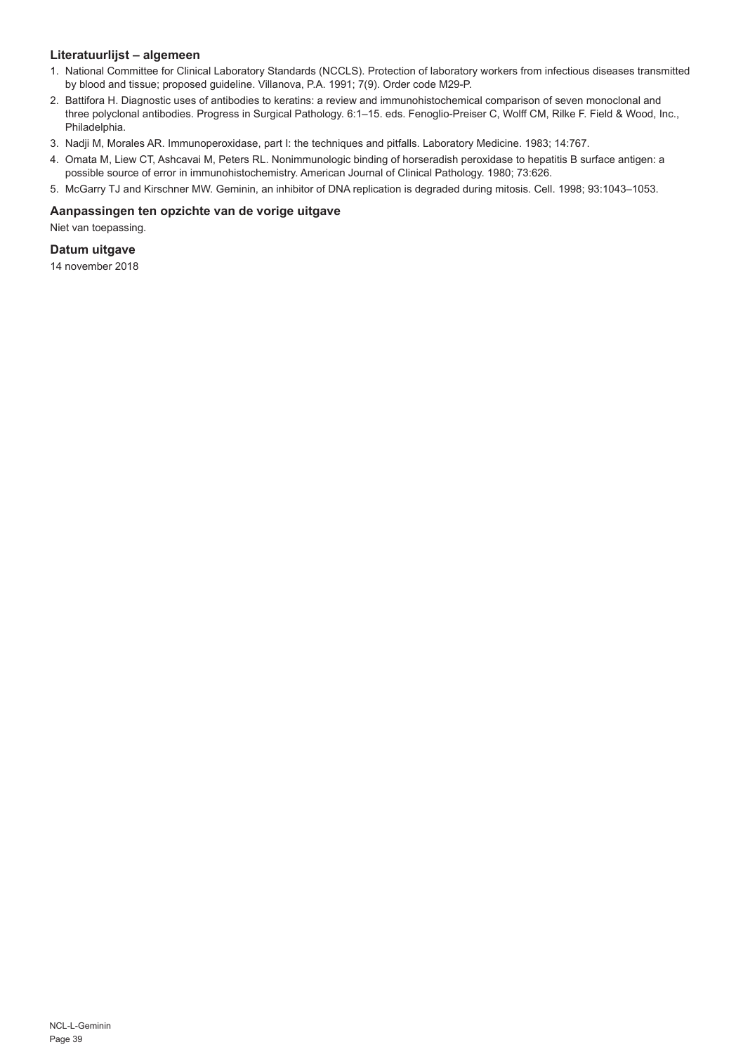### Literatuurlijst – algemeen

1. National Committee for Clinical Laboratory Standards (NCCLS). Protection of laboratory workers from infectious diseases transmitted by blood and tissue; proposed guideline. Villanova, P.A. 1991; 7(9). Order code M29-P.
2. Battifora H. Diagnostic uses of antibodies to keratins: a review and immunohistochemical comparison of seven monoclonal and three polyclonal antibodies. Progress in Surgical Pathology. 6:1–15. eds. Fenoglio-Preiser C, Wolff CM, Rilke F. Field & Wood, Inc., Philadelphia.
3. Nadji M, Morales AR. Immunoperoxidase, part I: the techniques and pitfalls. Laboratory Medicine. 1983; 14:767.
4. Omata M, Liew CT, Ashcavai M, Peters RL. Nonimmunologic binding of horseradish peroxidase to hepatitis B surface antigen: a possible source of error in immunohistochemistry. American Journal of Clinical Pathology. 1980; 73:626.
5. McGarry TJ and Kirschner MW. Geminin, an inhibitor of DNA replication is degraded during mitosis. Cell. 1998; 93:1043–1053.

### Aanpassingen ten opzichte van de vorige uitgave

Niet van toepassing.

### Datum uitgave

14 november 2018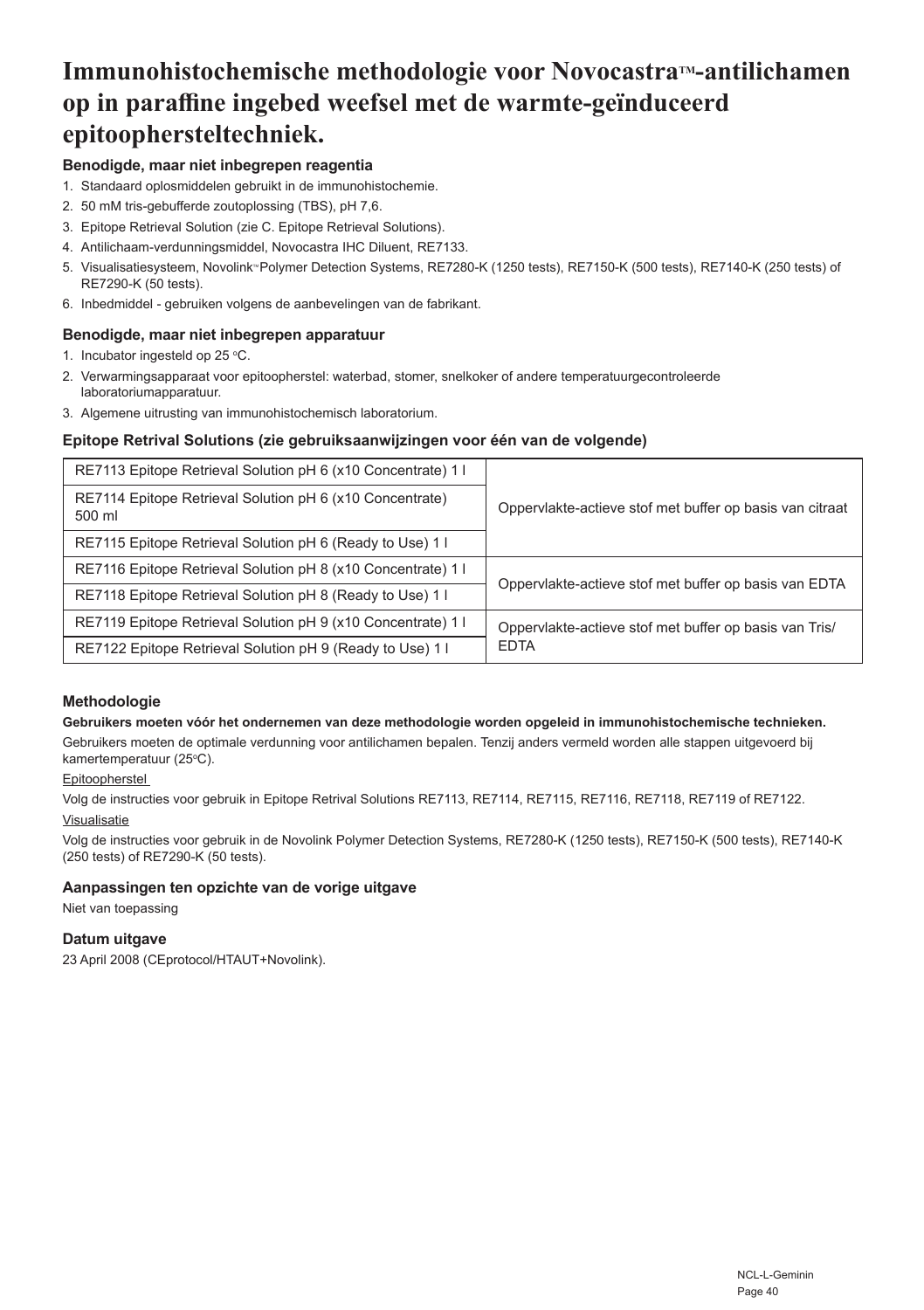# Immunohistochemische methodologie voor Novocastra™-antilichamen op in paraffine ingebed weefsel met de warmte-geïnduceerd epitoopherstelteckniek.

### Benodigde, maar niet inbegrepen reagentia

1. Standaard oplosmiddelen gebruikt in de immunohistochemie.
2. 50 mM tris-gebufferde zoutoplossing (TBS), pH 7,6.
3. Epitope Retrieval Solution (zie C. Epitope Retrieval Solutions).
4. Antilichaam-verdunningsmiddel, Novocastra IHC Diluent, RE7133.
5. Visualisatiesysteem, Novolink™ Polymer Detection Systems, RE7280-K (1250 tests), RE7150-K (500 tests), RE7140-K (250 tests) of RE7290-K (50 tests).
6. Inbedmiddel - gebruiken volgens de aanbevelingen van de fabrikant.

### Benodigde, maar niet inbegrepen apparatuur

1. Incubator ingesteld op 25 °C.
2. Verwarmingsapparaat voor epitoopherstel: waterbad, stomer, snelkoker of andere temperatuurgecontroleerde laboratoriumapparatuur.
3. Algemene uitrusting van immunohistochemisch laboratorium.

### Epitope Retrival Solutions (zie gebruiksaanwijzingen voor één van de volgende)

| | |
|---|---|
| RE7113 Epitope Retrieval Solution pH 6 (x10 Concentrate) 1 l | Oppervlakte-actieve stof met buffer op basis van citraat |
| RE7114 Epitope Retrieval Solution pH 6 (x10 Concentrate) 500 ml | |
| RE7115 Epitope Retrieval Solution pH 6 (Ready to Use) 1 l | |
| RE7116 Epitope Retrieval Solution pH 8 (x10 Concentrate) 1 l | Oppervlakte-actieve stof met buffer op basis van EDTA |
| RE7118 Epitope Retrieval Solution pH 8 (Ready to Use) 1 l | |
| RE7119 Epitope Retrieval Solution pH 9 (x10 Concentrate) 1 l | Oppervlakte-actieve stof met buffer op basis van Tris/EDTA |
| RE7122 Epitope Retrieval Solution pH 9 (Ready to Use) 1 l | |

### Methodologie

**Gebruikers moeten vóór het ondernemen van deze methodologie worden opgeleid in immunohistochemische technieken.**

Gebruikers moeten de optimale verdunning voor antilichamen bepalen. Tenzij anders vermeld worden alle stappen uitgevoerd bij kamertemperatuur (25°C).

Epitoopherstel

Volg de instructies voor gebruik in Epitope Retrival Solutions RE7113, RE7114, RE7115, RE7116, RE7118, RE7119 of RE7122.

Visualisatie

Volg de instructies voor gebruik in de Novolink Polymer Detection Systems, RE7280-K (1250 tests), RE7150-K (500 tests), RE7140-K (250 tests) of RE7290-K (50 tests).

### Aanpassingen ten opzichte van de vorige uitgave

Niet van toepassing

### Datum uitgave

23 April 2008 (CEprotocol/HTAUT+Novolink).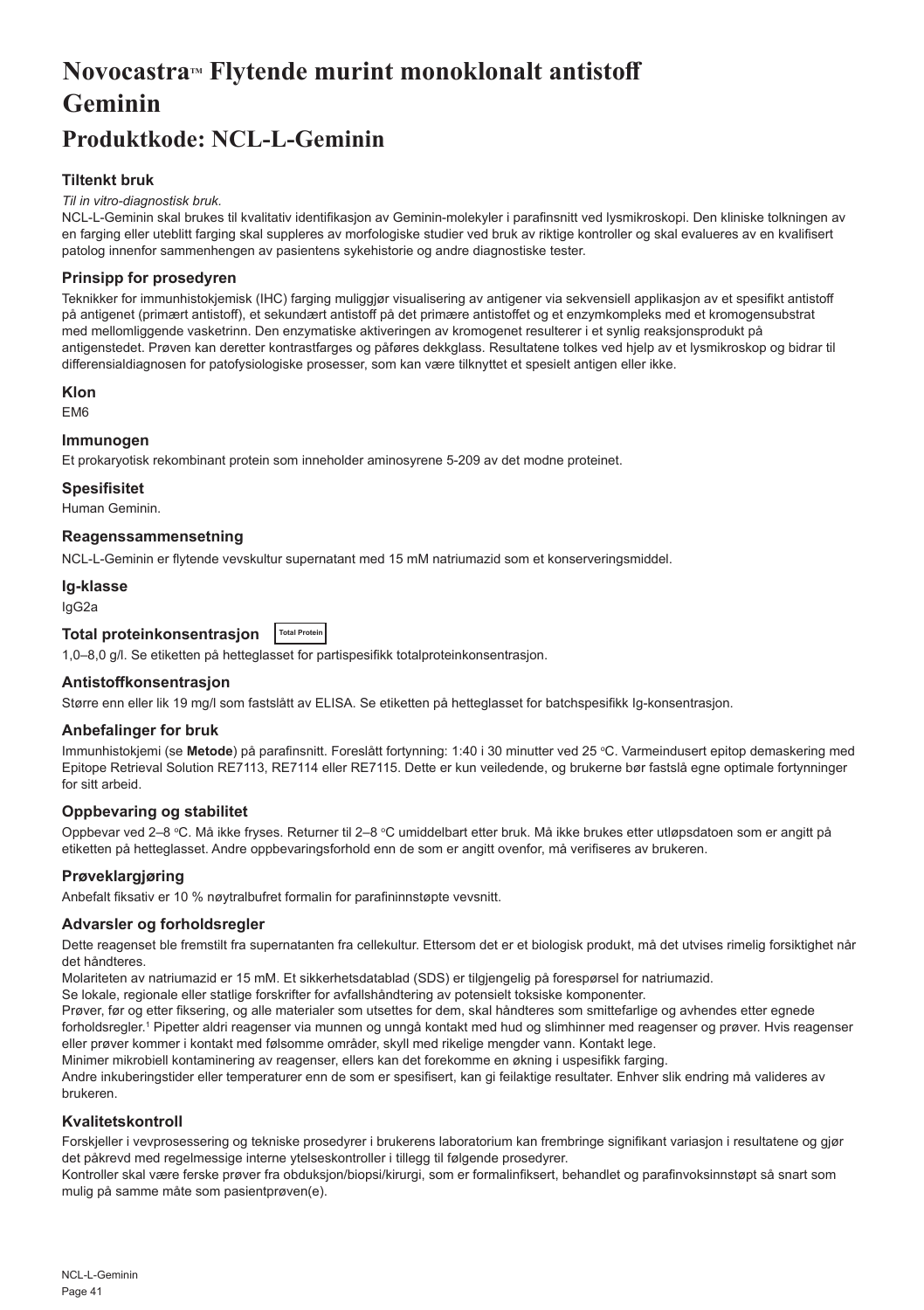# Novocastra™ Flytende murint monoklonalt antistoff Geminin

## Produktkode: NCL-L-Geminin

### Tiltenkt bruk

*Til in vitro-diagnostisk bruk.*

NCL-L-Geminin skal brukes til kvalitativ identifikasjon av Geminin-molekyler i parafinsnitt ved lysmikroskopi. Den kliniske tolkningen av en farging eller uteblitt farging skal suppleres av morfologiske studier ved bruk av riktige kontroller og skal evalueres av en kvalifisert patolog innenfor sammenhengen av pasientens sykehistorie og andre diagnostiske tester.

### Prinsipp for prosedyren

Teknikker for immunhistokjemisk (IHC) farging muliggjør visualisering av antigener via sekvensiell applikasjon av et spesifikt antistoff på antigenet (primært antistoff), et sekundært antistoff på det primære antistoffet og et enzymkompleks med et kromogensubstrat med mellomliggende vasketrinn. Den enzymatiske aktiveringen av kromogenet resulterer i et synlig reaksjonsprodukt på antigenstedet. Prøven kan deretter kontrastfarges og påføres dekkglass. Resultatene tolkes ved hjelp av et lysmikroskop og bidrar til differensialdiagnosen for patofysiologiske prosesser, som kan være tilknyttet et spesielt antigen eller ikke.

### Klon

EM6

### Immunogen

Et prokaryotisk rekombinant protein som inneholder aminosyrene 5-209 av det modne proteinet.

### Spesifisitet

Human Geminin.

### Reagenssammensetning

NCL-L-Geminin er flytende vevskultur supernatant med 15 mM natriumazid som et konserveringsmiddel.

### Ig-klasse

IgG2a

### Total proteinkonsentrasjon Total Protein

1,0–8,0 g/l. Se etiketten på hetteglasset for partispesifikk totalproteinkonsentrasjon.

### Antistoffkonsentrasjon

Større enn eller lik 19 mg/l som fastslått av ELISA. Se etiketten på hetteglasset for batchspesifikk Ig-konsentrasjon.

### Anbefalinger for bruk

Immunhistokjemi (se **Metode**) på parafinsnitt. Foreslått fortynning: 1:40 i 30 minutter ved 25 °C. Varmeindusert epitop demaskering med Epitope Retrieval Solution RE7113, RE7114 eller RE7115. Dette er kun veiledende, og brukerne bør fastslå egne optimale fortynninger for sitt arbeid.

### Oppbevaring og stabilitet

Oppbevar ved 2–8 °C. Må ikke fryses. Returner til 2–8 °C umiddelbart etter bruk. Må ikke brukes etter utløpsdatoen som er angitt på etiketten på hetteglasset. Andre oppbevaringsforhold enn de som er angitt ovenfor, må verifiseres av brukeren.

### Prøveklargjøring

Anbefalt fiksativ er 10 % nøytralbufret formalin for parafininnstøpte vevsnitt.

### Advarsler og forholdsregler

Dette reagenset ble fremstilt fra supernatanten fra cellekultur. Ettersom det er et biologisk produkt, må det utvises rimelig forsiktighet når det håndteres.

Molariteten av natriumazid er 15 mM. Et sikkerhetsdatablad (SDS) er tilgjengelig på forespørsel for natriumazid.

Se lokale, regionale eller statlige forskrifter for avfallshåndtering av potensielt toksiske komponenter.

Prøver, før og etter fiksering, og alle materialer som utsettes for dem, skal håndteres som smittefarlige og avhendes etter egnede forholdsregler.[1] Pipetter aldri reagenser via munnen og unngå kontakt med hud og slimhinner med reagenser og prøver. Hvis reagenser eller prøver kommer i kontakt med følsomme områder, skyll med rikelige mengder vann. Kontakt lege.

Minimer mikrobiell kontaminering av reagenser, ellers kan det forekomme en økning i uspesifikk farging.

Andre inkuberingstider eller temperaturer enn de som er spesifisert, kan gi feilaktige resultater. Enhver slik endring må valideres av brukeren.

### Kvalitetskontroll

Forskjeller i vevprosessering og tekniske prosedyrer i brukerens laboratorium kan frembringe signifikant variasjon i resultatene og gjør det påkrevd med regelmessige interne ytelseskontroller i tillegg til følgende prosedyrer.

Kontroller skal være ferske prøver fra obduksjon/biopsi/kirurgi, som er formalinfiksert, behandlet og parafinvoksinnstøpt så snart som mulig på samme måte som pasientprøven(e).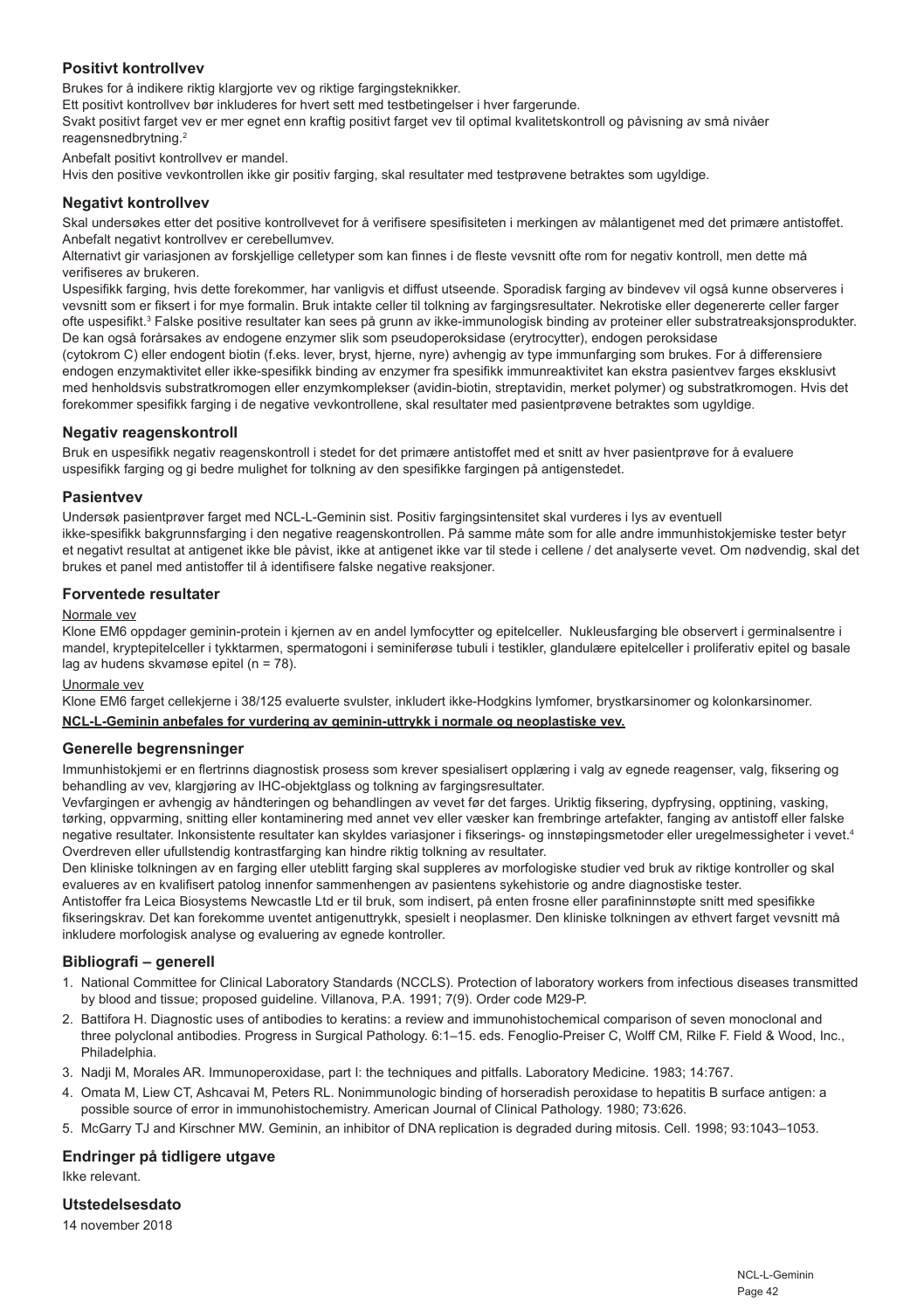## Positivt kontrollvev

Brukes for å indikere riktig klargjorte vev og riktige fargingsteknikker.

Ett positivt kontrollvev bør inkluderes for hvert sett med testbetingelser i hver fargerunde.

Svakt positivt farget vev er mer egnet enn kraftig positivt farget vev til optimal kvalitetskontroll og påvisning av små nivåer reagensnedbrytning.[2]

Anbefalt positivt kontrollvev er mandel.

Hvis den positive vevkontrollen ikke gir positiv farging, skal resultater med testprøvene betraktes som ugyldige.

## Negativt kontrollvev

Skal undersøkes etter det positive kontrollvevet for å verifisere spesifisiteten i merkingen av målantigenet med det primære antistoffet.

Anbefalt negativt kontrollvev er cerebellumvev.

Alternativt gir variasjonen av forskjellige celletyper som kan finnes i de fleste vevsnitt ofte rom for negativ kontroll, men dette må verifiseres av brukeren.

Uspesifikk farging, hvis dette forekommer, har vanligvis et diffust utseende. Sporadisk farging av bindevev vil også kunne observeres i vevsnitt som er fiksert i for mye formalin. Bruk intakte celler til tolkning av fargingsresultater. Nekrotiske eller degenererte celler farger ofte uspesifikt.[3] Falske positive resultater kan sees på grunn av ikke-immunologisk binding av proteiner eller substratreaksjonsprodukter. De kan også forårsakes av endogene enzymer slik som pseudoperoksidase (erytrocytter), endogen peroksidase (cytokrom C) eller endogent biotin (f.eks. lever, bryst, hjerne, nyre) avhengig av type immunfarging som brukes. For å differensiere endogen enzymaktivitet eller ikke-spesifikk binding av enzymer fra spesifikk immunreaktivitet kan ekstra pasientvev farges eksklusivt med henholdsvis substratkromogen eller enzymkomplekser (avidin-biotin, streptavidin, merket polymer) og substratkromogen. Hvis det forekommer spesifikk farging i de negative vevkontrollene, skal resultater med pasientprøvene betraktes som ugyldige.

## Negativ reagenskontroll

Bruk en uspesifikk negativ reagenskontroll i stedet for det primære antistoffet med et snitt av hver pasientprøve for å evaluere uspesifikk farging og gi bedre mulighet for tolkning av den spesifikke fargingen på antigenstedet.

## Pasientvev

Undersøk pasientprøver farget med NCL-L-Geminin sist. Positiv fargingsintensitet skal vurderes i lys av eventuell ikke-spesifikk bakgrunnsfarging i den negative reagenskontrollen. På samme måte som for alle andre immunhistokjemiske tester betyr et negativt resultat at antigenet ikke ble påvist, ikke at antigenet ikke var til stede i cellene / det analyserte vevet. Om nødvendig, skal det brukes et panel med antistoffer til å identifisere falske negative reaksjoner.

## Forventede resultater

Normale vev

Klone EM6 oppdager geminin-protein i kjernen av en andel lymfocytter og epitelceller. Nukleusfarging ble observert i germinalsentre i mandel, kryptepitelceller i tykktarmen, spermatogoni i seminiferøse tubuli i testikler, glandulære epitelceller i proliferativ epitel og basale lag av hudens skvamøse epitel (n = 78).

Unormale vev

Klone EM6 farget cellekjerne i 38/125 evaluerte svulster, inkludert ikke-Hodgkins lymfomer, brystkarsinomer og kolonkarsinomer.

**NCL-L-Geminin anbefales for vurdering av geminin-uttrykk i normale og neoplastiske vev.**

## Generelle begrensninger

Immunhistokjemi er en flertrinns diagnostisk prosess som krever spesialisert opplæring i valg av egnede reagenser, valg, fiksering og behandling av vev, klargjøring av IHC-objektglass og tolkning av fargingsresultater.

Vevfargingen er avhengig av håndteringen og behandlingen av vevet før det farges. Uriktig fiksering, dypfrysing, opptining, vasking, tørking, oppvarming, snitting eller kontaminering med annet vev eller væsker kan frembringe artefakter, fanging av antistoff eller falske negative resultater. Inkonsistente resultater kan skyldes variasjoner i fikserings- og innstøpingsmetoder eller uregelmessigheter i vevet.[4]

Overdreven eller ufullstendig kontrastfarging kan hindre riktig tolkning av resultater.

Den kliniske tolkningen av en farging eller uteblitt farging skal suppleres av morfologiske studier ved bruk av riktige kontroller og skal evalueres av en kvalifisert patolog innenfor sammenhengen av pasientens sykehistorie og andre diagnostiske tester.

Antistoffer fra Leica Biosystems Newcastle Ltd er til bruk, som indisert, på enten frosne eller parafininnstøpte snitt med spesifikke fikseringskrav. Det kan forekomme uventet antigenuttrykk, spesielt i neoplasmer. Den kliniske tolkningen av ethvert farget vevsnitt må inkludere morfologisk analyse og evaluering av egnede kontroller.

## Bibliografi – generell

1. National Committee for Clinical Laboratory Standards (NCCLS). Protection of laboratory workers from infectious diseases transmitted by blood and tissue; proposed guideline. Villanova, P.A. 1991; 7(9). Order code M29-P.
2. Battifora H. Diagnostic uses of antibodies to keratins: a review and immunohistochemical comparison of seven monoclonal and three polyclonal antibodies. Progress in Surgical Pathology. 6:1–15. eds. Fenoglio-Preiser C, Wolff CM, Rilke F. Field & Wood, Inc., Philadelphia.
3. Nadji M, Morales AR. Immunoperoxidase, part I: the techniques and pitfalls. Laboratory Medicine. 1983; 14:767.
4. Omata M, Liew CT, Ashcavai M, Peters RL. Nonimmunologic binding of horseradish peroxidase to hepatitis B surface antigen: a possible source of error in immunohistochemistry. American Journal of Clinical Pathology. 1980; 73:626.
5. McGarry TJ and Kirschner MW. Geminin, an inhibitor of DNA replication is degraded during mitosis. Cell. 1998; 93:1043–1053.

## Endringer på tidligere utgave

Ikke relevant.

## Utstedelsesdato

14 november 2018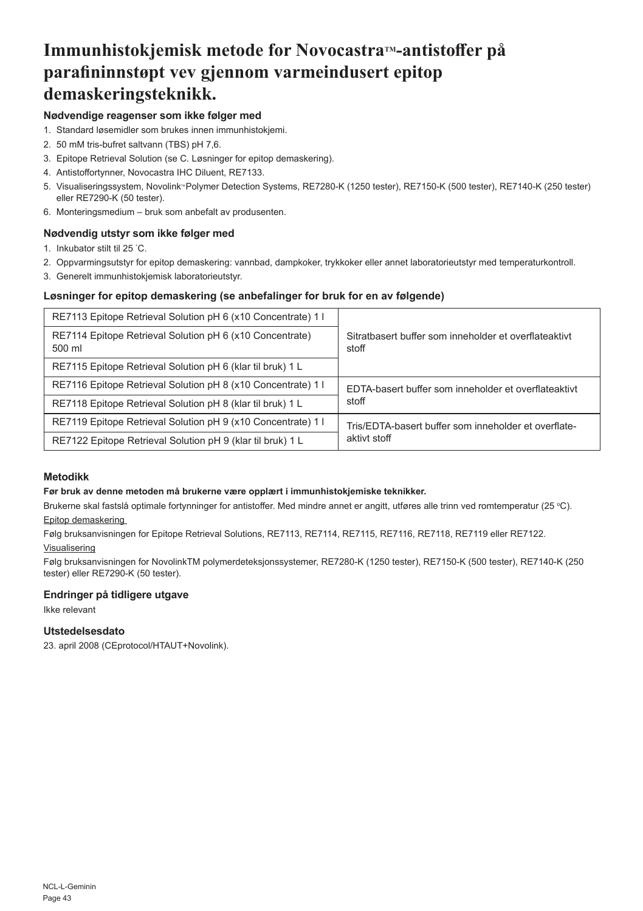# Immunhistokjemisk metode for Novocastra™-antistoffer på parafininnstøpt vev gjennom varmeindusert epitop demaskeringsteknikk.

### Nødvendige reagenser som ikke følger med

1. Standard løsemidler som brukes innen immunhistokjemi.
2. 50 mM tris-bufret saltvann (TBS) pH 7,6.
3. Epitope Retrieval Solution (se C. Løsninger for epitop demaskering).
4. Antistoffortynner, Novocastra IHC Diluent, RE7133.
5. Visualiseringssystem, Novolink™ Polymer Detection Systems, RE7280-K (1250 tester), RE7150-K (500 tester), RE7140-K (250 tester) eller RE7290-K (50 tester).
6. Monteringsmedium – bruk som anbefalt av produsenten.

### Nødvendig utstyr som ikke følger med

1. Inkubator stilt til 25 °C.
2. Oppvarmingsutstyr for epitop demaskering: vannbad, dampkoker, trykkoker eller annet laboratorieutstyr med temperaturkontroll.
3. Generelt immunhistokjemisk laboratorieutstyr.

### Løsninger for epitop demaskering (se anbefalinger for bruk for en av følgende)

| | |
|---|---|
| RE7113 Epitope Retrieval Solution pH 6 (x10 Concentrate) 1 l | Sitratbasert buffer som inneholder et overflateaktivt stoff |
| RE7114 Epitope Retrieval Solution pH 6 (x10 Concentrate) 500 ml | |
| RE7115 Epitope Retrieval Solution pH 6 (klar til bruk) 1 L | |
| RE7116 Epitope Retrieval Solution pH 8 (x10 Concentrate) 1 l | EDTA-basert buffer som inneholder et overflateaktivt stoff |
| RE7118 Epitope Retrieval Solution pH 8 (klar til bruk) 1 L | |
| RE7119 Epitope Retrieval Solution pH 9 (x10 Concentrate) 1 l | Tris/EDTA-basert buffer som inneholder et overflate-aktivt stoff |
| RE7122 Epitope Retrieval Solution pH 9 (klar til bruk) 1 L | |

### Metodikk

**Før bruk av denne metoden må brukerne være opplært i immunhistokjemiske teknikker.**

Brukerne skal fastslå optimale fortynninger for antistoffer. Med mindre annet er angitt, utføres alle trinn ved romtemperatur (25 °C).

Epitop demaskering

Følg bruksanvisningen for Epitope Retrieval Solutions, RE7113, RE7114, RE7115, RE7116, RE7118, RE7119 eller RE7122.

Visualisering

Følg bruksanvisningen for NovolinkTM polymerdeteksjonssystemer, RE7280-K (1250 tester), RE7150-K (500 tester), RE7140-K (250 tester) eller RE7290-K (50 tester).

### Endringer på tidligere utgave

Ikke relevant

### Utstedelsesdato

23. april 2008 (CEprotocol/HTAUT+Novolink).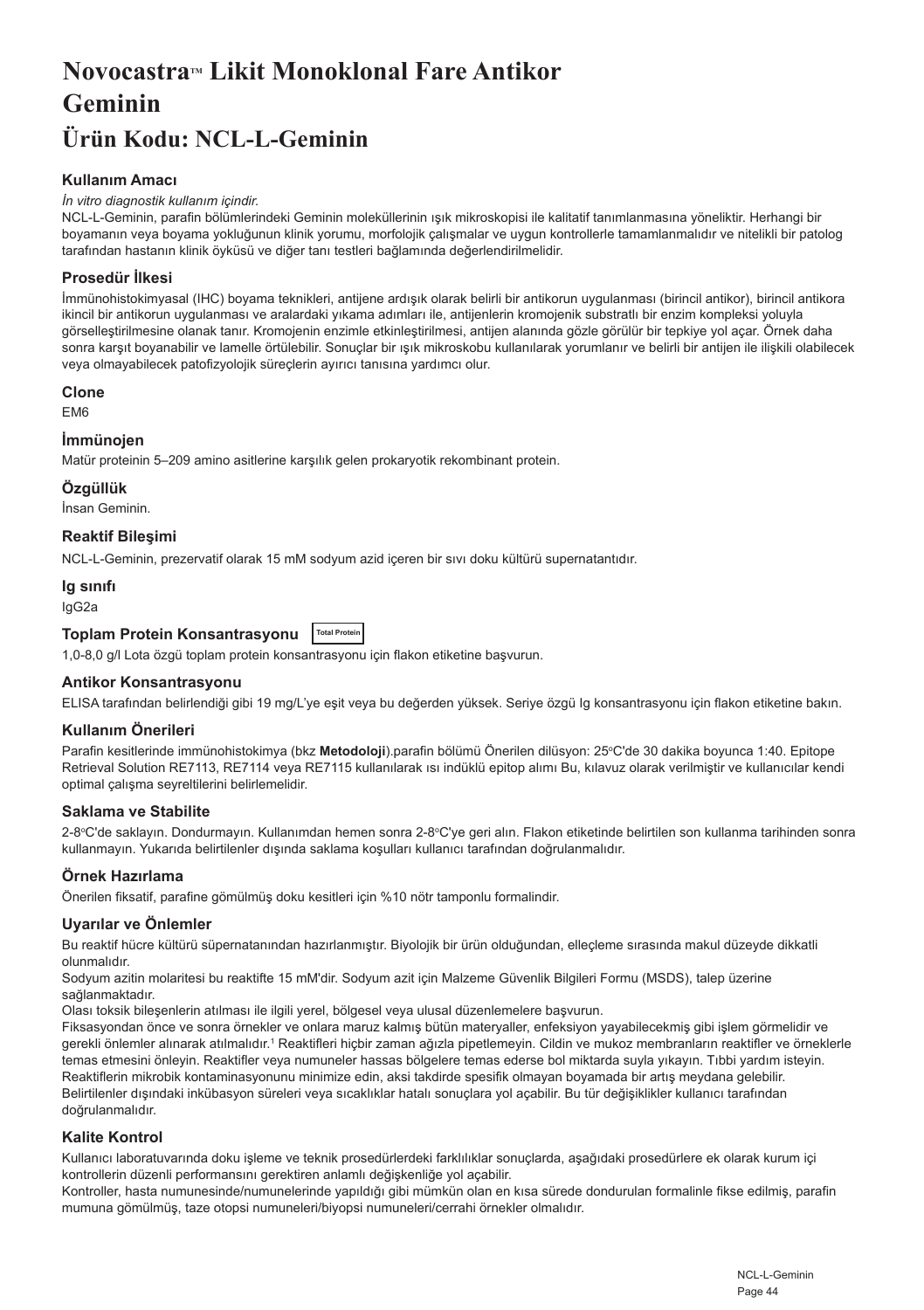# Novocastra™ Likit Monoklonal Fare Antikor Geminin

# Ürün Kodu: NCL-L-Geminin

### Kullanım Amacı

*İn vitro diagnostik kullanım içindir.*

NCL-L-Geminin, parafin bölümlerindeki Geminin moleküllerinin ışık mikroskopisi ile kalitatif tanımlanmasına yöneliktir. Herhangi bir boyamanın veya boyama yokluğunun klinik yorumu, morfolojik çalışmalar ve uygun kontrollerle tamamlanmalıdır ve nitelikli bir patolog tarafından hastanın klinik öyküsü ve diğer tanı testleri bağlamında değerlendirilmelidir.

### Prosedür İlkesi

İmmünohistokimyasal (IHC) boyama teknikleri, antijene ardışık olarak belirli bir antikorun uygulanması (birincil antikor), birincil antikora ikincil bir antikorun uygulanması ve aralardaki yıkama adımları ile, antijenlerin kromojenik substratlı bir enzim kompleksi yoluyla görselleştirilmesine olanak tanır. Kromojenin enzimle etkinleştirilmesi, antijen alanında gözle görülür bir tepkiye yol açar. Örnek daha sonra karşıt boyanabilir ve lamelle örtülebilir. Sonuçlar bir ışık mikroskobu kullanılarak yorumlanır ve belirli bir antijen ile ilişkili olabilecek veya olmayabilecek patofizyolojik süreçlerin ayırıcı tanısına yardımcı olur.

### Clone

EM6

### İmmünojen

Matür proteinin 5–209 amino asitlerine karşılık gelen prokaryotik rekombinant protein.

### Özgüllük

İnsan Geminin.

### Reaktif Bileşimi

NCL-L-Geminin, prezervatif olarak 15 mM sodyum azid içeren bir sıvı doku kültürü supernatantıdır.

### Ig sınıfı

IgG2a

### Toplam Protein Konsantrasyonu Total Protein

1,0-8,0 g/l Lota özgü toplam protein konsantrasyonu için flakon etiketine başvurun.

### Antikor Konsantrasyonu

ELISA tarafından belirlendiği gibi 19 mg/L'ye eşit veya bu değerden yüksek. Seriye özgü Ig konsantrasyonu için flakon etiketine bakın.

### Kullanım Önerileri

Parafin kesitlerinde immünohistokimya (bkz **Metodoloji**).parafin bölümü Önerilen dilüsyon: 25°C'de 30 dakika boyunca 1:40. Epitope Retrieval Solution RE7113, RE7114 veya RE7115 kullanılarak ısı indüklü epitop alımı Bu, kılavuz olarak verilmiştir ve kullanıcılar kendi optimal çalışma seyreltilerini belirlemelidir.

### Saklama ve Stabilite

2-8°C'de saklayın. Dondurmayın. Kullanımdan hemen sonra 2-8°C'ye geri alın. Flakon etiketinde belirtilen son kullanma tarihinden sonra kullanmayın. Yukarıda belirtilenler dışında saklama koşulları kullanıcı tarafından doğrulanmalıdır.

### Örnek Hazırlama

Önerilen fiksatif, parafine gömülmüş doku kesitleri için %10 nötr tamponlu formalindir.

### Uyarılar ve Önlemler

Bu reaktif hücre kültürü süpernatanından hazırlanmıştır. Biyolojik bir ürün olduğundan, elleçleme sırasında makul düzeyde dikkatli olunmalıdır.

Sodyum azitin molaritesi bu reaktifte 15 mM'dir. Sodyum azit için Malzeme Güvenlik Bilgileri Formu (MSDS), talep üzerine sağlanmaktadır.

Olası toksik bileşenlerin atılması ile ilgili yerel, bölgesel veya ulusal düzenlemelere başvurun.

Fiksasyondan önce ve sonra örnekler ve onlara maruz kalmış bütün materyaller, enfeksiyon yayabilecekmiş gibi işlem görmelidir ve gerekli önlemler alınarak atılmalıdır.[1] Reaktifleri hiçbir zaman ağızla pipetlemeyin. Cildin ve mukoz membranların reaktifler ve örneklerle temas etmesini önleyin. Reaktifler veya numuneler hassas bölgelere temas ederse bol miktarda suyla yıkayın. Tıbbi yardım isteyin.

Reaktiflerin mikrobik kontaminasyonunu minimize edin, aksi takdirde spesifik olmayan boyamada bir artış meydana gelebilir.

Belirtilenler dışındaki inkübasyon süreleri veya sıcaklıklar hatalı sonuçlara yol açabilir. Bu tür değişiklikler kullanıcı tarafından doğrulanmalıdır.

### Kalite Kontrol

Kullanıcı laboratuvarında doku işleme ve teknik prosedürlerdeki farklılıklar sonuçlarda, aşağıdaki prosedürlere ek olarak kurum içi kontrollerin düzenli performansını gerektiren anlamlı değişkenliğe yol açabilir.

Kontroller, hasta numunesinde/numunelerinde yapıldığı gibi mümkün olan en kısa sürede dondurulan formalinle fikse edilmiş, parafin mumuna gömülmüş, taze otopsi numuneleri/biyopsi numuneleri/cerrahi örnekler olmalıdır.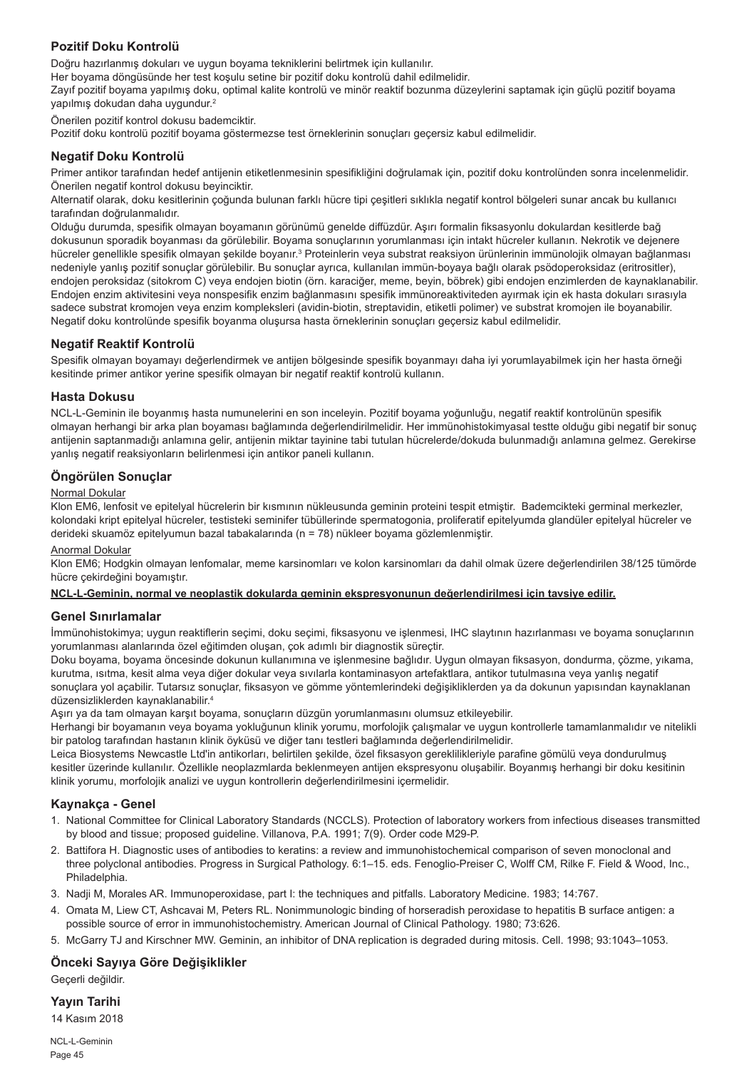## Pozitif Doku Kontrolü

Doğru hazırlanmış dokuları ve uygun boyama tekniklerini belirtmek için kullanılır.

Her boyama döngüsünde her test koşulu setine bir pozitif doku kontrolü dahil edilmelidir.

Zayıf pozitif boyama yapılmış doku, optimal kalite kontrolü ve minör reaktif bozunma düzeylerini saptamak için güçlü pozitif boyama yapılmış dokudan daha uygundur.[2]

Önerilen pozitif kontrol dokusu bademciktir.

Pozitif doku kontrolü pozitif boyama göstermezse test örneklerinin sonuçları geçersiz kabul edilmelidir.

## Negatif Doku Kontrolü

Primer antikor tarafından hedef antijenin etiketlenmesinin spesifikliğini doğrulamak için, pozitif doku kontrolünden sonra incelenmelidir. Önerilen negatif kontrol dokusu beyinciktir.

Alternatif olarak, doku kesitlerinin çoğunda bulunan farklı hücre tipi çeşitleri sıklıkla negatif kontrol bölgeleri sunar ancak bu kullanıcı tarafından doğrulanmalıdır.

Olduğu durumda, spesifik olmayan boyamanın görünümü genelde diffüzdür. Aşırı formalin fiksasyonlu dokulardan kesitlerde bağ dokusunun sporadik boyanması da görülebilir. Boyama sonuçlarının yorumlanması için intakt hücreler kullanın. Nekrotik ve dejenere hücreler genellikle spesifik olmayan şekilde boyanır.[3] Proteinlerin veya substrat reaksiyon ürünlerinin immünolojik olmayan bağlanması nedeniyle yanlış pozitif sonuçlar görülebilir. Bu sonuçlar ayrıca, kullanılan immün-boyaya bağlı olarak psödoperoksidaz (eritrositler), endojen peroksidaz (sitokrom C) veya endojen biotin (örn. karaciğer, meme, beyin, böbrek) gibi endojen enzimlerden de kaynaklanabilir. Endojen enzim aktivitesini veya nonspesifik enzim bağlanmasını spesifik immünoreaktiviteden ayırmak için ek hasta dokuları sırasıyla sadece substrat kromojen veya enzim kompleksleri (avidin-biotin, streptavidin, etiketli polimer) ve substrat kromojen ile boyanabilir. Negatif doku kontrolünde spesifik boyanma oluşursa hasta örneklerinin sonuçları geçersiz kabul edilmelidir.

## Negatif Reaktif Kontrolü

Spesifik olmayan boyamayı değerlendirmek ve antijen bölgesinde spesifik boyanmayı daha iyi yorumlayabilmek için her hasta örneği kesitinde primer antikor yerine spesifik olmayan bir negatif reaktif kontrolü kullanın.

## Hasta Dokusu

NCL-L-Geminin ile boyanmış hasta numunelerini en son inceleyin. Pozitif boyama yoğunluğu, negatif reaktif kontrolünün spesifik olmayan herhangi bir arka plan boyaması bağlamında değerlendirilmelidir. Her immünohistokimyasal testte olduğu gibi negatif bir sonuç antijenin saptanmadığı anlamına gelir, antijenin miktar tayinine tabi tutulan hücrelerde/dokuda bulunmadığı anlamına gelmez. Gerekirse yanlış negatif reaksiyonların belirlenmesi için antikor paneli kullanın.

## Öngörülen Sonuçlar

Normal Dokular

Klon EM6, lenfosit ve epitelyal hücrelerin bir kısmının nükleusunda geminin proteini tespit etmiştir. Bademcikteki germinal merkezler, kolondaki kript epitelyal hücreler, testisteki seminifer tübüllerinde spermatogonia, proliferatif epitelyumda glandüler epitelyal hücreler ve derideki skuamöz epitelyumun bazal tabakalarında (n = 78) nükleer boyama gözlemlenmiştir.

Anormal Dokular

Klon EM6; Hodgkin olmayan lenfomalar, meme karsinomları ve kolon karsinomları da dahil olmak üzere değerlendirilen 38/125 tümörde hücre çekirdeğini boyamıştır.

**NCL-L-Geminin, normal ve neoplastik dokularda geminin ekspresyonunun değerlendirilmesi için tavsiye edilir.**

## Genel Sınırlamalar

İmmünohistokimya; uygun reaktiflerin seçimi, doku seçimi, fiksasyonu ve işlenmesi, IHC slaytının hazırlanması ve boyama sonuçlarının yorumlanması alanlarında özel eğitimden oluşan, çok adımlı bir diagnostik süreçtir.

Doku boyama, boyama öncesinde dokunun kullanımına ve işlenmesine bağlıdır. Uygun olmayan fiksasyon, dondurma, çözme, yıkama, kurutma, ısıtma, kesit alma veya diğer dokular veya sıvılarla kontaminasyon artefaktlara, antikor tutulmasına veya yanlış negatif sonuçlara yol açabilir. Tutarsız sonuçlar, fiksasyon ve gömme yöntemlerindeki değişikliklerden ya da dokunun yapısından kaynaklanan düzensizliklerden kaynaklanabilir.[4]

Aşırı ya da tam olmayan karşıt boyama, sonuçların düzgün yorumlanmasını olumsuz etkileyebilir.

Herhangi bir boyamanın veya boyama yokluğunun klinik yorumu, morfolojik çalışmalar ve uygun kontrollerle tamamlanmalıdır ve nitelikli bir patolog tarafından hastanın klinik öyküsü ve diğer tanı testleri bağlamında değerlendirilmelidir.

Leica Biosystems Newcastle Ltd'in antikorları, belirtilen şekilde, özel fiksasyon gereklilikleriyle parafine gömülü veya dondurulmuş kesitler üzerinde kullanılır. Özellikle neoplazmlarda beklenmeyen antijen ekspresyonu oluşabilir. Boyanmış herhangi bir doku kesitinin klinik yorumu, morfolojik analizi ve uygun kontrollerin değerlendirilmesini içermelidir.

## Kaynakça - Genel

1. National Committee for Clinical Laboratory Standards (NCCLS). Protection of laboratory workers from infectious diseases transmitted by blood and tissue; proposed guideline. Villanova, P.A. 1991; 7(9). Order code M29-P.
2. Battifora H. Diagnostic uses of antibodies to keratins: a review and immunohistochemical comparison of seven monoclonal and three polyclonal antibodies. Progress in Surgical Pathology. 6:1–15. eds. Fenoglio-Preiser C, Wolff CM, Rilke F. Field & Wood, Inc., Philadelphia.
3. Nadji M, Morales AR. Immunoperoxidase, part I: the techniques and pitfalls. Laboratory Medicine. 1983; 14:767.
4. Omata M, Liew CT, Ashcavai M, Peters RL. Nonimmunologic binding of horseradish peroxidase to hepatitis B surface antigen: a possible source of error in immunohistochemistry. American Journal of Clinical Pathology. 1980; 73:626.
5. McGarry TJ and Kirschner MW. Geminin, an inhibitor of DNA replication is degraded during mitosis. Cell. 1998; 93:1043–1053.

## Önceki Sayıya Göre Değişiklikler

Geçerli değildir.

## Yayın Tarihi

14 Kasım 2018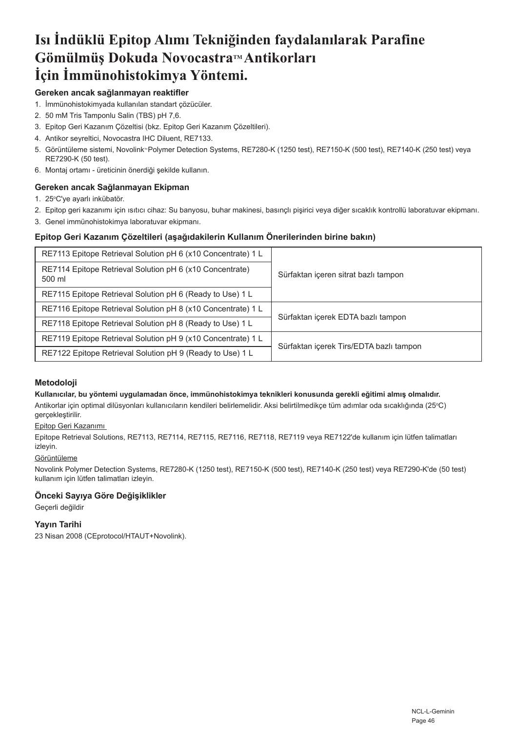# Isı İndüklü Epitop Alımı Tekniğinden faydalanılarak Parafine Gömülmüş Dokuda Novocastra™ Antikorları İçin İmmünohistokimya Yöntemi.

### Gereken ancak sağlanmayan reaktifler

1. İmmünohistokimyada kullanılan standart çözücüler.
2. 50 mM Tris Tamponlu Salin (TBS) pH 7,6.
3. Epitop Geri Kazanım Çözeltisi (bkz. Epitop Geri Kazanım Çözeltileri).
4. Antikor seyreltici, Novocastra IHC Diluent, RE7133.
5. Görüntüleme sistemi, Novolink™ Polymer Detection Systems, RE7280-K (1250 test), RE7150-K (500 test), RE7140-K (250 test) veya RE7290-K (50 test).
6. Montaj ortamı - üreticinin önerdiği şekilde kullanın.

### Gereken ancak Sağlanmayan Ekipman

1. 25°C'ye ayarlı inkübatör.
2. Epitop geri kazanımı için ısıtıcı cihaz: Su banyosu, buhar makinesi, basınçlı pişirici veya diğer sıcaklık kontrollü laboratuvar ekipmanı.
3. Genel immünohistokimya laboratuvar ekipmanı.

### Epitop Geri Kazanım Çözeltileri (aşağıdakilerin Kullanım Önerilerinden birine bakın)

| | |
|---|---|
| RE7113 Epitope Retrieval Solution pH 6 (x10 Concentrate) 1 L | Sürfaktan içeren sitrat bazlı tampon |
| RE7114 Epitope Retrieval Solution pH 6 (x10 Concentrate) 500 ml | |
| RE7115 Epitope Retrieval Solution pH 6 (Ready to Use) 1 L | |
| RE7116 Epitope Retrieval Solution pH 8 (x10 Concentrate) 1 L | Sürfaktan içerek EDTA bazlı tampon |
| RE7118 Epitope Retrieval Solution pH 8 (Ready to Use) 1 L | |
| RE7119 Epitope Retrieval Solution pH 9 (x10 Concentrate) 1 L | Sürfaktan içerek Tirs/EDTA bazlı tampon |
| RE7122 Epitope Retrieval Solution pH 9 (Ready to Use) 1 L | |

### Metodoloji

**Kullanıcılar, bu yöntemi uygulamadan önce, immünohistokimya teknikleri konusunda gerekli eğitimi almış olmalıdır.**

Antikorlar için optimal dilüsyonları kullanıcıların kendileri belirlemelidir. Aksi belirtilmedikçe tüm adımlar oda sıcaklığında (25°C) gerçekleştirilir.

Epitop Geri Kazanımı

Epitope Retrieval Solutions, RE7113, RE7114, RE7115, RE7116, RE7118, RE7119 veya RE7122'de kullanım için lütfen talimatları izleyin.

Görüntüleme

Novolink Polymer Detection Systems, RE7280-K (1250 test), RE7150-K (500 test), RE7140-K (250 test) veya RE7290-K'de (50 test) kullanım için lütfen talimatları izleyin.

### Önceki Sayıya Göre Değişiklikler

Geçerli değildir

### Yayın Tarihi

23 Nisan 2008 (CEprotocol/HTAUT+Novolink).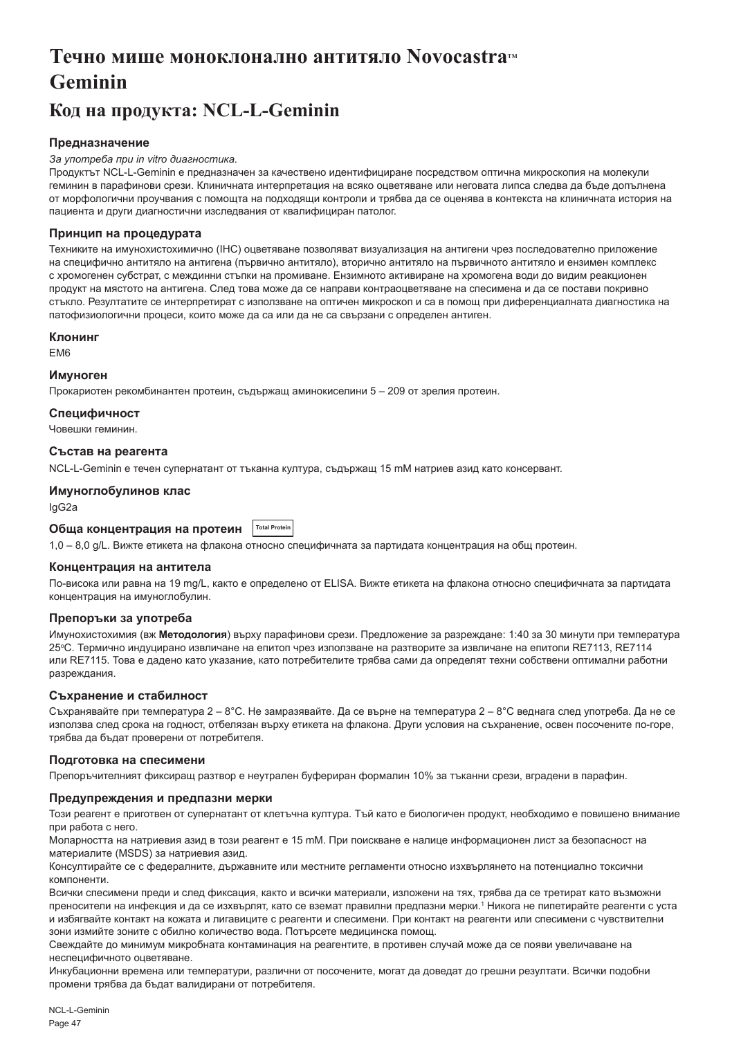# Течно мише моноклонално антитяло Novocastra™ Geminin

## Код на продукта: NCL-L-Geminin

### Предназначение

*За употреба при in vitro диагностика.*

Продуктът NCL-L-Geminin е предназначен за качествено идентифициране посредством оптична микроскопия на молекули геминин в парафинови срези. Клиничната интерпретация на всяко оцветяване или неговата липса следва да бъде допълнена от морфологични проучвания с помощта на подходящи контроли и трябва да се оценява в контекста на клиничната история на пациента и други диагностични изследвания от квалифициран патолог.

### Принцип на процедурата

Техниките на имунохистохимично (IHC) оцветяване позволяват визуализация на антигени чрез последователно приложение на специфично антитяло на антигена (първично антитяло), вторично антитяло на първичното антитяло и ензимен комплекс с хромогенен субстрат, с междинни стъпки на промиване. Ензимното активиране на хромогена води до видим реакционен продукт на мястото на антигена. След това може да се направи контраоцветяване на спесимена и да се постави покривно стъкло. Резултатите се интерпретират с използване на оптичен микроскоп и са в помощ при диференциалната диагностика на патофизиологични процеси, които може да са или да не са свързани с определен антиген.

### Клонинг

EM6

### Имуноген

Прокариотен рекомбинантен протеин, съдържащ аминокиселини 5 – 209 от зрелия протеин.

### Специфичност

Човешки геминин.

### Състав на реагента

NCL-L-Geminin е течен супернатант от тъканна култура, съдържащ 15 mM натриев азид като консервант.

### Имуноглобулинов клас

IgG2a

### Обща концентрация на протеин

Total Protein

1,0 – 8,0 g/L. Вижте етикета на флакона относно специфичната за партидата концентрация на общ протеин.

### Концентрация на антитела

По-висока или равна на 19 mg/L, както е определено от ELISA. Вижте етикета на флакона относно специфичната за партидата концентрация на имуноглобулин.

### Препоръки за употреба

Имунохистохимия (вж **Методология**) върху парафинови срези. Предложение за разреждане: 1:40 за 30 минути при температура 25°C. Термично индуцирано извличане на епитоп чрез използване на разворите за извличане на епитопи RE7113, RE7114 или RE7115. Това е дадено като указание, като потребителите трябва сами да определят техни собствени оптимални работни разреждания.

### Съхранение и стабилност

Съхранявайте при температура 2 – 8°C. Не замразявайте. Да се върне на температура 2 – 8°C веднага след употреба. Да не се използва след срока на годност, отбелязан върху етикета на флакона. Други условия на съхранение, освен посочените по-горе, трябва да бъдат проверени от потребителя.

### Подготовка на спесимени

Препоръчителният фиксиращ разтвор е неутрален буфериран формалин 10% за тъканни срези, вградени в парафин.

### Предупреждения и предпазни мерки

Този реагент е приготвен от супернатант от клетъчна култура. Тъй като е биологичен продукт, необходимо е повишено внимание при работа с него.

Моларността на натриевия азид в този реагент е 15 mM. При поискване е налице информационен лист за безопасност на материалите (MSDS) за натриевия азид.

Консултирайте се с федералните, държавните или местните регламенти относно изхвърлянето на потенциално токсични компоненти.

Всички спесимени преди и след фиксация, както и всички материали, изложени на тях, трябва да се третират като възможни преносители на инфекция и да се изхвърлят, като се вземат правилни предпазни мерки.[1] Никога не пипетирайте реагенти с уста и избягвайте контакт на кожата и лигавиците с реагенти и спесимени. При контакт на реагенти или спесимени с чувствителни зони измийте зоните с обилно количество вода. Потърсете медицинска помощ.

Свеждайте до минимум микробната контаминация на реагентите, в противен случай може да се появи увеличаване на неспецифичното оцветяване.

Инкубационни времена или температури, различни от посочените, могат да доведат до грешни резултати. Всички подобни промени трябва да бъдат валидирани от потребителя.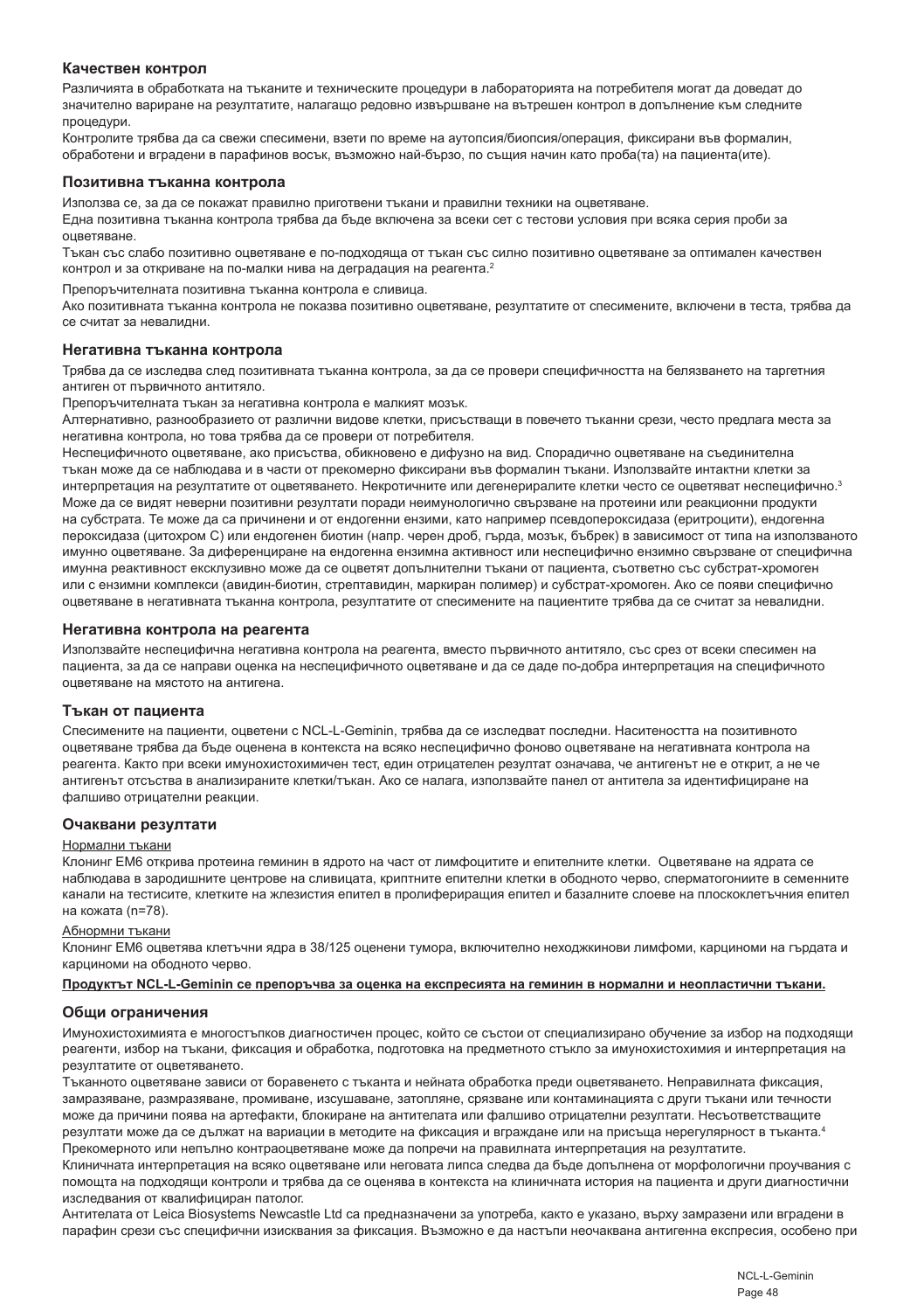### Качествен контрол

Различията в обработката на тъканите и техническите процедури в лабораторията на потребителя могат да доведат до значително вариране на резултатите, налагащо редовно извършване на вътрешен контрол в допълнение към следните процедури.

Контролите трябва да са свежи спесимени, взети по време на аутопсия/биопсия/операция, фиксирани във формалин, обработени и вградени в парафинов восък, възможно най-бързо, по същия начин като проба(та) на пациента(ите).

### Позитивна тъканна контрола

Използва се, за да се покажат правилно приготвени тъкани и правилни техники на оцветяване.

Една позитивна тъканна контрола трябва да бъде включена за всеки сет с тестови условия при всяка серия проби за оцветяване.

Тъкан със слабо позитивно оцветяване е по-подходяща от тъкан със силно позитивно оцветяване за оптимален качествен контрол и за откриване на по-малки нива на деградация на реагента.[2]

Препоръчителната позитивна тъканна контрола е сливица.

Ако позитивната тъканна контрола не показва позитивно оцветяване, резултатите от спесимените, включени в теста, трябва да се считат за невалидни.

### Негативна тъканна контрола

Трябва да се изследва след позитивната тъканна контрола, за да се провери специфичността на белязването на таргетния антиген от първичното антитяло.

Препоръчителната тъкан за негативна контрола е малкият мозък.

Алтернативно, разнообразието от различни видове клетки, присъстващи в повечето тъканни срези, често предлага места за негативна контрола, но това трябва да се провери от потребителя.

Неспецифичното оцветяване, ако присъства, обикновено е дифузно на вид. Спорадично оцветяване на съединителна тъкан може да се наблюдава и в части от прекомерно фиксирани във формалин тъкани. Използвайте интактни клетки за интерпретация на резултатите от оцветяването. Некротичните или дегенериралите клетки често се оцветяват неспецифично.[3] Може да се видят неверни позитивни резултати поради неимунологично свързване на протеини или реакционни продукти на субстрата. Те може да са причинени и от ендогенни ензими, като например псевдопероксидаза (еритроцити), ендогенна пероксидаза (цитохром C) или ендогенен биотин (напр. черен дроб, гърда, мозък, бъбрек) в зависимост от типа на използваното имунно оцветяване. За диференциране на ендогенна ензимна активност или неспецифично ензимно свързване от специфична имунна реактивност ексклузивно може да се оцветят допълнителни тъкани от пациента, съответно със субстрат-хромоген или с ензимни комплекси (авидин-биотин, стрептавидин, маркиран полимер) и субстрат-хромоген. Ако се появи специфично оцветяване в негативната тъканна контрола, резултатите от спесимените на пациентите трябва да се считат за невалидни.

### Негативна контрола на реагента

Използвайте неспецифична негативна контрола на реагента, вместо първичното антитяло, със срез от всеки спесимен на пациента, за да се направи оценка на неспецифичното оцветяване и да се даде по-добра интерпретация на специфичното оцветяване на мястото на антигена.

### Тъкан от пациента

Спесимените на пациенти, оцветени с NCL-L-Geminin, трябва да се изследват последни. Наситеността на позитивното оцветяване трябва да бъде оценена в контекста на всяко неспецифично фоново оцветяване на негативната контрола на реагента. Както при всеки имунохистохимичен тест, един отрицателен резултат означава, че антигенът не е открит, а не че антигенът отсъства в анализираните клетки/тъкан. Ако се налага, използвайте панел от антитела за идентифициране на фалшиво отрицателни реакции.

### Очаквани резултати

Нормални тъкани

Клонинг EM6 открива протеина геминин в ядрото на част от лимфоцитите и епителните клетки. Оцветяване на ядрата се наблюдава в зародишните центрове на сливицата, криптните епителни клетки в ободното черво, сперматогониите в семенните канали на тестисите, клетките на жлезистия епител в пролифериращия епител и базалните слоеве на плоскоклетъчния епител на кожата (n=78).

Абнормни тъкани

Клонинг EM6 оцветява клетъчни ядра в 38/125 оценени тумора, включително неходжкинови лимфоми, карциноми на гърдата и карциноми на ободното черво.

**Продуктът NCL-L-Geminin се препоръчва за оценка на експресията на геминин в нормални и неопластични тъкани.**

### Общи ограничения

Имунохистохимията е многостъпков диагностичен процес, който се състои от специализирано обучение за избор на подходящи реагенти, избор на тъкани, фиксация и обработка, подготовка на предметното стъкло за имунохистохимия и интерпретация на резултатите от оцветяването.

Тъканното оцветяване зависи от боравенето с тъканта и нейната обработка преди оцветяването. Неправилната фиксация, замразяване, размразяване, промиване, изсушаване, затопляне, срязване или контаминацията с други тъкани или течности може да причини поява на артефакти, блокиране на антителата или фалшиво отрицателни резултати. Несъответстващите резултати може да се дължат на вариации в методите на фиксация и вграждане или на присъща нерегулярност в тъканта.[4]

Прекомерното или непълно контраоцветяване може да попречи на правилната интерпретация на резултатите.

Клиничната интерпретация на всяко оцветяване или неговата липса следва да бъде допълнена от морфологични проучвания с помощта на подходящи контроли и трябва да се оценява в контекста на клиничната история на пациента и други диагностични изследвания от квалифициран патолог.

Антителата от Leica Biosystems Newcastle Ltd са предназначени за употреба, както е указано, върху замразени или вградени в парафин срези със специфични изисквания за фиксация. Възможно е да настъпи неочаквана антигенна експресия, особено при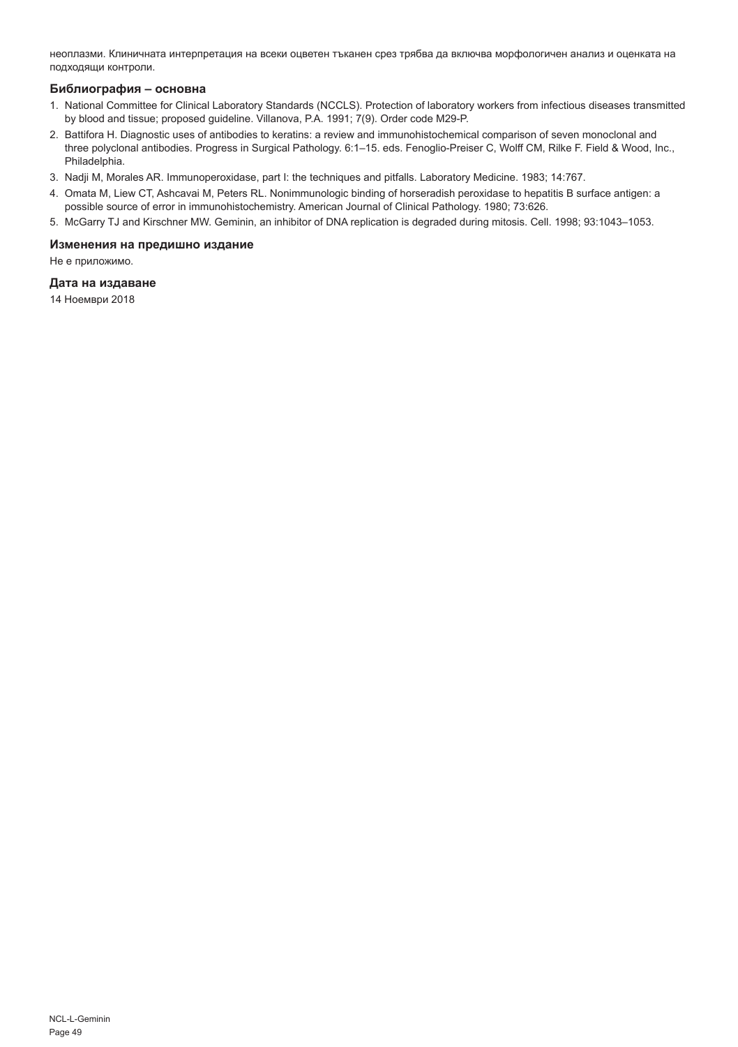неоплазми. Клиничната интерпретация на всеки оцветен тъканен срез трябва да включва морфологичен анализ и оценката на подходящи контроли.

### Библиография – основна

1. National Committee for Clinical Laboratory Standards (NCCLS). Protection of laboratory workers from infectious diseases transmitted by blood and tissue; proposed guideline. Villanova, P.A. 1991; 7(9). Order code M29-P.
2. Battifora H. Diagnostic uses of antibodies to keratins: a review and immunohistochemical comparison of seven monoclonal and three polyclonal antibodies. Progress in Surgical Pathology. 6:1–15. eds. Fenoglio-Preiser C, Wolff CM, Rilke F. Field & Wood, Inc., Philadelphia.
3. Nadji M, Morales AR. Immunoperoxidase, part I: the techniques and pitfalls. Laboratory Medicine. 1983; 14:767.
4. Omata M, Liew CT, Ashcavai M, Peters RL. Nonimmunologic binding of horseradish peroxidase to hepatitis B surface antigen: a possible source of error in immunohistochemistry. American Journal of Clinical Pathology. 1980; 73:626.
5. McGarry TJ and Kirschner MW. Geminin, an inhibitor of DNA replication is degraded during mitosis. Cell. 1998; 93:1043–1053.

### Изменения на предишно издание

Не е приложимо.

### Дата на издаване

14 Ноември 2018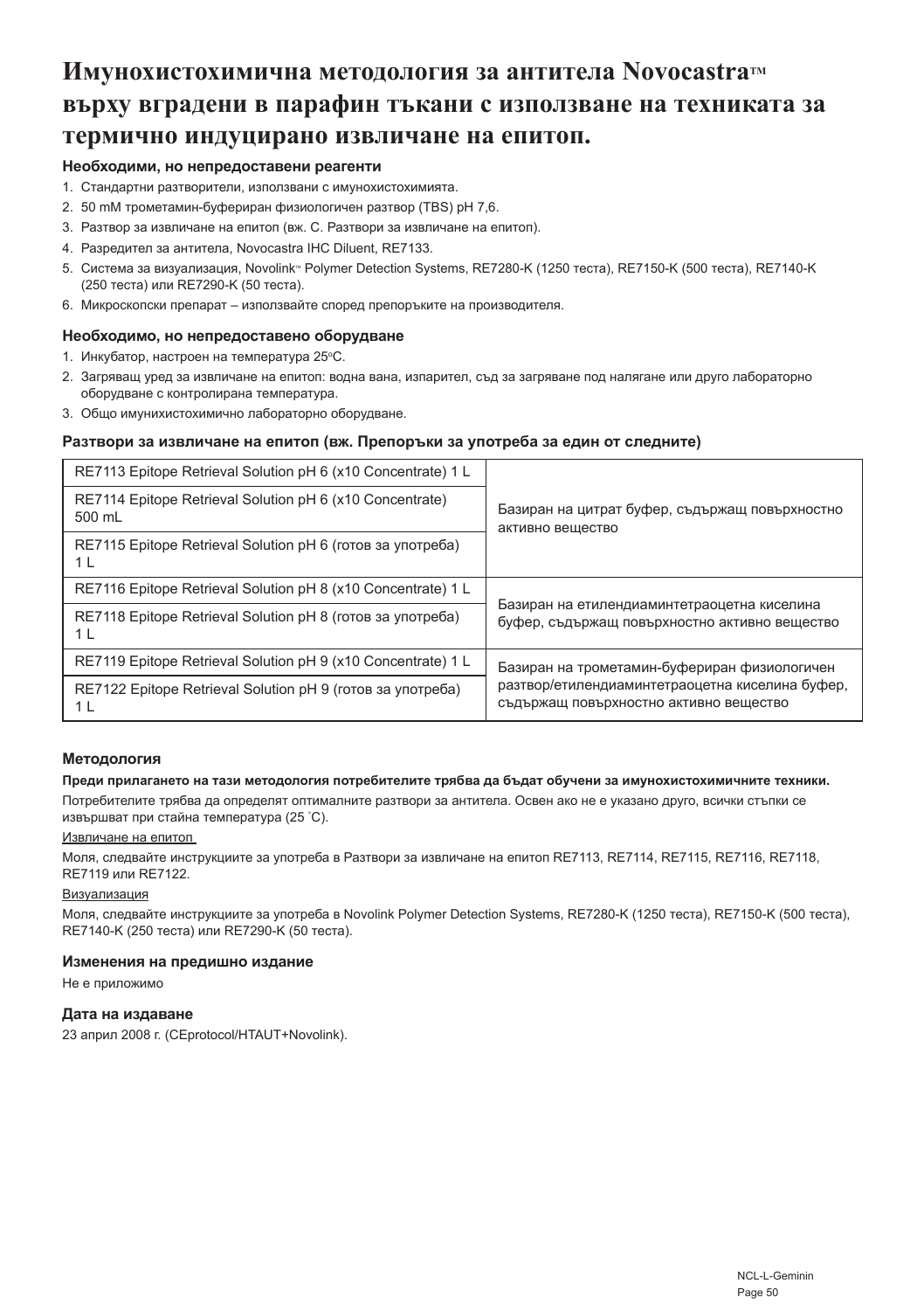# Имунохистохимична методология за антитела Novocastra™ върху вградени в парафин тъкани с използване на техниката за термично индуцирано извличане на епитоп.

### Необходими, но непредоставени реагенти

1. Стандартни разтворители, използвани с имунохистохимията.
2. 50 mM трометамин-буфериран физиологичен разтвор (TBS) pH 7,6.
3. Разтвор за извличане на епитоп (вж. C. Разтвори за извличане на епитоп).
4. Разредител за антитела, Novocastra IHC Diluent, RE7133.
5. Система за визуализация, Novolink™ Polymer Detection Systems, RE7280-K (1250 теста), RE7150-K (500 теста), RE7140-K (250 теста) или RE7290-K (50 теста).
6. Микроскопски препарат – използвайте според препоръките на производителя.

### Необходимо, но непредоставено оборудване

1. Инкубатор, настроен на температура 25°C.
2. Загряващ уред за извличане на епитоп: водна вана, изпарител, съд за загряване под налягане или друго лабораторно оборудване с контролирана температура.
3. Общо имунихистохимично лабораторно оборудване.

### Разтвори за извличане на епитоп (вж. Препоръки за употреба за един от следните)

| Разтвор | Описание |
|---|---|
| RE7113 Epitope Retrieval Solution pH 6 (x10 Concentrate) 1 L | Базиран на цитрат буфер, съдържащ повърхностно активно вещество |
| RE7114 Epitope Retrieval Solution pH 6 (x10 Concentrate) 500 mL | |
| RE7115 Epitope Retrieval Solution pH 6 (готов за употреба) 1 L | |
| RE7116 Epitope Retrieval Solution pH 8 (x10 Concentrate) 1 L | Базиран на етилендиаминтетраоцетна киселина буфер, съдържащ повърхностно активно вещество |
| RE7118 Epitope Retrieval Solution pH 8 (готов за употреба) 1 L | |
| RE7119 Epitope Retrieval Solution pH 9 (x10 Concentrate) 1 L | Базиран на трометамин-буфериран физиологичен разтвор/етилендиаминтетраоцетна киселина буфер, съдържащ повърхностно активно вещество |
| RE7122 Epitope Retrieval Solution pH 9 (готов за употреба) 1 L | |

### Методология

**Преди прилагането на тази методология потребителите трябва да бъдат обучени за имунохистохимичните техники.**

Потребителите трябва да определят оптималните разтвори за антитела. Освен ако не е указано друго, всички стъпки се извършват при стайна температура (25 °C).

Извличане на епитоп

Моля, следвайте инструкциите за употреба в Разтвори за извличане на епитоп RE7113, RE7114, RE7115, RE7116, RE7118, RE7119 или RE7122.

Визуализация

Моля, следвайте инструкциите за употреба в Novolink Polymer Detection Systems, RE7280-K (1250 теста), RE7150-K (500 теста), RE7140-K (250 теста) или RE7290-K (50 теста).

### Изменения на предишно издание

Не е приложимо

### Дата на издаване

23 април 2008 г. (CEprotocol/HTAUT+Novolink).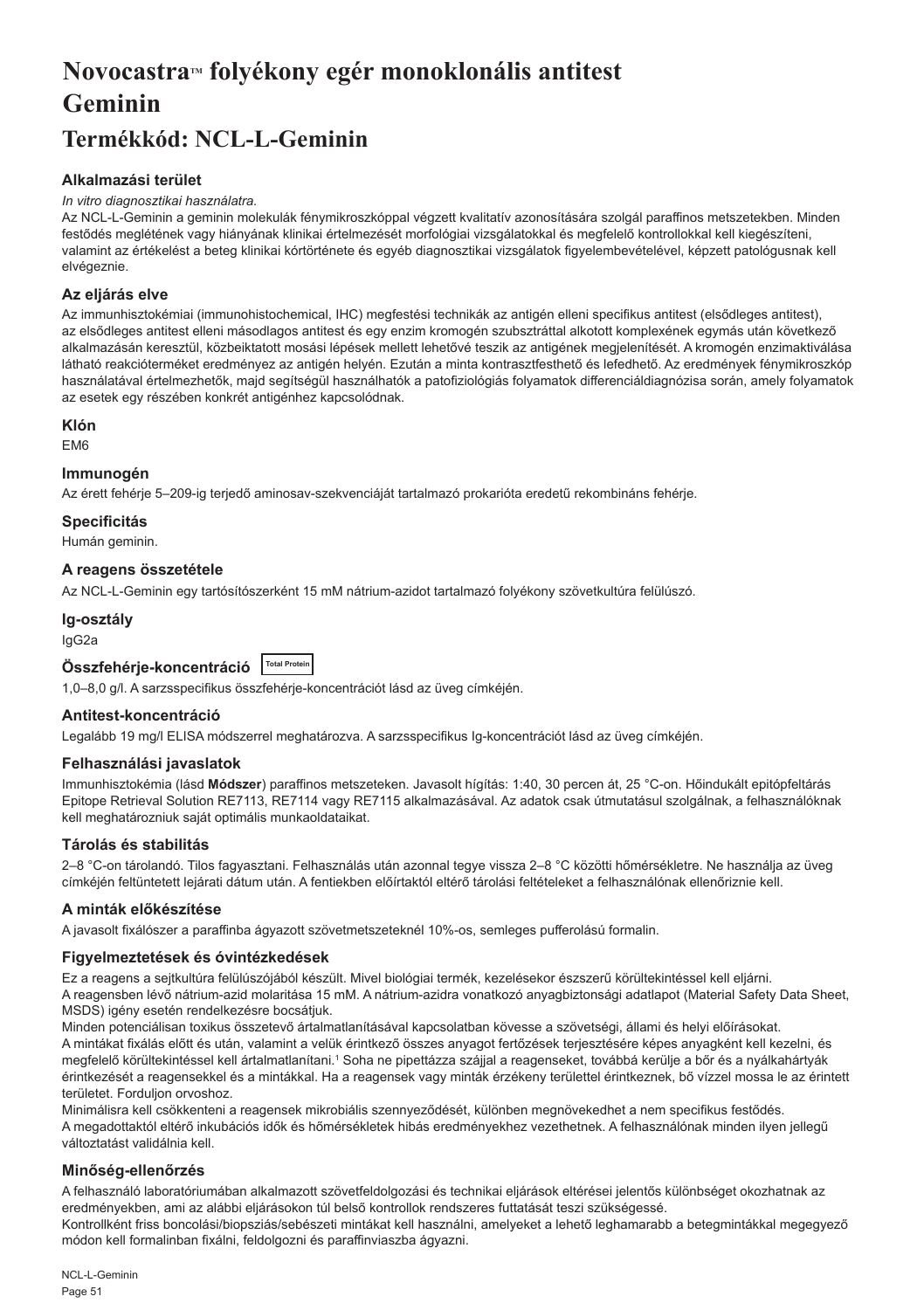# Novocastra™ folyékony egér monoklonális antitest Geminin

## Termékkód: NCL-L-Geminin

### Alkalmazási terület

*In vitro diagnosztikai használatra.*

Az NCL-L-Geminin a geminin molekulák fénymikroszkóppal végzett kvalitatív azonosítására szolgál paraffinos metszetekben. Minden festődés meglétének vagy hiányának klinikai értelmezését morfológiai vizsgálatokkal és megfelelő kontrollokkal kell kiegészíteni, valamint az értékelést a beteg klinikai kórtörténete és egyéb diagnosztikai vizsgálatok figyelembevételével, képzett patológusnak kell elvégeznie.

### Az eljárás elve

Az immunhisztokémiai (immunohistochemical, IHC) megfestési technikák az antigén elleni specifikus antitest (elsődleges antitest), az elsődleges antitest elleni másodlagos antitest és egy enzim kromogén szubsztráttal alkotott komplexének egymás után következő alkalmazásán keresztül, közbeiktatott mosási lépések mellett lehetővé teszik az antigének megjelenítését. A kromogén enzimaktiválása látható reakcióterméket eredményez az antigén helyén. Ezután a minta kontrasztfesthető és lefedhető. Az eredmények fénymikroszkóp használatával értelmezhetők, majd segítségül használhatók a patofiziológiás folyamatok differenciáldiagnózisa során, amely folyamatok az esetek egy részében konkrét antigénhez kapcsolódnak.

### Klón

EM6

### Immunogén

Az érett fehérje 5–209-ig terjedő aminosav-szekvenciáját tartalmazó prokarióta eredetű rekombináns fehérje.

### Specificitás

Humán geminin.

### A reagens összetétele

Az NCL-L-Geminin egy tartósítószerként 15 mM nátrium-azidot tartalmazó folyékony szövetkultúra felülúszó.

### Ig-osztály

IgG2a

### Összfehérje-koncentráció Total Protein

1,0–8,0 g/l. A sarzsspecifikus összfehérje-koncentrációt lásd az üveg címkéjén.

### Antitest-koncentráció

Legalább 19 mg/l ELISA módszerrel meghatározva. A sarzsspecifikus Ig-koncentrációt lásd az üveg címkéjén.

### Felhasználási javaslatok

Immunhisztokémia (lásd **Módszer**) paraffinos metszeteken. Javasolt hígítás: 1:40, 30 percen át, 25 °C-on. Hőindukált epitópfeltárás Epitope Retrieval Solution RE7113, RE7114 vagy RE7115 alkalmazásával. Az adatok csak útmutatásul szolgálnak, a felhasználóknak kell meghatározniuk saját optimális munkaoldataikat.

### Tárolás és stabilitás

2–8 °C-on tárolandó. Tilos fagyasztani. Felhasználás után azonnal tegye vissza 2–8 °C közötti hőmérsékletre. Ne használja az üveg címkéjén feltüntetett lejárati dátum után. A fentiekben előírtaktól eltérő tárolási feltételeket a felhasználónak ellenőriznie kell.

### A minták előkészítése

A javasolt fixálószer a paraffinba ágyazott szövetmetszeteknél 10%-os, semleges pufferolású formalin.

### Figyelmeztetések és óvintézkedések

Ez a reagens a sejtkultúra felülúszójából készült. Mivel biológiai termék, kezelésekor észszerű körültekintéssel kell eljárni.

A reagensben lévő nátrium-azid molaritása 15 mM. A nátrium-azidra vonatkozó anyagbiztonsági adatlapot (Material Safety Data Sheet, MSDS) igény esetén rendelkezésre bocsátjuk.

Minden potenciálisan toxikus összetevő ártalmatlanításával kapcsolatban kövesse a szövetségi, állami és helyi előírásokat.

A mintákat fixálás előtt és után, valamint a velük érintkező összes anyagot fertőzések terjesztésére képes anyagként kell kezelni, és megfelelő körültekintéssel kell ártalmatlanítani.[1] Soha ne pipettázza szájjal a reagenseket, továbbá kerülje a bőr és a nyálkahártyák érintkezését a reagensekkel és a mintákkal. Ha a reagensek vagy minták érzékeny területtel érintkeznek, bő vízzel mossa le az érintett területet. Forduljon orvoshoz.

Minimálisra kell csökkenteni a reagensek mikrobiális szennyeződését, különben megnövekedhet a nem specifikus festődés.

A megadottaktól eltérő inkubációs idők és hőmérsékletek hibás eredményekhez vezethetnek. A felhasználónak minden ilyen jellegű változtatást validálnia kell.

### Minőség-ellenőrzés

A felhasználó laboratóriumában alkalmazott szövetfeldolgozási és technikai eljárások eltérései jelentős különbséget okozhatnak az eredményekben, ami az alábbi eljárásokon túl belső kontrollok rendszeres futtatását teszi szükségessé.

Kontrollként friss boncolási/biopsziás/sebészeti mintákat kell használni, amelyeket a lehető leghamarabb a betegmintákkal megegyező módon kell formalinban fixálni, feldolgozni és paraffinviaszba ágyazni.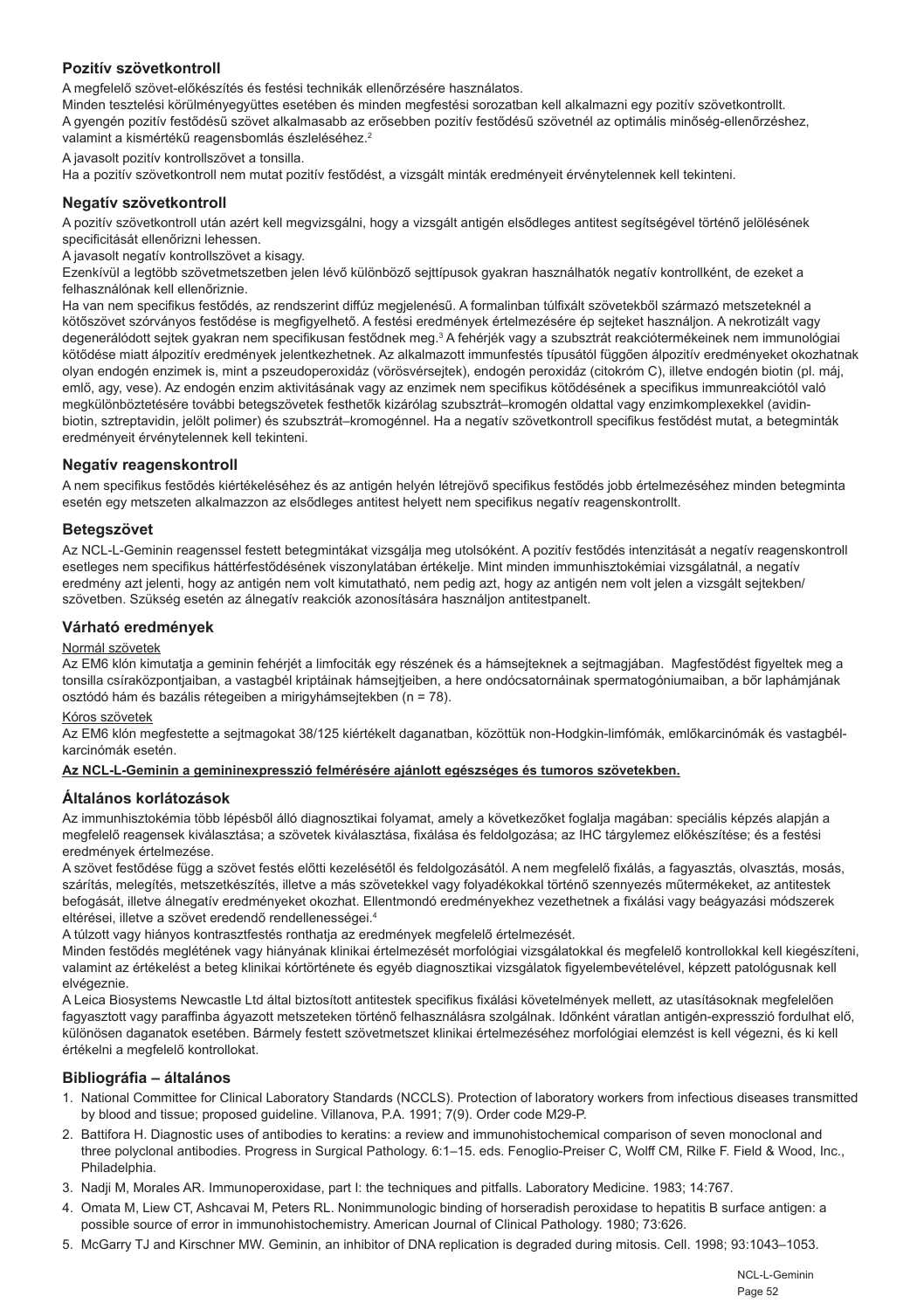## Pozitív szövetkontroll

A megfelelő szövet-előkészítés és festési technikák ellenőrzésére használatos.

Minden tesztelési körülményegyüttes esetében és minden megfestési sorozatban kell alkalmazni egy pozitív szövetkontrollt.

A gyengén pozitív festődésű szövet alkalmasabb az erősebben pozitív festődésű szövetnél az optimális minőség-ellenőrzéshez, valamint a kismértékű reagensbomlás észleléséhez.[2]

A javasolt pozitív kontrollszövet a tonsilla.

Ha a pozitív szövetkontroll nem mutat pozitív festődést, a vizsgált minták eredményeit érvénytelennek kell tekinteni.

## Negatív szövetkontroll

A pozitív szövetkontroll után azért kell megvizsgálni, hogy a vizsgált antigén elsődleges antitest segítségével történő jelölésének specificitását ellenőrizni lehessen.

A javasolt negatív kontrollszövet a kisagy.

Ezenkívül a legtöbb szövetmetszetben jelen lévő különböző sejttípusok gyakran használhatók negatív kontrollként, de ezeket a felhasználónak kell ellenőriznie.

Ha van nem specifikus festődés, az rendszerint diffúz megjelenésű. A formalinban túlfixált szövetekből származó metszeteknél a kötőszövet szórványos festődése is megfigyelhető. A festési eredmények értelmezésére ép sejteket használjon. A nekrotizált vagy degenerálódott sejtek gyakran nem specifikusan festődnek meg.[3] A fehérjék vagy a szubsztrát reakciótermékeinek nem immunológiai kötődése miatt álpozitív eredmények jelentkezhetnek. Az alkalmazott immunfestés típusától függően álpozitív eredményeket okozhatnak olyan endogén enzimek is, mint a pszeudoperoxidáz (vörösvérsejtek), endogén peroxidáz (citokróm C), illetve endogén biotin (pl. máj, emlő, agy, vese). Az endogén enzim aktivitásának vagy az enzimek nem specifikus kötődésének a specifikus immunreakciótól való megkülönböztetésére további betegszövetek festhetők kizárólag szubsztrát–kromogén oldattal vagy enzimkomplexekkel (avidin-biotin, sztreptavidin, jelölt polimer) és szubsztrát–kromogénnel. Ha a negatív szövetkontroll specifikus festődést mutat, a betegminták eredményeit érvénytelennek kell tekinteni.

## Negatív reagenskontroll

A nem specifikus festődés kiértékeléséhez és az antigén helyén létrejövő specifikus festődés jobb értelmezéséhez minden betegminta esetén egy metszeten alkalmazzon az elsődleges antitest helyett nem specifikus negatív reagenskontrollt.

## Betegszövet

Az NCL-L-Geminin reagenssel festett betegmintákat vizsgálja meg utolsóként. A pozitív festődés intenzitását a negatív reagenskontroll esetleges nem specifikus háttérfestődésének viszonylatában értékelje. Mint minden immunhisztokémiai vizsgálatnál, a negatív eredmény azt jelenti, hogy az antigén nem volt kimutatható, nem pedig azt, hogy az antigén nem volt jelen a vizsgált sejtekben/szövetben. Szükség esetén az álnegatív reakciók azonosítására használjon antitestpanelt.

## Várható eredmények

Normál szövetek

Az EM6 klón kimutatja a geminin fehérjét a limfociták egy részének és a hámsejteknek a sejtmagjában. Magfestődést figyeltek meg a tonsilla csíraközpontjaiban, a vastagbél kriptáinak hámsejtjeiben, a here ondócsatornáinak spermatogóniumaiban, a bőr laphámjának osztódó hám és bazális rétegeiben a mirigyhámsejtekben (n = 78).

Kóros szövetek

Az EM6 klón megfestette a sejtmagokat 38/125 kiértékelt daganatban, közöttük non-Hodgkin-limfómák, emlőkarcinómák és vastagbél-karcinómák esetén.

**Az NCL-L-Geminin a gemininexpresszió felmérésére ajánlott egészséges és tumoros szövetekben.**

## Általános korlátozások

Az immunhisztokémia több lépésből álló diagnosztikai folyamat, amely a következőket foglalja magában: speciális képzés alapján a megfelelő reagensek kiválasztása; a szövetek kiválasztása, fixálása és feldolgozása; az IHC tárgylemez előkészítése; és a festési eredmények értelmezése.

A szövet festődése függ a szövet festés előtti kezelésétől és feldolgozásától. A nem megfelelő fixálás, a fagyasztás, olvasztás, mosás, szárítás, melegítés, metszetkészítés, illetve a más szövetekkel vagy folyadékokkal történő szennyezés műtermékeket, az antitestek befogását, illetve álnegatív eredményeket okozhat. Ellentmondó eredményekhez vezethetnek a fixálási vagy beágyazási módszerek eltérései, illetve a szövet eredendő rendellenességei.[4]

A túlzott vagy hiányos kontrasztfestés ronthatja az eredmények megfelelő értelmezését.

Minden festődés meglétének vagy hiányának klinikai értelmezését morfológiai vizsgálatokkal és megfelelő kontrollokkal kell kiegészíteni, valamint az értékelést a beteg klinikai kórtörténete és egyéb diagnosztikai vizsgálatok figyelembevételével, képzett patológusnak kell elvégeznie.

A Leica Biosystems Newcastle Ltd által biztosított antitestek specifikus fixálási követelmények mellett, az utasításoknak megfelelően fagyasztott vagy paraffinba ágyazott metszeteken történő felhasználásra szolgálnak. Időnként váratlan antigén-expresszió fordulhat elő, különösen daganatok esetében. Bármely festett szövetmetszet klinikai értelmezéséhez morfológiai elemzést is kell végezni, és ki kell értékelni a megfelelő kontrollokat.

## Bibliográfia – általános

1. National Committee for Clinical Laboratory Standards (NCCLS). Protection of laboratory workers from infectious diseases transmitted by blood and tissue; proposed guideline. Villanova, P.A. 1991; 7(9). Order code M29-P.
2. Battifora H. Diagnostic uses of antibodies to keratins: a review and immunohistochemical comparison of seven monoclonal and three polyclonal antibodies. Progress in Surgical Pathology. 6:1–15. eds. Fenoglio-Preiser C, Wolff CM, Rilke F. Field & Wood, Inc., Philadelphia.
3. Nadji M, Morales AR. Immunoperoxidase, part I: the techniques and pitfalls. Laboratory Medicine. 1983; 14:767.
4. Omata M, Liew CT, Ashcavai M, Peters RL. Nonimmunologic binding of horseradish peroxidase to hepatitis B surface antigen: a possible source of error in immunohistochemistry. American Journal of Clinical Pathology. 1980; 73:626.
5. McGarry TJ and Kirschner MW. Geminin, an inhibitor of DNA replication is degraded during mitosis. Cell. 1998; 93:1043–1053.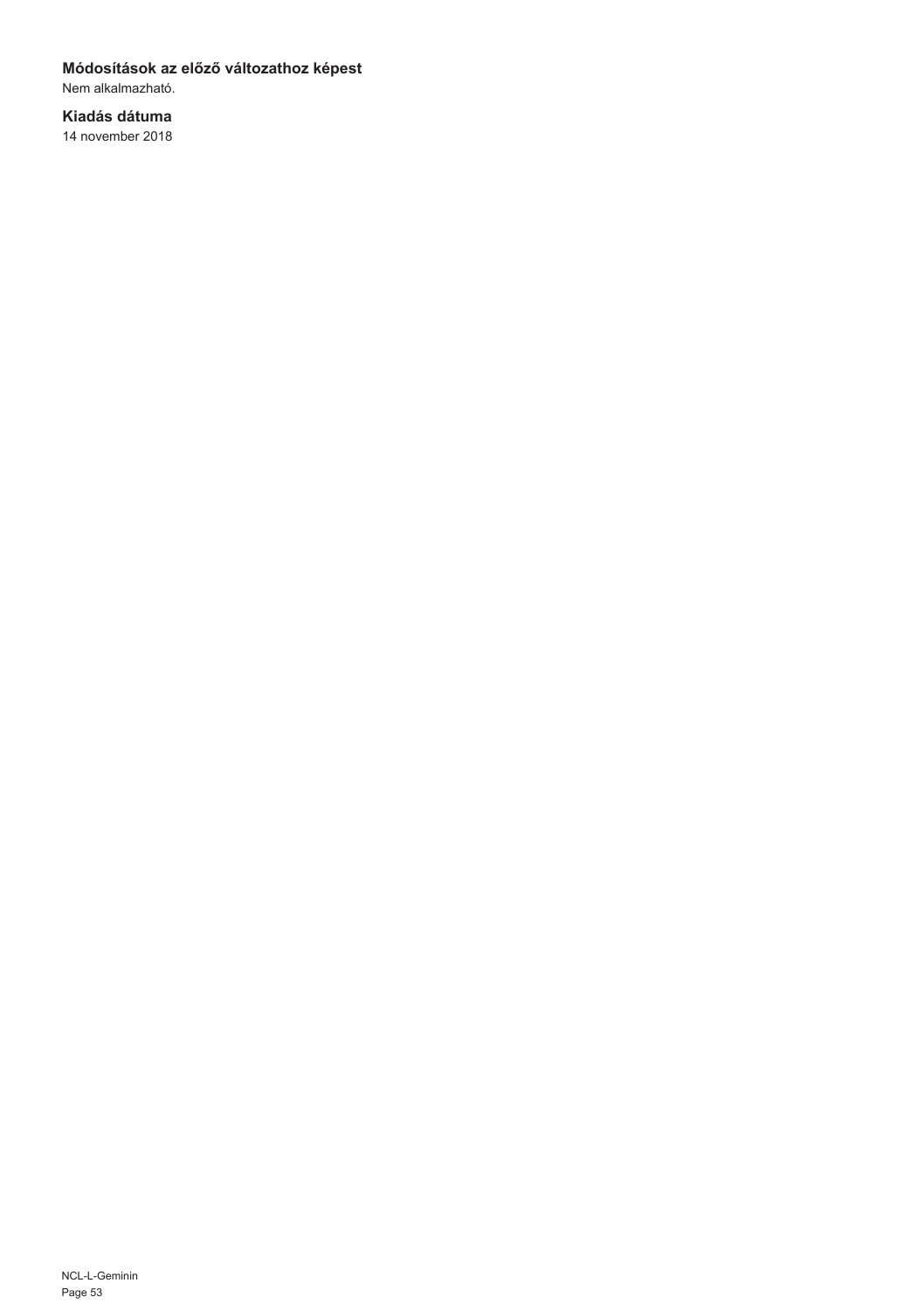### Módosítások az előző változathoz képest

Nem alkalmazható.

### Kiadás dátuma

14 november 2018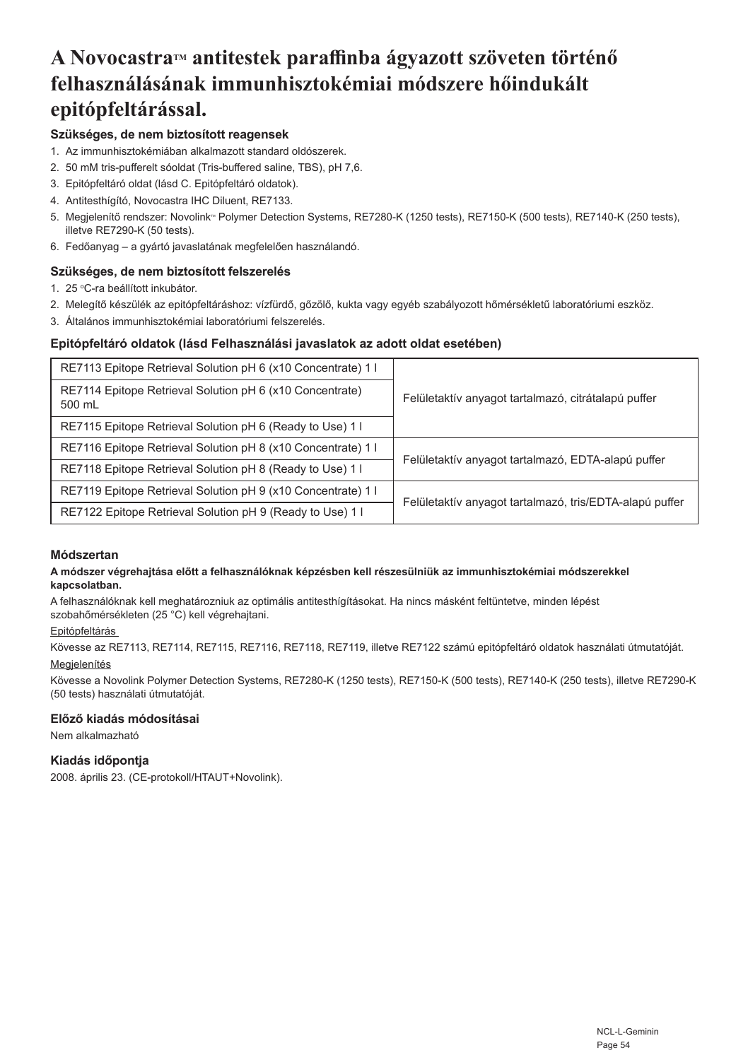# A Novocastra™ antitestek paraffinba ágyazott szöveten történő felhasználásának immunhisztokémiai módszere hőindukált epitópfeltárással.

### Szükséges, de nem biztosított reagensek

1. Az immunhisztokémiában alkalmazott standard oldószerek.
2. 50 mM tris-pufferelt sóoldat (Tris-buffered saline, TBS), pH 7,6.
3. Epitópfeltáró oldat (lásd C. Epitópfeltáró oldatok).
4. Antitesthígító, Novocastra IHC Diluent, RE7133.
5. Megjelenítő rendszer: Novolink™ Polymer Detection Systems, RE7280-K (1250 tests), RE7150-K (500 tests), RE7140-K (250 tests), illetve RE7290-K (50 tests).
6. Fedőanyag – a gyártó javaslatának megfelelően használandó.

### Szükséges, de nem biztosított felszerelés

1. 25 °C-ra beállított inkubátor.
2. Melegítő készülék az epitópfeltáráshoz: vízfürdő, gőzölő, kukta vagy egyéb szabályozott hőmérsékletű laboratóriumi eszköz.
3. Általános immunhisztokémiai laboratóriumi felszerelés.

### Epitópfeltáró oldatok (lásd Felhasználási javaslatok az adott oldat esetében)

| Oldat | Leírás |
|---|---|
| RE7113 Epitope Retrieval Solution pH 6 (x10 Concentrate) 1 l | Felületaktív anyagot tartalmazó, citrátalapú puffer |
| RE7114 Epitope Retrieval Solution pH 6 (x10 Concentrate) 500 mL | |
| RE7115 Epitope Retrieval Solution pH 6 (Ready to Use) 1 l | |
| RE7116 Epitope Retrieval Solution pH 8 (x10 Concentrate) 1 l | Felületaktív anyagot tartalmazó, EDTA-alapú puffer |
| RE7118 Epitope Retrieval Solution pH 8 (Ready to Use) 1 l | |
| RE7119 Epitope Retrieval Solution pH 9 (x10 Concentrate) 1 l | Felületaktív anyagot tartalmazó, tris/EDTA-alapú puffer |
| RE7122 Epitope Retrieval Solution pH 9 (Ready to Use) 1 l | |

### Módszertan

**A módszer végrehajtása előtt a felhasználóknak képzésben kell részesülniük az immunhisztokémiai módszerekkel kapcsolatban.**

A felhasználóknak kell meghatározniuk az optimális antitesthígításokat. Ha nincs másként feltüntetve, minden lépést szobahőmérsékleten (25 °C) kell végrehajtani.

Epitópfeltárás

Kövesse az RE7113, RE7114, RE7115, RE7116, RE7118, RE7119, illetve RE7122 számú epitópfeltáró oldatok használati útmutatóját.

Megjelenítés

Kövesse a Novolink Polymer Detection Systems, RE7280-K (1250 tests), RE7150-K (500 tests), RE7140-K (250 tests), illetve RE7290-K (50 tests) használati útmutatóját.

### Előző kiadás módosításai

Nem alkalmazható

### Kiadás időpontja

2008. április 23. (CE-protokoll/HTAUT+Novolink).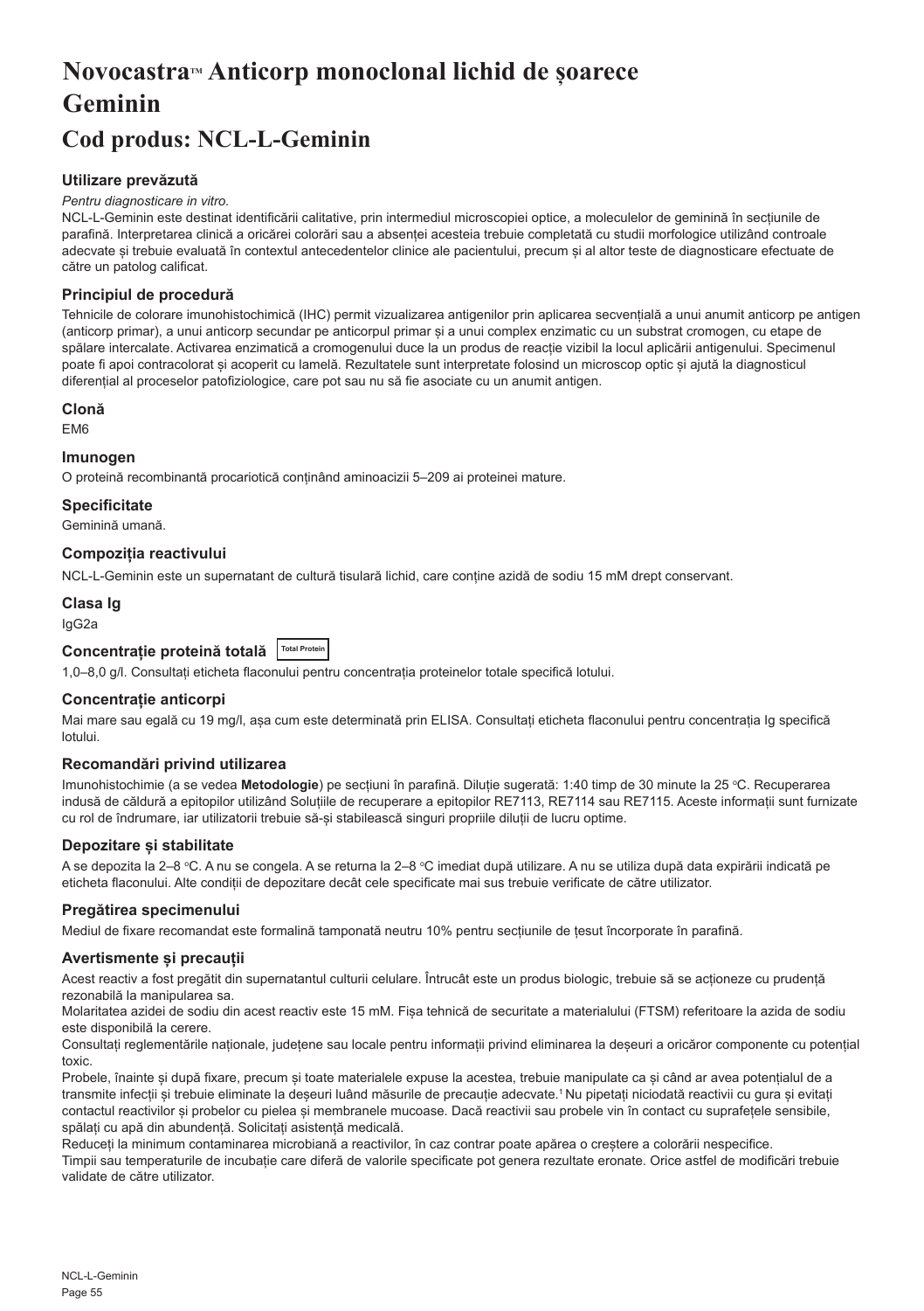# Novocastra™ Anticorp monoclonal lichid de șoarece Geminin

# Cod produs: NCL-L-Geminin

### Utilizare prevăzută

*Pentru diagnosticare in vitro.*

NCL-L-Geminin este destinat identificării calitative, prin intermediul microscopiei optice, a moleculelor de geminină în secțiunile de parafină. Interpretarea clinică a oricărei colorări sau a absenței acesteia trebuie completată cu studii morfologice utilizând controale adecvate și trebuie evaluată în contextul antecedentelor clinice ale pacientului, precum și al altor teste de diagnosticare efectuate de către un patolog calificat.

### Principiul de procedură

Tehnicile de colorare imunohistochimică (IHC) permit vizualizarea antigenilor prin aplicarea secvențială a unui anumit anticorp pe antigen (anticorp primar), a unui anticorp secundar pe anticorpul primar și a unui complex enzimatic cu un substrat cromogen, cu etape de spălare intercalate. Activarea enzimatică a cromogenului duce la un produs de reacție vizibil la locul aplicării antigenului. Specimenul poate fi apoi contracolorat și acoperit cu lamelă. Rezultatele sunt interpretate folosind un microscop optic și ajută la diagnosticul diferențial al proceselor patofiziologice, care pot sau nu să fie asociate cu un anumit antigen.

### Clonă

EM6

### Imunogen

O proteină recombinantă procariotică conținând aminoacizii 5–209 ai proteinei mature.

### Specificitate

Geminină umană.

### Compoziția reactivului

NCL-L-Geminin este un supernatant de cultură tisulară lichid, care conține azidă de sodiu 15 mM drept conservant.

### Clasa Ig

IgG2a

### Concentrație proteină totală Total Protein

1,0–8,0 g/l. Consultați eticheta flaconului pentru concentrația proteinelor totale specifică lotului.

### Concentrație anticorpi

Mai mare sau egală cu 19 mg/l, așa cum este determinată prin ELISA. Consultați eticheta flaconului pentru concentrația Ig specifică lotului.

### Recomandări privind utilizarea

Imunohistochimie (a se vedea **Metodologie**) pe secțiuni în parafină. Diluție sugerată: 1:40 timp de 30 minute la 25 °C. Recuperarea indusă de căldură a epitopilor utilizând Soluțiile de recuperare a epitopilor RE7113, RE7114 sau RE7115. Aceste informații sunt furnizate cu rol de îndrumare, iar utilizatorii trebuie să-și stabilească singuri propriile diluții de lucru optime.

### Depozitare și stabilitate

A se depozita la 2–8 °C. A nu se congela. A se returna la 2–8 °C imediat după utilizare. A nu se utiliza după data expirării indicată pe eticheta flaconului. Alte condiții de depozitare decât cele specificate mai sus trebuie verificate de către utilizator.

### Pregătirea specimenului

Mediul de fixare recomandat este formalină tamponată neutru 10% pentru secțiunile de țesut încorporate în parafină.

### Avertismente și precauții

Acest reactiv a fost pregătit din supernatantul culturii celulare. Întrucât este un produs biologic, trebuie să se acționeze cu prudență rezonabilă la manipularea sa.

Molaritatea azidei de sodiu din acest reactiv este 15 mM. Fișa tehnică de securitate a materialului (FTSM) referitoare la azida de sodiu este disponibilă la cerere.

Consultați reglementările naționale, județene sau locale pentru informații privind eliminarea la deșeuri a oricăror componente cu potențial toxic.

Probele, înainte și după fixare, precum și toate materialele expuse la acestea, trebuie manipulate ca și când ar avea potențialul de a transmite infecții și trebuie eliminate la deșeuri luând măsurile de precauție adecvate.[1] Nu pipetați niciodată reactivii cu gura și evitați contactul reactivilor și probelor cu pielea și membranele mucoase. Dacă reactivii sau probele vin în contact cu suprafețele sensibile, spălați cu apă din abundență. Solicitați asistență medicală.

Reduceți la minimum contaminarea microbiană a reactivilor, în caz contrar poate apărea o creștere a colorării nespecifice.

Timpii sau temperaturile de incubație care diferă de valorile specificate pot genera rezultate eronate. Orice astfel de modificări trebuie validate de către utilizator.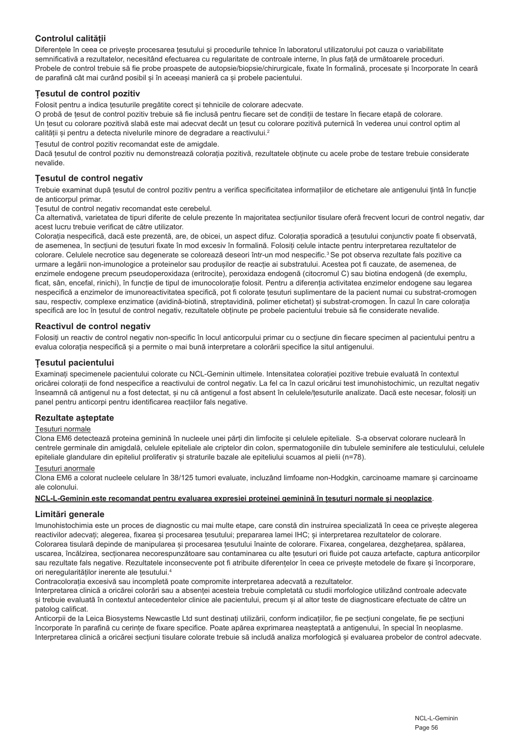## Controlul calității

Diferențele în ceea ce privește procesarea țesutului și procedurile tehnice în laboratorul utilizatorului pot cauza o variabilitate semnificativă a rezultatelor, necesitând efectuarea cu regularitate de controale interne, în plus față de următoarele proceduri. Probele de control trebuie să fie probe proaspete de autopsie/biopsie/chirurgicale, fixate în formalină, procesate și încorporate în ceară de parafină cât mai curând posibil și în aceeași manieră ca și probele pacientului.

## Țesutul de control pozitiv

Folosit pentru a indica țesuturile pregătite corect și tehnicile de colorare adecvate.

O probă de țesut de control pozitiv trebuie să fie inclusă pentru fiecare set de condiții de testare în fiecare etapă de colorare.

Un țesut cu colorare pozitivă slabă este mai adecvat decât un țesut cu colorare pozitivă puternică în vederea unui control optim al calității și pentru a detecta nivelurile minore de degradare a reactivului.[2]

Țesutul de control pozitiv recomandat este de amigdale.

Dacă țesutul de control pozitiv nu demonstrează colorația pozitivă, rezultatele obținute cu acele probe de testare trebuie considerate nevalide.

## Țesutul de control negativ

Trebuie examinat după țesutul de control pozitiv pentru a verifica specificitatea informațiilor de etichetare ale antigenului țintă în funcție de anticorpul primar.

Țesutul de control negativ recomandat este cerebelul.

Ca alternativă, varietatea de tipuri diferite de celule prezente în majoritatea secțiunilor tisulare oferă frecvent locuri de control negativ, dar acest lucru trebuie verificat de către utilizator.

Colorația nespecifică, dacă este prezentă, are, de obicei, un aspect difuz. Colorația sporadică a țesutului conjunctiv poate fi observată, de asemenea, în secțiuni de țesuturi fixate în mod excesiv în formalină. Folosiți celule intacte pentru interpretarea rezultatelor de colorare. Celulele necrotice sau degenerate se colorează deseori într-un mod nespecific.[3] Se pot observa rezultate fals pozitive ca urmare a legării non-imunologice a proteinelor sau produșilor de reacție ai substratului. Acestea pot fi cauzate, de asemenea, de enzimele endogene precum pseudoperoxidaza (eritrocite), peroxidaza endogenă (citocromul C) sau biotina endogenă (de exemplu, ficat, sân, encefal, rinichi), în funcție de tipul de imunocolorație folosit. Pentru a diferenția activitatea enzimelor endogene sau legarea nespecifică a enzimelor de imunoreactivitatea specifică, pot fi colorate țesuturi suplimentare de la pacient numai cu substrat-cromogen sau, respectiv, complexe enzimatice (avidină-biotină, streptavidină, polimer etichetat) și substrat-cromogen. În cazul în care colorația specifică are loc în țesutul de control negativ, rezultatele obținute pe probele pacientului trebuie să fie considerate nevalide.

## Reactivul de control negativ

Folosiți un reactiv de control negativ non-specific în locul anticorpului primar cu o secțiune din fiecare specimen al pacientului pentru a evalua colorația nespecifică și a permite o mai bună interpretare a colorării specifice la situl antigenului.

## Țesutul pacientului

Examinați specimenele pacientului colorate cu NCL-Geminin ultimele. Intensitatea colorației pozitive trebuie evaluată în contextul oricărei colorații de fond nespecifice a reactivului de control negativ. La fel ca în cazul oricărui test imunohistochimic, un rezultat negativ înseamnă că antigenul nu a fost detectat, și nu că antigenul a fost absent în celulele/țesuturile analizate. Dacă este necesar, folosiți un panel pentru anticorpi pentru identificarea reacțiilor fals negative.

## Rezultate așteptate

Țesuturi normale

Clona EM6 detectează proteina geminină în nucleele unei părți din limfocite și celulele epiteliale. S-a observat colorare nucleară în centrele germinale din amigdală, celulele epiteliale ale criptelor din colon, spermatogoniile din tubulele seminifere ale testiculului, celulele epiteliale glandulare din epiteliul proliferativ și straturile bazale ale epiteliului scuamos al pielii (n=78).

Țesuturi anormale

Clona EM6 a colorat nucleele celulare în 38/125 tumori evaluate, incluzând limfoame non-Hodgkin, carcinoame mamare și carcinoame ale colonului.

**NCL-L-Geminin este recomandat pentru evaluarea expresiei proteinei geminină în țesuturi normale și neoplazice**.

## Limitări generale

Imunohistochimia este un proces de diagnostic cu mai multe etape, care constă din instruirea specializată în ceea ce privește alegerea reactivilor adecvați; alegerea, fixarea și procesarea țesutului; prepararea lamei IHC; și interpretarea rezultatelor de colorare.

Colorarea tisulară depinde de manipularea și procesarea țesutului înainte de colorare. Fixarea, congelarea, dezghețarea, spălarea, uscarea, încălzirea, secționarea necorespunzătoare sau contaminarea cu alte țesuturi ori fluide pot cauza artefacte, captura anticorpilor sau rezultate fals negative. Rezultatele inconsecvente pot fi atribuite diferențelor în ceea ce privește metodele de fixare și încorporare, ori neregularităților inerente ale țesutului.[4]

Contracolorația excesivă sau incompletă poate compromite interpretarea adecvată a rezultatelor.

Interpretarea clinică a oricărei colorări sau a absenței acesteia trebuie completată cu studii morfologice utilizând controale adecvate și trebuie evaluată în contextul antecedentelor clinice ale pacientului, precum și al altor teste de diagnosticare efectuate de către un patolog calificat.

Anticorpii de la Leica Biosystems Newcastle Ltd sunt destinați utilizării, conform indicațiilor, fie pe secțiuni congelate, fie pe secțiuni încorporate în parafină cu cerințe de fixare specifice. Poate apărea exprimarea neașteptată a antigenului, în special în neoplasme. Interpretarea clinică a oricărei secțiuni tisulare colorate trebuie să includă analiza morfologică și evaluarea probelor de control adecvate.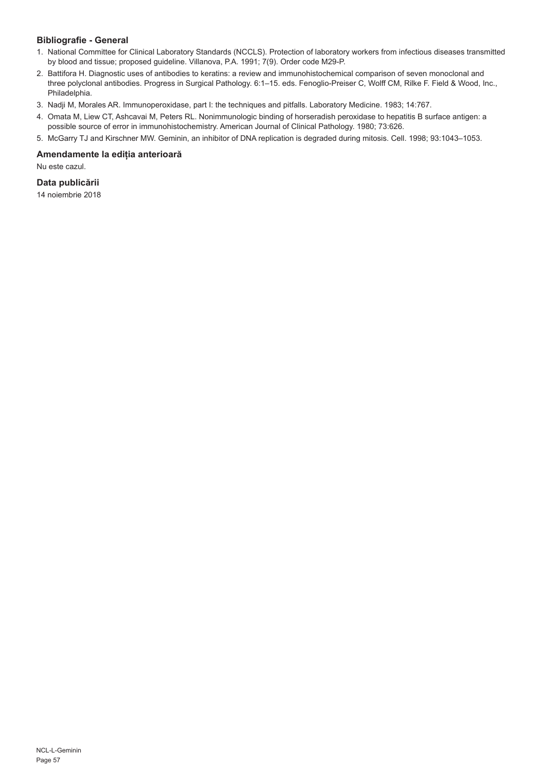### Bibliografie - General

1. National Committee for Clinical Laboratory Standards (NCCLS). Protection of laboratory workers from infectious diseases transmitted by blood and tissue; proposed guideline. Villanova, P.A. 1991; 7(9). Order code M29-P.
2. Battifora H. Diagnostic uses of antibodies to keratins: a review and immunohistochemical comparison of seven monoclonal and three polyclonal antibodies. Progress in Surgical Pathology. 6:1–15. eds. Fenoglio-Preiser C, Wolff CM, Rilke F. Field & Wood, Inc., Philadelphia.
3. Nadji M, Morales AR. Immunoperoxidase, part I: the techniques and pitfalls. Laboratory Medicine. 1983; 14:767.
4. Omata M, Liew CT, Ashcavai M, Peters RL. Nonimmunologic binding of horseradish peroxidase to hepatitis B surface antigen: a possible source of error in immunohistochemistry. American Journal of Clinical Pathology. 1980; 73:626.
5. McGarry TJ and Kirschner MW. Geminin, an inhibitor of DNA replication is degraded during mitosis. Cell. 1998; 93:1043–1053.

### Amendamente la ediția anterioară

Nu este cazul.

### Data publicării

14 noiembrie 2018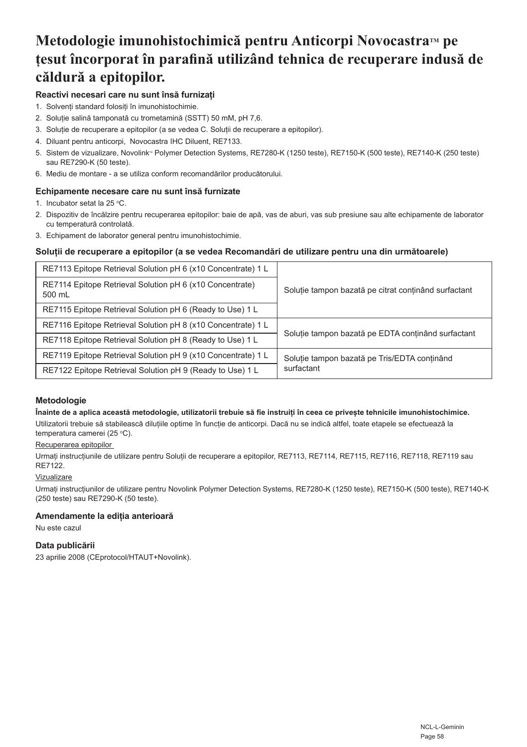# Metodologie imunohistochimică pentru Anticorpi Novocastra™ pe țesut încorporat în parafină utilizând tehnica de recuperare indusă de căldură a epitopilor.

### Reactivi necesari care nu sunt însă furnizați

1. Solvenți standard folosiți în imunohistochimie.
2. Soluție salină tamponată cu trometamină (SSTT) 50 mM, pH 7,6.
3. Soluție de recuperare a epitopilor (a se vedea C. Soluții de recuperare a epitopilor).
4. Diluant pentru anticorpi, Novocastra IHC Diluent, RE7133.
5. Sistem de vizualizare, Novolink™ Polymer Detection Systems, RE7280-K (1250 teste), RE7150-K (500 teste), RE7140-K (250 teste) sau RE7290-K (50 teste).
6. Mediu de montare - a se utiliza conform recomandărilor producătorului.

### Echipamente necesare care nu sunt însă furnizate

1. Incubator setat la 25 °C.
2. Dispozitiv de încălzire pentru recuperarea epitopilor: baie de apă, vas de aburi, vas sub presiune sau alte echipamente de laborator cu temperatură controlată.
3. Echipament de laborator general pentru imunohistochimie.

### Soluții de recuperare a epitopilor (a se vedea Recomandări de utilizare pentru una din următoarele)

| | |
|---|---|
| RE7113 Epitope Retrieval Solution pH 6 (x10 Concentrate) 1 L | Soluție tampon bazată pe citrat conținând surfactant |
| RE7114 Epitope Retrieval Solution pH 6 (x10 Concentrate) 500 mL | |
| RE7115 Epitope Retrieval Solution pH 6 (Ready to Use) 1 L | |
| RE7116 Epitope Retrieval Solution pH 8 (x10 Concentrate) 1 L | Soluție tampon bazată pe EDTA conținând surfactant |
| RE7118 Epitope Retrieval Solution pH 8 (Ready to Use) 1 L | |
| RE7119 Epitope Retrieval Solution pH 9 (x10 Concentrate) 1 L | Soluție tampon bazată pe Tris/EDTA conținând surfactant |
| RE7122 Epitope Retrieval Solution pH 9 (Ready to Use) 1 L | |

### Metodologie

**Înainte de a aplica această metodologie, utilizatorii trebuie să fie instruiți în ceea ce privește tehnicile imunohistochimice.**

Utilizatorii trebuie să stabilească diluțiile optime în funcție de anticorpi. Dacă nu se indică altfel, toate etapele se efectuează la temperatura camerei (25 °C).

Recuperarea epitopilor

Urmați instrucțiunile de utilizare pentru Soluții de recuperare a epitopilor, RE7113, RE7114, RE7115, RE7116, RE7118, RE7119 sau RE7122.

Vizualizare

Urmați instrucțiunilor de utilizare pentru Novolink Polymer Detection Systems, RE7280-K (1250 teste), RE7150-K (500 teste), RE7140-K (250 teste) sau RE7290-K (50 teste).

### Amendamente la ediția anterioară

Nu este cazul

### Data publicării

23 aprilie 2008 (CEprotocol/HTAUT+Novolink).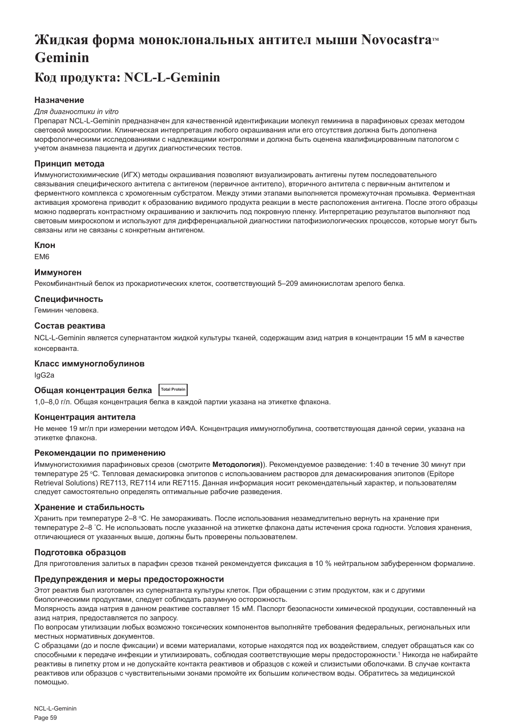# Жидкая форма моноклональных антител мыши Novocastra™ Geminin

## Код продукта: NCL-L-Geminin

### Назначение

*Для диагностики in vitro*

Препарат NCL-L-Geminin предназначен для качественной идентификации молекул геминина в парафиновых срезах методом световой микроскопии. Клиническая интерпретация любого окрашивания или его отсутствия должна быть дополнена морфологическими исследованиями с надлежащими контролями и должна быть оценена квалифицированным патологом с учетом анамнеза пациента и других диагностических тестов.

### Принцип метода

Иммуногистохимические (ИГХ) методы окрашивания позволяют визуализировать антигены путем последовательного связывания специфического антитела с антигеном (первичное антитело), вторичного антитела с первичным антителом и ферментного комплекса с хромогенным субстратом. Между этими этапами выполняется промежуточная промывка. Ферментная активация хромогена приводит к образованию видимого продукта реакции в месте расположения антигена. После этого образцы можно подвергать контрастному окрашиванию и заключить под покровную пленку. Интерпретацию результатов выполняют под световым микроскопом и используют для дифференциальной диагностики патофизиологических процессов, которые могут быть связаны или не связаны с конкретным антигеном.

### Клон

EM6

### Иммуноген

Рекомбинантный белок из прокариотических клеток, соответствующий 5–209 аминокислотам зрелого белка.

### Специфичность

Геминин человека.

### Состав реактива

NCL-L-Geminin является супернатантом жидкой культуры тканей, содержащим азид натрия в концентрации 15 мМ в качестве консерванта.

### Класс иммуноглобулинов

IgG2a

### Общая концентрация белка Total Protein

1,0–8,0 г/л. Общая концентрация белка в каждой партии указана на этикетке флакона.

### Концентрация антитела

Не менее 19 мг/л при измерении методом ИФА. Концентрация иммуноглобулина, соответствующая данной серии, указана на этикетке флакона.

### Рекомендации по применению

Иммуногистохимия парафиновых срезов (смотрите **Методология)**). Рекомендуемое разведение: 1:40 в течение 30 минут при температуре 25 °C. Тепловая демаскировка эпитопов с использованием растворов для демаскирования эпитопов (Epitope Retrieval Solutions) RE7113, RE7114 или RE7115. Данная информация носит рекомендательный характер, и пользователям следует самостоятельно определять оптимальные рабочие разведения.

### Хранение и стабильность

Хранить при температуре 2–8 °C. Не замораживать. После использования незамедлительно вернуть на хранение при температуре 2–8 ˚C. Не использовать после указанной на этикетке флакона даты истечения срока годности. Условия хранения, отличающиеся от указанных выше, должны быть проверены пользователем.

### Подготовка образцов

Для приготовления залитых в парафин срезов тканей рекомендуется фиксация в 10 % нейтральном забуференном формалине.

### Предупреждения и меры предосторожности

Этот реактив был изготовлен из супернатанта культуры клеток. При обращении с этим продуктом, как и с другими биологическими продуктами, следует соблюдать разумную осторожность.

Молярность азида натрия в данном реактиве составляет 15 мМ. Паспорт безопасности химической продукции, составленный на азид натрия, предоставляется по запросу.

По вопросам утилизации любых возможно токсических компонентов выполняйте требования федеральных, региональных или местных нормативных документов.

С образцами (до и после фиксации) и всеми материалами, которые находятся под их воздействием, следует обращаться как со способными к передаче инфекции и утилизировать, соблюдая соответствующие меры предосторожности.[1] Никогда не набирайте реактивы в пипетку ртом и не допускайте контакта реактивов и образцов с кожей и слизистыми оболочками. В случае контакта реактивов или образцов с чувствительными зонами промойте их большим количеством воды. Обратитесь за медицинской помощью.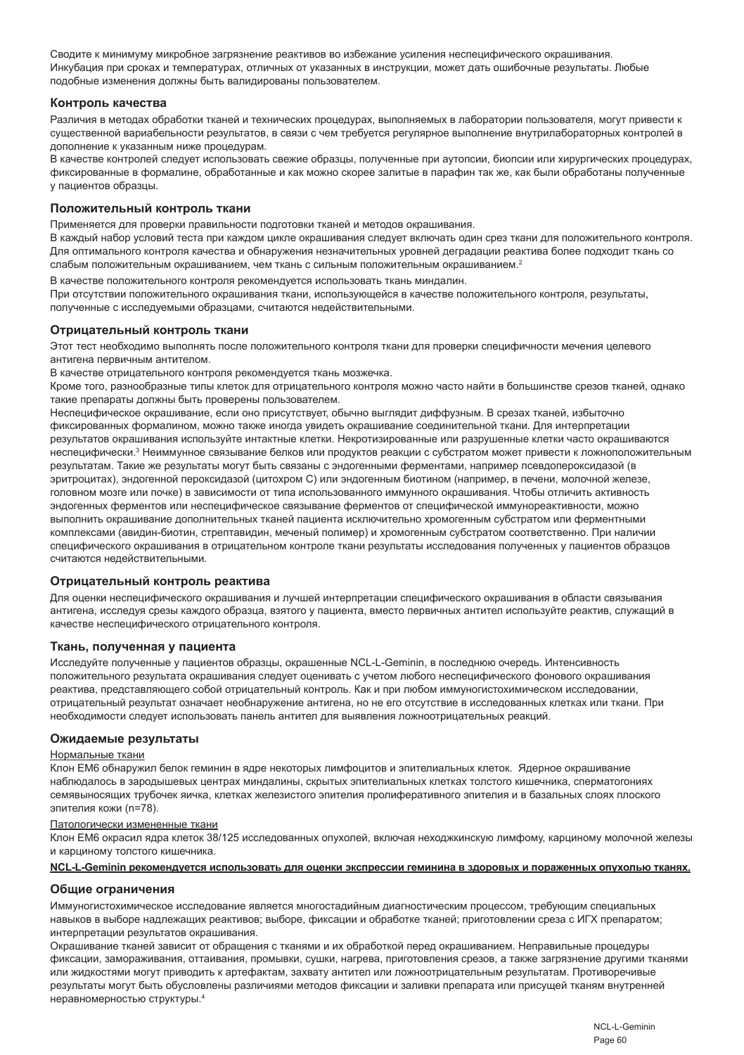Сводите к минимуму микробное загрязнение реактивов во избежание усиления неспецифического окрашивания.
Инкубация при сроках и температурах, отличных от указанных в инструкции, может дать ошибочные результаты. Любые подобные изменения должны быть валидированы пользователем.

### Контроль качества

Различия в методах обработки тканей и технических процедурах, выполняемых в лаборатории пользователя, могут привести к существенной вариабельности результатов, в связи с чем требуется регулярное выполнение внутрилабораторных контролей в дополнение к указанным ниже процедурам.

В качестве контролей следует использовать свежие образцы, полученные при аутопсии, биопсии или хирургических процедурах, фиксированные в формалине, обработанные и как можно скорее залитые в парафин так же, как были обработаны полученные у пациентов образцы.

### Положительный контроль ткани

Применяется для проверки правильности подготовки тканей и методов окрашивания.

В каждый набор условий теста при каждом цикле окрашивания следует включать хотя бы один срез ткани для положительного контроля. Для оптимального контроля качества и обнаружения незначительных уровней деградации реактива более подходит ткань со слабым положительным окрашиванием, чем ткань с сильным положительным окрашиванием.[2]

В качестве положительного контроля рекомендуется использовать ткань миндалин.

При отсутствии положительного окрашивания ткани, использующейся в качестве положительного контроля, результаты, полученные с исследуемыми образцами, считаются недействительными.

### Отрицательный контроль ткани

Этот тест необходимо выполнять после положительного контроля ткани для проверки специфичности мечения целевого антигена первичным антителом.

В качестве отрицательного контроля рекомендуется ткань мозжечка.

Кроме того, разнообразные типы клеток для отрицательного контроля можно часто найти в большинстве срезов тканей, однако такие препараты должны быть проверены пользователем.

Неспецифическое окрашивание, если оно присутствует, обычно выглядит диффузным. В срезах тканей, избыточно фиксированных формалином, можно также иногда увидеть окрашивание соединительной ткани. Для интерпретации результатов окрашивания используйте интактные клетки. Некротизированные или разрушенные клетки часто окрашиваются неспецифически.[3] Неиммунное связывание белков или продуктов реакции с субстратом может привести к ложноположительным результатам. Такие же результаты могут быть связаны с эндогенными ферментами, например псевдопероксидазой (в эритроцитах), эндогенной пероксидазой (цитохром C) или эндогенным биотином (например, в печени, молочной железе, головном мозге или почке) в зависимости от типа использованного иммунного окрашивания. Чтобы отличить активность эндогенных ферментов или неспецифическое связывание ферментов от специфической иммунореактивности, можно выполнить окрашивание дополнительных тканей пациента исключительно хромогенным субстратом или ферментными комплексами (авидин-биотин, стрептавидин, меченый полимер) и хромогенным субстратом соответственно. При наличии специфического окрашивания в отрицательном контроле ткани результаты исследования полученных у пациентов образцов считаются недействительными.

### Отрицательный контроль реактива

Для оценки неспецифического окрашивания и лучшей интерпретации специфического окрашивания в области связывания антигена, исследуя срезы каждого образца, взятого у пациента, вместо первичных антител используйте реактив, служащий в качестве неспецифического отрицательного контроля.

### Ткань, полученная у пациента

Исследуйте полученные у пациентов образцы, окрашенные NCL-L-Geminin, в последнюю очередь. Интенсивность положительного результата окрашивания следует оценивать с учетом любого неспецифического фонового окрашивания реактива, представляющего собой отрицательный контроль. Как и при любом иммуногистохимическом исследовании, отрицательный результат означает необнаружение антигена, но не его отсутствие в исследованных клетках или ткани. При необходимости следует использовать панель антител для выявления ложноотрицательных реакций.

### Ожидаемые результаты

Нормальные ткани

Клон EM6 обнаружил белок геминин в ядре некоторых лимфоцитов и эпителиальных клеток. Ядерное окрашивание наблюдалось в зародышевых центрах миндалины, скрытых эпителиальных клетках толстого кишечника, сперматогониях семявыносящих трубочек яичка, клетках железистого эпителия пролиферативного эпителия и в базальных слоях плоского эпителия кожи (n=78).

Патологически измененные ткани

Клон EM6 окрасил ядра клеток 38/125 исследованных опухолей, включая неходжкинскую лимфому, карциному молочной железы и карциному толстого кишечника.

**NCL-L-Geminin рекомендуется использовать для оценки экспрессии геминина в здоровых и пораженных опухолью тканях.**

### Общие ограничения

Иммуногистохимическое исследование является многостадийным диагностическим процессом, требующим специальных навыков в выборе надлежащих реактивов; выборе, фиксации и обработке тканей; приготовлении среза с ИГХ препаратом; интерпретации результатов окрашивания.

Окрашивание тканей зависит от обращения с тканями и их обработкой перед окрашиванием. Неправильные процедуры фиксации, замораживания, оттаивания, промывки, сушки, нагрева, приготовления срезов, а также загрязнение другими тканями или жидкостями могут приводить к артефактам, захвату антител или ложноотрицательным результатам. Противоречивые результаты могут быть обусловлены различиями методов фиксации и заливки препарата или присущей тканям внутренней неравномерностью структуры.[4]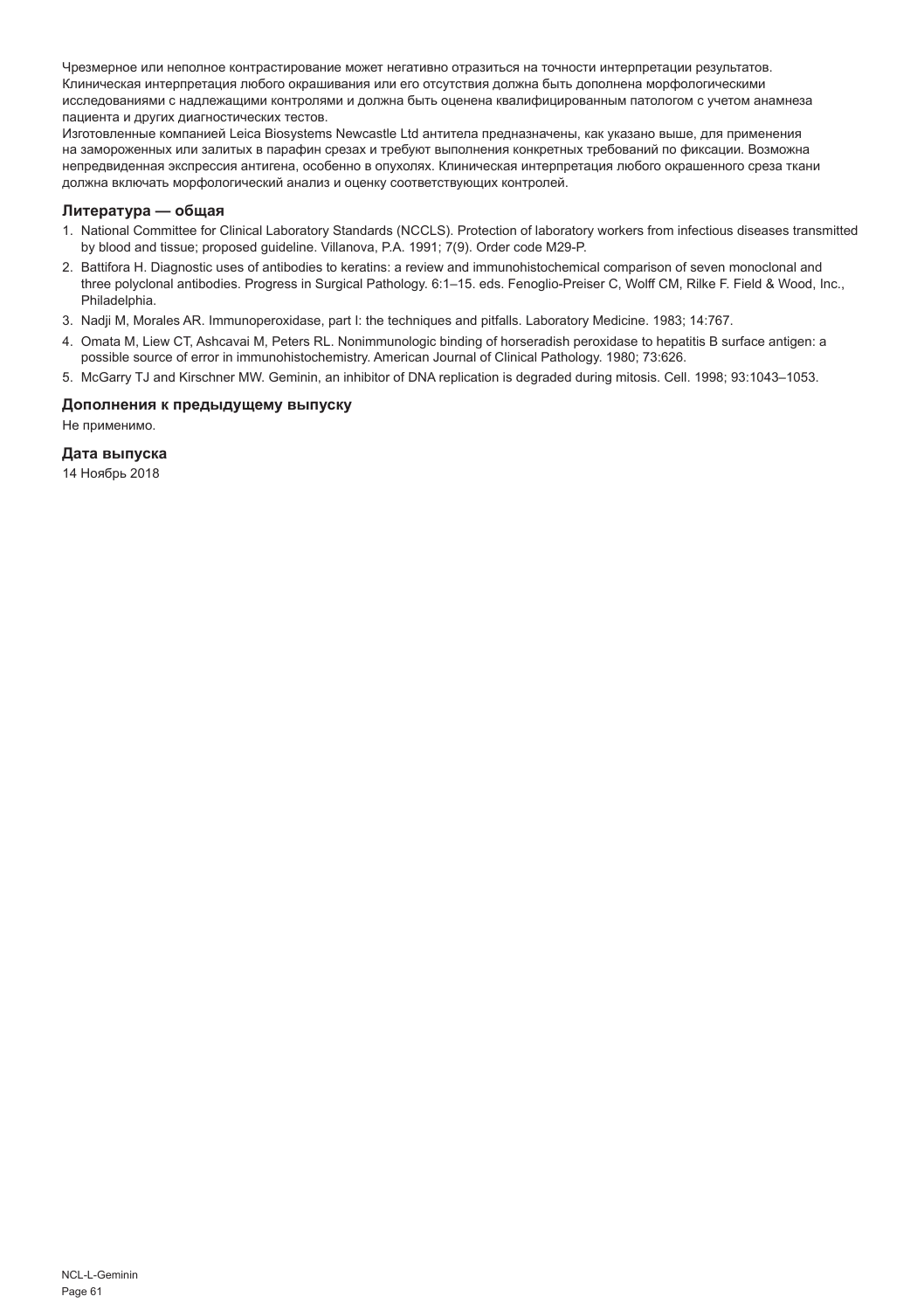Чрезмерное или неполное контрастирование может негативно отразиться на точности интерпретации результатов. Клиническая интерпретация любого окрашивания или его отсутствия должна быть дополнена морфологическими исследованиями с надлежащими контролями и должна быть оценена квалифицированным патологом с учетом анамнеза пациента и других диагностических тестов.

Изготовленные компанией Leica Biosystems Newcastle Ltd антитела предназначены, как указано выше, для применения на замороженных или залитых в парафин срезах и требуют выполнения конкретных требований по фиксации. Возможна непредвиденная экспрессия антигена, особенно в опухолях. Клиническая интерпретация любого окрашенного среза ткани должна включать морфологический анализ и оценку соответствующих контролей.

### Литература — общая

1. National Committee for Clinical Laboratory Standards (NCCLS). Protection of laboratory workers from infectious diseases transmitted by blood and tissue; proposed guideline. Villanova, P.A. 1991; 7(9). Order code M29-P.
2. Battifora H. Diagnostic uses of antibodies to keratins: a review and immunohistochemical comparison of seven monoclonal and three polyclonal antibodies. Progress in Surgical Pathology. 6:1–15. eds. Fenoglio-Preiser C, Wolff CM, Rilke F. Field & Wood, Inc., Philadelphia.
3. Nadji M, Morales AR. Immunoperoxidase, part I: the techniques and pitfalls. Laboratory Medicine. 1983; 14:767.
4. Omata M, Liew CT, Ashcavai M, Peters RL. Nonimmunologic binding of horseradish peroxidase to hepatitis B surface antigen: a possible source of error in immunohistochemistry. American Journal of Clinical Pathology. 1980; 73:626.
5. McGarry TJ and Kirschner MW. Geminin, an inhibitor of DNA replication is degraded during mitosis. Cell. 1998; 93:1043–1053.

### Дополнения к предыдущему выпуску

Не применимо.

### Дата выпуска

14 Ноябрь 2018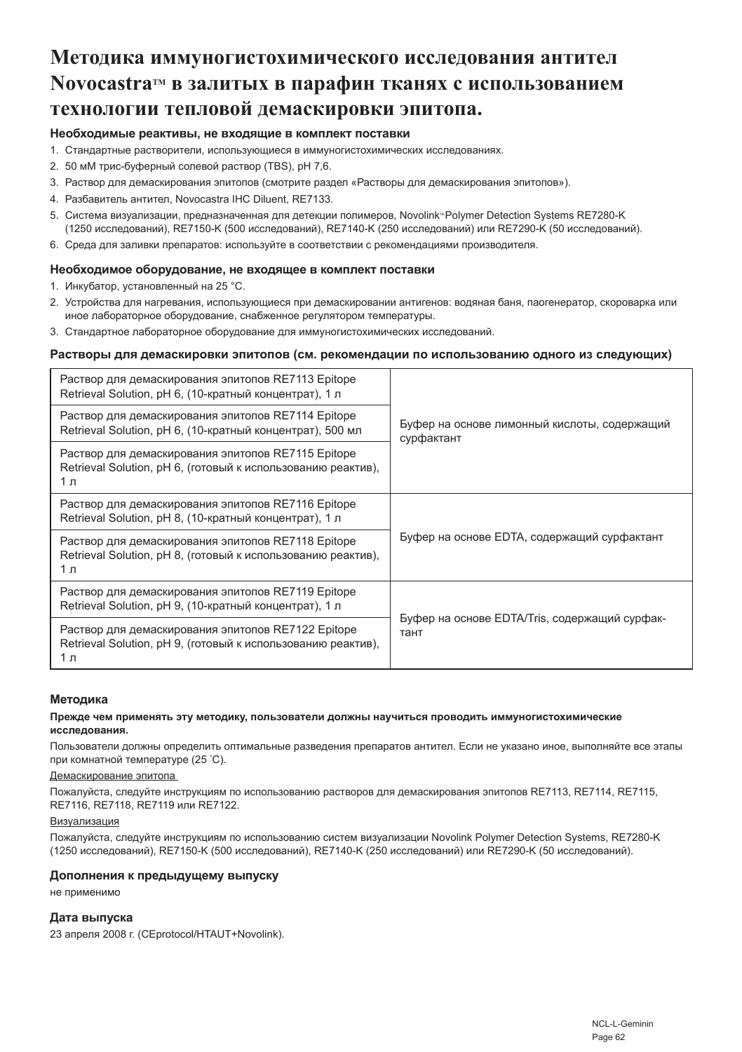# Методика иммуногистохимического исследования антител Novocastra™ в залитых в парафин тканях с использованием технологии тепловой демаскировки эпитопа.

### Необходимые реактивы, не входящие в комплект поставки

1. Стандартные растворители, использующиеся в иммуногистохимических исследованиях.
2. 50 мМ трис-буферный солевой раствор (TBS), pH 7,6.
3. Раствор для демаскирования эпитопов (смотрите раздел «Растворы для демаскирования эпитопов»).
4. Разбавитель антител, Novocastra IHC Diluent, RE7133.
5. Система визуализации, предназначенная для детекции полимеров, Novolink™ Polymer Detection Systems RE7280-K (1250 исследований), RE7150-K (500 исследований), RE7140-K (250 исследований) или RE7290-K (50 исследований).
6. Среда для заливки препаратов: используйте в соответствии с рекомендациями производителя.

### Необходимое оборудование, не входящее в комплект поставки

1. Инкубатор, установленный на 25 °C.
2. Устройства для нагревания, использующиеся при демаскировании антигенов: водяная баня, паогенератор, скороварка или иное лабораторное оборудование, снабженное регулятором температуры.
3. Стандартное лабораторное оборудование для иммуногистохимических исследований.

### Растворы для демаскировки эпитопов (см. рекомендации по использованию одного из следующих)

| Раствор | Описание |
|---|---|
| Раствор для демаскирования эпитопов RE7113 Epitope Retrieval Solution, pH 6, (10-кратный концентрат), 1 л | Буфер на основе лимонный кислоты, содержащий сурфактант |
| Раствор для демаскирования эпитопов RE7114 Epitope Retrieval Solution, pH 6, (10-кратный концентрат), 500 мл | |
| Раствор для демаскирования эпитопов RE7115 Epitope Retrieval Solution, pH 6, (готовый к использованию реактив), 1 л | |
| Раствор для демаскирования эпитопов RE7116 Epitope Retrieval Solution, pH 8, (10-кратный концентрат), 1 л | Буфер на основе EDTA, содержащий сурфактант |
| Раствор для демаскирования эпитопов RE7118 Epitope Retrieval Solution, pH 8, (готовый к использованию реактив), 1 л | |
| Раствор для демаскирования эпитопов RE7119 Epitope Retrieval Solution, pH 9, (10-кратный концентрат), 1 л | Буфер на основе EDTA/Tris, содержащий сурфактант |
| Раствор для демаскирования эпитопов RE7122 Epitope Retrieval Solution, pH 9, (готовый к использованию реактив), 1 л | |

### Методика

**Прежде чем применять эту методику, пользователи должны научиться проводить иммуногистохимические исследования.**

Пользователи должны определить оптимальные разведения препаратов антител. Если не указано иное, выполняйте все этапы при комнатной температуре (25 °C).

Демаскирование эпитопа

Пожалуйста, следуйте инструкциям по использованию растворов для демаскирования эпитопов RE7113, RE7114, RE7115, RE7116, RE7118, RE7119 или RE7122.

Визуализация

Пожалуйста, следуйте инструкциям по использованию систем визуализации Novolink Polymer Detection Systems, RE7280-K (1250 исследований), RE7150-K (500 исследований), RE7140-K (250 исследований) или RE7290-K (50 исследований).

### Дополнения к предыдущему выпуску

не применимо

### Дата выпуска

23 апреля 2008 г. (CEprotocol/HTAUT+Novolink).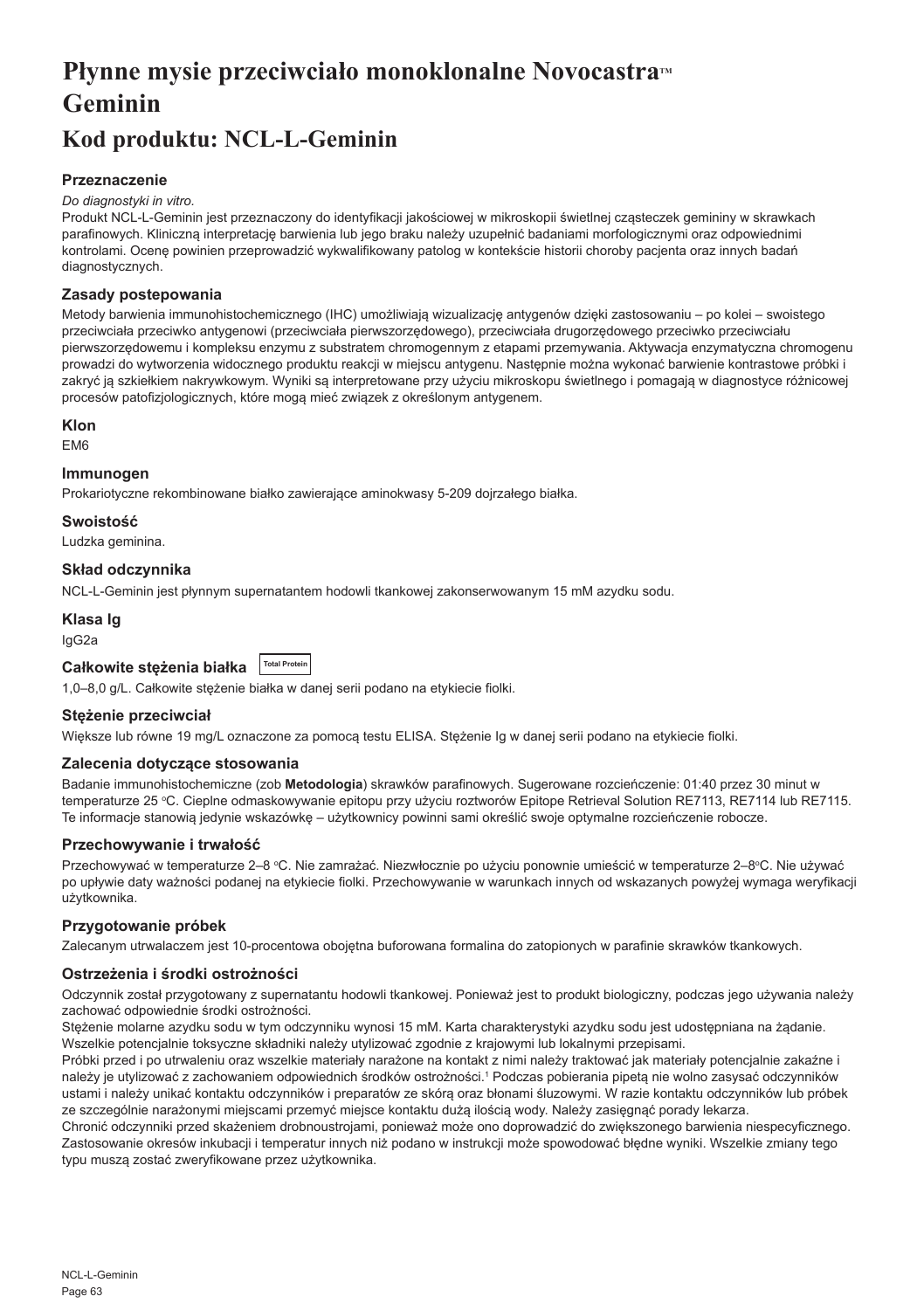# Płynne mysie przeciwciało monoklonalne Novocastra™ Geminin

# Kod produktu: NCL-L-Geminin

### Przeznaczenie

*Do diagnostyki in vitro.*
Produkt NCL-L-Geminin jest przeznaczony do identyfikacji jakościowej w mikroskopii świetlnej cząsteczek gemininy w skrawkach parafinowych. Kliniczną interpretację barwienia lub jego braku należy uzupełnić badaniami morfologicznymi oraz odpowiednimi kontrolami. Ocenę powinien przeprowadzić wykwalifikowany patolog w kontekście historii choroby pacjenta oraz innych badań diagnostycznych.

### Zasady postepowania

Metody barwienia immunohistochemicznego (IHC) umożliwiają wizualizację antygenów dzięki zastosowaniu – po kolei – swoistego przeciwciała przeciwko antygenowi (przeciwciała pierwszorzędowego), przeciwciała drugorzędowego przeciwko przeciwciału pierwszorzędowemu i kompleksu enzymu z substratem chromogennym z etapami przemywania. Aktywacja enzymatyczna chromogenu prowadzi do wytworzenia widocznego produktu reakcji w miejscu antygenu. Następnie można wykonać barwienie kontrastowe próbki i zakryć ją szkiełkiem nakrywkowym. Wyniki są interpretowane przy użyciu mikroskopu świetlnego i pomagają w diagnostyce różnicowej procesów patofizjologicznych, które mogą mieć związek z określonym antygenem.

### Klon

EM6

### Immunogen

Prokariotyczne rekombinowane białko zawierające aminokwasy 5-209 dojrzałego białka.

### Swoistość

Ludzka geminina.

### Skład odczynnika

NCL-L-Geminin jest płynnym supernatantem hodowli tkankowej zakonserwowanym 15 mM azydku sodu.

### Klasa Ig

IgG2a

### Całkowite stężenia białka Total Protein

1,0–8,0 g/L. Całkowite stężenie białka w danej serii podano na etykiecie fiolki.

### Stężenie przeciwciał

Większe lub równe 19 mg/L oznaczone za pomocą testu ELISA. Stężenie Ig w danej serii podano na etykiecie fiolki.

### Zalecenia dotyczące stosowania

Badanie immunohistochemiczne (zob **Metodologia**) skrawków parafinowych. Sugerowane rozcieńczenie: 01:40 przez 30 minut w temperaturze 25 °C. Cieplne odmaskowywanie epitopu przy użyciu roztworów Epitope Retrieval Solution RE7113, RE7114 lub RE7115. Te informacje stanowią jedynie wskazówkę – użytkownicy powinni sami określić swoje optymalne rozcieńczenie robocze.

### Przechowywanie i trwałość

Przechowywać w temperaturze 2–8 °C. Nie zamrażać. Niezwłocznie po użyciu ponownie umieścić w temperaturze 2–8°C. Nie używać po upływie daty ważności podanej na etykiecie fiolki. Przechowywanie w warunkach innych od wskazanych powyżej wymaga weryfikacji użytkownika.

### Przygotowanie próbek

Zalecanym utrwalaczem jest 10-procentowa obojętna buforowana formalina do zatopionych w parafinie skrawków tkankowych.

### Ostrzeżenia i środki ostrożności

Odczynnik został przygotowany z supernatantu hodowli tkankowej. Ponieważ jest to produkt biologiczny, podczas jego używania należy zachować odpowiednie środki ostrożności.
Stężenie molarne azydku sodu w tym odczynniku wynosi 15 mM. Karta charakterystyki azydku sodu jest udostępniana na żądanie. Wszelkie potencjalnie toksyczne składniki należy utylizować zgodnie z krajowymi lub lokalnymi przepisami.
Próbki przed i po utrwaleniu oraz wszelkie materiały narażone na kontakt z nimi należy traktować jak materiały potencjalnie zakaźne i należy je utylizować z zachowaniem odpowiednich środków ostrożności.[1] Podczas pobierania pipetą nie wolno zasysać odczynników ustami i należy unikać kontaktu odczynników i preparatów ze skórą oraz błonami śluzowymi. W razie kontaktu odczynników lub próbek ze szczególnie narażonymi miejscami przemyć miejsce kontaktu dużą ilością wody. Należy zasięgnąć porady lekarza.
Chronić odczynniki przed skażeniem drobnoustrojami, ponieważ może ono doprowadzić do zwiększonego barwienia niespecyficznego. Zastosowanie okresów inkubacji i temperatur innych niż podano w instrukcji może spowodować błędne wyniki. Wszelkie zmiany tego typu muszą zostać zweryfikowane przez użytkownika.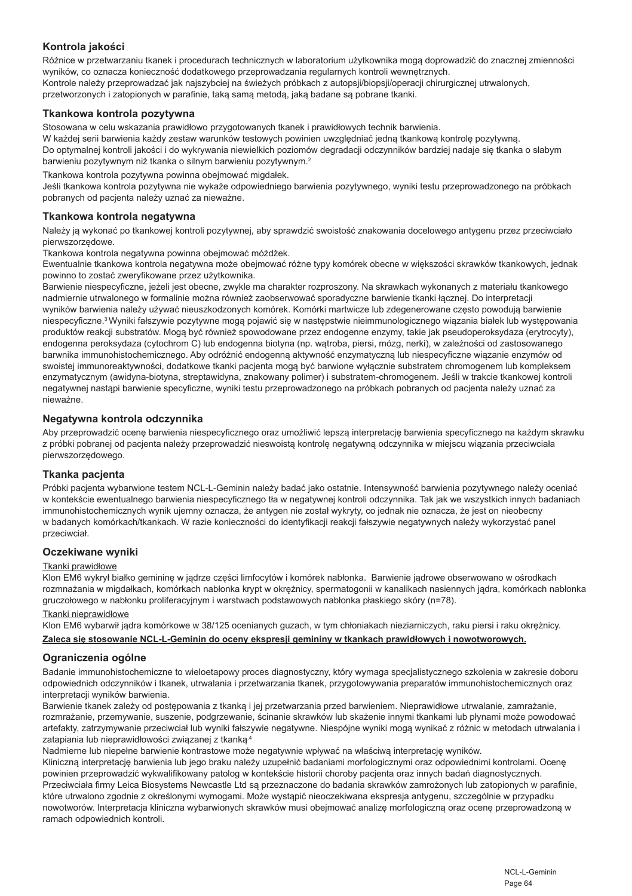## Kontrola jakości

Różnice w przetwarzaniu tkanek i procedurach technicznych w laboratorium użytkownika mogą doprowadzić do znacznej zmienności wyników, co oznacza konieczność dodatkowego przeprowadzania regularnych kontroli wewnętrznych.
Kontrole należy przeprowadzać jak najszybciej na świeżych próbkach z autopsji/biopsji/operacji chirurgicznej utrwalonych, przetworzonych i zatopionych w parafinie, taką samą metodą, jaką badane są pobrane tkanki.

## Tkankowa kontrola pozytywna

Stosowana w celu wskazania prawidłowo przygotowanych tkanek i prawidłowych technik barwienia.
W każdej serii barwienia każdy zestaw warunków testowych powinien uwzględniać jedną tkankową kontrolę pozytywną.
Do optymalnej kontroli jakości i do wykrywania niewielkich poziomów degradacji odczynników bardziej nadaje się tkanka o słabym barwieniu pozytywnym niż tkanka o silnym barwieniu pozytywnym.[2]

Tkankowa kontrola pozytywna powinna obejmować migdałek.
Jeśli tkankowa kontrola pozytywna nie wykaże odpowiedniego barwienia pozytywnego, wyniki testu przeprowadzonego na próbkach pobranych od pacjenta należy uznać za nieważne.

## Tkankowa kontrola negatywna

Należy ją wykonać po tkankowej kontroli pozytywnej, aby sprawdzić swoistość znakowania docelowego antygenu przez przeciwciało pierwszorzędowe.
Tkankowa kontrola negatywna powinna obejmować móżdżek.
Ewentualnie tkankowa kontrola negatywna może obejmować różne typy komórek obecne w większości skrawków tkankowych, jednak powinno to zostać zweryfikowane przez użytkownika.
Barwienie niespecyficzne, jeżeli jest obecne, zwykle ma charakter rozproszony. Na skrawkach wykonanych z materiału tkankowego nadmiernie utrwalonego w formalinie można również zaobserwować sporadyczne barwienie tkanki łącznej. Do interpretacji wyników barwienia należy używać nieuszkodzonych komórek. Komórki martwicze lub zdegenerowane często powodują barwienie niespecyficzne.[3] Wyniki fałszywie pozytywne mogą pojawić się w następstwie nieimmunologicznego wiązania białek lub występowania produktów reakcji substratów. Mogą być również spowodowane przez endogenne enzymy, takie jak pseudoperoksydaza (erytrocyty), endogenna peroksydaza (cytochrom C) lub endogenna biotyna (np. wątroba, piersi, mózg, nerki), w zależności od zastosowanego barwnika immunohistochemicznego. Aby odróżnić endogenną aktywność enzymatyczną lub niespecyficzne wiązanie enzymów od swoistej immunoreaktywności, dodatkowe tkanki pacjenta mogą być barwione wyłącznie substratem chromogenem lub kompleksem enzymatycznym (awidyna-biotyna, streptawidyna, znakowany polimer) i substratem-chromogenem. Jeśli w trakcie tkankowej kontroli negatywnej nastąpi barwienie specyficzne, wyniki testu przeprowadzonego na próbkach pobranych od pacjenta należy uznać za nieważne.

## Negatywna kontrola odczynnika

Aby przeprowadzić ocenę barwienia niespecyficznego oraz umożliwić lepszą interpretację barwienia specyficznego na każdym skrawku z próbki pobranej od pacjenta należy przeprowadzić nieswoistą kontrolę negatywną odczynnika w miejscu wiązania przeciwciała pierwszorzędowego.

## Tkanka pacjenta

Próbki pacjenta wybarwione testem NCL-L-Geminin należy badać jako ostatnie. Intensywność barwienia pozytywnego należy oceniać w kontekście ewentualnego barwienia niespecyficznego tła w negatywnej kontroli odczynnika. Tak jak we wszystkich innych badaniach immunohistochemicznych wynik ujemny oznacza, że antygen nie został wykryty, co jednak nie oznacza, że jest on nieobecny w badanych komórkach/tkankach. W razie konieczności do identyfikacji reakcji fałszywie negatywnych należy wykorzystać panel przeciwciał.

## Oczekiwane wyniki

Tkanki prawidłowe

Klon EM6 wykrył białko gemininę w jądrze części limfocytów i komórek nabłonka. Barwienie jądrowe obserwowano w ośrodkach rozmnażania w migdałkach, komórkach nabłonka krypt w okrężnicy, spermatogonii w kanalikach nasiennych jądra, komórkach nabłonka gruczołowego w nabłonku proliferacyjnym i warstwach podstawowych nabłonka płaskiego skóry (n=78).

Tkanki nieprawidłowe

Klon EM6 wybarwił jądra komórkowe w 38/125 ocenianych guzach, w tym chłoniakach nieziarniczych, raku piersi i raku okrężnicy.

**Zaleca się stosowanie NCL-L-Geminin do oceny ekspresji gemininy w tkankach prawidłowych i nowotworowych.**

## Ograniczenia ogólne

Badanie immunohistochemiczne to wieloetapowy proces diagnostyczny, który wymaga specjalistycznego szkolenia w zakresie doboru odpowiednich odczynników i tkanek, utrwalania i przetwarzania tkanek, przygotowywania preparatów immunohistochemicznych oraz interpretacji wyników barwienia.
Barwienie tkanek zależy od postępowania z tkanką i jej przetwarzania przed barwieniem. Nieprawidłowe utrwalanie, zamrażanie, rozmrażanie, przemywanie, suszenie, podgrzewanie, ścinanie skrawków lub skażenie innymi tkankami lub płynami może powodować artefakty, zatrzymywanie przeciwciał lub wyniki fałszywie negatywne. Niespójne wyniki mogą wynikać z różnic w metodach utrwalania i zatapiania lub nieprawidłowości związanej z tkanką.[4]
Nadmierne lub niepełne barwienie kontrastowe może negatywnie wpływać na właściwą interpretację wyników.
Kliniczną interpretację barwienia lub jego braku należy uzupełnić badaniami morfologicznymi oraz odpowiednimi kontrolami. Ocenę powinien przeprowadzić wykwalifikowany patolog w kontekście historii choroby pacjenta oraz innych badań diagnostycznych.
Przeciwciała firmy Leica Biosystems Newcastle Ltd są przeznaczone do badania skrawków zamrożonych lub zatopionych w parafinie, które utrwalono zgodnie z określonymi wymogami. Może wystąpić nieoczekiwana ekspresja antygenu, szczególnie w przypadku nowotworów. Interpretacja kliniczna wybarwionych skrawków musi obejmować analizę morfologiczną oraz ocenę przeprowadzoną w ramach odpowiednich kontroli.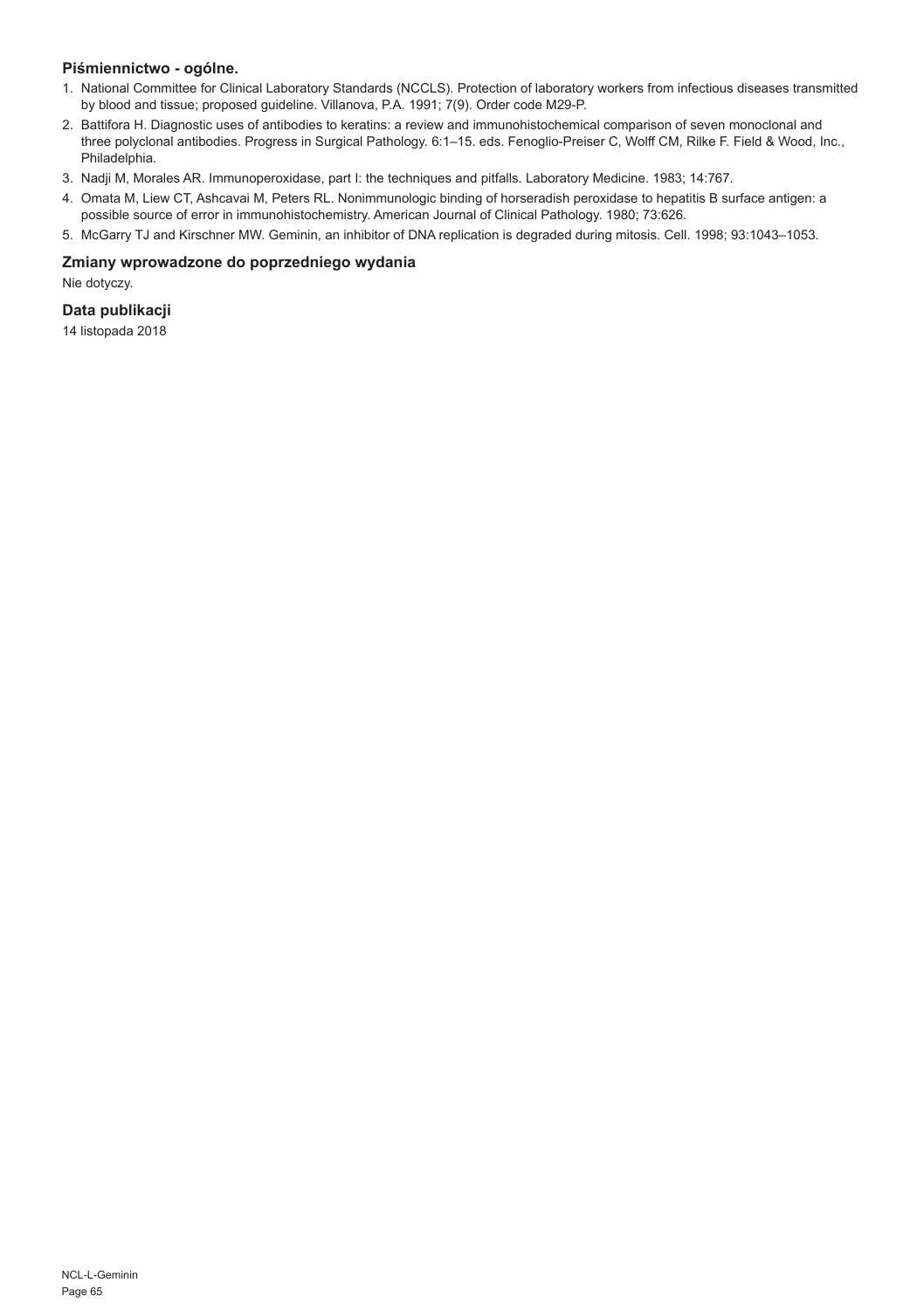### Piśmiennictwo - ogólne.

1. National Committee for Clinical Laboratory Standards (NCCLS). Protection of laboratory workers from infectious diseases transmitted by blood and tissue; proposed guideline. Villanova, P.A. 1991; 7(9). Order code M29-P.
2. Battifora H. Diagnostic uses of antibodies to keratins: a review and immunohistochemical comparison of seven monoclonal and three polyclonal antibodies. Progress in Surgical Pathology. 6:1–15. eds. Fenoglio-Preiser C, Wolff CM, Rilke F. Field & Wood, Inc., Philadelphia.
3. Nadji M, Morales AR. Immunoperoxidase, part I: the techniques and pitfalls. Laboratory Medicine. 1983; 14:767.
4. Omata M, Liew CT, Ashcavai M, Peters RL. Nonimmunologic binding of horseradish peroxidase to hepatitis B surface antigen: a possible source of error in immunohistochemistry. American Journal of Clinical Pathology. 1980; 73:626.
5. McGarry TJ and Kirschner MW. Geminin, an inhibitor of DNA replication is degraded during mitosis. Cell. 1998; 93:1043–1053.

### Zmiany wprowadzone do poprzedniego wydania

Nie dotyczy.

### Data publikacji

14 listopada 2018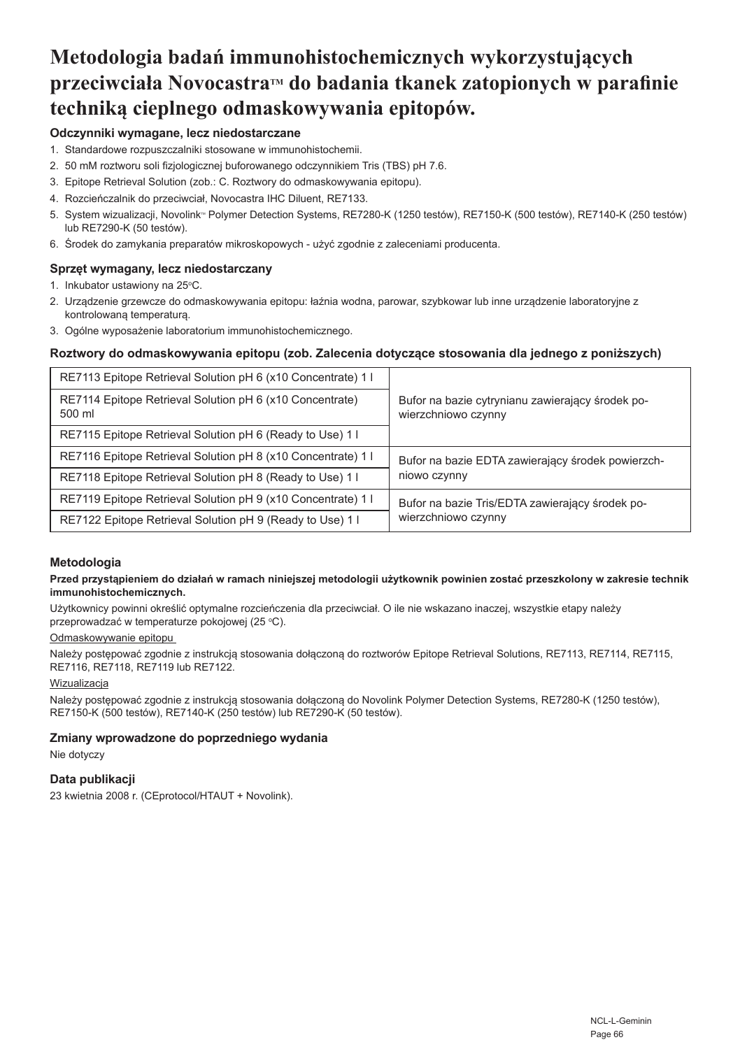# Metodologia badań immunohistochemicznych wykorzystujących przeciwciała Novocastra™ do badania tkanek zatopionych w parafinie techniką cieplnego odmaskowywania epitopów.

### Odczynniki wymagane, lecz niedostarczane

1. Standardowe rozpuszczalniki stosowane w immunohistochemii.
2. 50 mM roztworu soli fizjologicznej buforowanego odczynnikiem Tris (TBS) pH 7.6.
3. Epitope Retrieval Solution (zob.: C. Roztwory do odmaskowywania epitopu).
4. Rozcieńczalnik do przeciwciał, Novocastra IHC Diluent, RE7133.
5. System wizualizacji, Novolink™ Polymer Detection Systems, RE7280-K (1250 testów), RE7150-K (500 testów), RE7140-K (250 testów) lub RE7290-K (50 testów).
6. Środek do zamykania preparatów mikroskopowych - użyć zgodnie z zaleceniami producenta.

### Sprzęt wymagany, lecz niedostarczany

1. Inkubator ustawiony na 25°C.
2. Urządzenie grzewcze do odmaskowywania epitopu: łaźnia wodna, parowar, szybkowar lub inne urządzenie laboratoryjne z kontrolowaną temperaturą.
3. Ogólne wyposażenie laboratorium immunohistochemicznego.

### Roztwory do odmaskowywania epitopu (zob. Zalecenia dotyczące stosowania dla jednego z poniższych)

| | |
|---|---|
| RE7113 Epitope Retrieval Solution pH 6 (x10 Concentrate) 1 l | Bufor na bazie cytrynianu zawierający środek powierzchniowo czynny |
| RE7114 Epitope Retrieval Solution pH 6 (x10 Concentrate) 500 ml | |
| RE7115 Epitope Retrieval Solution pH 6 (Ready to Use) 1 l | |
| RE7116 Epitope Retrieval Solution pH 8 (x10 Concentrate) 1 l | Bufor na bazie EDTA zawierający środek powierzchniowo czynny |
| RE7118 Epitope Retrieval Solution pH 8 (Ready to Use) 1 l | |
| RE7119 Epitope Retrieval Solution pH 9 (x10 Concentrate) 1 l | Bufor na bazie Tris/EDTA zawierający środek powierzchniowo czynny |
| RE7122 Epitope Retrieval Solution pH 9 (Ready to Use) 1 l | |

### Metodologia

**Przed przystąpieniem do działań w ramach niniejszej metodologii użytkownik powinien zostać przeszkolony w zakresie technik immunohistochemicznych.**

Użytkownicy powinni określić optymalne rozcieńczenia dla przeciwciał. O ile nie wskazano inaczej, wszystkie etapy należy przeprowadzać w temperaturze pokojowej (25 °C).

Odmaskowywanie epitopu

Należy postępować zgodnie z instrukcją stosowania dołączoną do roztworów Epitope Retrieval Solutions, RE7113, RE7114, RE7115, RE7116, RE7118, RE7119 lub RE7122.

Wizualizacja

Należy postępować zgodnie z instrukcją stosowania dołączoną do Novolink Polymer Detection Systems, RE7280-K (1250 testów), RE7150-K (500 testów), RE7140-K (250 testów) lub RE7290-K (50 testów).

### Zmiany wprowadzone do poprzedniego wydania

Nie dotyczy

### Data publikacji

23 kwietnia 2008 r. (CEprotocol/HTAUT + Novolink).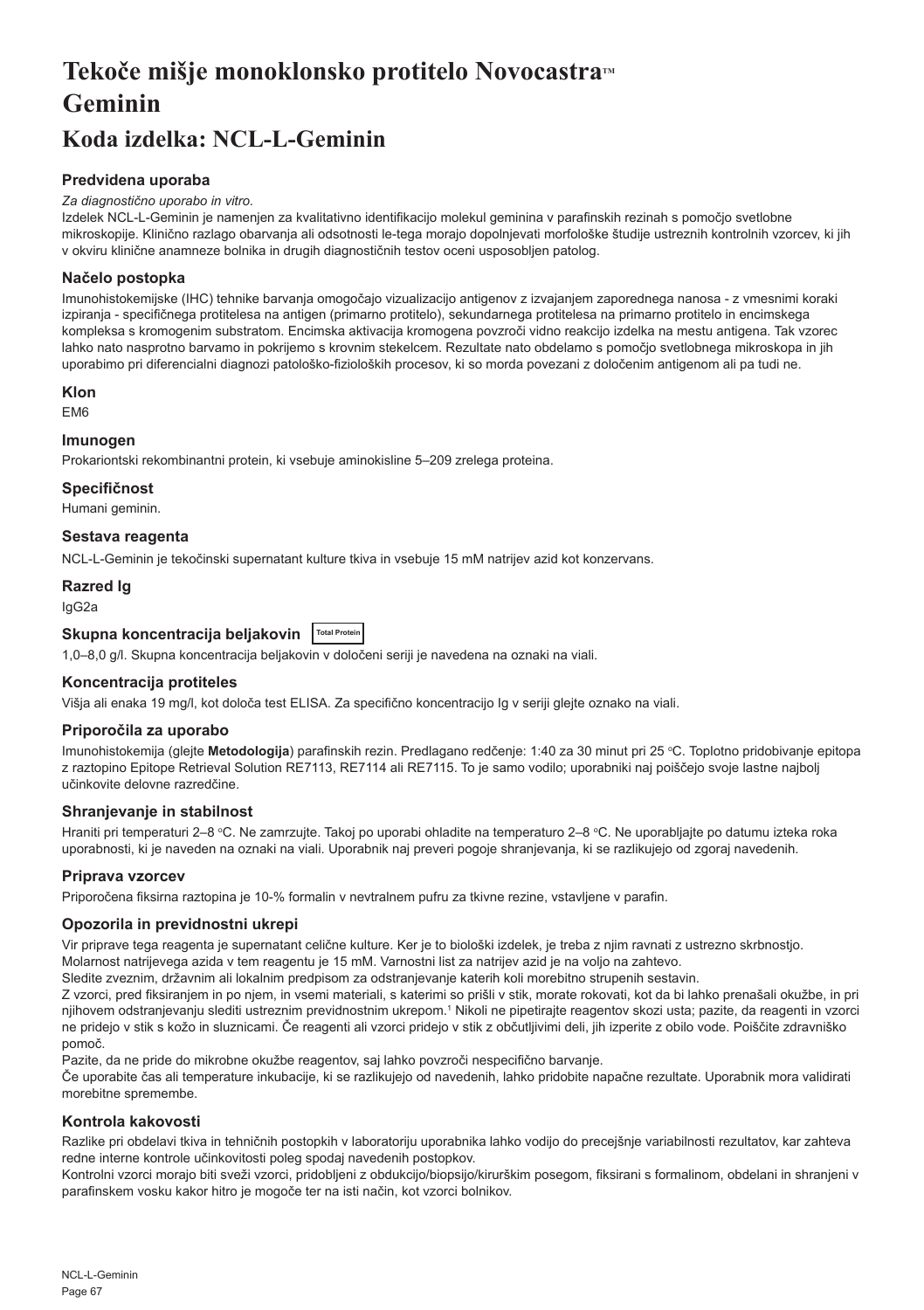# Tekoče mišje monoklonsko protitelo Novocastra™ Geminin

# Koda izdelka: NCL-L-Geminin

### Predvidena uporaba

*Za diagnostično uporabo in vitro.*

Izdelek NCL-L-Geminin je namenjen za kvalitativno identifikacijo molekul geminina v parafinskih rezinah s pomočjo svetlobne mikroskopije. Klinično razlago obarvanja ali odsotnosti le-tega morajo dopolnjevati morfološke študije ustreznih kontrolnih vzorcev, ki jih v okviru klinične anamneze bolnika in drugih diagnostičnih testov oceni usposobljen patolog.

### Načelo postopka

Imunohistokemijske (IHC) tehnike barvanja omogočajo vizualizacijo antigenov z izvajanjem zaporednega nanosa - z vmesnimi koraki izpiranja - specifičnega protitelesa na antigen (primarno protitelo), sekundarnega protitelesa na primarno protitelo in encimskega kompleksa s kromogenim substratom. Encimska aktivacija kromogena povzroči vidno reakcijo izdelka na mestu antigena. Tak vzorec lahko nato nasprotno barvamo in pokrijemo s krovnim stekelcem. Rezultate nato obdelamo s pomočjo svetlobnega mikroskopa in jih uporabimo pri diferencialni diagnozi patološko-fizioloških procesov, ki so morda povezani z določenim antigenom ali pa tudi ne.

### Klon

EM6

### Imunogen

Prokariontski rekombinantni protein, ki vsebuje aminokisline 5–209 zrelega proteina.

### Specifičnost

Humani geminin.

### Sestava reagenta

NCL-L-Geminin je tekočinski supernatant kulture tkiva in vsebuje 15 mM natrijev azid kot konzervans.

### Razred Ig

IgG2a

### Skupna koncentracija beljakovin Total Protein

1,0–8,0 g/l. Skupna koncentracija beljakovin v določeni seriji je navedena na oznaki na viali.

### Koncentracija protiteles

Višja ali enaka 19 mg/l, kot določa test ELISA. Za specifično koncentracijo Ig v seriji glejte oznako na viali.

### Priporočila za uporabo

Imunohistokemija (glejte **Metodologija**) parafinskih rezin. Predlagano redčenje: 1:40 za 30 minut pri 25 °C. Toplotno pridobivanje epitopa z raztopino Epitope Retrieval Solution RE7113, RE7114 ali RE7115. To je samo vodilo; uporabniki naj poiščejo svoje lastne najbolj učinkovite delovne razredčine.

### Shranjevanje in stabilnost

Hraniti pri temperaturi 2–8 °C. Ne zamrzujte. Takoj po uporabi ohladite na temperaturo 2–8 °C. Ne uporabljajte po datumu izteka roka uporabnosti, ki je naveden na oznaki na viali. Uporabnik naj preveri pogoje shranjevanja, ki se razlikujejo od zgoraj navedenih.

### Priprava vzorcev

Priporočena fiksirna raztopina je 10-% formalin v nevtralnem pufru za tkivne rezine, vstavljene v parafin.

### Opozorila in previdnostni ukrepi

Vir priprave tega reagenta je supernatant celične kulture. Ker je to biološki izdelek, je treba z njim ravnati z ustrezno skrbnostjo.

Molarnost natrijevega azida v tem reagentu je 15 mM. Varnostni list za natrijev azid je na voljo na zahtevo.

Sledite zveznim, državnim ali lokalnim predpisom za odstranjevanje katerih koli morebitno strupenih sestavin.

Z vzorci, pred fiksiranjem in po njem, in vsemi materiali, s katerimi so prišli v stik, morate rokovati, kot da bi lahko prenašali okužbe, in pri njihovem odstranjevanju slediti ustreznim previdnostnim ukrepom.[1] Nikoli ne pipetirajte reagentov skozi usta; pazite, da reagenti in vzorci ne pridejo v stik s kožo in sluznicami. Če reagenti ali vzorci pridejo v stik z občutljivimi deli, jih izperite z obilo vode. Poiščite zdravniško pomoč.

Pazite, da ne pride do mikrobne okužbe reagentov, saj lahko povzroči nespecifično barvanje.

Če uporabite čas ali temperature inkubacije, ki se razlikujejo od navedenih, lahko pridobite napačne rezultate. Uporabnik mora validirati morebitne spremembe.

### Kontrola kakovosti

Razlike pri obdelavi tkiva in tehničnih postopkih v laboratoriju uporabnika lahko vodijo do precejšnje variabilnosti rezultatov, kar zahteva redne interne kontrole učinkovitosti poleg spodaj navedenih postopkov.

Kontrolni vzorci morajo biti sveži vzorci, pridobljeni z obdukcijo/biopsijo/kirurškim posegom, fiksirani s formalinom, obdelani in shranjeni v parafinskem vosku kakor hitro je mogoče ter na isti način, kot vzorci bolnikov.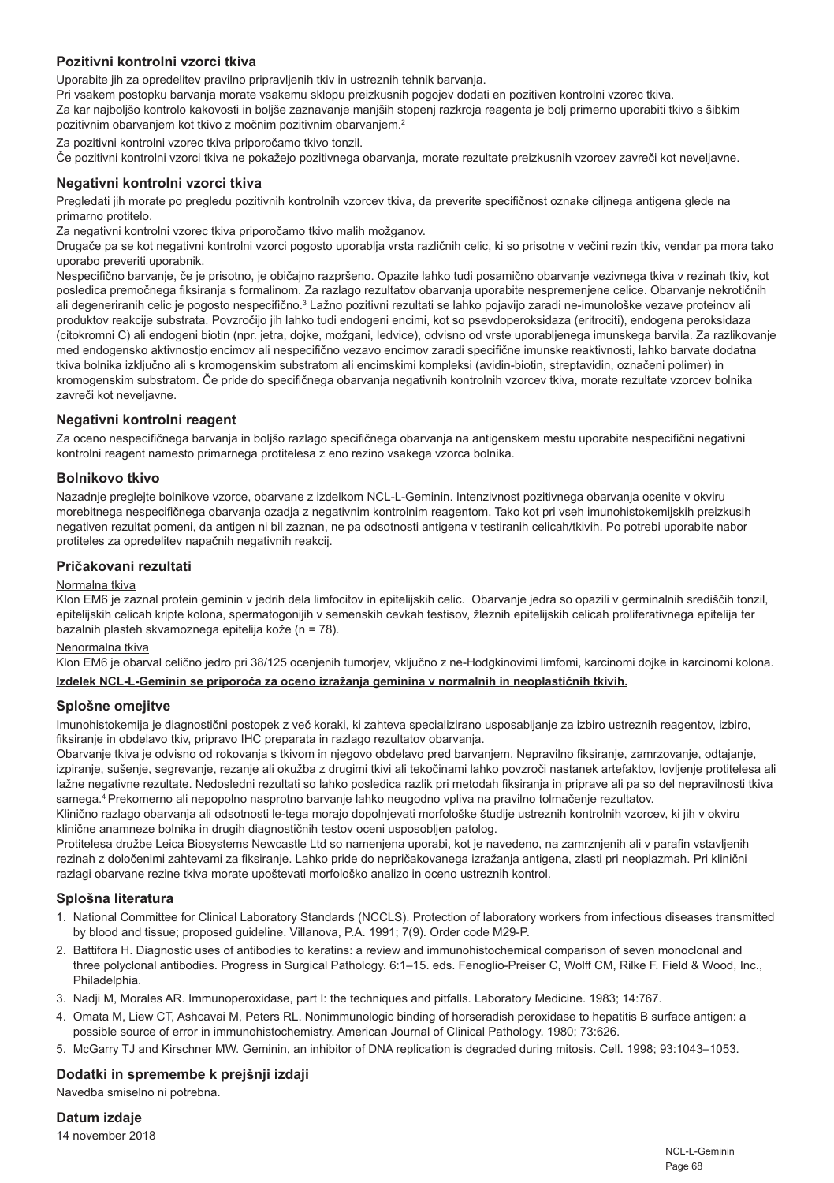## Pozitivni kontrolni vzorci tkiva

Uporabite jih za opredelitev pravilno pripravljenih tkiv in ustreznih tehnik barvanja.

Pri vsakem postopku barvanja morate vsakemu sklopu preizkusnih pogojev dodati en pozitiven kontrolni vzorec tkiva.

Za kar najboljšo kontrolo kakovosti in boljše zaznavanje manjših stopenj razkroja reagenta je bolj primerno uporabiti tkivo s šibkim pozitivnim obarvanjem kot tkivo z močnim pozitivnim obarvanjem.[2]

Za pozitivni kontrolni vzorec tkiva priporočamo tkivo tonzil.

Če pozitivni kontrolni vzorci tkiva ne pokažejo pozitivnega obarvanja, morate rezultate preizkusnih vzorcev zavreči kot neveljavne.

## Negativni kontrolni vzorci tkiva

Pregledati jih morate po pregledu pozitivnih kontrolnih vzorcev tkiva, da preverite specifičnost oznake ciljnega antigena glede na primarno protitelo.

Za negativni kontrolni vzorec tkiva priporočamo tkivo malih možganov.

Drugače pa se kot negativni kontrolni vzorci pogosto uporablja vrsta različnih celic, ki so prisotne v večini rezin tkiv, vendar pa mora tako uporabo preveriti uporabnik.

Nespecifično barvanje, če je prisotno, je običajno razpršeno. Opazite lahko tudi posamično obarvanje vezivnega tkiva v rezinah tkiv, kot posledica premočnega fiksiranja s formalinom. Za razlago rezultatov obarvanja uporabite nespremenjene celice. Obarvanje nekrotičnih ali degeneriranih celic je pogosto nespecifično.[3] Lažno pozitivni rezultati se lahko pojavijo zaradi ne-imunološke vezave proteinov ali produktov reakcije substrata. Povzročijo jih lahko tudi endogeni encimi, kot so psevdoperoksidaza (eritrociti), endogena peroksidaza (citokromni C) ali endogeni biotin (npr. jetra, dojke, možgani, ledvice), odvisno od vrste uporabljenega imunskega barvila. Za razlikovanje med endogensko aktivnostjo encimov ali nespecifično vezavo encimov zaradi specifične imunske reaktivnosti, lahko barvate dodatna tkiva bolnika izključno ali s kromogenskim substratom ali encimskimi kompleksi (avidin-biotin, streptavidin, označeni polimer) in kromogenskim substratom. Če pride do specifičnega obarvanja negativnih kontrolnih vzorcev tkiva, morate rezultate vzorcev bolnika zavreči kot neveljavne.

## Negativni kontrolni reagent

Za oceno nespecifičnega barvanja in boljšo razlago specifičnega obarvanja na antigenskem mestu uporabite nespecifični negativni kontrolni reagent namesto primarnega protitelesa z eno rezino vsakega vzorca bolnika.

## Bolnikovo tkivo

Nazadnje preglejte bolnikove vzorce, obarvane z izdelkom NCL-L-Geminin. Intenzivnost pozitivnega obarvanja ocenite v okviru morebitnega nespecifičnega obarvanja ozadja z negativnim kontrolnim reagentom. Tako kot pri vseh imunohistokemijskih preizkusih negativen rezultat pomeni, da antigen ni bil zaznan, ne pa odsotnosti antigena v testiranih celicah/tkivih. Po potrebi uporabite nabor protiteles za opredelitev napačnih negativnih reakcij.

## Pričakovani rezultati

Normalna tkiva

Klon EM6 je zaznal protein geminin v jedrih dela limfocitov in epitelijskih celic. Obarvanje jedra so opazili v germinalnih središčih tonzil, epitelijskih celicah kripte kolona, spermatogonijih v semenskih cevkah testisov, žleznih epitelijskih celicah proliferativnega epitelija ter bazalnih plasteh skvamoznega epitelija kože (n = 78).

Nenormalna tkiva

Klon EM6 je obarval celično jedro pri 38/125 ocenjenih tumorjev, vključno z ne-Hodgkinovimi limfomi, karcinomi dojke in karcinomi kolona.

**Izdelek NCL-L-Geminin se priporoča za oceno izražanja geminina v normalnih in neoplastičnih tkivih.**

## Splošne omejitve

Imunohistokemija je diagnostični postopek z več koraki, ki zahteva specializirano usposabljanje za izbiro ustreznih reagentov, izbiro, fiksiranje in obdelavo tkiv, pripravo IHC preparata in razlago rezultatov obarvanja.

Obarvanje tkiva je odvisno od rokovanja s tkivom in njegovo obdelavo pred barvanjem. Nepravilno fiksiranje, zamrzovanje, odtajanje, izpiranje, sušenje, segrevanje, rezanje ali okužba z drugimi tkivi ali tekočinami lahko povzroči nastanek artefaktov, lovljenje protitelesa ali lažne negativne rezultate. Nedosledni rezultati so lahko posledica razlik pri metodah fiksiranja in priprave ali pa so del nepravilnosti tkiva samega.[4] Prekomerno ali nepopolno nasprotno barvanje lahko neugodno vpliva na pravilno tolmačenje rezultatov.

Klinično razlago obarvanja ali odsotnosti le-tega morajo dopolnjevati morfološke študije ustreznih kontrolnih vzorcev, ki jih v okviru klinične anamneze bolnika in drugih diagnostičnih testov oceni usposobljen patolog.

Protitelesa družbe Leica Biosystems Newcastle Ltd so namenjena uporabi, kot je navedeno, na zamrznjenih ali v parafin vstavljenih rezinah z določenimi zahtevami za fiksiranje. Lahko pride do nepričakovanega izražanja antigena, zlasti pri neoplazmah. Pri klinični razlagi obarvane rezine tkiva morate upoštevati morfološko analizo in oceno ustreznih kontrol.

## Splošna literatura

1. National Committee for Clinical Laboratory Standards (NCCLS). Protection of laboratory workers from infectious diseases transmitted by blood and tissue; proposed guideline. Villanova, P.A. 1991; 7(9). Order code M29-P.
2. Battifora H. Diagnostic uses of antibodies to keratins: a review and immunohistochemical comparison of seven monoclonal and three polyclonal antibodies. Progress in Surgical Pathology. 6:1–15. eds. Fenoglio-Preiser C, Wolff CM, Rilke F. Field & Wood, Inc., Philadelphia.
3. Nadji M, Morales AR. Immunoperoxidase, part I: the techniques and pitfalls. Laboratory Medicine. 1983; 14:767.
4. Omata M, Liew CT, Ashcavai M, Peters RL. Nonimmunologic binding of horseradish peroxidase to hepatitis B surface antigen: a possible source of error in immunohistochemistry. American Journal of Clinical Pathology. 1980; 73:626.
5. McGarry TJ and Kirschner MW. Geminin, an inhibitor of DNA replication is degraded during mitosis. Cell. 1998; 93:1043–1053.

## Dodatki in spremembe k prejšnji izdaji

Navedba smiselno ni potrebna.

## Datum izdaje

14 november 2018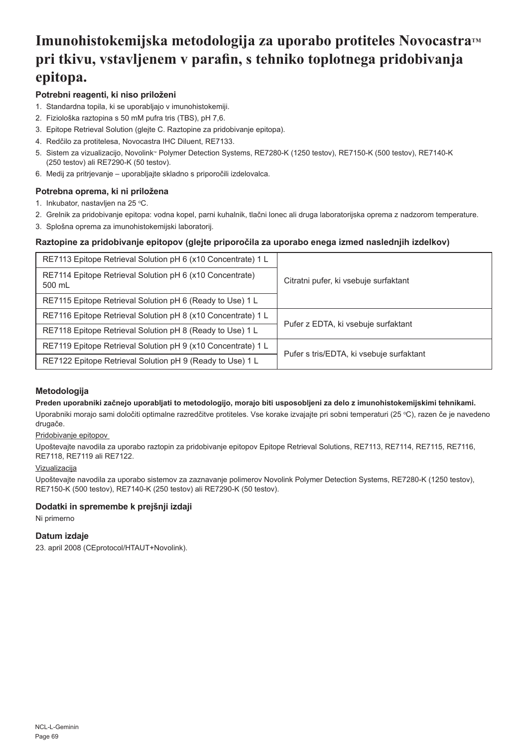# Imunohistokemijska metodologija za uporabo protiteles Novocastra™ pri tkivu, vstavljenem v parafin, s tehniko toplotnega pridobivanja epitopa.

### Potrebni reagenti, ki niso priloženi

1. Standardna topila, ki se uporabljajo v imunohistokemiji.
2. Fiziološka raztopina s 50 mM pufra tris (TBS), pH 7,6.
3. Epitope Retrieval Solution (glejte C. Raztopine za pridobivanje epitopa).
4. Redčilo za protitelesa, Novocastra IHC Diluent, RE7133.
5. Sistem za vizualizacijo, Novolink™ Polymer Detection Systems, RE7280-K (1250 testov), RE7150-K (500 testov), RE7140-K (250 testov) ali RE7290-K (50 testov).
6. Medij za pritrjevanje – uporabljajte skladno s priporočili izdelovalca.

### Potrebna oprema, ki ni priložena

1. Inkubator, nastavljen na 25 °C.
2. Grelnik za pridobivanje epitopa: vodna kopel, parni kuhalnik, tlačni lonec ali druga laboratorijska oprema z nadzorom temperature.
3. Splošna oprema za imunohistokemijski laboratorij.

### Raztopine za pridobivanje epitopov (glejte priporočila za uporabo enega izmed naslednjih izdelkov)

| | |
|---|---|
| RE7113 Epitope Retrieval Solution pH 6 (x10 Concentrate) 1 L | Citratni pufer, ki vsebuje surfaktant |
| RE7114 Epitope Retrieval Solution pH 6 (x10 Concentrate) 500 mL | |
| RE7115 Epitope Retrieval Solution pH 6 (Ready to Use) 1 L | |
| RE7116 Epitope Retrieval Solution pH 8 (x10 Concentrate) 1 L | Pufer z EDTA, ki vsebuje surfaktant |
| RE7118 Epitope Retrieval Solution pH 8 (Ready to Use) 1 L | |
| RE7119 Epitope Retrieval Solution pH 9 (x10 Concentrate) 1 L | Pufer s tris/EDTA, ki vsebuje surfaktant |
| RE7122 Epitope Retrieval Solution pH 9 (Ready to Use) 1 L | |

### Metodologija

**Preden uporabniki začnejo uporabljati to metodologijo, morajo biti usposobljeni za delo z imunohistokemijskimi tehnikami.**

Uporabniki morajo sami določiti optimalne razredčitve protiteles. Vse korake izvajajte pri sobni temperaturi (25 °C), razen če je navedeno drugače.

Pridobivanje epitopov

Upoštevajte navodila za uporabo raztopin za pridobivanje epitopov Epitope Retrieval Solutions, RE7113, RE7114, RE7115, RE7116, RE7118, RE7119 ali RE7122.

Vizualizacija

Upoštevajte navodila za uporabo sistemov za zaznavanje polimerov Novolink Polymer Detection Systems, RE7280-K (1250 testov), RE7150-K (500 testov), RE7140-K (250 testov) ali RE7290-K (50 testov).

### Dodatki in spremembe k prejšnji izdaji

Ni primerno

### Datum izdaje

23. april 2008 (CEprotocol/HTAUT+Novolink).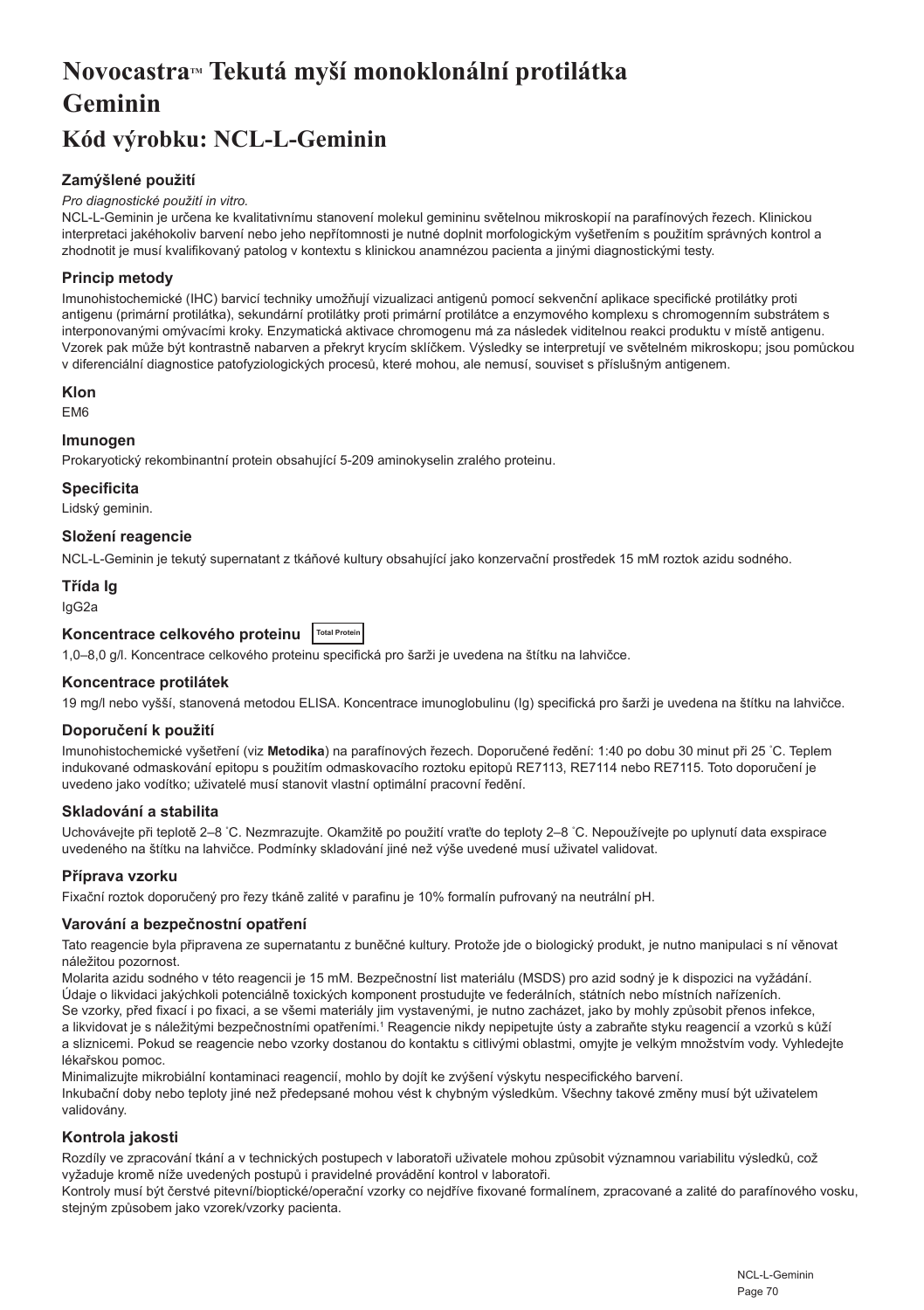# Novocastra™ Tekutá myší monoklonální protilátka Geminin

# Kód výrobku: NCL-L-Geminin

### Zamýšlené použití

*Pro diagnostické použití in vitro.*

NCL-L-Geminin je určena ke kvalitativnímu stanovení molekul gemininu světelnou mikroskopií na parafínových řezech. Klinickou interpretaci jakéhokoliv barvení nebo jeho nepřítomnosti je nutné doplnit morfologickým vyšetřením s použitím správných kontrol a zhodnotit je musí kvalifikovaný patolog v kontextu s klinickou anamnézou pacienta a jinými diagnostickými testy.

### Princip metody

Imunohistochemické (IHC) barvicí techniky umožňují vizualizaci antigenů pomocí sekvenční aplikace specifické protilátky proti antigenu (primární protilátka), sekundární protilátky proti primární protilátce a enzymového komplexu s chromogenním substrátem s interponovanými omývacími kroky. Enzymatická aktivace chromogenu má za následek viditelnou reakci produktu v místě antigenu. Vzorek pak může být kontrastně nabarven a překryt krycím sklíčkem. Výsledky se interpretují ve světelném mikroskopu; jsou pomůckou v diferenciální diagnostice patofyziologických procesů, které mohou, ale nemusí, souviset s příslušným antigenem.

### Klon

EM6

### Imunogen

Prokaryotický rekombinantní protein obsahující 5-209 aminokyselin zralého proteinu.

### Specificita

Lidský geminin.

### Složení reagencie

NCL-L-Geminin je tekutý supernatant z tkáňové kultury obsahující jako konzervační prostředek 15 mM roztok azidu sodného.

### Třída Ig

IgG2a

### Koncentrace celkového proteinu Total Protein

1,0–8,0 g/l. Koncentrace celkového proteinu specifická pro šarži je uvedena na štítku na lahvičce.

### Koncentrace protilátek

19 mg/l nebo vyšší, stanovená metodou ELISA. Koncentrace imunoglobulinu (Ig) specifická pro šarži je uvedena na štítku na lahvičce.

### Doporučení k použití

Imunohistochemické vyšetření (viz **Metodika**) na parafínových řezech. Doporučené ředění: 1:40 po dobu 30 minut při 25 ˚C. Teplem indukované odmaskování epitopu s použitím odmaskovacího roztoku epitopů RE7113, RE7114 nebo RE7115. Toto doporučení je uvedeno jako vodítko; uživatelé musí stanovit vlastní optimální pracovní ředění.

### Skladování a stabilita

Uchovávejte při teplotě 2–8 ˚C. Nezmrazujte. Okamžitě po použití vraťte do teploty 2–8 ˚C. Nepoužívejte po uplynutí data exspirace uvedeného na štítku na lahvičce. Podmínky skladování jiné než výše uvedené musí uživatel validovat.

### Příprava vzorku

Fixační roztok doporučený pro řezy tkáně zalité v parafinu je 10% formalín pufrovaný na neutrální pH.

### Varování a bezpečnostní opatření

Tato reagencie byla připravena ze supernatantu z buněčné kultury. Protože jde o biologický produkt, je nutno manipulaci s ní věnovat náležitou pozornost.

Molarita azidu sodného v této reagencii je 15 mM. Bezpečnostní list materiálu (MSDS) pro azid sodný je k dispozici na vyžádání.

Údaje o likvidaci jakýchkoli potenciálně toxických komponent prostudujte ve federálních, státních nebo místních nařízeních.

Se vzorky, před fixací i po fixaci, a se všemi materiály jim vystavenými, je nutno zacházet, jako by mohly způsobit přenos infekce, a likvidovat je s náležitými bezpečnostními opatřeními.[1] Reagencie nikdy nepipetujte ústy a zabraňte styku reagencií a vzorků s kůží a sliznicemi. Pokud se reagencie nebo vzorky dostanou do kontaktu s citlivými oblastmi, omyjte je velkým množstvím vody. Vyhledejte lékařskou pomoc.

Minimalizujte mikrobiální kontaminaci reagencií, mohlo by dojít ke zvýšení výskytu nespecifického barvení.

Inkubační doby nebo teploty jiné než předepsané mohou vést k chybným výsledkům. Všechny takové změny musí být uživatelem validovány.

### Kontrola jakosti

Rozdíly ve zpracování tkání a v technických postupech v laboratoři uživatele mohou způsobit významnou variabilitu výsledků, což vyžaduje kromě níže uvedených postupů i pravidelné provádění kontrol v laboratoři.

Kontroly musí být čerstvé pitevní/bioptické/operační vzorky co nejdříve fixované formalínem, zpracované a zalité do parafínového vosku, stejným způsobem jako vzorek/vzorky pacienta.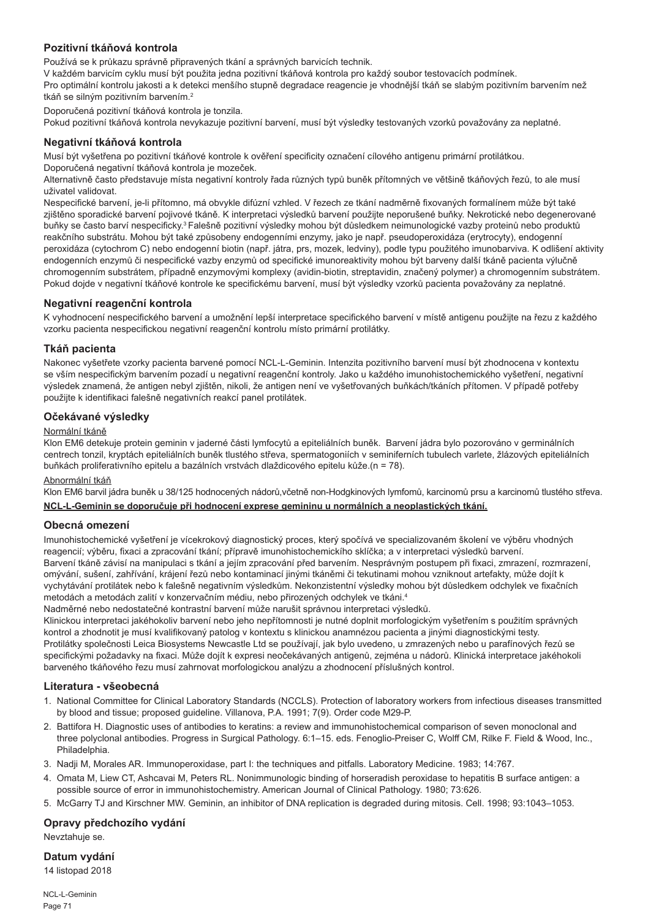### Pozitivní tkáňová kontrola

Používá se k průkazu správně připravených tkání a správných barvicích technik.

V každém barvicím cyklu musí být použita jedna pozitivní tkáňová kontrola pro každý soubor testovacích podmínek.

Pro optimální kontrolu jakosti a k detekci menšího stupně degradace reagencie je vhodnější tkáň se slabým pozitivním barvením než tkáň se silným pozitivním barvením.[2]

Doporučená pozitivní tkáňová kontrola je tonzila.

Pokud pozitivní tkáňová kontrola nevykazuje pozitivní barvení, musí být výsledky testovaných vzorků považovány za neplatné.

### Negativní tkáňová kontrola

Musí být vyšetřena po pozitivní tkáňové kontrole k ověření specificity označení cílového antigenu primární protilátkou.

Doporučená negativní tkáňová kontrola je mozeček.

Alternativně často představuje místa negativní kontroly řada různých typů buněk přítomných ve většině tkáňových řezů, to ale musí uživatel validovat.

Nespecifické barvení, je-li přítomno, má obvykle difúzní vzhled. V řezech ze tkání nadměrně fixovaných formalínem může být také zjištěno sporadické barvení pojivové tkáně. K interpretaci výsledků barvení použijte neporušené buňky. Nekrotické nebo degenerované buňky se často barví nespecificky.[3] Falešně pozitivní výsledky mohou být důsledkem neimunologické vazby proteinů nebo produktů reakčního substrátu. Mohou být také způsobeny endogenními enzymy, jako je např. pseudoperoxidáza (erytrocyty), endogenní peroxidáza (cytochrom C) nebo endogenní biotin (např. játra, prs, mozek, ledviny), podle typu použitého imunobarviva. K odlišení aktivity endogenních enzymů či nespecifické vazby enzymů od specifické imunoreaktivity mohou být barveny další tkáně pacienta výlučně chromogenním substrátem, případně enzymovými komplexy (avidin-biotin, streptavidin, značený polymer) a chromogenním substrátem. Pokud dojde v negativní tkáňové kontrole ke specifickému barvení, musí být výsledky vzorků pacienta považovány za neplatné.

### Negativní reagenční kontrola

K vyhodnocení nespecifického barvení a umožnění lepší interpretace specifického barvení v místě antigenu použijte na řezu z každého vzorku pacienta nespecifickou negativní reagenční kontrolu místo primární protilátky.

### Tkáň pacienta

Nakonec vyšetřete vzorky pacienta barvené pomocí NCL-L-Geminin. Intenzita pozitivního barvení musí být zhodnocena v kontextu se vším nespecifickým barvením pozadí u negativní reagenční kontroly. Jako u každého imunohistochemického vyšetření, negativní výsledek znamená, že antigen nebyl zjištěn, nikoli, že antigen není ve vyšetřovaných buňkách/tkáních přítomen. V případě potřeby použijte k identifikaci falešně negativních reakcí panel protilátek.

### Očekávané výsledky

Normální tkáně

Klon EM6 detekuje protein geminin v jaderné části lymfocytů a epiteliálních buněk. Barvení jádra bylo pozorováno v germinálních centrech tonzil, kryptách epiteliálních buněk tlustého střeva, spermatogoniích v seminiferních tubulech varlete, žlázových epiteliálních buňkách proliferativního epitelu a bazálních vrstvách dlaždicového epitelu kůže.(n = 78).

Abnormální tkáň

Klon EM6 barvil jádra buněk u 38/125 hodnocených nádorů,včetně non-Hodgkinových lymfomů, karcinomů prsu a karcinomů tlustého střeva.

**NCL-L-Geminin se doporučuje při hodnocení exprese gemininu u normálních a neoplastických tkání.**

### Obecná omezení

Imunohistochemické vyšetření je vícekrokový diagnostický proces, který spočívá ve specializovaném školení ve výběru vhodných reagencií; výběru, fixaci a zpracování tkání; přípravě imunohistochemického sklíčka; a v interpretaci výsledků barvení.

Barvení tkáně závisí na manipulaci s tkání a jejím zpracování před barvením. Nesprávným postupem při fixaci, zmrazení, rozmrazení, omývání, sušení, zahřívání, krájení řezů nebo kontaminací jinými tkáněmi či tekutinami mohou vzniknout artefakty, může dojít k vychytávání protilátek nebo k falešně negativním výsledkům. Nekonzistentní výsledky mohou být důsledkem odchylek ve fixačních metodách a metodách zalití v konzervačním médiu, nebo přirozených odchylek ve tkáni.[4]

Nadměrné nebo nedostatečné kontrastní barvení může narušit správnou interpretaci výsledků.

Klinickou interpretaci jakéhokoliv barvení nebo jeho nepřítomnosti je nutné doplnit morfologickým vyšetřením s použitím správných kontrol a zhodnotit je musí kvalifikovaný patolog v kontextu s klinickou anamnézou pacienta a jinými diagnostickými testy.

Protilátky společnosti Leica Biosystems Newcastle Ltd se používají, jak bylo uvedeno, u zmrazených nebo u parafínových řezů se specifickými požadavky na fixaci. Může dojít k expresi neočekávaných antigenů, zejména u nádorů. Klinická interpretace jakéhokoli barveného tkáňového řezu musí zahrnovat morfologickou analýzu a zhodnocení příslušných kontrol.

### Literatura - všeobecná

1. National Committee for Clinical Laboratory Standards (NCCLS). Protection of laboratory workers from infectious diseases transmitted by blood and tissue; proposed guideline. Villanova, P.A. 1991; 7(9). Order code M29-P.
2. Battifora H. Diagnostic uses of antibodies to keratins: a review and immunohistochemical comparison of seven monoclonal and three polyclonal antibodies. Progress in Surgical Pathology. 6:1–15. eds. Fenoglio-Preiser C, Wolff CM, Rilke F. Field & Wood, Inc., Philadelphia.
3. Nadji M, Morales AR. Immunoperoxidase, part I: the techniques and pitfalls. Laboratory Medicine. 1983; 14:767.
4. Omata M, Liew CT, Ashcavai M, Peters RL. Nonimmunologic binding of horseradish peroxidase to hepatitis B surface antigen: a possible source of error in immunohistochemistry. American Journal of Clinical Pathology. 1980; 73:626.
5. McGarry TJ and Kirschner MW. Geminin, an inhibitor of DNA replication is degraded during mitosis. Cell. 1998; 93:1043–1053.

### Opravy předchozího vydání

Nevztahuje se.

### Datum vydání

14 listopad 2018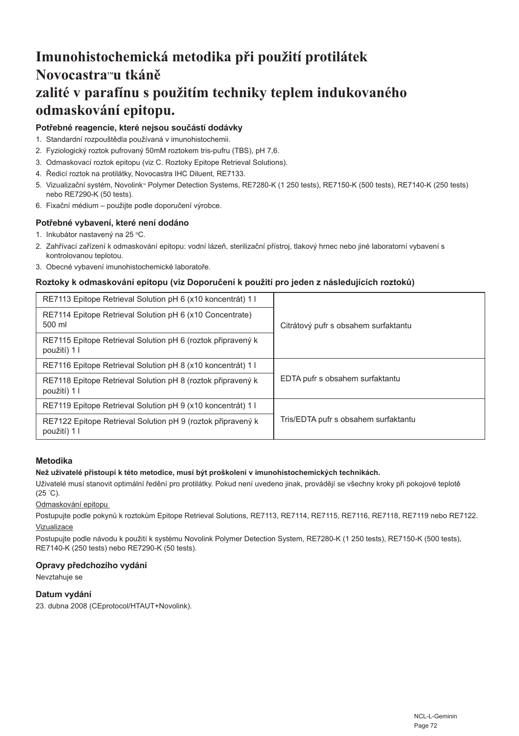# Imunohistochemická metodika při použití protilátek Novocastra™ u tkáně zalité v parafínu s použitím techniky teplem indukovaného odmaskování epitopu.

### Potřebné reagencie, které nejsou součástí dodávky

1. Standardní rozpouštědla používaná v imunohistochemii.
2. Fyziologický roztok pufrovaný 50mM roztokem tris-pufru (TBS), pH 7,6.
3. Odmaskovací roztok epitopu (viz C. Roztoky Epitope Retrieval Solutions).
4. Ředicí roztok na protilátky, Novocastra IHC Diluent, RE7133.
5. Vizualizační systém, Novolink™ Polymer Detection Systems, RE7280-K (1 250 tests), RE7150-K (500 tests), RE7140-K (250 tests) nebo RE7290-K (50 tests).
6. Fixační médium – použijte podle doporučení výrobce.

### Potřebné vybavení, které není dodáno

1. Inkubátor nastavený na 25 °C.
2. Zahřívací zařízení k odmaskování epitopu: vodní lázeň, sterilizační přístroj, tlakový hrnec nebo jiné laboratorní vybavení s kontrolovanou teplotou.
3. Obecné vybavení imunohistochemické laboratoře.

### Roztoky k odmaskování epitopu (viz Doporučení k použití pro jeden z následujících roztoků)

| | |
|---|---|
| RE7113 Epitope Retrieval Solution pH 6 (x10 koncentrát) 1 l | Citrátový pufr s obsahem surfaktantu |
| RE7114 Epitope Retrieval Solution pH 6 (x10 Concentrate) 500 ml | |
| RE7115 Epitope Retrieval Solution pH 6 (roztok připravený k použití) 1 l | |
| RE7116 Epitope Retrieval Solution pH 8 (x10 koncentrát) 1 l | EDTA pufr s obsahem surfaktantu |
| RE7118 Epitope Retrieval Solution pH 8 (roztok připravený k použití) 1 l | |
| RE7119 Epitope Retrieval Solution pH 9 (x10 koncentrát) 1 l | Tris/EDTA pufr s obsahem surfaktantu |
| RE7122 Epitope Retrieval Solution pH 9 (roztok připravený k použití) 1 l | |

### Metodika

**Než uživatelé přistoupí k této metodice, musí být proškoleni v imunohistochemických technikách.**

Uživatelé musí stanovit optimální ředění pro protilátky. Pokud není uvedeno jinak, provádějí se všechny kroky při pokojové teplotě (25 °C).

Odmaskování epitopu

Postupujte podle pokynů k roztokům Epitope Retrieval Solutions, RE7113, RE7114, RE7115, RE7116, RE7118, RE7119 nebo RE7122.

Vizualizace

Postupujte podle návodu k použití k systému Novolink Polymer Detection System, RE7280-K (1 250 tests), RE7150-K (500 tests), RE7140-K (250 tests) nebo RE7290-K (50 tests).

### Opravy předchozího vydání

Nevztahuje se

### Datum vydání

23. dubna 2008 (CEprotocol/HTAUT+Novolink).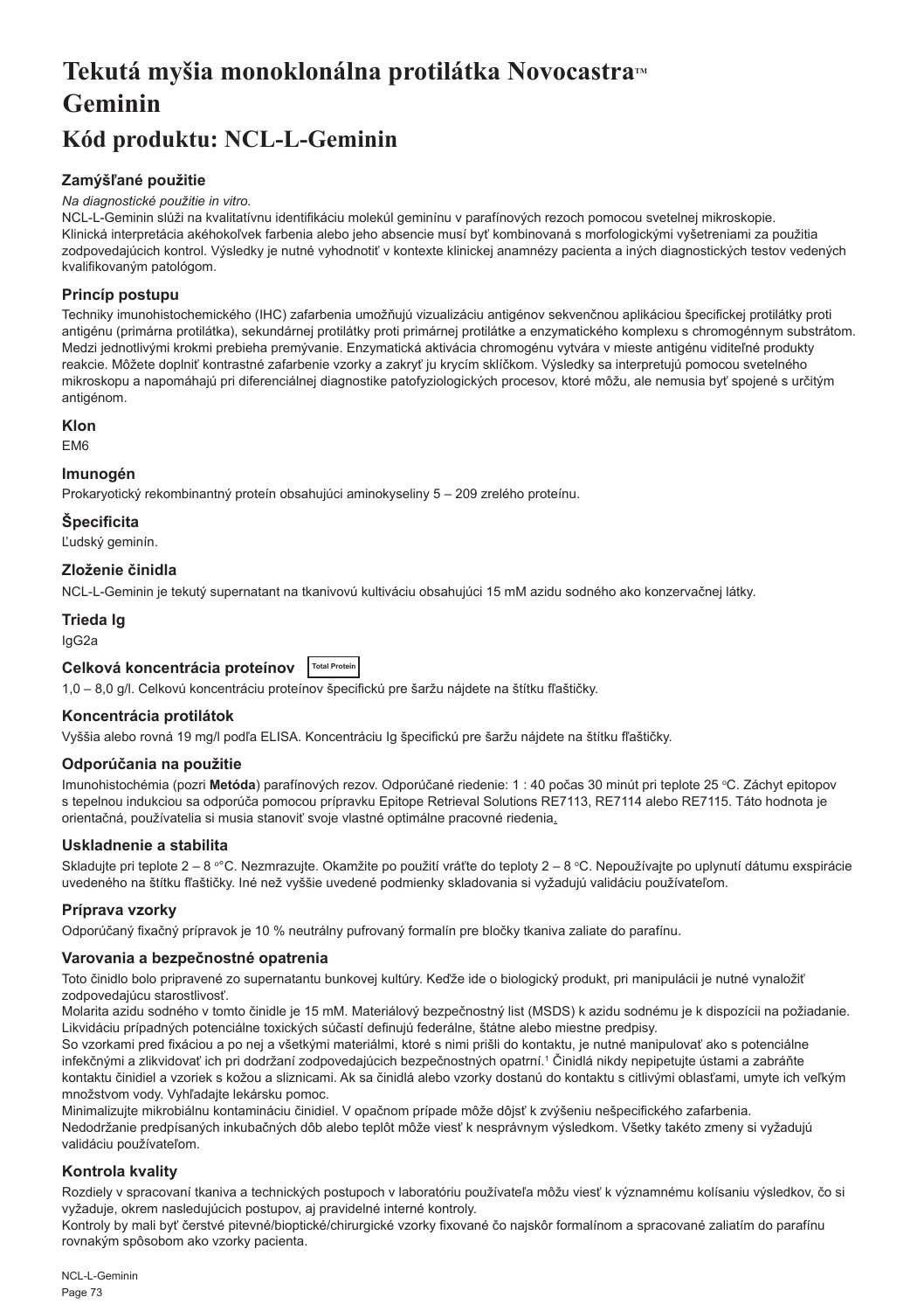# Tekutá myšia monoklonálna protilátka Novocastra™ Geminin

## Kód produktu: NCL-L-Geminin

### Zamýšľané použitie

*Na diagnostické použitie in vitro.*

NCL-L-Geminin slúži na kvalitatívnu identifikáciu molekúl geminínu v parafínových rezoch pomocou svetelnej mikroskopie. Klinická interpretácia akéhokoľvek farbenia alebo jeho absencie musí byť kombinovaná s morfologickými vyšetreniami za použitia zodpovedajúcich kontrol. Výsledky je nutné vyhodnotiť v kontexte klinickej anamnézy pacienta a iných diagnostických testov vedených kvalifikovaným patológom.

### Princíp postupu

Techniky imunohistochemického (IHC) zafarbenia umožňujú vizualizáciu antigénov sekvenčnou aplikáciou špecifickej protilátky proti antigénu (primárna protilátka), sekundárnej protilátky proti primárnej protilátke a enzymatického komplexu s chromogénnym substrátom. Medzi jednotlivými krokmi prebieha premývanie. Enzymatická aktivácia chromogénu vytvára v mieste antigénu viditeľné produkty reakcie. Môžete doplniť kontrastné zafarbenie vzorky a zakryť ju krycím sklíčkom. Výsledky sa interpretujú pomocou svetelného mikroskopu a napomáhajú pri diferenciálnej diagnostike patofyziologických procesov, ktoré môžu, ale nemusia byť spojené s určitým antigénom.

### Klon

EM6

### Imunogén

Prokaryotický rekombinantný proteín obsahujúci aminokyseliny 5 – 209 zrelého proteínu.

### Špecificita

Ľudský geminín.

### Zloženie činidla

NCL-L-Geminin je tekutý supernatant na tkanivovú kultiváciu obsahujúci 15 mM azidu sodného ako konzervačnej látky.

### Trieda Ig

IgG2a

### Celková koncentrácia proteínov Total Protein

1,0 – 8,0 g/l. Celkovú koncentráciu proteínov špecifickú pre šaržu nájdete na štítku fľaštičky.

### Koncentrácia protilátok

Vyššia alebo rovná 19 mg/l podľa ELISA. Koncentráciu Ig špecifickú pre šaržu nájdete na štítku fľaštičky.

### Odporúčania na použitie

Imunohistochémia (pozri **Metóda**) parafínových rezov. Odporúčané riedenie: 1 : 40 počas 30 minút pri teplote 25 °C. Záchyt epitopov s tepelnou indukciou sa odporúča pomocou prípravku Epitope Retrieval Solutions RE7113, RE7114 alebo RE7115. Táto hodnota je orientačná, používatelia si musia stanoviť svoje vlastné optimálne pracovné riedenia.

### Uskladnenie a stabilita

Skladujte pri teplote 2 – 8 °°C. Nezmrazujte. Okamžite po použití vráťte do teploty 2 – 8 °C. Nepoužívajte po uplynutí dátumu exspirácie uvedeného na štítku fľaštičky. Iné než vyššie uvedené podmienky skladovania si vyžadujú validáciu používateľom.

### Príprava vzorky

Odporúčaný fixačný prípravok je 10 % neutrálny pufrovaný formalín pre bločky tkaniva zaliate do parafínu.

### Varovania a bezpečnostné opatrenia

Toto činidlo bolo pripravené zo supernatantu bunkovej kultúry. Keďže ide o biologický produkt, pri manipulácii je nutné vynaložiť zodpovedajúcu starostlivosť.

Molarita azidu sodného v tomto činidle je 15 mM. Materiálový bezpečnostný list (MSDS) k azidu sodnému je k dispozícii na požiadanie. Likvidáciu prípadných potenciálne toxických súčastí definujú federálne, štátne alebo miestne predpisy.

So vzorkami pred fixáciou a po nej a všetkými materiálmi, ktoré s nimi prišli do kontaktu, je nutné manipulovať ako s potenciálne infekčnými a zlikvidovať ich pri dodržaní zodpovedajúcich bezpečnostných opatrní.[1] Činidlá nikdy nepipetujte ústami a zabráňte kontaktu činidiel a vzoriek s kožou a sliznicami. Ak sa činidlá alebo vzorky dostanú do kontaktu s citlivými oblasťami, umyte ich veľkým množstvom vody. Vyhľadajte lekársku pomoc.

Minimalizujte mikrobiálnu kontamináciu činidiel. V opačnom prípade môže dôjsť k zvýšeniu nešpecifického zafarbenia.

Nedodržanie predpísaných inkubačných dôb alebo teplôt môže viesť k nesprávnym výsledkom. Všetky takéto zmeny si vyžadujú validáciu používateľom.

### Kontrola kvality

Rozdiely v spracovaní tkaniva a technických postupoch v laboratóriu používateľa môžu viesť k významnému kolísaniu výsledkov, čo si vyžaduje, okrem nasledujúcich postupov, aj pravidelné interné kontroly.

Kontroly by mali byť čerstvé pitevné/bioptické/chirurgické vzorky fixované čo najskôr formalínom a spracované zaliatím do parafínu rovnakým spôsobom ako vzorky pacienta.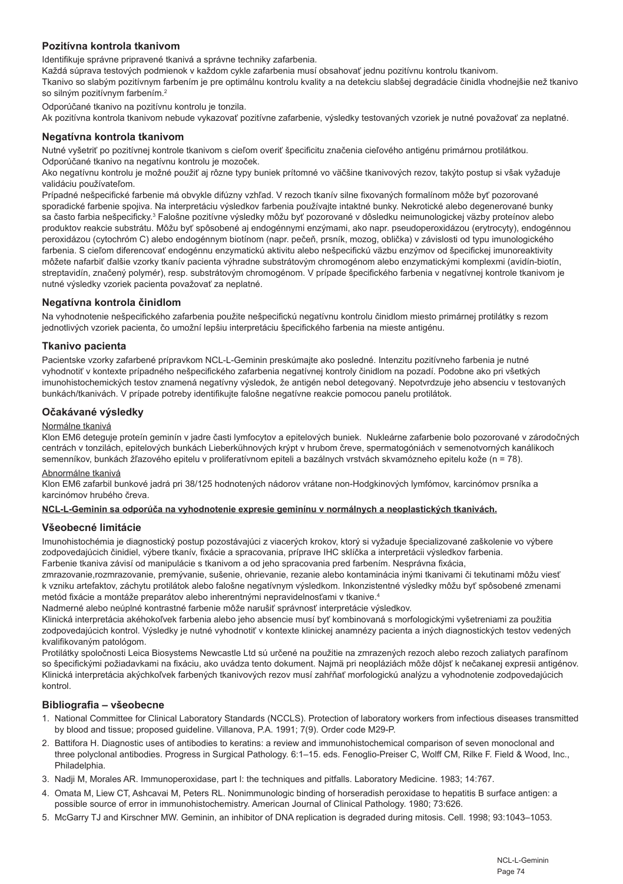## Pozitívna kontrola tkanivom

Identifikuje správne pripravené tkanivá a správne techniky zafarbenia.

Každá súprava testových podmienok v každom cykle zafarbenia musí obsahovať jednu pozitívnu kontrolu tkanivom.

Tkanivo so slabým pozitívnym farbením je pre optimálnu kontrolu kvality a na detekciu slabšej degradácie činidla vhodnejšie než tkanivo so silným pozitívnym farbením.[2]

Odporúčané tkanivo na pozitívnu kontrolu je tonzila.

Ak pozitívna kontrola tkanivom nebude vykazovať pozitívne zafarbenie, výsledky testovaných vzoriek je nutné považovať za neplatné.

## Negatívna kontrola tkanivom

Nutné vyšetriť po pozitívnej kontrole tkanivom s cieľom overiť špecificitu značenia cieľového antigénu primárnou protilátkou.

Odporúčané tkanivo na negatívnu kontrolu je mozoček.

Ako negatívnu kontrolu je možné použiť aj rôzne typy buniek prítomné vo väčšine tkanivových rezov, takýto postup si však vyžaduje validáciu používateľom.

Prípadné nešpecifické farbenie má obvykle difúzny vzhľad. V rezoch tkanív silne fixovaných formalínom môže byť pozorované sporadické farbenie spojiva. Na interpretáciu výsledkov farbenia používajte intaktné bunky. Nekrotické alebo degenerované bunky sa často farbia nešpecificky.[3] Falošne pozitívne výsledky môžu byť pozorované v dôsledku neimunologickej väzby proteínov alebo produktov reakcie substrátu. Môžu byť spôsobené aj endogénnymi enzýmami, ako napr. pseudoperoxidázou (erytrocyty), endogénnou peroxidázou (cytochróm C) alebo endogénnym biotínom (napr. pečeň, prsník, mozog, oblička) v závislosti od typu imunologického farbenia. S cieľom diferencovať endogénnu enzymatickú aktivitu alebo nešpecifickú väzbu enzýmov od špecifickej imunoreaktivity môžete nafarbiť ďalšie vzorky tkanív pacienta výhradne substrátovým chromogénom alebo enzymatickými komplexmi (avidín-biotín, streptavidín, značený polymér), resp. substrátovým chromogénom. V prípade špecifického farbenia v negatívnej kontrole tkanivom je nutné výsledky vzoriek pacienta považovať za neplatné.

## Negatívna kontrola činidlom

Na vyhodnotenie nešpecifického zafarbenia použite nešpecifickú negatívnu kontrolu činidlom miesto primárnej protilátky s rezom jednotlivých vzoriek pacienta, čo umožní lepšiu interpretáciu špecifického farbenia na mieste antigénu.

## Tkanivo pacienta

Pacientske vzorky zafarbené prípravkom NCL-L-Geminin preskúmajte ako posledné. Intenzitu pozitívneho farbenia je nutné vyhodnotiť v kontexte prípadného nešpecifického zafarbenia negatívnej kontroly činidlom na pozadí. Podobne ako pri všetkých imunohistochemických testov znamená negatívny výsledok, že antigén nebol detegovaný. Nepotvrdzuje jeho absenciu v testovaných bunkách/tkanivách. V prípade potreby identifikujte falošne negatívne reakcie pomocou panelu protilátok.

## Očakávané výsledky

Normálne tkanivá

Klon EM6 deteguje proteín geminín v jadre časti lymfocytov a epitelových buniek. Nukleárne zafarbenie bolo pozorované v zárodočných centrách v tonzilách, epitelových bunkách Lieberkühnových krýpt v hrubom čreve, spermatogóniách v semenotvorných kanálikoch semenníkov, bunkách žľazového epitelu v proliferatívnom epiteli a bazálnych vrstvách skvamózneho epitelu kože (n = 78).

Abnormálne tkanivá

Klon EM6 zafarbil bunkové jadrá pri 38/125 hodnotených nádorov vrátane non-Hodgkinových lymfómov, karcinómov prsníka a karcinómov hrubého čreva.

**NCL-L-Geminin sa odporúča na vyhodnotenie expresie geminínu v normálnych a neoplastických tkanivách.**

## Všeobecné limitácie

Imunohistochémia je diagnostický postup pozostávajúci z viacerých krokov, ktorý si vyžaduje špecializované zaškolenie vo výbere zodpovedajúcich činidiel, výbere tkanív, fixácie a spracovania, príprave IHC sklíčka a interpretácii výsledkov farbenia.

Farbenie tkaniva závisí od manipulácie s tkanivom a od jeho spracovania pred farbením. Nesprávna fixácia, zmrazovanie,rozmrazovanie, premývanie, sušenie, ohrievanie, rezanie alebo kontaminácia inými tkanivami či tekutinami môžu viesť k vzniku artefaktov, záchytu protilátok alebo falošne negatívnym výsledkom. Inkonzistentné výsledky môžu byť spôsobené zmenami metód fixácie a montáže preparátov alebo inherentnými nepravidelnosťami v tkanive.[4]

Nadmerné alebo neúplné kontrastné farbenie môže narušiť správnosť interpretácie výsledkov.

Klinická interpretácia akéhokoľvek farbenia alebo jeho absencie musí byť kombinovaná s morfologickými vyšetreniami za použitia zodpovedajúcich kontrol. Výsledky je nutné vyhodnotiť v kontexte klinickej anamnézy pacienta a iných diagnostických testov vedených kvalifikovaným patológom.

Protilátky spoločnosti Leica Biosystems Newcastle Ltd sú určené na použitie na zmrazených rezoch alebo rezoch zaliatych parafínom so špecifickými požiadavkami na fixáciu, ako uvádza tento dokument. Najmä pri neopláziách môže dôjsť k nečakanej expresii antigénov. Klinická interpretácia akýchkoľvek farbených tkanivových rezov musí zahŕňať morfologickú analýzu a vyhodnotenie zodpovedajúcich kontrol.

## Bibliografia – všeobecne

1. National Committee for Clinical Laboratory Standards (NCCLS). Protection of laboratory workers from infectious diseases transmitted by blood and tissue; proposed guideline. Villanova, P.A. 1991; 7(9). Order code M29-P.
2. Battifora H. Diagnostic uses of antibodies to keratins: a review and immunohistochemical comparison of seven monoclonal and three polyclonal antibodies. Progress in Surgical Pathology. 6:1–15. eds. Fenoglio-Preiser C, Wolff CM, Rilke F. Field & Wood, Inc., Philadelphia.
3. Nadji M, Morales AR. Immunoperoxidase, part I: the techniques and pitfalls. Laboratory Medicine. 1983; 14:767.
4. Omata M, Liew CT, Ashcavai M, Peters RL. Nonimmunologic binding of horseradish peroxidase to hepatitis B surface antigen: a possible source of error in immunohistochemistry. American Journal of Clinical Pathology. 1980; 73:626.
5. McGarry TJ and Kirschner MW. Geminin, an inhibitor of DNA replication is degraded during mitosis. Cell. 1998; 93:1043–1053.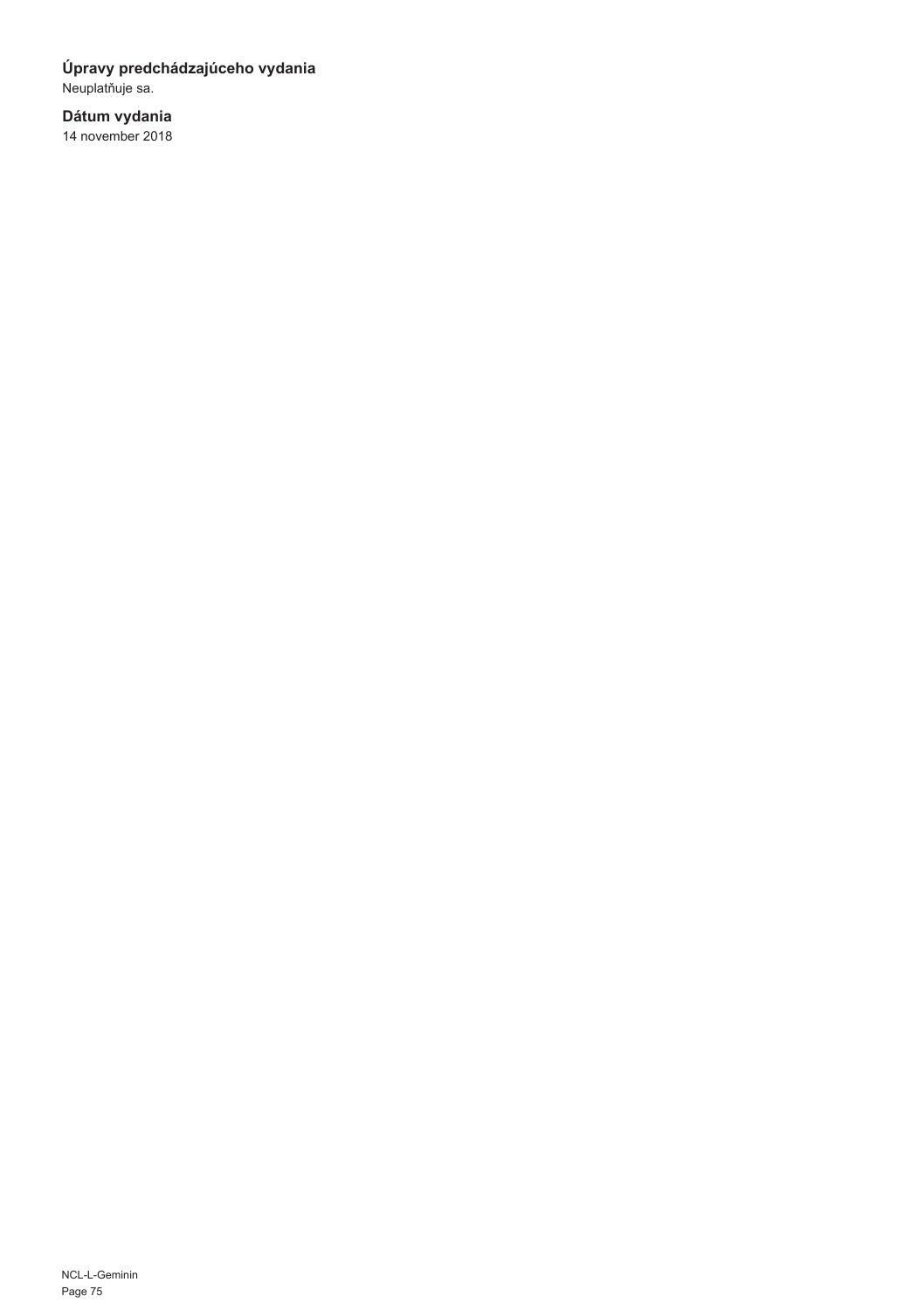### Úpravy predchádzajúceho vydania

Neuplatňuje sa.

### Dátum vydania

14 november 2018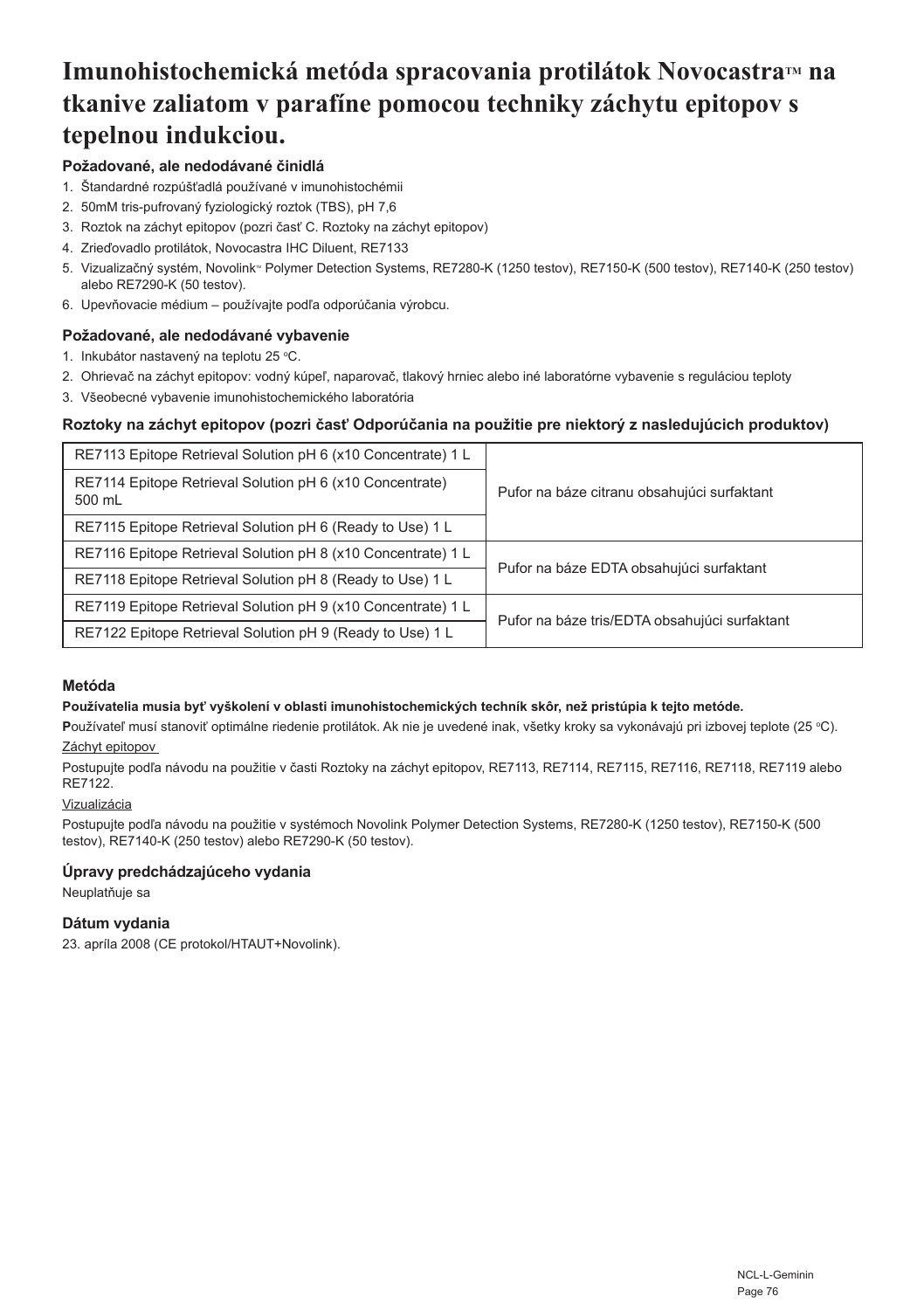# Imunohistochemická metóda spracovania protilátok Novocastra™ na tkanive zaliatom v parafíne pomocou techniky záchytu epitopov s tepelnou indukciou.

### Požadované, ale nedodávané činidlá

1. Štandardné rozpúšťadlá používané v imunohistochémii
2. 50mM tris-pufrovaný fyziologický roztok (TBS), pH 7,6
3. Roztok na záchyt epitopov (pozri časť C. Roztoky na záchyt epitopov)
4. Zrieďovadlo protilátok, Novocastra IHC Diluent, RE7133
5. Vizualizačný systém, Novolink™ Polymer Detection Systems, RE7280-K (1250 testov), RE7150-K (500 testov), RE7140-K (250 testov) alebo RE7290-K (50 testov).
6. Upevňovacie médium – používajte podľa odporúčania výrobcu.

### Požadované, ale nedodávané vybavenie

1. Inkubátor nastavený na teplotu 25 °C.
2. Ohrievač na záchyt epitopov: vodný kúpeľ, naparovač, tlakový hrniec alebo iné laboratórne vybavenie s reguláciou teploty
3. Všeobecné vybavenie imunohistochemického laboratória

### Roztoky na záchyt epitopov (pozri časť Odporúčania na použitie pre niektorý z nasledujúcich produktov)

| Produkt | Popis |
|---|---|
| RE7113 Epitope Retrieval Solution pH 6 (x10 Concentrate) 1 L | Pufor na báze citranu obsahujúci surfaktant |
| RE7114 Epitope Retrieval Solution pH 6 (x10 Concentrate) 500 mL | |
| RE7115 Epitope Retrieval Solution pH 6 (Ready to Use) 1 L | |
| RE7116 Epitope Retrieval Solution pH 8 (x10 Concentrate) 1 L | Pufor na báze EDTA obsahujúci surfaktant |
| RE7118 Epitope Retrieval Solution pH 8 (Ready to Use) 1 L | |
| RE7119 Epitope Retrieval Solution pH 9 (x10 Concentrate) 1 L | Pufor na báze tris/EDTA obsahujúci surfaktant |
| RE7122 Epitope Retrieval Solution pH 9 (Ready to Use) 1 L | |

### Metóda

**Používatelia musia byť vyškolení v oblasti imunohistochemických techník skôr, než pristúpia k tejto metóde.**

**P**oužívateľ musí stanoviť optimálne riedenie protilátok. Ak nie je uvedené inak, všetky kroky sa vykonávajú pri izbovej teplote (25 °C).

Záchyt epitopov

Postupujte podľa návodu na použitie v časti Roztoky na záchyt epitopov, RE7113, RE7114, RE7115, RE7116, RE7118, RE7119 alebo RE7122.

Vizualizácia

Postupujte podľa návodu na použitie v systémoch Novolink Polymer Detection Systems, RE7280-K (1250 testov), RE7150-K (500 testov), RE7140-K (250 testov) alebo RE7290-K (50 testov).

### Úpravy predchádzajúceho vydania

Neuplatňuje sa

### Dátum vydania

23. apríla 2008 (CE protokol/HTAUT+Novolink).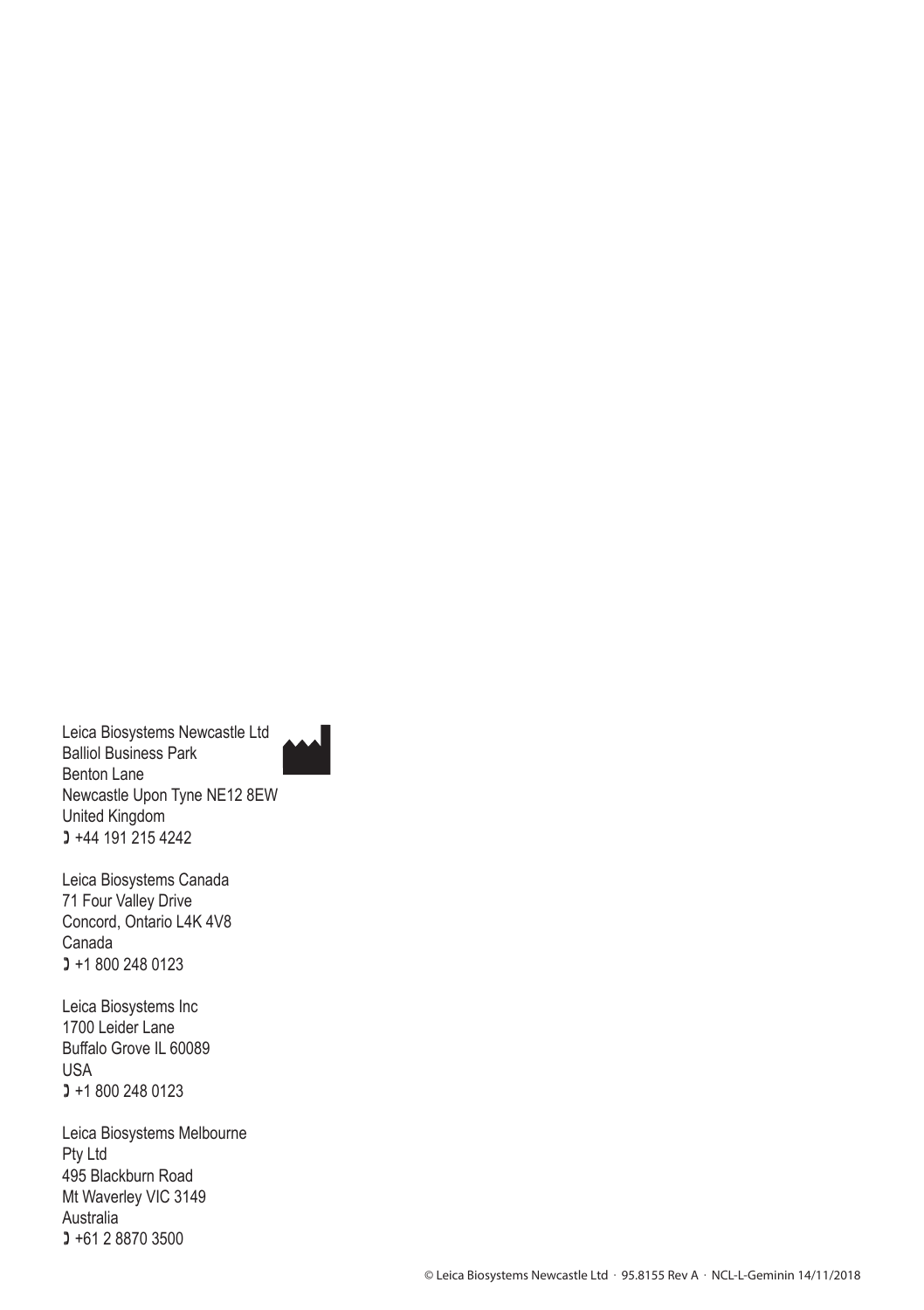Leica Biosystems Newcastle Ltd
Balliol Business Park
Benton Lane
Newcastle Upon Tyne NE12 8EW
United Kingdom
+44 191 215 4242

Leica Biosystems Canada
71 Four Valley Drive
Concord, Ontario L4K 4V8
Canada
+1 800 248 0123

Leica Biosystems Inc
1700 Leider Lane
Buffalo Grove IL 60089
USA
+1 800 248 0123

Leica Biosystems Melbourne
Pty Ltd
495 Blackburn Road
Mt Waverley VIC 3149
Australia
+61 2 8870 3500

© Leica Biosystems Newcastle Ltd · 95.8155 Rev A · NCL-L-Geminin 14/11/2018